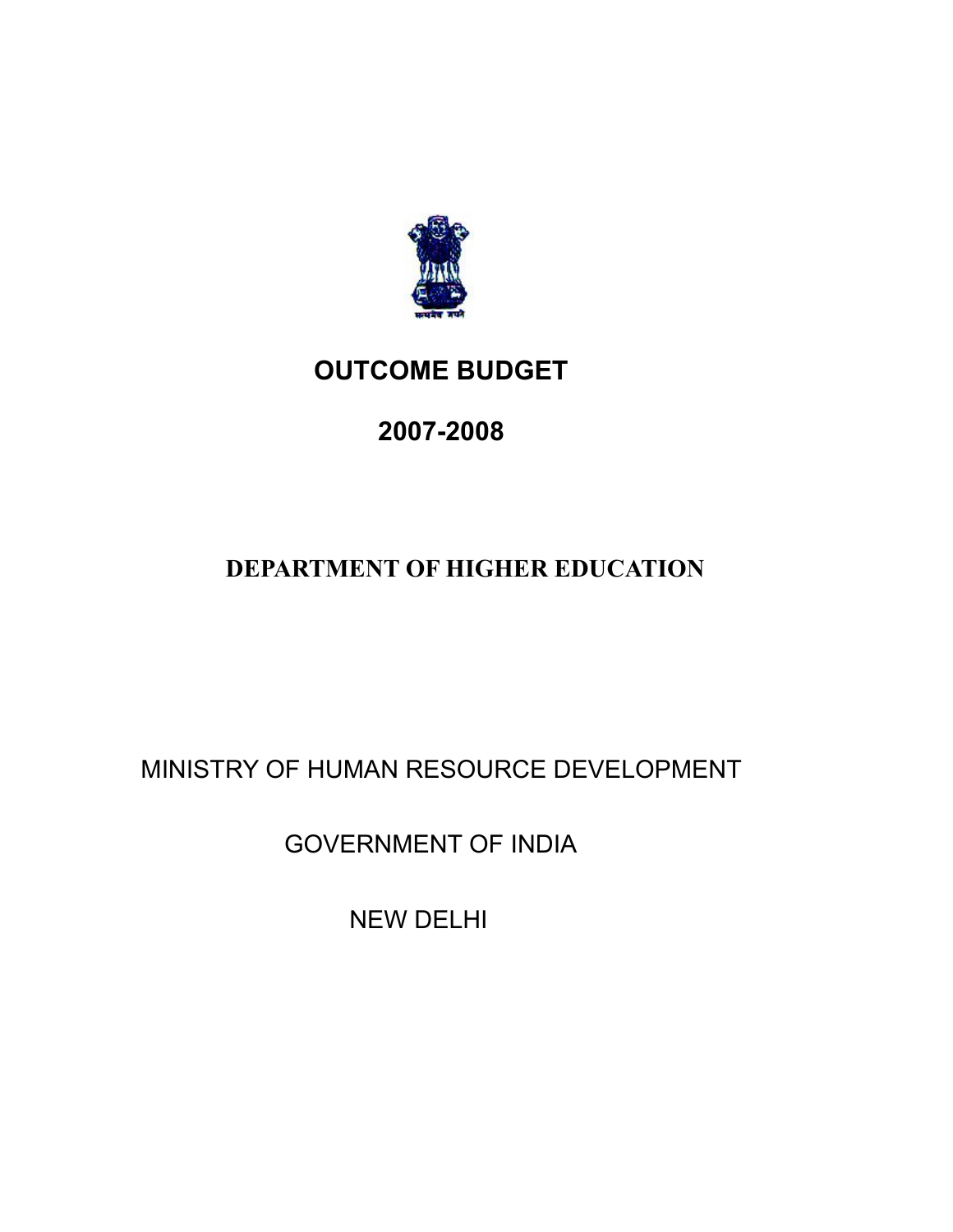# OUTCOME BUDGET

# 2007-2008

## DEPARTMENT OF HIGHER EDUCATION

MINISTRY OF HUMAN RESOURCE DEVELOPMENT

GOVERNMENT OF INDIA

NEW DELHI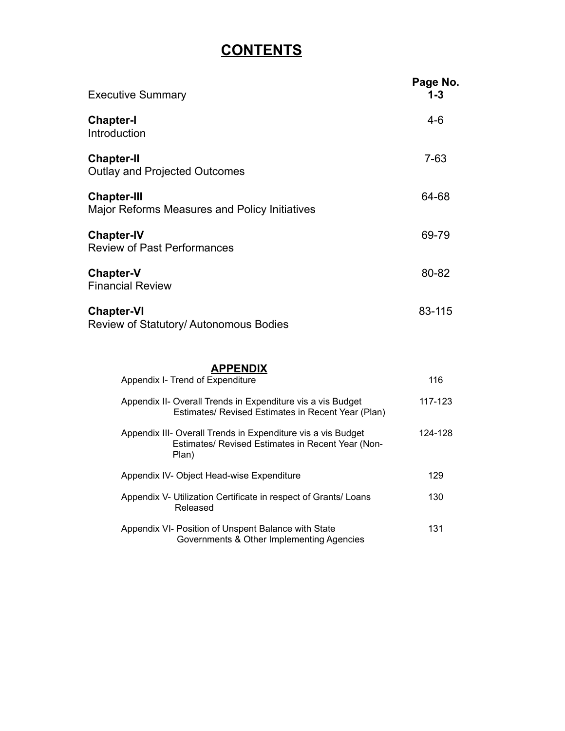# CONTENTS

| | Page No. |
|---|---|
| Executive Summary | **1-3** |
| **Chapter-I**<br>Introduction | 4-6 |
| **Chapter-II**<br>Outlay and Projected Outcomes | 7-63 |
| **Chapter-III**<br>Major Reforms Measures and Policy Initiatives | 64-68 |
| **Chapter-IV**<br>Review of Past Performances | 69-79 |
| **Chapter-V**<br>Financial Review | 80-82 |
| **Chapter-VI**<br>Review of Statutory/ Autonomous Bodies | 83-115 |

## APPENDIX

| | |
|---|---|
| Appendix I- Trend of Expenditure | 116 |
| Appendix II- Overall Trends in Expenditure vis a vis Budget Estimates/ Revised Estimates in Recent Year (Plan) | 117-123 |
| Appendix III- Overall Trends in Expenditure vis a vis Budget Estimates/ Revised Estimates in Recent Year (Non-Plan) | 124-128 |
| Appendix IV- Object Head-wise Expenditure | 129 |
| Appendix V- Utilization Certificate in respect of Grants/ Loans Released | 130 |
| Appendix VI- Position of Unspent Balance with State Governments & Other Implementing Agencies | 131 |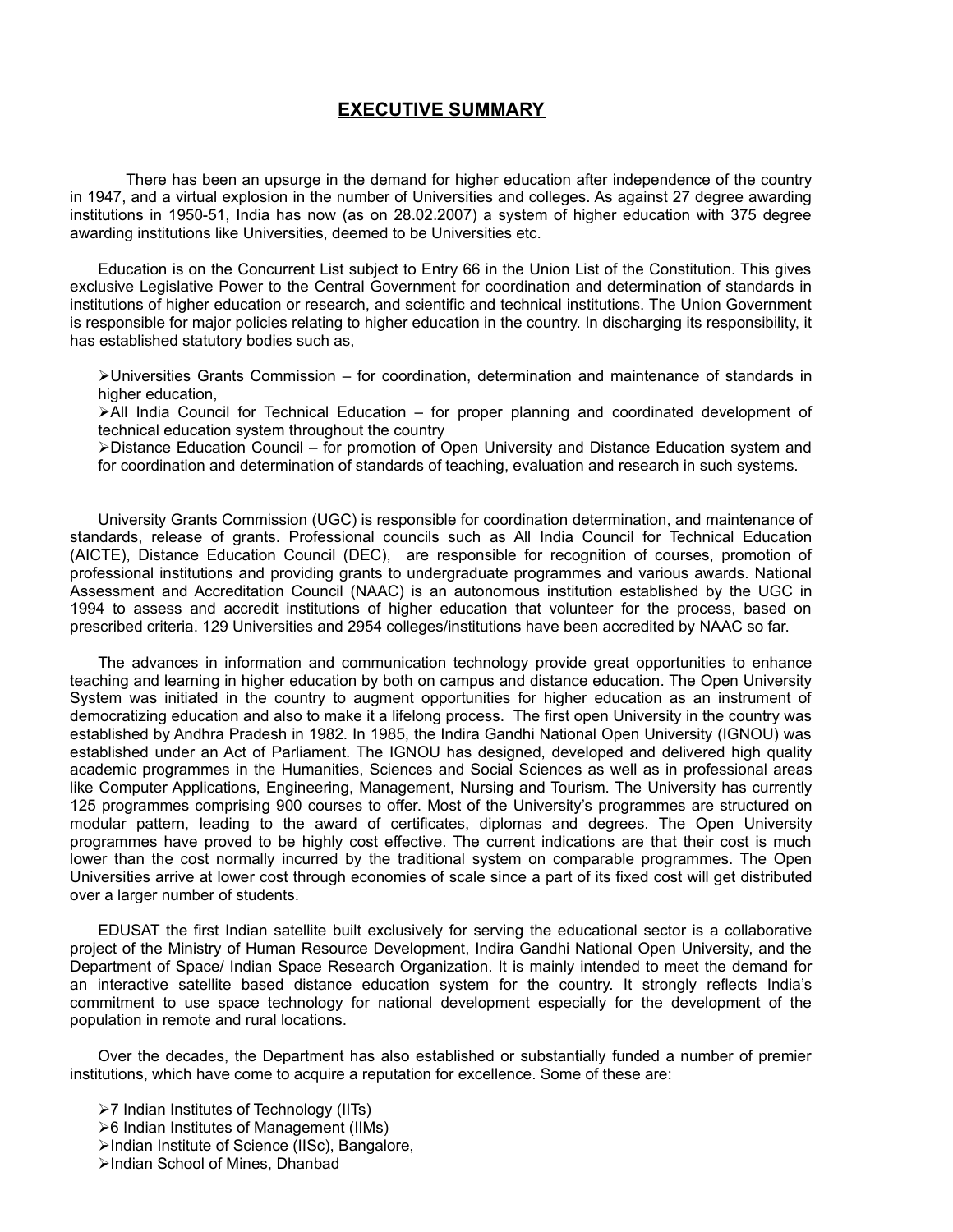# EXECUTIVE SUMMARY

There has been an upsurge in the demand for higher education after independence of the country in 1947, and a virtual explosion in the number of Universities and colleges. As against 27 degree awarding institutions in 1950-51, India has now (as on 28.02.2007) a system of higher education with 375 degree awarding institutions like Universities, deemed to be Universities etc.

Education is on the Concurrent List subject to Entry 66 in the Union List of the Constitution. This gives exclusive Legislative Power to the Central Government for coordination and determination of standards in institutions of higher education or research, and scientific and technical institutions. The Union Government is responsible for major policies relating to higher education in the country. In discharging its responsibility, it has established statutory bodies such as,

- Universities Grants Commission – for coordination, determination and maintenance of standards in higher education,
- All India Council for Technical Education – for proper planning and coordinated development of technical education system throughout the country
- Distance Education Council – for promotion of Open University and Distance Education system and for coordination and determination of standards of teaching, evaluation and research in such systems.

University Grants Commission (UGC) is responsible for coordination determination, and maintenance of standards, release of grants. Professional councils such as All India Council for Technical Education (AICTE), Distance Education Council (DEC), are responsible for recognition of courses, promotion of professional institutions and providing grants to undergraduate programmes and various awards. National Assessment and Accreditation Council (NAAC) is an autonomous institution established by the UGC in 1994 to assess and accredit institutions of higher education that volunteer for the process, based on prescribed criteria. 129 Universities and 2954 colleges/institutions have been accredited by NAAC so far.

The advances in information and communication technology provide great opportunities to enhance teaching and learning in higher education by both on campus and distance education. The Open University System was initiated in the country to augment opportunities for higher education as an instrument of democratizing education and also to make it a lifelong process. The first open University in the country was established by Andhra Pradesh in 1982. In 1985, the Indira Gandhi National Open University (IGNOU) was established under an Act of Parliament. The IGNOU has designed, developed and delivered high quality academic programmes in the Humanities, Sciences and Social Sciences as well as in professional areas like Computer Applications, Engineering, Management, Nursing and Tourism. The University has currently 125 programmes comprising 900 courses to offer. Most of the University's programmes are structured on modular pattern, leading to the award of certificates, diplomas and degrees. The Open University programmes have proved to be highly cost effective. The current indications are that their cost is much lower than the cost normally incurred by the traditional system on comparable programmes. The Open Universities arrive at lower cost through economies of scale since a part of its fixed cost will get distributed over a larger number of students.

EDUSAT the first Indian satellite built exclusively for serving the educational sector is a collaborative project of the Ministry of Human Resource Development, Indira Gandhi National Open University, and the Department of Space/ Indian Space Research Organization. It is mainly intended to meet the demand for an interactive satellite based distance education system for the country. It strongly reflects India's commitment to use space technology for national development especially for the development of the population in remote and rural locations.

Over the decades, the Department has also established or substantially funded a number of premier institutions, which have come to acquire a reputation for excellence. Some of these are:

- 7 Indian Institutes of Technology (IITs)
- 6 Indian Institutes of Management (IIMs)
- Indian Institute of Science (IISc), Bangalore,
- Indian School of Mines, Dhanbad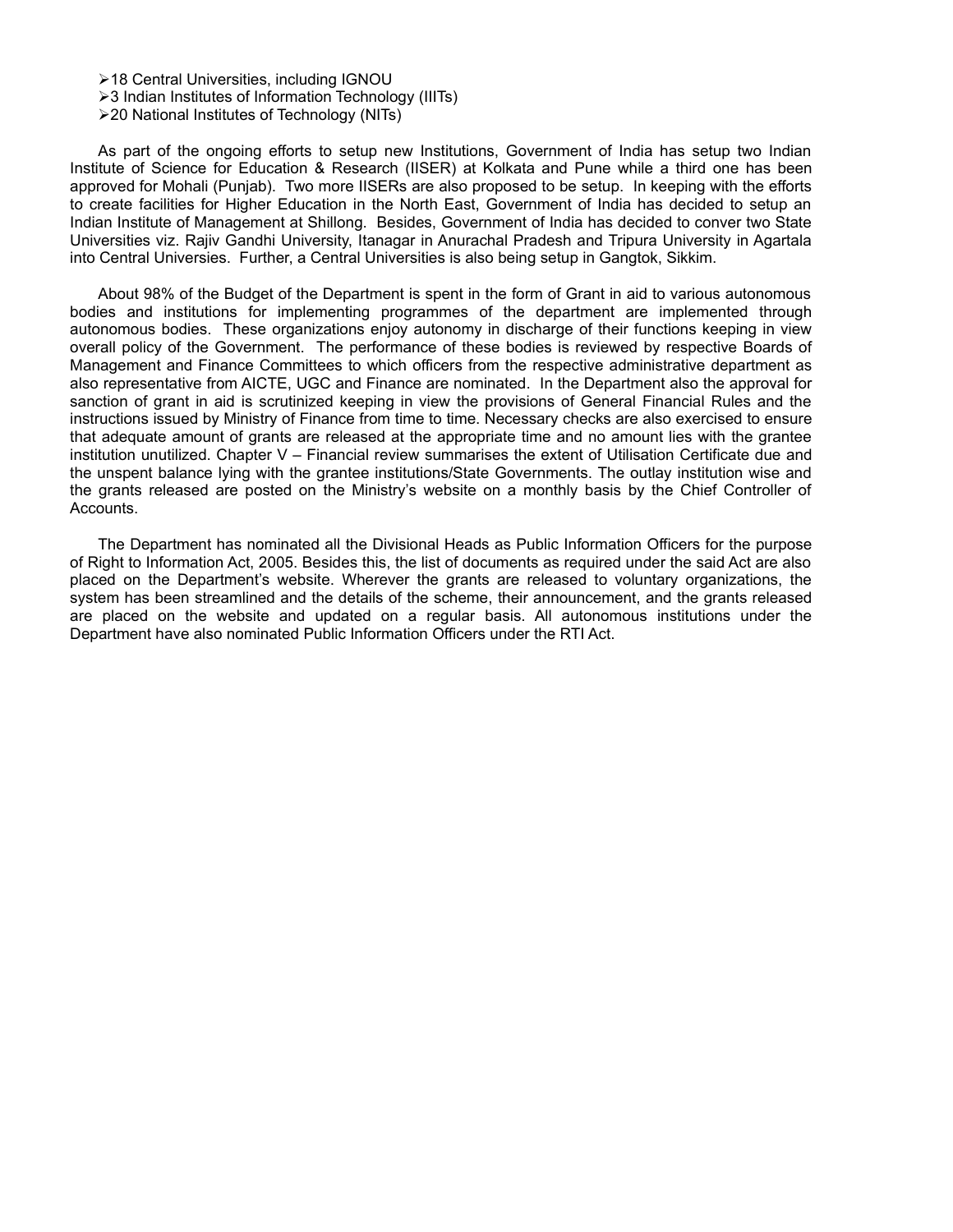- 18 Central Universities, including IGNOU
- 3 Indian Institutes of Information Technology (IIITs)
- 20 National Institutes of Technology (NITs)

As part of the ongoing efforts to setup new Institutions, Government of India has setup two Indian Institute of Science for Education & Research (IISER) at Kolkata and Pune while a third one has been approved for Mohali (Punjab). Two more IISERs are also proposed to be setup. In keeping with the efforts to create facilities for Higher Education in the North East, Government of India has decided to setup an Indian Institute of Management at Shillong. Besides, Government of India has decided to conver two State Universities viz. Rajiv Gandhi University, Itanagar in Anurachal Pradesh and Tripura University in Agartala into Central Universities. Further, a Central Universities is also being setup in Gangtok, Sikkim.

About 98% of the Budget of the Department is spent in the form of Grant in aid to various autonomous bodies and institutions for implementing programmes of the department are implemented through autonomous bodies. These organizations enjoy autonomy in discharge of their functions keeping in view overall policy of the Government. The performance of these bodies is reviewed by respective Boards of Management and Finance Committees to which officers from the respective administrative department as also representative from AICTE, UGC and Finance are nominated. In the Department also the approval for sanction of grant in aid is scrutinized keeping in view the provisions of General Financial Rules and the instructions issued by Ministry of Finance from time to time. Necessary checks are also exercised to ensure that adequate amount of grants are released at the appropriate time and no amount lies with the grantee institution unutilized. Chapter V – Financial review summarises the extent of Utilisation Certificate due and the unspent balance lying with the grantee institutions/State Governments. The outlay institution wise and the grants released are posted on the Ministry's website on a monthly basis by the Chief Controller of Accounts.

The Department has nominated all the Divisional Heads as Public Information Officers for the purpose of Right to Information Act, 2005. Besides this, the list of documents as required under the said Act are also placed on the Department's website. Wherever the grants are released to voluntary organizations, the system has been streamlined and the details of the scheme, their announcement, and the grants released are placed on the website and updated on a regular basis. All autonomous institutions under the Department have also nominated Public Information Officers under the RTI Act.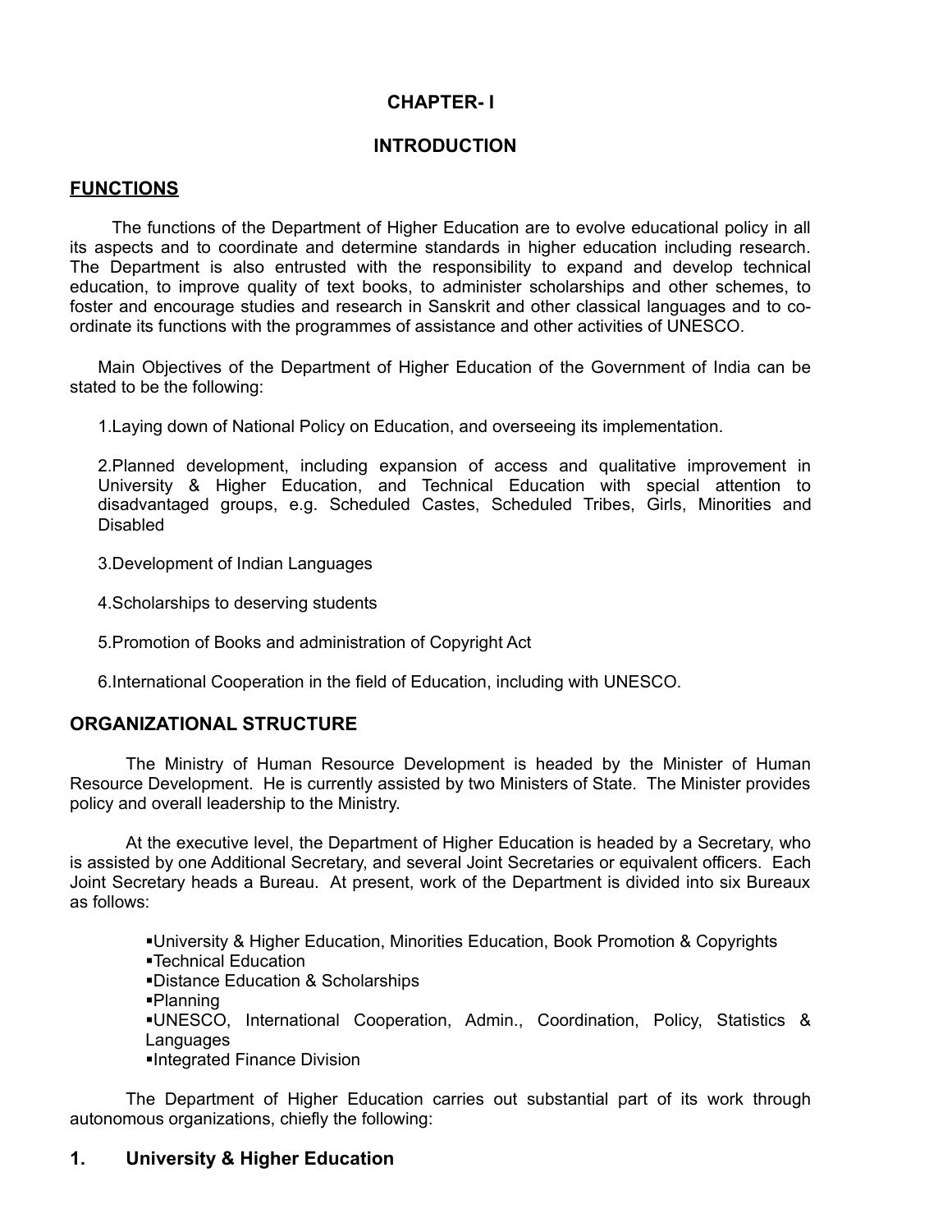# CHAPTER- I

# INTRODUCTION

## FUNCTIONS

The functions of the Department of Higher Education are to evolve educational policy in all its aspects and to coordinate and determine standards in higher education including research. The Department is also entrusted with the responsibility to expand and develop technical education, to improve quality of text books, to administer scholarships and other schemes, to foster and encourage studies and research in Sanskrit and other classical languages and to co-ordinate its functions with the programmes of assistance and other activities of UNESCO.

Main Objectives of the Department of Higher Education of the Government of India can be stated to be the following:

1. Laying down of National Policy on Education, and overseeing its implementation.
2. Planned development, including expansion of access and qualitative improvement in University & Higher Education, and Technical Education with special attention to disadvantaged groups, e.g. Scheduled Castes, Scheduled Tribes, Girls, Minorities and Disabled
3. Development of Indian Languages
4. Scholarships to deserving students
5. Promotion of Books and administration of Copyright Act
6. International Cooperation in the field of Education, including with UNESCO.

## ORGANIZATIONAL STRUCTURE

The Ministry of Human Resource Development is headed by the Minister of Human Resource Development. He is currently assisted by two Ministers of State. The Minister provides policy and overall leadership to the Ministry.

At the executive level, the Department of Higher Education is headed by a Secretary, who is assisted by one Additional Secretary, and several Joint Secretaries or equivalent officers. Each Joint Secretary heads a Bureau. At present, work of the Department is divided into six Bureaux as follows:

- University & Higher Education, Minorities Education, Book Promotion & Copyrights
- Technical Education
- Distance Education & Scholarships
- Planning
- UNESCO, International Cooperation, Admin., Coordination, Policy, Statistics & Languages
- Integrated Finance Division

The Department of Higher Education carries out substantial part of its work through autonomous organizations, chiefly the following:

## 1. University & Higher Education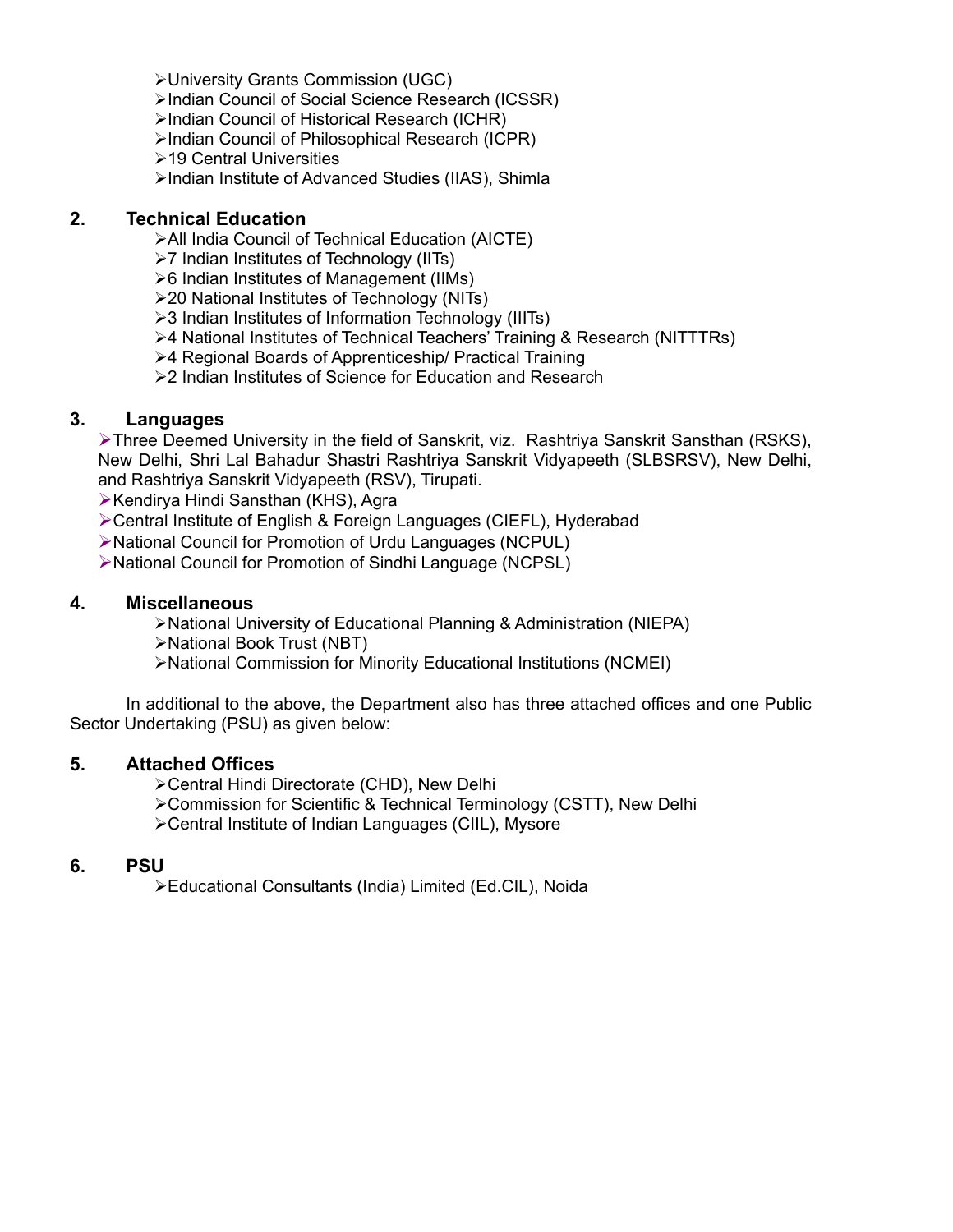- University Grants Commission (UGC)
- Indian Council of Social Science Research (ICSSR)
- Indian Council of Historical Research (ICHR)
- Indian Council of Philosophical Research (ICPR)
- 19 Central Universities
- Indian Institute of Advanced Studies (IIAS), Shimla

## 2. Technical Education

- All India Council of Technical Education (AICTE)
- 7 Indian Institutes of Technology (IITs)
- 6 Indian Institutes of Management (IIMs)
- 20 National Institutes of Technology (NITs)
- 3 Indian Institutes of Information Technology (IIITs)
- 4 National Institutes of Technical Teachers' Training & Research (NITTTRs)
- 4 Regional Boards of Apprenticeship/ Practical Training
- 2 Indian Institutes of Science for Education and Research

## 3. Languages

- Three Deemed University in the field of Sanskrit, viz. Rashtriya Sanskrit Sansthan (RSKS), New Delhi, Shri Lal Bahadur Shastri Rashtriya Sanskrit Vidyapeeth (SLBSRSV), New Delhi, and Rashtriya Sanskrit Vidyapeeth (RSV), Tirupati.
- Kendirya Hindi Sansthan (KHS), Agra
- Central Institute of English & Foreign Languages (CIEFL), Hyderabad
- National Council for Promotion of Urdu Languages (NCPUL)
- National Council for Promotion of Sindhi Language (NCPSL)

## 4. Miscellaneous

- National University of Educational Planning & Administration (NIEPA)
- National Book Trust (NBT)
- National Commission for Minority Educational Institutions (NCMEI)

In additional to the above, the Department also has three attached offices and one Public Sector Undertaking (PSU) as given below:

## 5. Attached Offices

- Central Hindi Directorate (CHD), New Delhi
- Commission for Scientific & Technical Terminology (CSTT), New Delhi
- Central Institute of Indian Languages (CIIL), Mysore

## 6. PSU

- Educational Consultants (India) Limited (Ed.CIL), Noida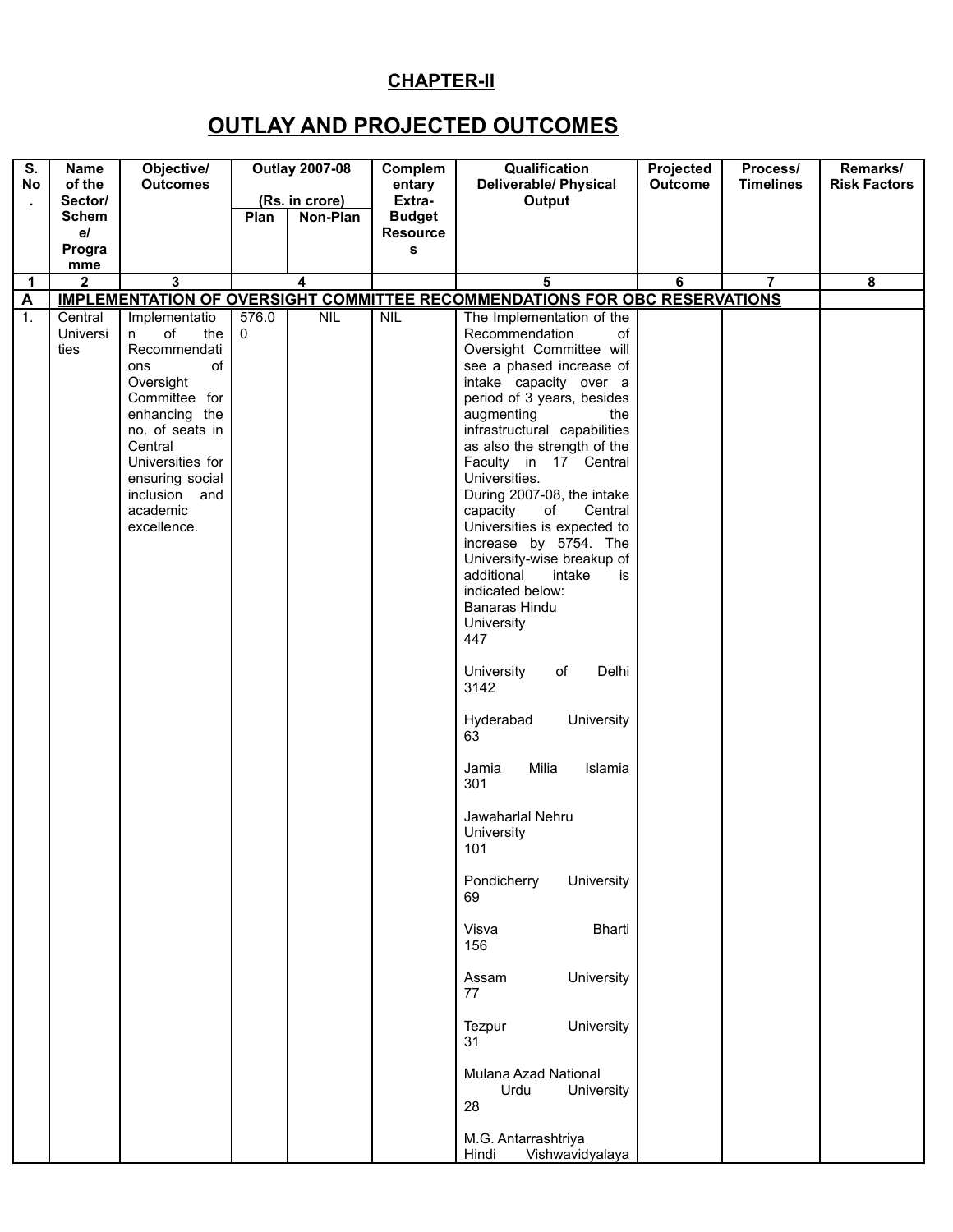## CHAPTER-II

# OUTLAY AND PROJECTED OUTCOMES

| S. No. | Name of the Sector/ Scheme/ Programme | Objective/ Outcomes | Outlay 2007-08 (Rs. in crore) | | Complementary Extra-Budget Resources | Qualification Deliverable/ Physical Output | Projected Outcome | Process/ Timelines | Remarks/ Risk Factors |
|---|---|---|---|---|---|---|---|---|---|
| | | | Plan | Non-Plan | | | | | |
| 1 | 2 | 3 | 4 | | | 5 | 6 | 7 | 8 |
| A | IMPLEMENTATION OF OVERSIGHT COMMITTEE RECOMMENDATIONS FOR OBC RESERVATIONS | | | | | | | | |
| 1. | Central Universities | Implementation of the Recommendations of Oversight Committee for enhancing the no. of seats in Central Universities for ensuring social inclusion and academic excellence. | 576.00 | NIL | NIL | The Implementation of the Recommendation of Oversight Committee will see a phased increase of intake capacity over a period of 3 years, besides augmenting the infrastructural capabilities as also the strength of the Faculty in 17 Central Universities.<br>During 2007-08, the intake capacity of Central Universities is expected to increase by 5754. The University-wise breakup of additional intake is indicated below:<br>Banaras Hindu University 447<br>University of Delhi 3142<br>Hyderabad University 63<br>Jamia Milia Islamia 301<br>Jawaharlal Nehru University 101<br>Pondicherry University 69<br>Visva Bharti 156<br>Assam University 77<br>Tezpur University 31<br>Mulana Azad National Urdu University 28<br>M.G. Antarrashtriya Hindi Vishwavidyalaya | | | |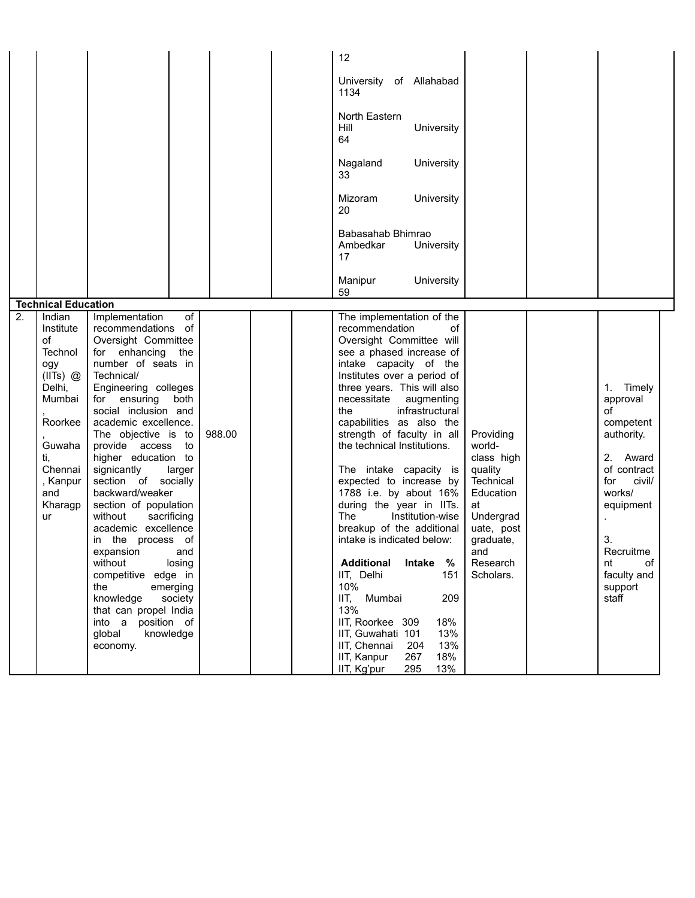| | | | | | | | | | | |
|---|---|---|---|---|---|---|---|---|---|---|
| | | | | | | | 12<br><br>University of Allahabad 1134<br><br>North Eastern Hill University 64<br><br>Nagaland University 33<br><br>Mizoram University 20<br><br>Babasahab Bhimrao Ambedkar University 17<br><br>Manipur University 59 | | | |
| **Technical Education** | | | | | | | | | | |
| 2. | Indian Institute of Technology (IITs) @ Delhi, Mumbai, Roorkee, Guwahati, Chennai, Kanpur and Kharagpur | Implementation of recommendations of Oversight Committee for enhancing the number of seats in Technical/ Engineering colleges for ensuring both social inclusion and academic excellence. The objective is to provide access to higher education to signicantly larger section of socially backward/weaker section of population without sacrificing academic excellence in the process of expansion and without losing competitive edge in the emerging knowledge society that can propel India into a position of global knowledge economy. | | 988.00 | | | The implementation of the recommendation of Oversight Committee will see a phased increase of intake capacity of the Institutes over a period of three years. This will also necessitate augmenting the infrastructural capabilities as also the strength of faculty in all the technical Institutions.<br><br>The intake capacity is expected to increase by 1788 i.e. by about 16% during the year in IITs. The Institution-wise breakup of the additional intake is indicated below:<br><br>**Additional Intake %**<br>IIT, Delhi 151 10%<br>IIT, Mumbai 209 13%<br>IIT, Roorkee 309 18%<br>IIT, Guwahati 101 13%<br>IIT, Chennai 204 13%<br>IIT, Kanpur 267 18%<br>IIT, Kg'pur 295 13% | Providing world-class high quality Technical Education at Undergraduate, post graduate, and Research Scholars. | | 1. Timely approval of competent authority.<br><br>2. Award of contract for civil/ works/ equipment.<br><br>3. Recruitment of faculty and support staff |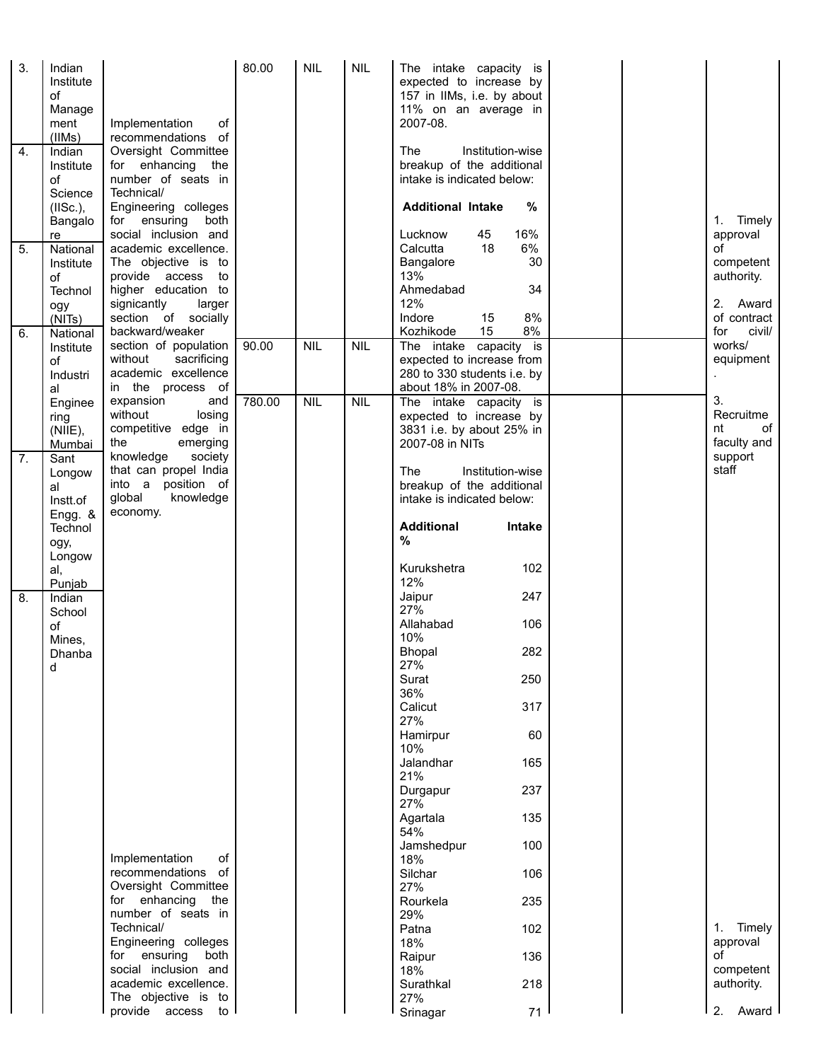| 3. | Indian Institute of Management (IIMs) | Implementation of recommendations of Oversight Committee for enhancing the number of seats in Technical/ Engineering colleges for ensuring both social inclusion and academic excellence. The objective is to provide access to higher education to signicantly larger section of socially backward/weaker section of population without sacrificing academic excellence in the process of expansion and without losing competitive edge in the emerging knowledge society that can propel India into a position of global knowledge economy. | 80.00 | NIL | NIL | The intake capacity is expected to increase by 157 in IIMs, i.e. by about 11% on an average in 2007-08.<br><br>The Institution-wise breakup of the additional intake is indicated below:<br><br>**Additional Intake %**<br><br>Lucknow 45 16%<br>Calcutta 18 6%<br>Bangalore 30 13%<br>Ahmedabad 34 12%<br>Indore 15 8%<br>Kozhikode 15 8% | | | 1. Timely approval of competent authority.<br><br>2. Award of contract for civil/ works/ equipment .<br><br>3. Recruitment of faculty and support staff |
|---|---|---|---|---|---|---|---|---|---|
| 4. | Indian Institute of Science (IISc.), Bangalore | | | | | | | | |
| 5. | National Institute of Technology (NITs) | | | | | | | | |
| 6. | National Institute of Industrial Engineering (NIIE), Mumbai | | 90.00 | NIL | NIL | The intake capacity is expected to increase from 280 to 330 students i.e. by about 18% in 2007-08. | | | |
| 7. | Sant Longowal Instt.of Engg. & Technology, Longowal, Punjab | | 780.00 | NIL | NIL | The intake capacity is expected to increase by 3831 i.e. by about 25% in 2007-08 in NITs<br><br>The Institution-wise breakup of the additional intake is indicated below:<br><br>**Additional Intake %**<br><br>Kurukshetra 102 12%<br>Jaipur 247 27%<br>Allahabad 106 10%<br>Bhopal 282 27%<br>Surat 250 36%<br>Calicut 317 27%<br>Hamirpur 60 10%<br>Jalandhar 165 21%<br>Durgapur 237 27%<br>Agartala 135 54%<br>Jamshedpur 100 18%<br>Silchar 106 27%<br>Rourkela 235 29%<br>Patna 102 18%<br>Raipur 136 18%<br>Surathkal 218 27%<br>Srinagar 71 | | | |
| 8. | Indian School of Mines, Dhanbad | Implementation of recommendations of Oversight Committee for enhancing the number of seats in Technical/ Engineering colleges for ensuring both social inclusion and academic excellence. The objective is to provide access to | | | | | | | 1. Timely approval of competent authority.<br><br>2. Award |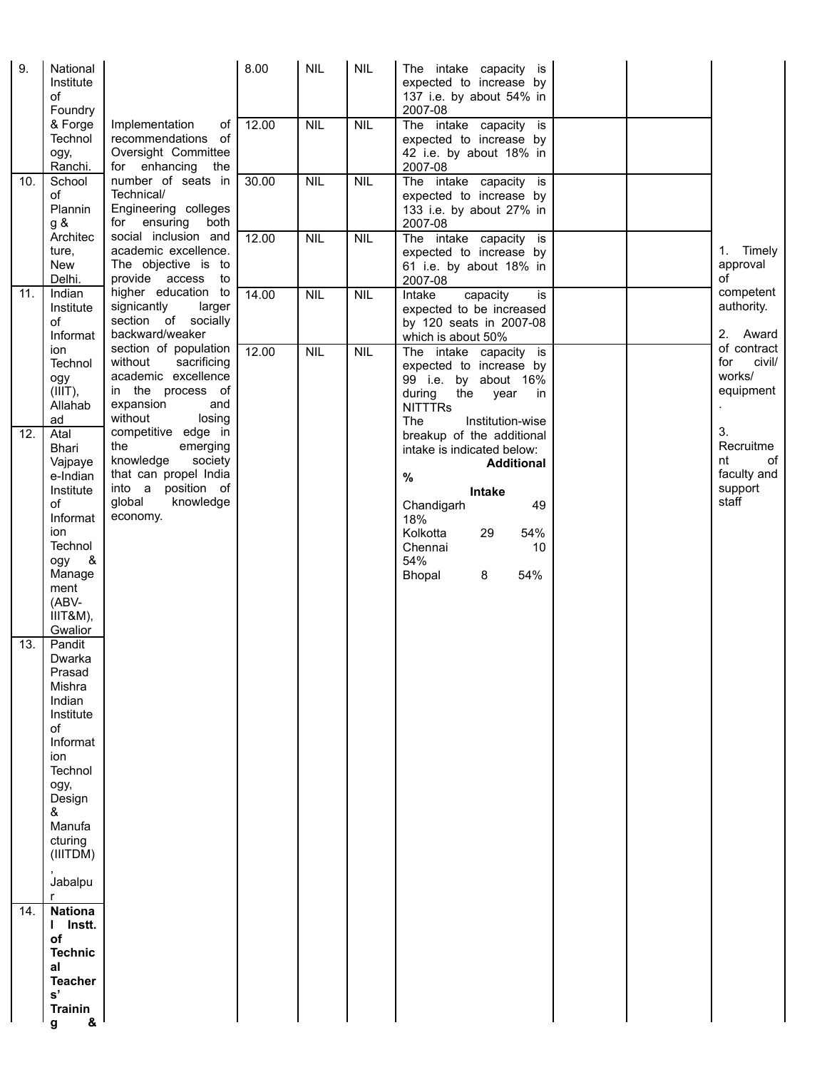| | | | | | | | | | |
|---|---|---|---|---|---|---|---|---|---|
| 9. | National Institute of Foundry & Forge Technology, Ranchi. | Implementation of recommendations of Oversight Committee for enhancing the number of seats in Technical/ Engineering colleges for ensuring both social inclusion and academic excellence. The objective is to provide access to higher education to signicantly larger section of socially backward/weaker section of population without sacrificing academic excellence in the process of expansion and without losing competitive edge in the emerging knowledge society that can propel India into a position of global knowledge economy. | 8.00 | NIL | NIL | The intake capacity is expected to increase by 137 i.e. by about 54% in 2007-08 | | | 1. Timely approval of competent authority.<br><br>2. Award of contract for civil/ works/ equipment.<br><br>3. Recruitment of faculty and support staff |
| | | | 12.00 | NIL | NIL | The intake capacity is expected to increase by 42 i.e. by about 18% in 2007-08 | | | |
| 10. | School of Planning & Architecture, New Delhi. | | 30.00 | NIL | NIL | The intake capacity is expected to increase by 133 i.e. by about 27% in 2007-08 | | | |
| | | | 12.00 | NIL | NIL | The intake capacity is expected to increase by 61 i.e. by about 18% in 2007-08 | | | |
| 11. | Indian Institute of Information Technology (IIIT), Allahabad | | 14.00 | NIL | NIL | Intake capacity is expected to be increased by 120 seats in 2007-08 which is about 50% | | | |
| 12. | Atal Bhari Vajpayee-Indian Institute of Information Technology & Management (ABV-IIIT&M), Gwalior | | 12.00 | NIL | NIL | The intake capacity is expected to increase by 99 i.e. by about 16% during the year in NITTTRs<br>The Institution-wise breakup of the additional intake is indicated below:<br>**Additional Intake %**<br>Chandigarh 49 18%<br>Kolkotta 29 54%<br>Chennai 10 54%<br>Bhopal 8 54% | | | |
| 13. | Pandit Dwarka Prasad Mishra Indian Institute of Information Technology, Design & Manufacturing (IIITDM), Jabalpur | | | | | | | | |
| 14. | **National Instt. of Technical Teachers' Training &** | | | | | | | | |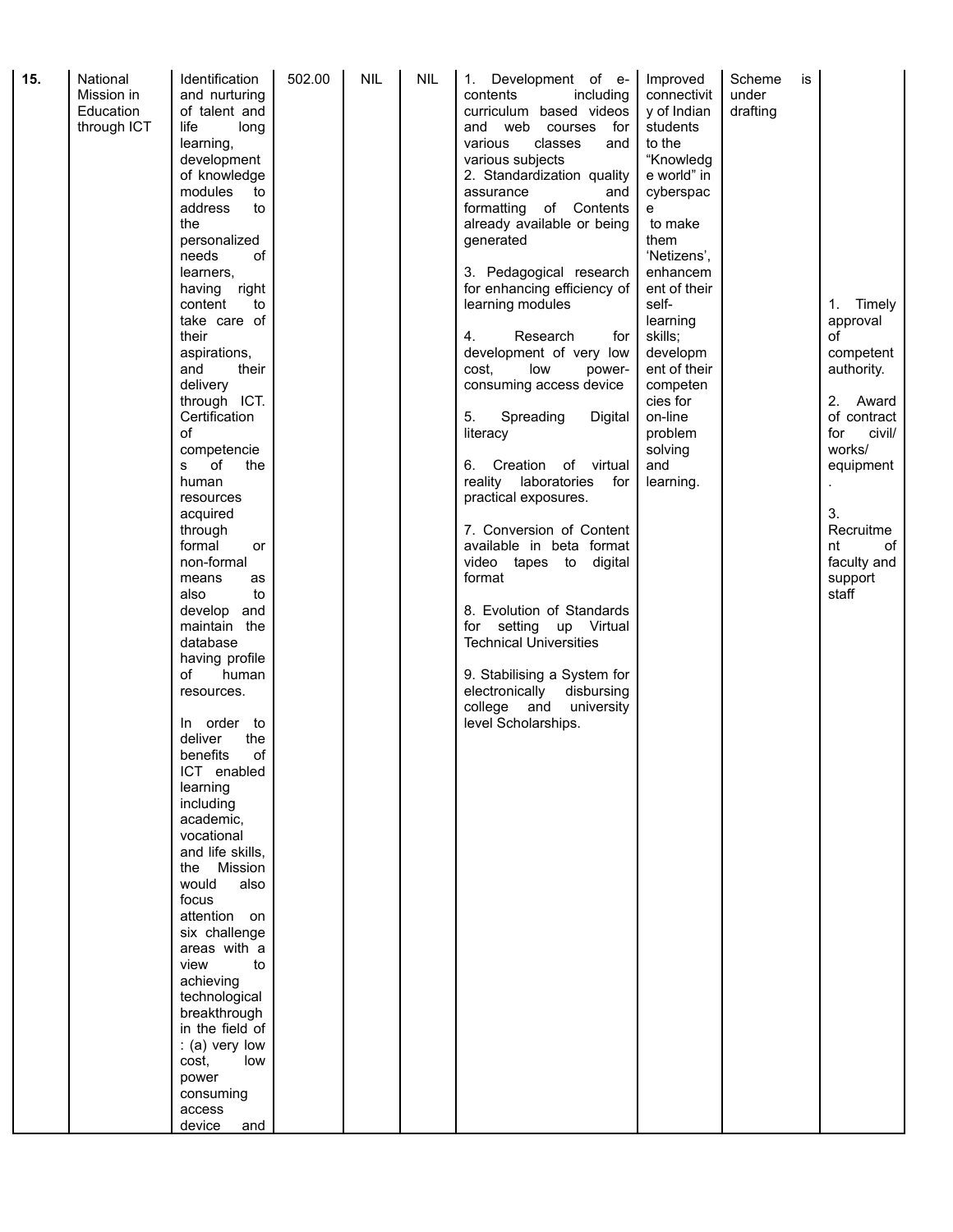| 15. | National Mission in Education through ICT | Identification and nurturing of talent and life long learning, development of knowledge modules to address to the personalized needs of learners, having right content to take care of their aspirations, and their delivery through ICT. Certification of competencies of the human resources acquired through formal or non-formal means as also to develop and maintain the database having profile of human resources.<br><br>In order to deliver the benefits of ICT enabled learning including academic, vocational and life skills, the Mission would also focus attention on six challenge areas with a view to achieving technological breakthrough in the field of : (a) very low cost, low power consuming access device and | 502.00 | NIL | NIL | 1. Development of e-contents including curriculum based videos and web courses for various classes and various subjects<br>2. Standardization quality assurance and formatting of Contents already available or being generated<br><br>3. Pedagogical research for enhancing efficiency of learning modules<br><br>4. Research for development of very low cost, low power-consuming access device<br><br>5. Spreading Digital literacy<br><br>6. Creation of virtual reality laboratories for practical exposures.<br><br>7. Conversion of Content available in beta format video tapes to digital format<br><br>8. Evolution of Standards for setting up Virtual Technical Universities<br><br>9. Stabilising a System for electronically disbursing college and university level Scholarships. | Improved connectivity of Indian students to the "Knowledge world" in cyberspace to make them 'Netizens', enhancement of their self-learning skills; development of their competencies for on-line problem solving and learning. | Scheme is under drafting | 1. Timely approval of competent authority.<br><br>2. Award of contract for civil/ works/ equipment.<br><br>3. Recruitment of faculty and support staff |
|---|---|---|---|---|---|---|---|---|---|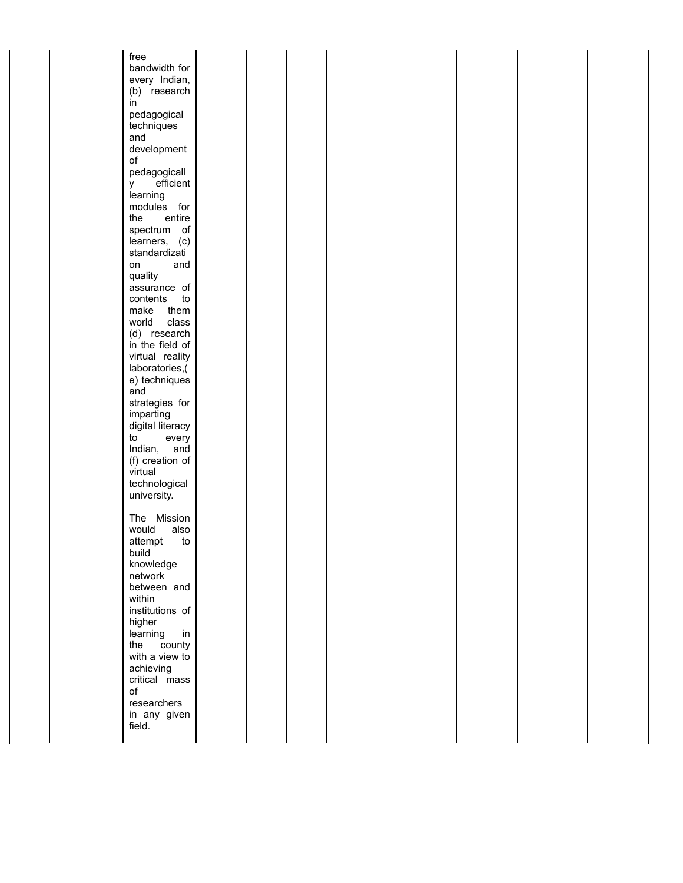| | | | | | | | | | |
|---|---|---|---|---|---|---|---|---|---|
| | | free bandwidth for every Indian, (b) research in pedagogical techniques and development of pedagogically efficient learning modules for the entire spectrum of learners, (c) standardization and quality assurance of contents to make them world class (d) research in the field of virtual reality laboratories,(e) techniques and strategies for imparting digital literacy to every Indian, and (f) creation of virtual technological university.<br><br>The Mission would also attempt to build knowledge network between and within institutions of higher learning in the county with a view to achieving critical mass of researchers in any given field. | | | | | | | |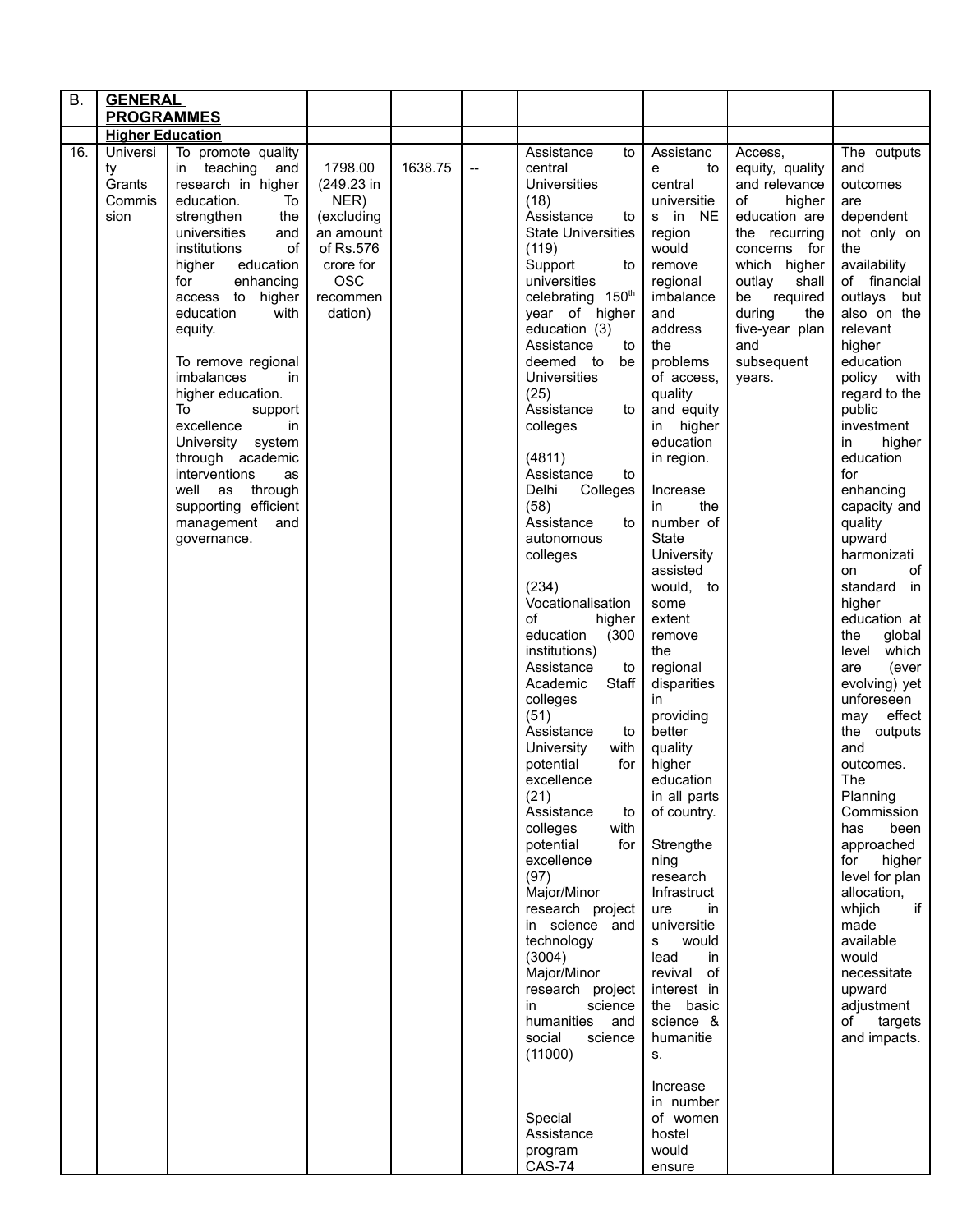| | | | | | | | | |
|---|---|---|---|---|---|---|---|---|
| B. | **GENERAL PROGRAMMES** | | | | | | | |
| | **Higher Education** | | | | | | | |
| 16. | University Grants Commission | To promote quality in teaching and research in higher education. To strengthen the universities and institutions of higher education for enhancing access to higher education with equity.<br><br>To remove regional imbalances in higher education.<br>To support excellence in University system through academic interventions as well as through supporting efficient management and governance. | 1798.00 (249.23 in NER) (excluding an amount of Rs.576 crore for OSC recommendation) | 1638.75 | -- | Assistance to central Universities (18)<br>Assistance to State Universities (119)<br>Support to universities celebrating 150th year of higher education (3)<br>Assistance to deemed to be Universities (25)<br>Assistance to colleges<br><br>(4811)<br>Assistance to Delhi Colleges (58)<br>Assistance to autonomous colleges<br><br>(234)<br>Vocationalisation of higher education (300 institutions)<br>Assistance to Academic Staff colleges (51)<br>Assistance to University with potential for excellence (21)<br>Assistance to colleges with potential for excellence (97)<br>Major/Minor research project in science and technology (3004)<br>Major/Minor research project in science humanities and social science (11000)<br><br><br>Special Assistance program CAS-74 | Assistance to central universities in NE region would remove regional imbalance and address the problems of access, quality and equity in higher education in region.<br><br>Increase in the number of State University assisted would, to some extent remove the regional disparities in providing better quality higher education in all parts of country.<br><br>Strengthening research Infrastructure in universities would lead in revival of interest in the basic science & humanities.<br><br>Increase in number of women hostel would ensure | Access, equity, quality and relevance of higher education are the recurring concerns for which higher outlay shall be required during the five-year plan and subsequent years. | The outputs and outcomes are dependent not only on the availability of financial outlays but also on the relevant higher education policy with regard to the public investment in higher education for enhancing capacity and quality upward harmonization of standard in higher education at the global level which are (ever evolving) yet unforeseen may effect the outputs and outcomes. The Planning Commission has been approached for higher level for plan allocation, whjich if made available would necessitate upward adjustment of targets and impacts. |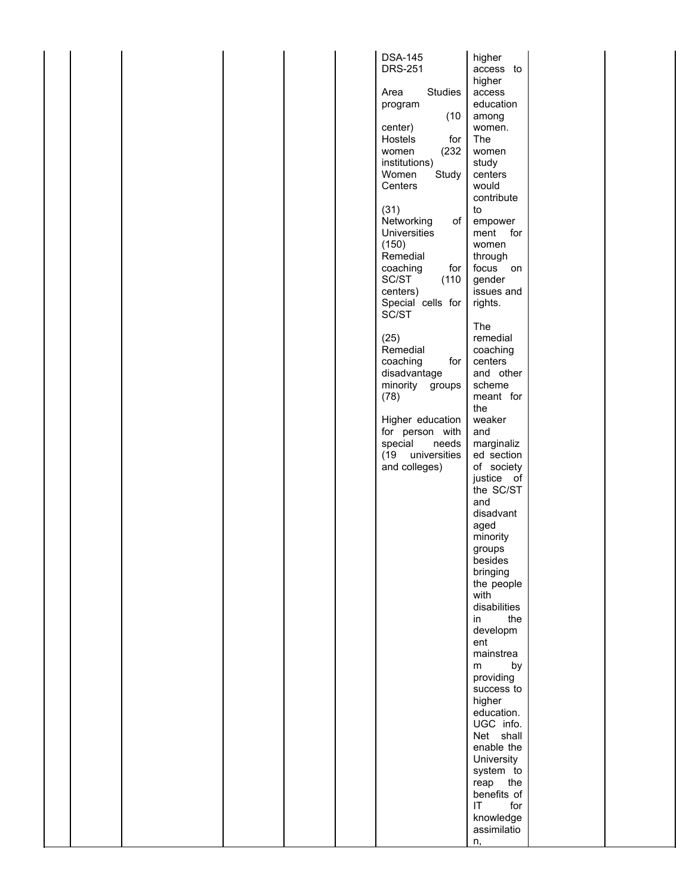| | | | | | | | | | |
|---|---|---|---|---|---|---|---|---|---|
| | | | | | | DSA-145 DRS-251 Area Studies program (10 center) Hostels for women (232 institutions) Women Study Centers (31) Networking of Universities (150) Remedial coaching for SC/ST (110 centers) Special cells for SC/ST (25) Remedial coaching for disadvantage minority groups (78) Higher education for person with special needs (19 universities and colleges) | higher access to higher access education among women. The women study centers would contribute to empowerment for women through focus on gender issues and rights. The remedial coaching centers and other scheme meant for the weaker and marginalized section of society justice of the SC/ST and disadvantaged minority groups besides bringing the people with disabilities in the development mainstream by providing success to higher education. UGC info. Net shall enable the University system to reap the benefits of IT for knowledge assimilation, | | |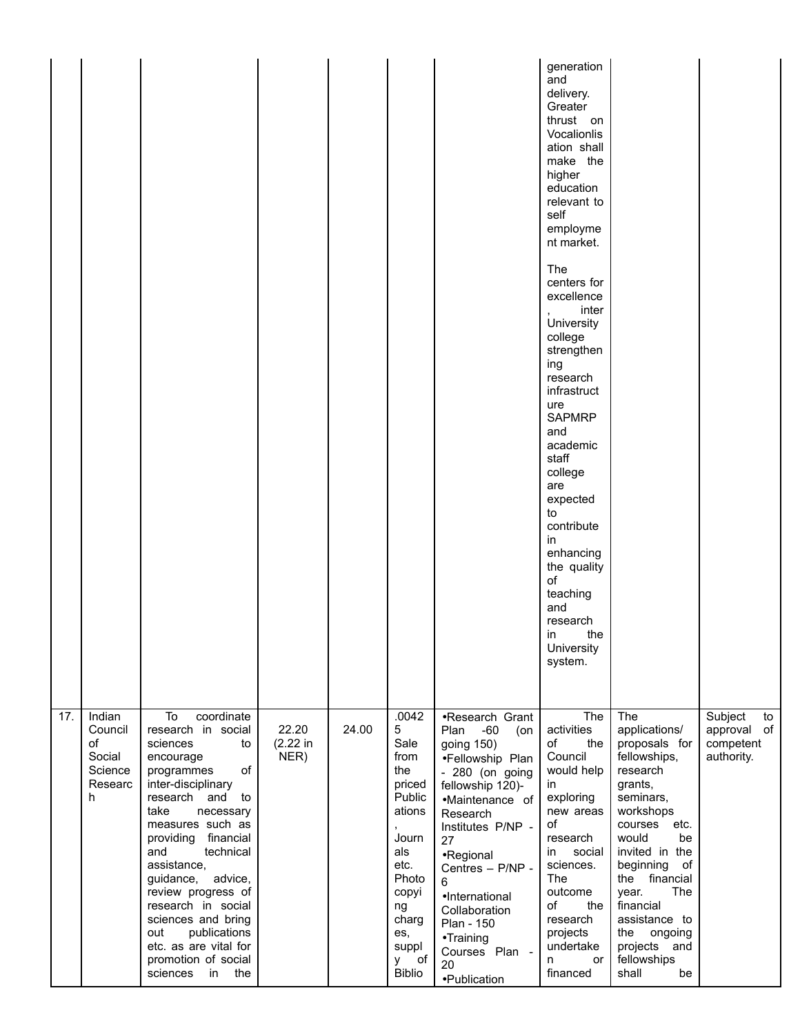| | | | | | | | | | |
|---|---|---|---|---|---|---|---|---|---|
| | | | | | | | generation and delivery. Greater thrust on Vocalionlisation shall make the higher education relevant to self employment market.<br><br>The centers for excellence, inter University college strengthening research infrastructure SAPMRP and academic staff college are expected to contribute in enhancing the quality of teaching and research in the University system. | | |
| 17. | Indian Council of Social Science Research | To coordinate research in social sciences to encourage programmes of inter-disciplinary research and to take necessary measures such as providing financial and technical assistance, guidance, advice, review progress of research in social sciences and bring out publications etc. as are vital for promotion of social sciences in the | 22.20 (2.22 in NER) | 24.00 | .00425 Sale from the priced Publications, Journals etc. Photocopying charges, supply of Biblio | •Research Grant Plan -60 (on going 150)<br>•Fellowship Plan - 280 (on going fellowship 120)-<br>•Maintenance of Research Institutes P/NP - 27<br>•Regional Centres – P/NP - 6<br>•International Collaboration Plan - 150<br>•Training Courses Plan - 20<br>•Publication | The activities of the Council would help in exploring new areas of research in social sciences. The outcome of the research projects undertaken or financed | The applications/ proposals for fellowships, research grants, seminars, workshops courses etc. would be invited in the beginning of the financial year. The financial assistance to the ongoing projects and fellowships shall be | Subject to approval of competent authority. |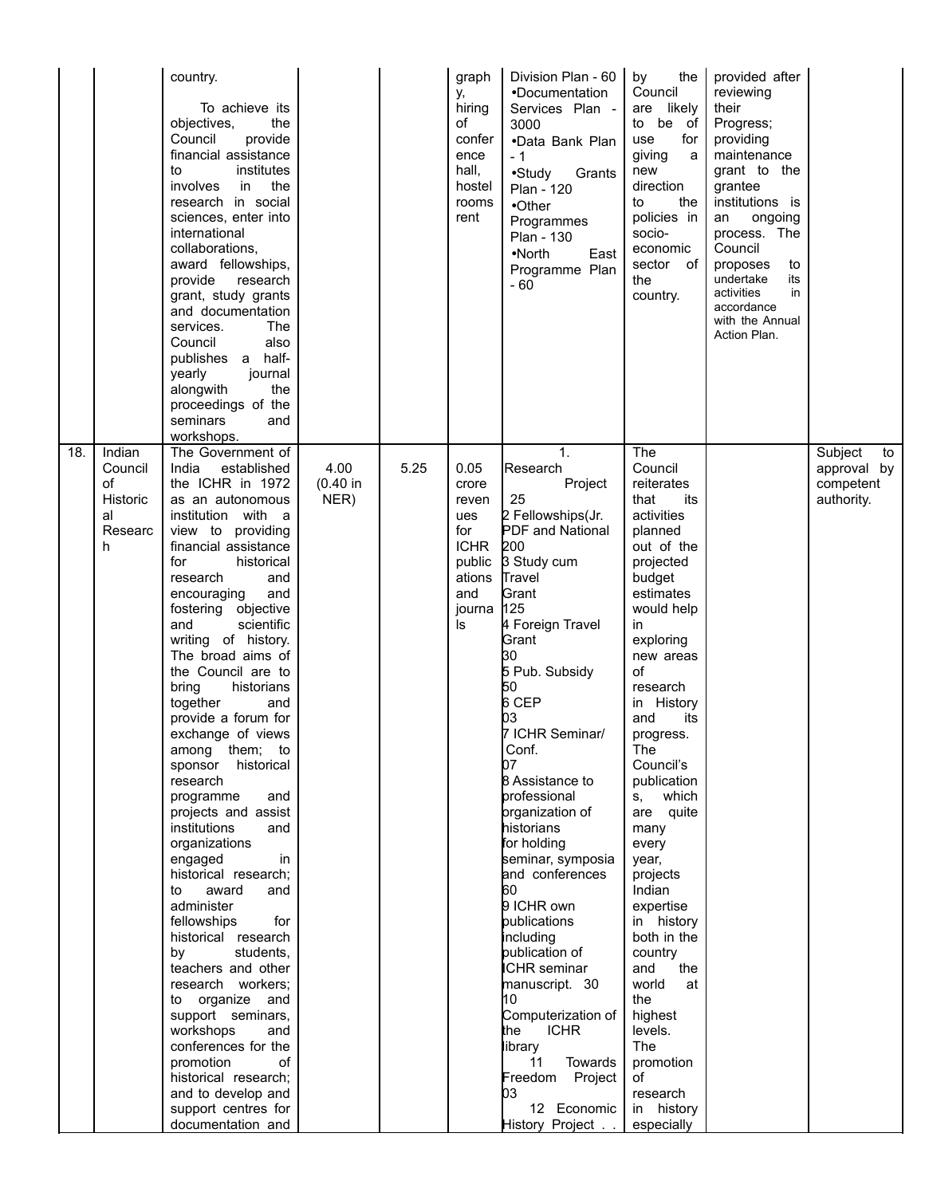| | | | | | | | | | |
|---|---|---|---|---|---|---|---|---|---|
| | | country.<br><br>To achieve its objectives, the Council provide financial assistance to institutes involves in the research in social sciences, enter into international collaborations, award fellowships, provide research grant, study grants and documentation services. The Council also publishes a half-yearly journal alongwith the proceedings of the seminars and workshops. | | | graphy, hiring of conference hall, hostel rooms rent | Division Plan - 60<br>•Documentation Services Plan - 3000<br>•Data Bank Plan - 1<br>•Study Grants Plan - 120<br>•Other Programmes Plan - 130<br>•North East Programme Plan - 60 | by the Council are likely to be of use for giving a new direction to the policies in socio-economic sector of the country. | provided after reviewing their Progress; providing maintenance grant to the grantee institutions is an ongoing process. The Council proposes to undertake its activities in accordance with the Annual Action Plan. | |
| 18. | Indian Council of Historical Research | The Government of India established the ICHR in 1972 as an autonomous institution with a view to providing financial assistance for historical research and encouraging and fostering objective and scientific writing of history. The broad aims of the Council are to bring historians together and provide a forum for exchange of views among them; to sponsor historical research programme and projects and assist institutions and organizations engaged in historical research; to award and administer fellowships for historical research by students, teachers and other research workers; to organize and support seminars, workshops and conferences for the promotion of historical research; and to develop and support centres for documentation and | 4.00 (0.40 in NER) | 5.25 | 0.05 crore revenues for ICHR publications and journals | 1. Research Project 25<br>2 Fellowships(Jr. PDF and National 200<br>3 Study cum Travel Grant 125<br>4 Foreign Travel Grant 30<br>5 Pub. Subsidy 50<br>6 CEP 03<br>7 ICHR Seminar/ Conf. 07<br>8 Assistance to professional organization of historians for holding seminar, symposia and conferences 60<br>9 ICHR own publications including publication of ICHR seminar manuscript. 30<br>10 Computerization of the ICHR library<br>11 Towards Freedom Project 03<br>12 Economic History Project . . | The Council reiterates that its activities planned out of the projected budget estimates would help in exploring new areas of research in History and its progress. The Council's publications, which are quite many every year, projects Indian expertise in history both in the country and the world at the highest levels. The promotion of research in history especially | | Subject to approval by competent authority. |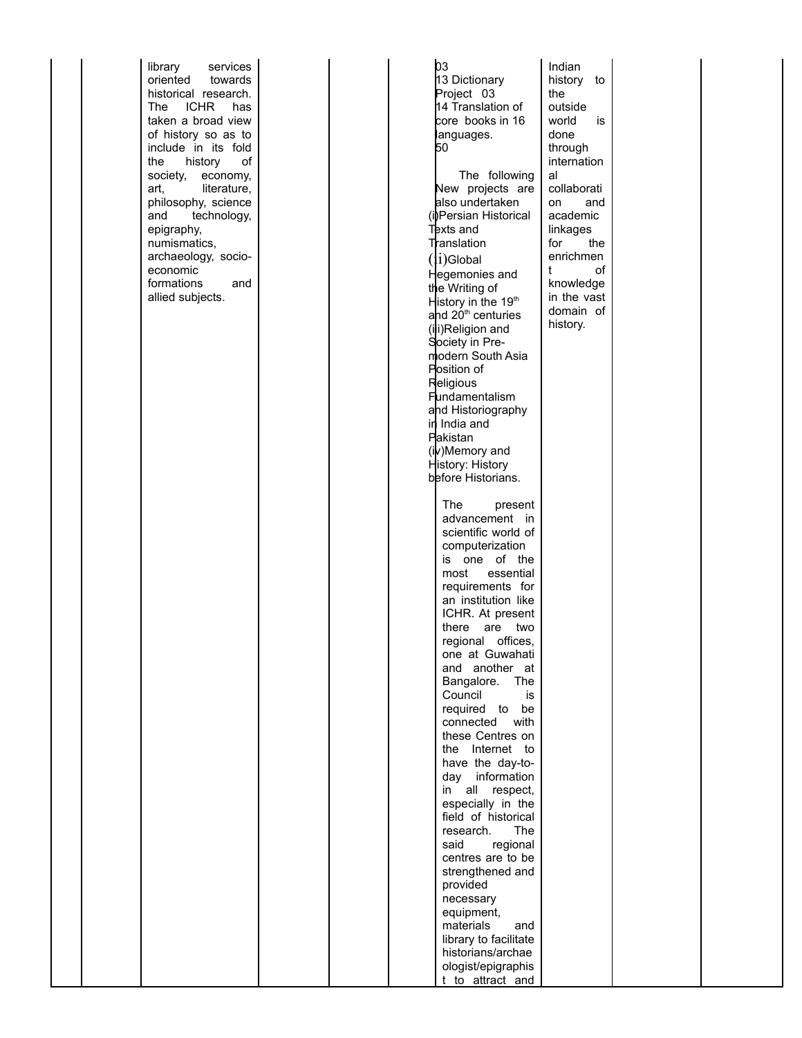| | | | | | | | | | |
|---|---|---|---|---|---|---|---|---|---|
| | | library services oriented towards historical research. The ICHR has taken a broad view of history so as to include in its fold the history of society, economy, art, literature, philosophy, science and technology, epigraphy, numismatics, archaeology, socio-economic formations and allied subjects. | | | | 03<br>13 Dictionary Project 03<br>14 Translation of core books in 16 languages.<br>50<br><br>The following New projects are also undertaken<br>(i)Persian Historical Texts and Translation<br>(ii)Global Hegemonies and the Writing of History in the 19th and 20th centuries<br>(iii)Religion and Society in Pre-modern South Asia Position of Religious Fundamentalism and Historiography in India and Pakistan<br>(iv)Memory and History: History before Historians.<br><br>The present advancement in scientific world of computerization is one of the most essential requirements for an institution like ICHR. At present there are two regional offices, one at Guwahati and another at Bangalore. The Council is required to be connected with these Centres on the Internet to have the day-to-day information in all respect, especially in the field of historical research. The said regional centres are to be strengthened and provided necessary equipment, materials and library to facilitate historians/archaeologist/epigraphist to attract and | Indian history to the outside world is done through international collaboration and academic linkages for the enrichment of knowledge in the vast domain of history. | | |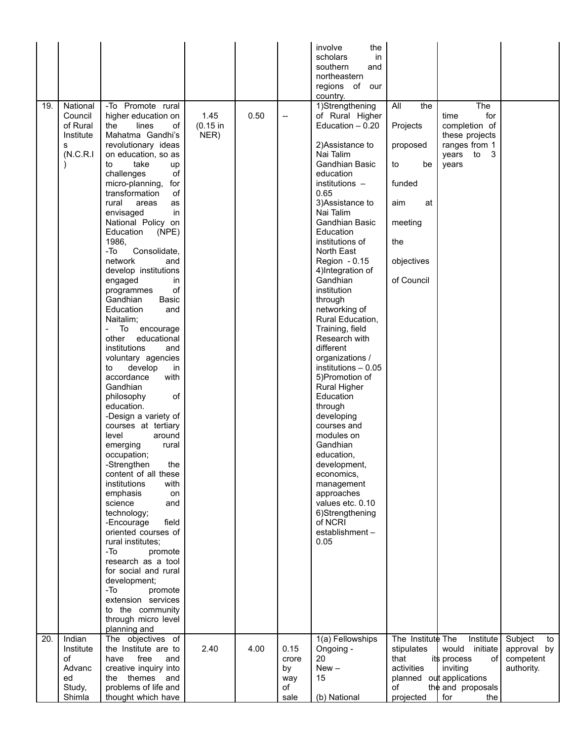| | | | | | | | | | |
|---|---|---|---|---|---|---|---|---|---|
| | | | | | | involve the scholars in southern and northeastern regions of our country. | | | |
| 19. | National Council of Rural Institutes (N.C.R.I) | -To Promote rural higher education on the lines of Mahatma Gandhi's revolutionary ideas on education, so as to take up challenges of micro-planning, for transformation of rural areas as envisaged in National Policy on Education (NPE) 1986, -To Consolidate, network and develop institutions engaged in programmes of Gandhian Basic Education and Naitalim; - To encourage other educational institutions and voluntary agencies to develop in accordance with Gandhian philosophy of education. -Design a variety of courses at tertiary level around emerging rural occupation; -Strengthen the content of all these institutions with emphasis on science and technology; -Encourage field oriented courses of rural institutes; -To promote research as a tool for social and rural development; -To promote extension services to the community through micro level planning and | 1.45 (0.15 in NER) | 0.50 | -- | 1)Strengthening of Rural Higher Education – 0.20 2)Assistance to Nai Talim Gandhian Basic education institutions – 0.65 3)Assistance to Nai Talim Gandhian Basic Education institutions of North East Region - 0.15 4)Integration of Gandhian institution through networking of Rural Education, Training, field Research with different organizations / institutions – 0.05 5)Promotion of Rural Higher Education through developing courses and modules on Gandhian education, development, economics, management approaches values etc. 0.10 6)Strengthening of NCRI establishment – 0.05 | All the Projects proposed to be funded aim at meeting the objectives of Council | The time for completion of these projects ranges from 1 years to 3 years | |
| 20. | Indian Institute of Advanced Study, Shimla | The objectives of the Institute are to have free and creative inquiry into the themes and problems of life and thought which have | 2.40 | 4.00 | 0.15 crore by way of sale | 1(a) Fellowships Ongoing - 20 New – 15 (b) National | The Institute stipulates that its activities planned out of the projected | The Institute would initiate process of inviting applications and proposals for the | Subject to approval by competent authority. |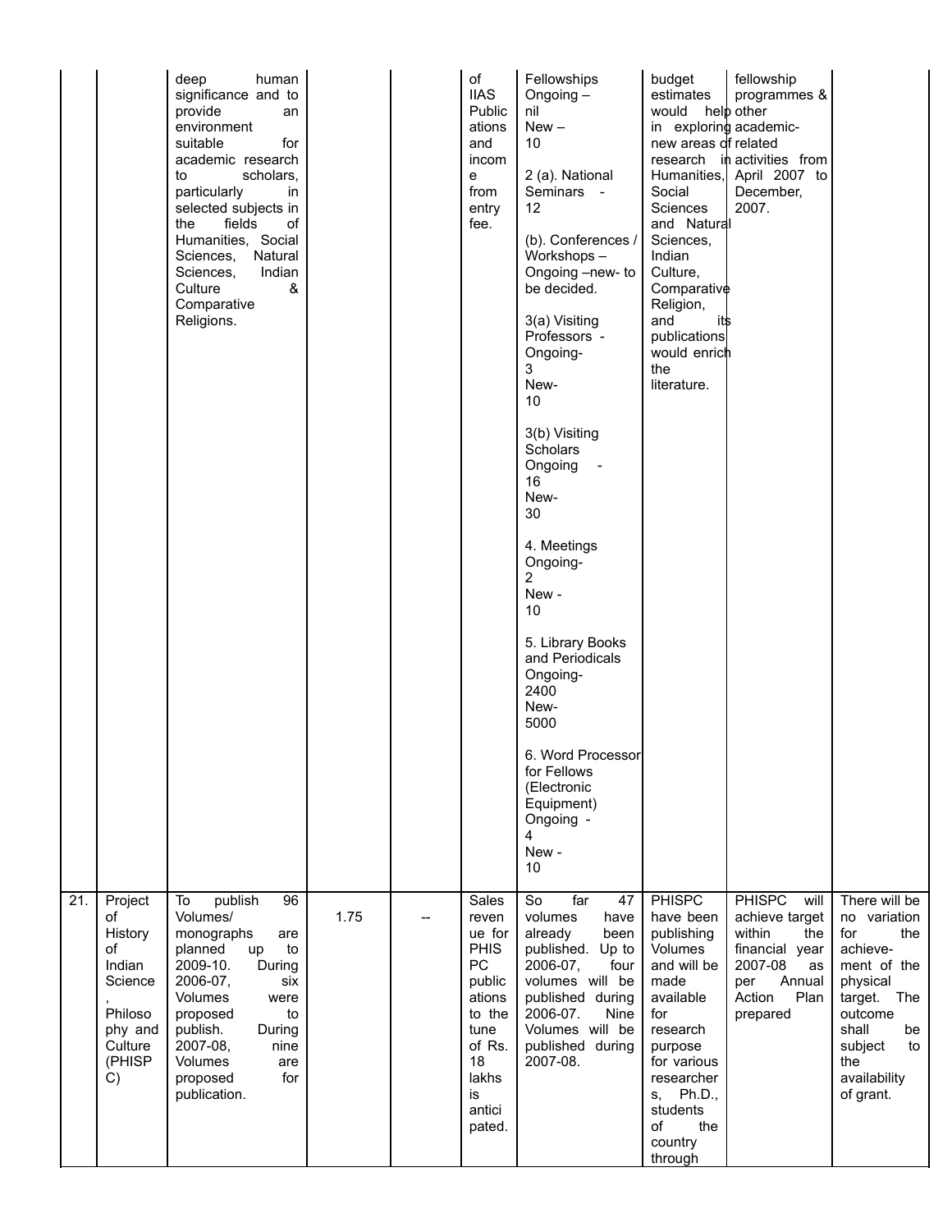| | | | | | | | | | |
|---|---|---|---|---|---|---|---|---|---|
| | | deep human significance and to provide an environment suitable for academic research to scholars, particularly in selected subjects in the fields of Humanities, Social Sciences, Natural Sciences, Indian Culture & Comparative Religions. | | | of IIAS Publications and income from entry fee. | Fellowships Ongoing – nil New – 10<br><br>2 (a). National Seminars - 12<br><br>(b). Conferences / Workshops – Ongoing –new- to be decided.<br><br>3(a) Visiting Professors - Ongoing- 3 New- 10<br><br>3(b) Visiting Scholars Ongoing - 16 New- 30<br><br>4. Meetings Ongoing- 2 New - 10<br><br>5. Library Books and Periodicals Ongoing- 2400 New- 5000<br><br>6. Word Processor for Fellows (Electronic Equipment) Ongoing - 4 New - 10 | budget estimates would help in exploring new areas of research in Humanities, Social Sciences and Natural Sciences, Indian Culture, Comparative Religion, and its publications would enrich the literature. | fellowship programmes & other academic-related activities from April 2007 to December, 2007. | |
| 21. | Project of History of Indian Science, Philosophy and Culture (PHISPC) | To publish 96 Volumes/ monographs are planned up to 2009-10. During 2006-07, six Volumes were proposed to publish. During 2007-08, nine Volumes are proposed for publication. | 1.75 | -- | Sales revenue for PHISPC publications to the tune of Rs. 18 lakhs is anticipated. | So far 47 volumes have already been published. Up to 2006-07, four volumes will be published during 2006-07. Nine Volumes will be published during 2007-08. | PHISPC have been publishing Volumes and will be made available for research purpose for various researchers, Ph.D., students of the country through | PHISPC will achieve target within the financial year 2007-08 as per Annual Action Plan prepared | There will be no variation for the achievement of the physical target. The outcome shall be subject to the availability of grant. |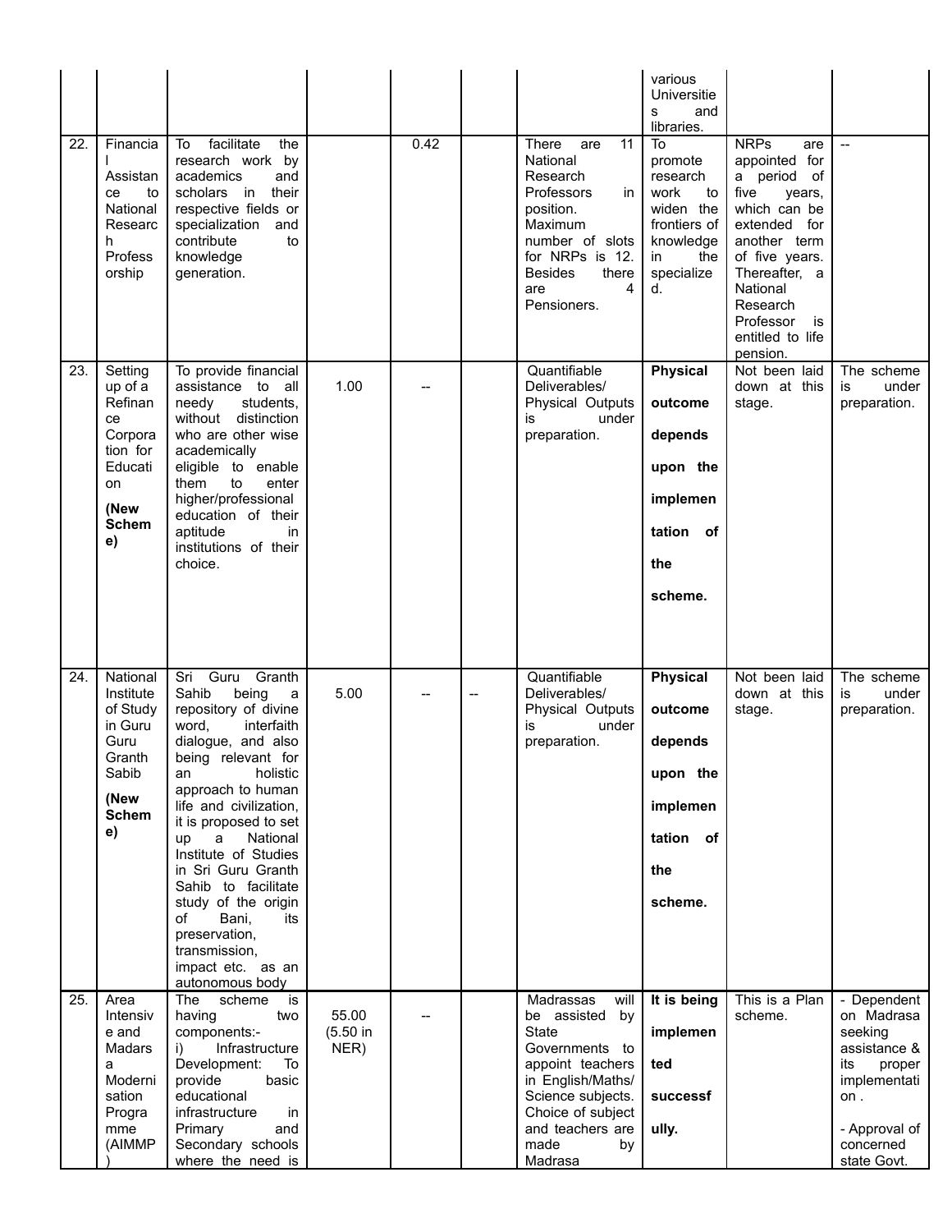| | | | | | | | | | |
|---|---|---|---|---|---|---|---|---|---|
| | | | | | | | various Universities and libraries. | | |
| 22. | Financial Assistance to National Research Professorship | To facilitate the research work by academics and scholars in their respective fields or specialization and contribute to knowledge generation. | | 0.42 | | There are 11 National Research Professors in position. Maximum number of slots for NRPs is 12. Besides there are 4 Pensioners. | To promote research work to widen the frontiers of knowledge in the specialized. | NRPs are appointed for a period of five years, which can be extended for another term of five years. Thereafter, a National Research Professor is entitled to life pension. | -- |
| 23. | Setting up of a Refinance Corporation for Education **(New Scheme)** | To provide financial assistance to all needy students, without distinction who are other wise academically eligible to enable them to enter higher/professional education of their aptitude in institutions of their choice. | 1.00 | -- | | Quantifiable Deliverables/ Physical Outputs is under preparation. | **Physical outcome depends upon the implementation of the scheme.** | Not been laid down at this stage. | The scheme is under preparation. |
| 24. | National Institute of Study in Guru Guru Granth Sabib **(New Scheme)** | Sri Guru Granth Sahib being a repository of divine word, interfaith dialogue, and also being relevant for an holistic approach to human life and civilization, it is proposed to set up a National Institute of Studies in Sri Guru Granth Sahib to facilitate study of the origin of Bani, its preservation, transmission, impact etc. as an autonomous body | 5.00 | -- | -- | Quantifiable Deliverables/ Physical Outputs is under preparation. | **Physical outcome depends upon the implementation of the scheme.** | Not been laid down at this stage. | The scheme is under preparation. |
| 25. | Area Intensive and Madarsa Modernisation Programme (AIMMP) | The scheme is having two components:- i) Infrastructure Development: To provide basic educational infrastructure in Primary and Secondary schools where the need is | 55.00 (5.50 in NER) | -- | | Madrassas will be assisted by State Governments to appoint teachers in English/Maths/ Science subjects. Choice of subject and teachers are made by Madrasa | **It is being implemented successfully.** | This is a Plan scheme. | - Dependent on Madrasa seeking assistance & its proper implementation. - Approval of concerned state Govt. |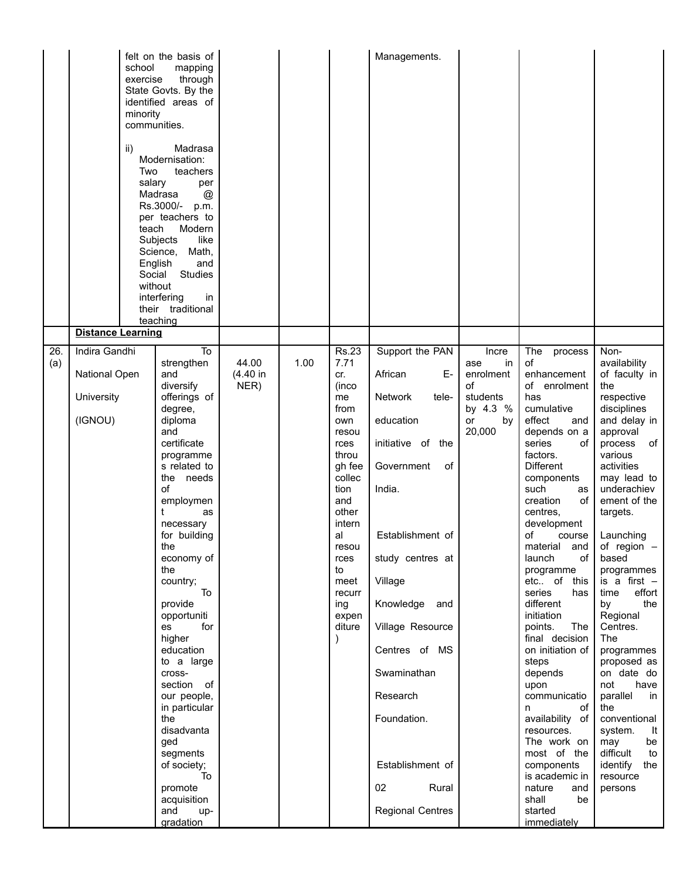| | | | | | | | | |
|---|---|---|---|---|---|---|---|---|
| | | felt on the basis of school mapping exercise through State Govts. By the identified areas of minority communities.<br><br>ii) Madrasa Modernisation: Two teachers salary per Madrasa @ Rs.3000/- p.m. per teachers to teach Modern Subjects like Science, Math, English and Social Studies without interfering in their traditional teaching | | | | Managements. | | | |
| | **Distance Learning** | | | | | | | | |
| 26. (a) | Indira Gandhi National Open University (IGNOU) | To strengthen and diversify offerings of degree, diploma and certificate programmes related to the needs of employment as necessary for building the economy of the country; To provide opportunities for higher education to a large cross-section of our people, in particular the disadvantaged segments of society; To promote acquisition and up-gradation | 44.00 (4.40 in NER) | 1.00 | Rs.237.71 cr. (income from own resources through fee collection and other internal resources to meet recurring expenditure) | Support the PAN African E-Network tele-education initiative of the Government of India.<br><br>Establishment of study centres at Village Knowledge and Village Resource Centres of MS Swaminathan Research Foundation.<br><br>Establishment of 02 Rural Regional Centres | Increase in enrolment of students by 4.3 % or by 20,000 | The process of enhancement of enrolment has cumulative effect and depends on a series of factors. Different components such as creation of centres, development of course material and launch of programme etc.. of this series has different initiation points. The final decision on initiation of steps depends upon communication of availability of resources. The work on most of the components is academic in nature and shall be started immediately | Non-availability of faculty in the respective disciplines and delay in approval process of various activities may lead to underachievement of the targets.<br><br>Launching of region – based programmes is a first – time effort by the Regional Centres. The programmes proposed as on date do not have parallel in the conventional system. It may be difficult to identify the resource persons |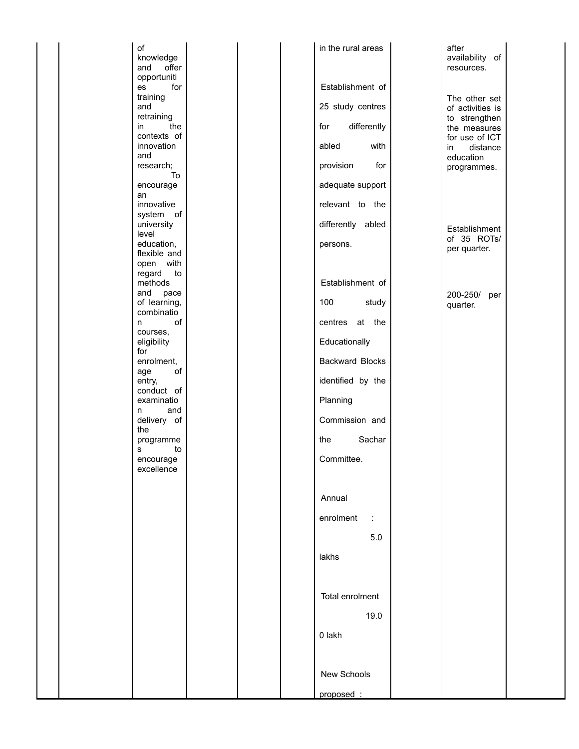|  |  |  |  |  |  |  |  |  |  |
|---|---|---|---|---|---|---|---|---|---|
|  |  | of knowledge and offer opportunities for training and retraining in the contexts of innovation and research; To encourage an innovative system of university level education, flexible and open with regard to methods and pace of learning, combination of courses, eligibility for enrolment, age of entry, conduct of examination and delivery of the programmes to encourage excellence |  |  |  | in the rural areas<br><br>Establishment of 25 study centres for differently abled with provision for adequate support relevant to the differently abled persons.<br><br>Establishment of 100 study centres at the Educationally Backward Blocks identified by the Planning Commission and the Sachar Committee.<br><br>Annual enrolment : 5.0 lakhs<br><br>Total enrolment 19.00 lakh<br><br>New Schools proposed : |  | after availability of resources.<br><br>The other set of activities is to strengthen the measures for use of ICT in distance education programmes.<br><br>Establishment of 35 ROTs/ per quarter.<br><br>200-250/ per quarter. |  |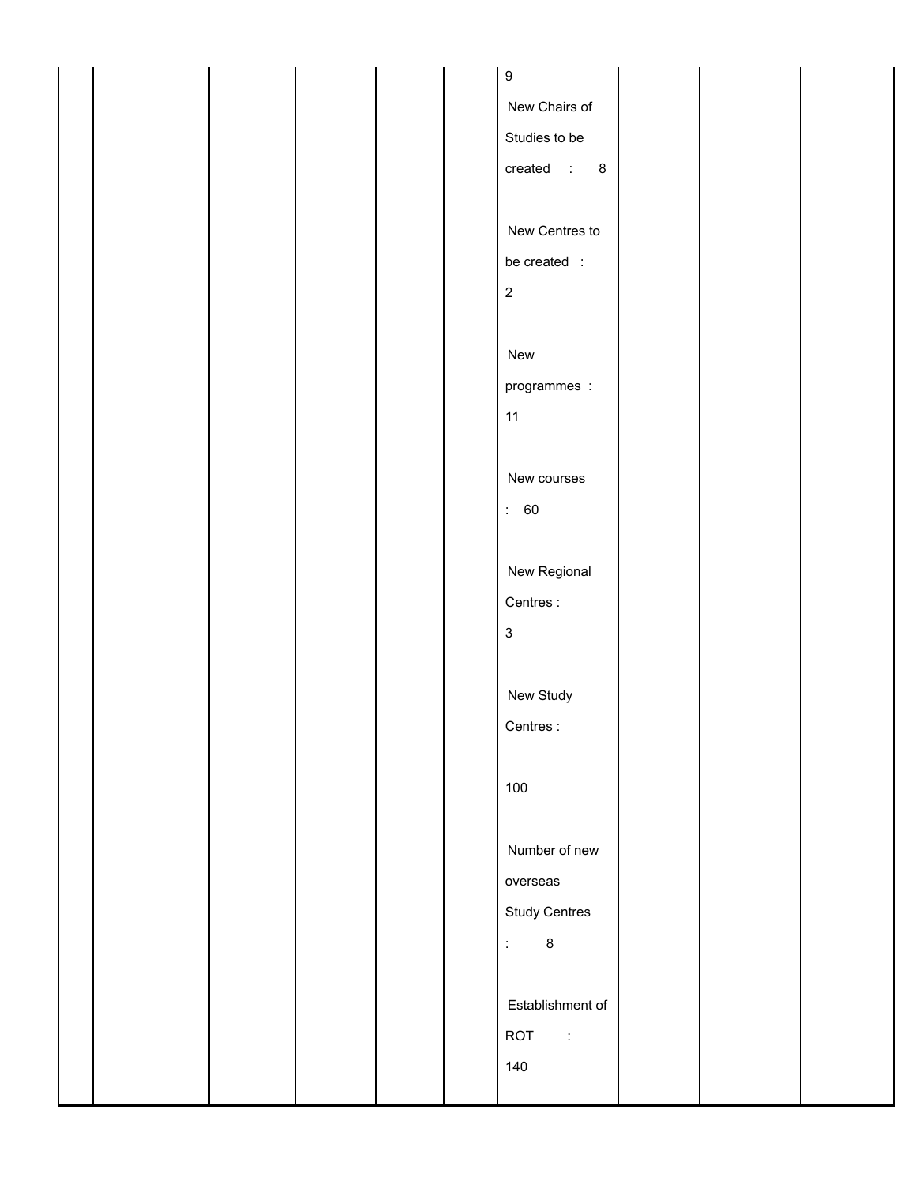|  |  |  |  |  |  |  |  |  |  |
|---|---|---|---|---|---|---|---|---|---|
|  |  |  |  |  |  | 9<br>New Chairs of Studies to be created : 8<br><br>New Centres to be created : 2<br><br>New programmes : 11<br><br>New courses : 60<br><br>New Regional Centres : 3<br><br>New Study Centres : 100<br><br>Number of new overseas Study Centres : 8<br><br>Establishment of ROT : 140 |  |  |  |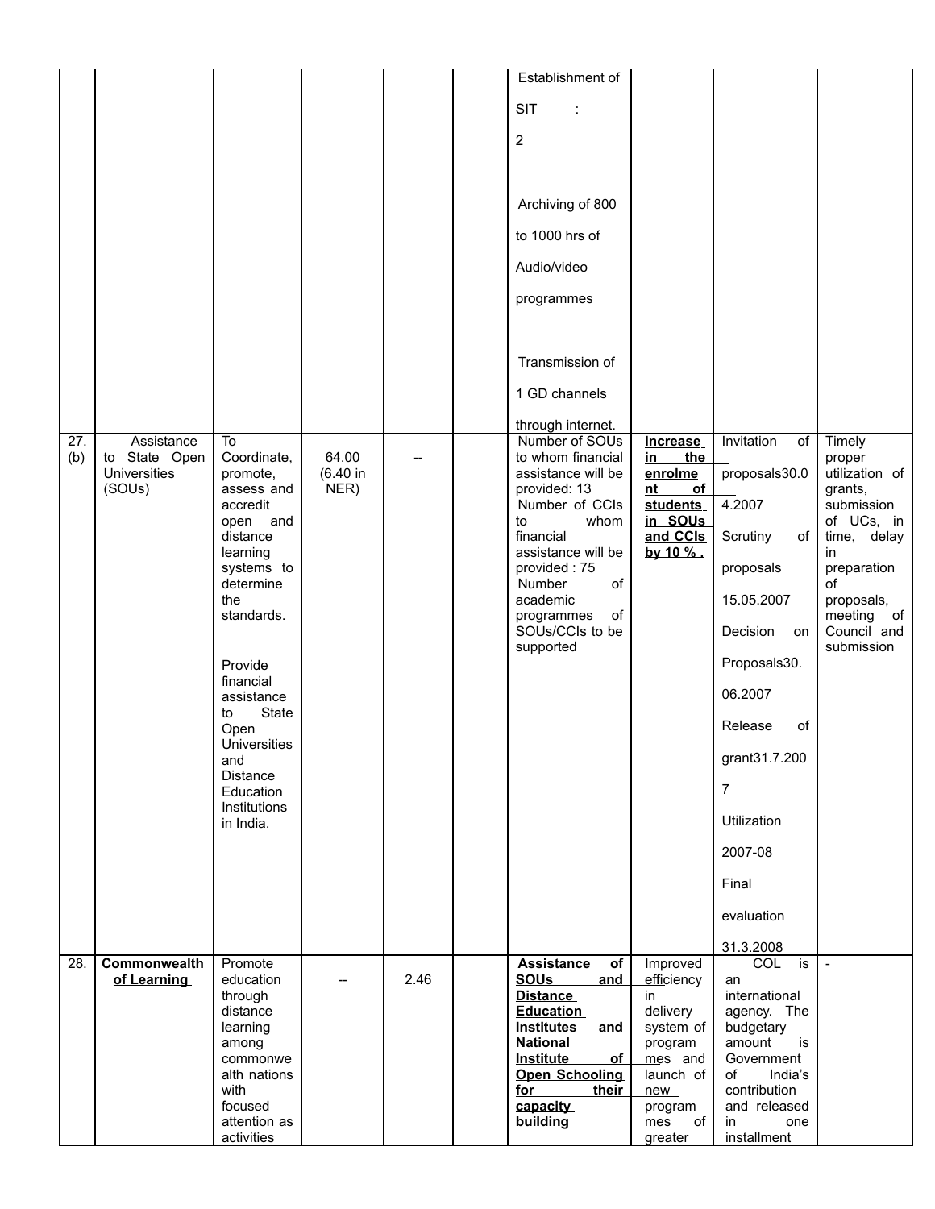| | | | | | | | | | |
|---|---|---|---|---|---|---|---|---|---|
| | | | | | | Establishment of SIT : 2<br><br>Archiving of 800 to 1000 hrs of Audio/video programmes<br><br>Transmission of 1 GD channels through internet. | | | |
| 27. (b) | Assistance to State Open Universities (SOUs) | To Coordinate, promote, assess and accredit open and distance learning systems to determine the standards.<br><br>Provide financial assistance to State Open Universities and Distance Education Institutions in India. | 64.00 (6.40 in NER) | -- | | Number of SOUs to whom financial assistance will be provided: 13<br>Number of CCIs to whom financial assistance will be provided : 75<br>Number of academic programmes of SOUs/CCIs to be supported | **Increase in the enrolment of students in SOUs and CCIs by 10 %.** | Invitation of proposals30.04.2007<br>Scrutiny of proposals 15.05.2007<br>Decision on Proposals30.06.2007<br>Release of grant31.7.2007<br>Utilization 2007-08<br>Final evaluation 31.3.2008 | Timely proper utilization of grants, submission of UCs, in time, delay in preparation of proposals, meeting of Council and submission |
| 28. | **Commonwealth of Learning** | Promote education through distance learning among commonwealth nations with focused attention as activities | -- | 2.46 | | **Assistance of SOUs and Distance Education Institutes and National Institute of Open Schooling for their capacity building** | Improved efficiency in delivery system of programmes and launch of new programmes of greater | COL is an international agency. The budgetary amount is Government of India's contribution and released in one installment | - |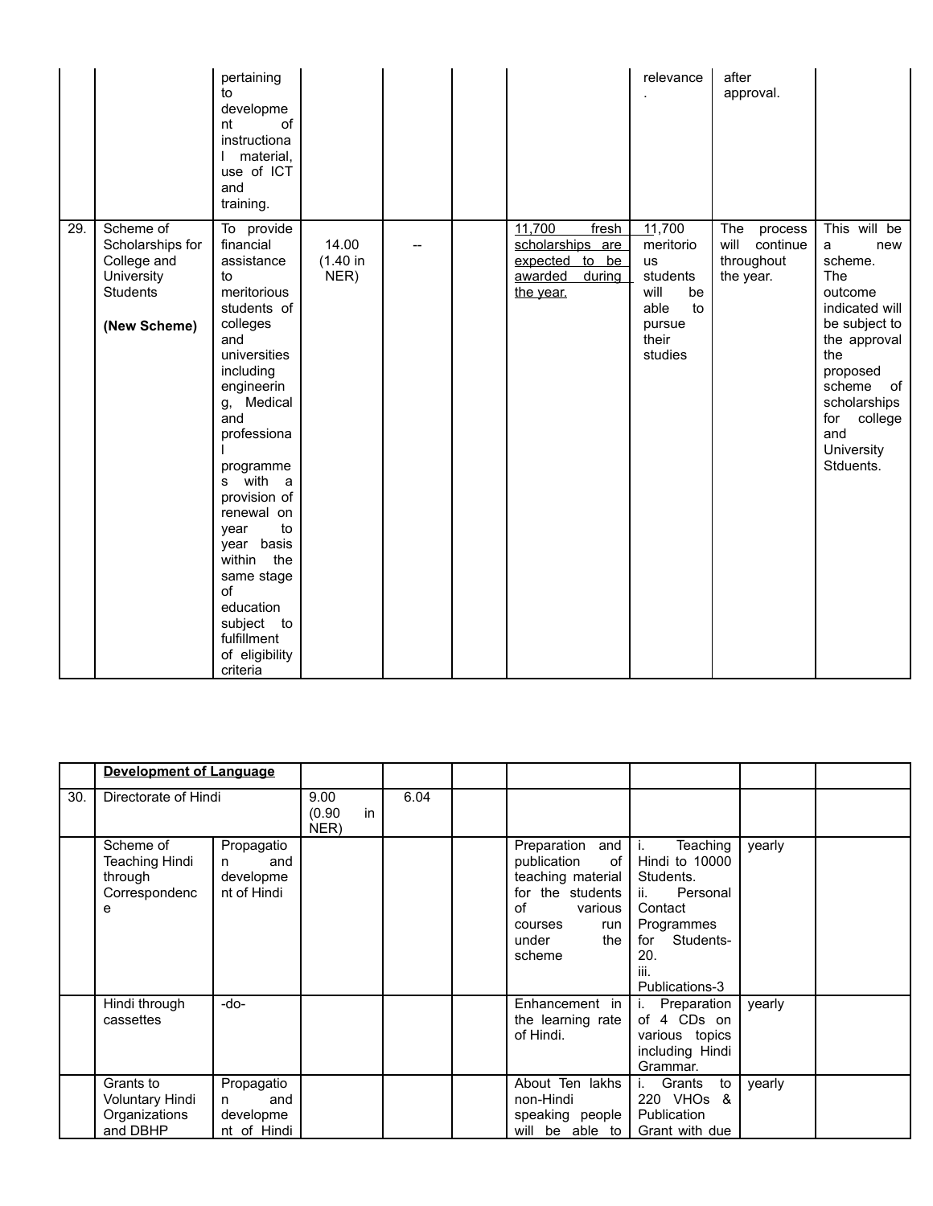| | | | | | | | | | |
|---|---|---|---|---|---|---|---|---|---|
| | | pertaining to development of instructional material, use of ICT and training. | | | | | relevance. | after approval. | |
| 29. | Scheme of Scholarships for College and University Students<br><br>**(New Scheme)** | To provide financial assistance to meritorious students of colleges and universities including engineering, Medical and professional programmes with a provision of renewal on year to year basis within the same stage of education subject to fulfillment of eligibility criteria | 14.00 (1.40 in NER) | -- | | 11,700 fresh scholarships are expected to be awarded during the year. | 11,700 meritorious students will be able to pursue their studies | The process will continue throughout the year. | This will be a new scheme. The outcome indicated will be subject to the approval the proposed scheme of scholarships for college and University Stduents. |

| | | | | | | | | | |
|---|---|---|---|---|---|---|---|---|---|
| | **Development of Language** | | | | | | | | |
| 30. | Directorate of Hindi | | 9.00 (0.90 in NER) | 6.04 | | | | | |
| | Scheme of Teaching Hindi through Correspondence | Propagation and development of Hindi | | | | Preparation and publication of teaching material for the students of various courses run under the scheme | i. Teaching Hindi to 10000 Students.<br>ii. Personal Contact Programmes for Students-20.<br>iii. Publications-3 | yearly | |
| | Hindi through cassettes | -do- | | | | Enhancement in the learning rate of Hindi. | i. Preparation of 4 CDs on various topics including Hindi Grammar. | yearly | |
| | Grants to Voluntary Hindi Organizations and DBHP | Propagation and development of Hindi | | | | About Ten lakhs non-Hindi speaking people will be able to | i. Grants to 220 VHOs & Publication Grant with due | yearly | |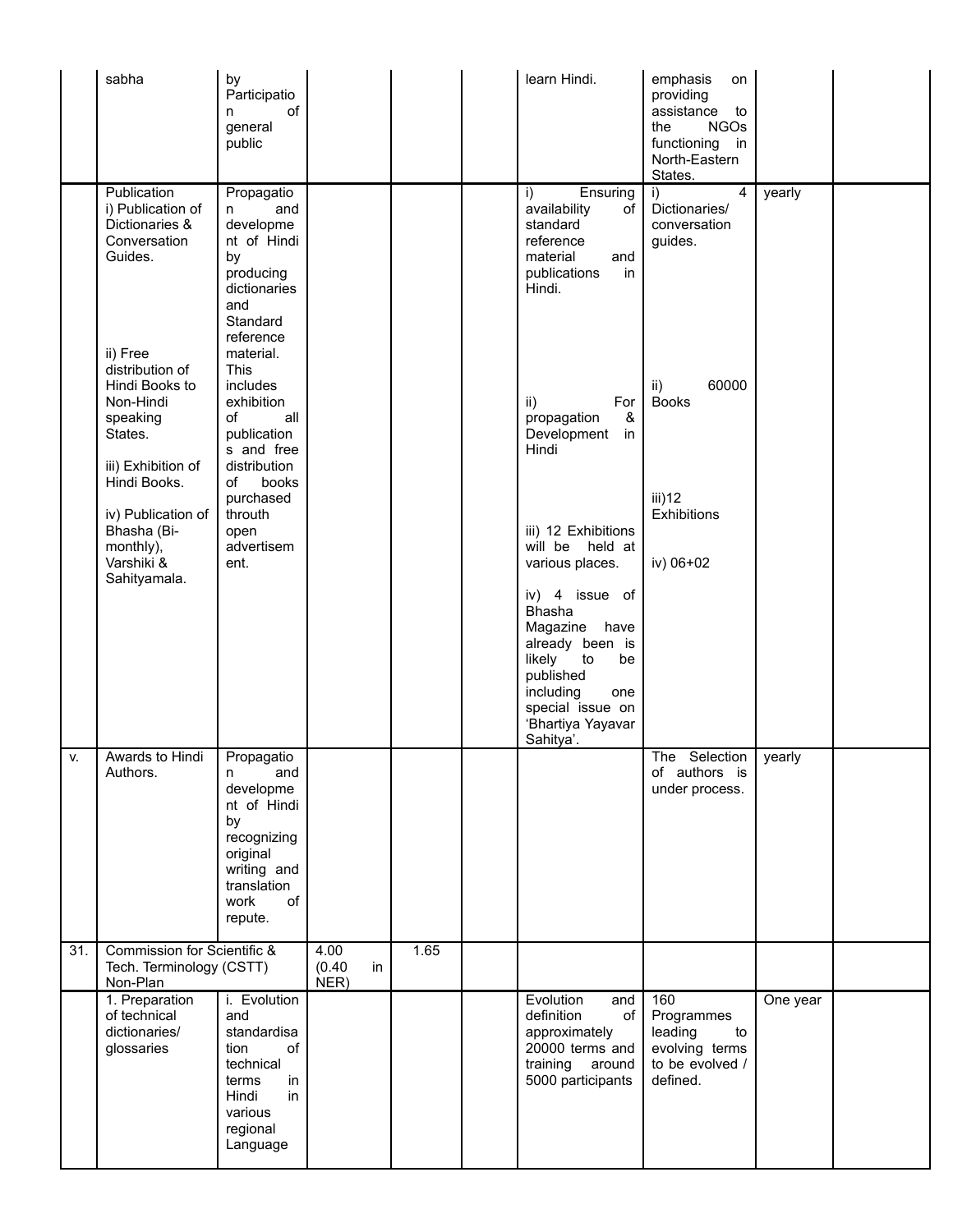| | | | | | | | | | |
|---|---|---|---|---|---|---|---|---|---|
| | sabha | by Participation of general public | | | | learn Hindi. | emphasis on providing assistance to the NGOs functioning in North-Eastern States. | | |
| | Publication<br>i) Publication of Dictionaries & Conversation Guides.<br><br>ii) Free distribution of Hindi Books to Non-Hindi speaking States.<br><br>iii) Exhibition of Hindi Books.<br><br>iv) Publication of Bhasha (Bi-monthly), Varshiki & Sahityamala. | Propagation and development of Hindi by producing dictionaries and Standard reference material. This includes exhibition of all publications and free distribution of books purchased throuth open advertisement. | | | | i) Ensuring availability of standard reference material and publications in Hindi.<br><br>ii) For propagation & Development in Hindi<br><br>iii) 12 Exhibitions will be held at various places.<br><br>iv) 4 issue of Bhasha Magazine have already been is likely to be published including one special issue on 'Bhartiya Yayavar Sahitya'. | i) 4 Dictionaries/ conversation guides.<br><br>ii) 60000 Books<br><br>iii)12 Exhibitions<br><br>iv) 06+02 | yearly | |
| v. | Awards to Hindi Authors. | Propagation and development of Hindi by recognizing original writing and translation work of repute. | | | | | The Selection of authors is under process. | yearly | |
| 31. | Commission for Scientific & Tech. Terminology (CSTT) Non-Plan | | 4.00 (0.40 in NER) | 1.65 | | | | | |
| | 1. Preparation of technical dictionaries/ glossaries | i. Evolution and standardisation of technical terms in Hindi in various regional Language | | | | Evolution and definition of approximately 20000 terms and training around 5000 participants | 160 Programmes leading to evolving terms to be evolved / defined. | One year | |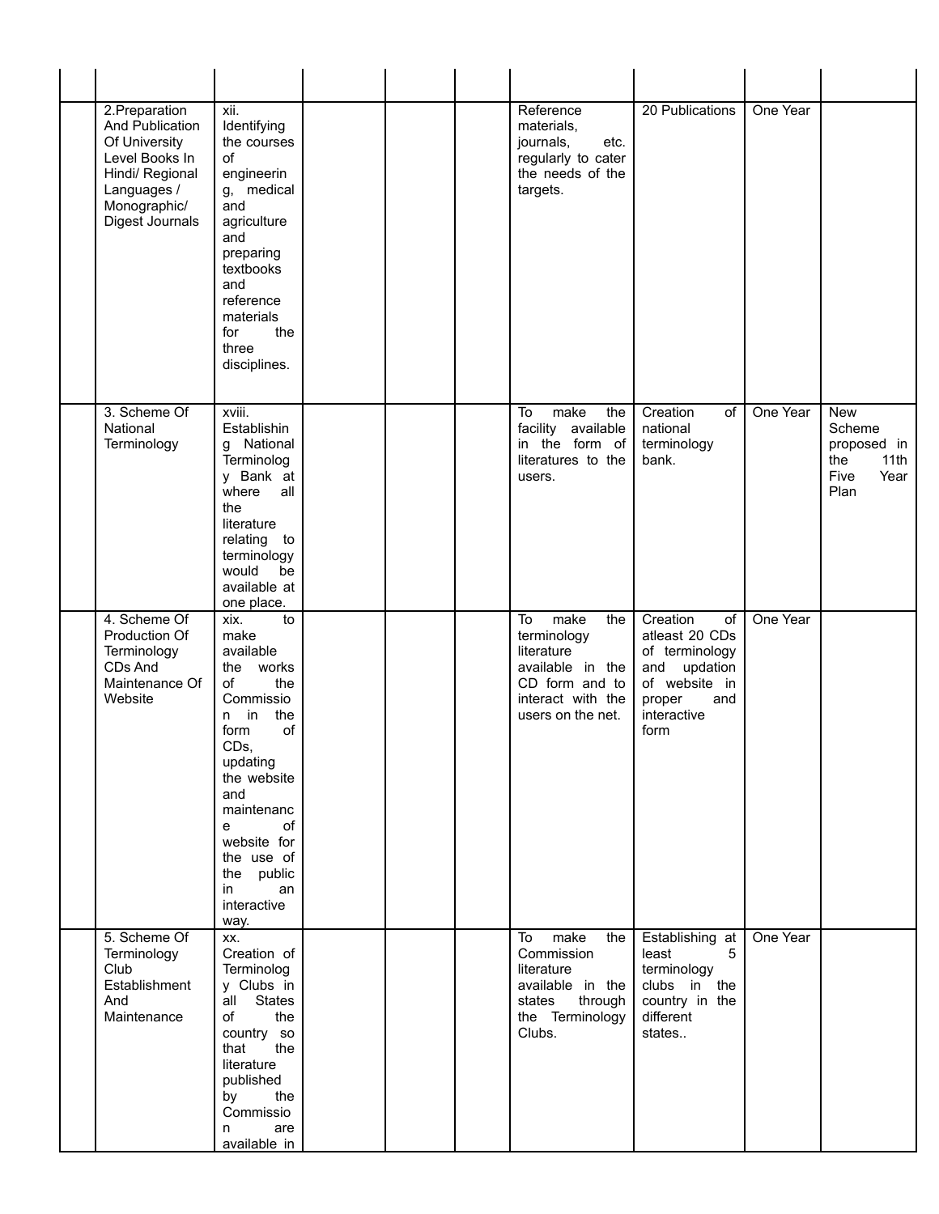| | | | | | | | | | |
|---|---|---|---|---|---|---|---|---|---|
| | | | | | | | | | |
| | 2.Preparation And Publication Of University Level Books In Hindi/ Regional Languages / Monographic/ Digest Journals | xii. Identifying the courses of engineering, medical and agriculture and preparing textbooks and reference materials for the three disciplines. | | | | Reference materials, journals, etc. regularly to cater the needs of the targets. | 20 Publications | One Year | |
| | 3. Scheme Of National Terminology | xviii. Establishing National Terminology Bank at where all the literature relating to terminology would be available at one place. | | | | To make the facility available in the form of literatures to the users. | Creation of national terminology bank. | One Year | New Scheme proposed in the 11th Five Year Plan |
| | 4. Scheme Of Production Of Terminology CDs And Maintenance Of Website | xix. to make available the works of the Commission in the form of CDs, updating the website and maintenance of website for the use of the public in an interactive way. | | | | To make the terminology literature available in the CD form and to interact with the users on the net. | Creation of atleast 20 CDs of terminology and updation of website in proper and interactive form | One Year | |
| | 5. Scheme Of Terminology Club Establishment And Maintenance | xx. Creation of Terminology Clubs in all States of the country so that the literature published by the Commission are available in | | | | To make the Commission literature available in the states through the Terminology Clubs. | Establishing at least 5 terminology clubs in the country in the different states.. | One Year | |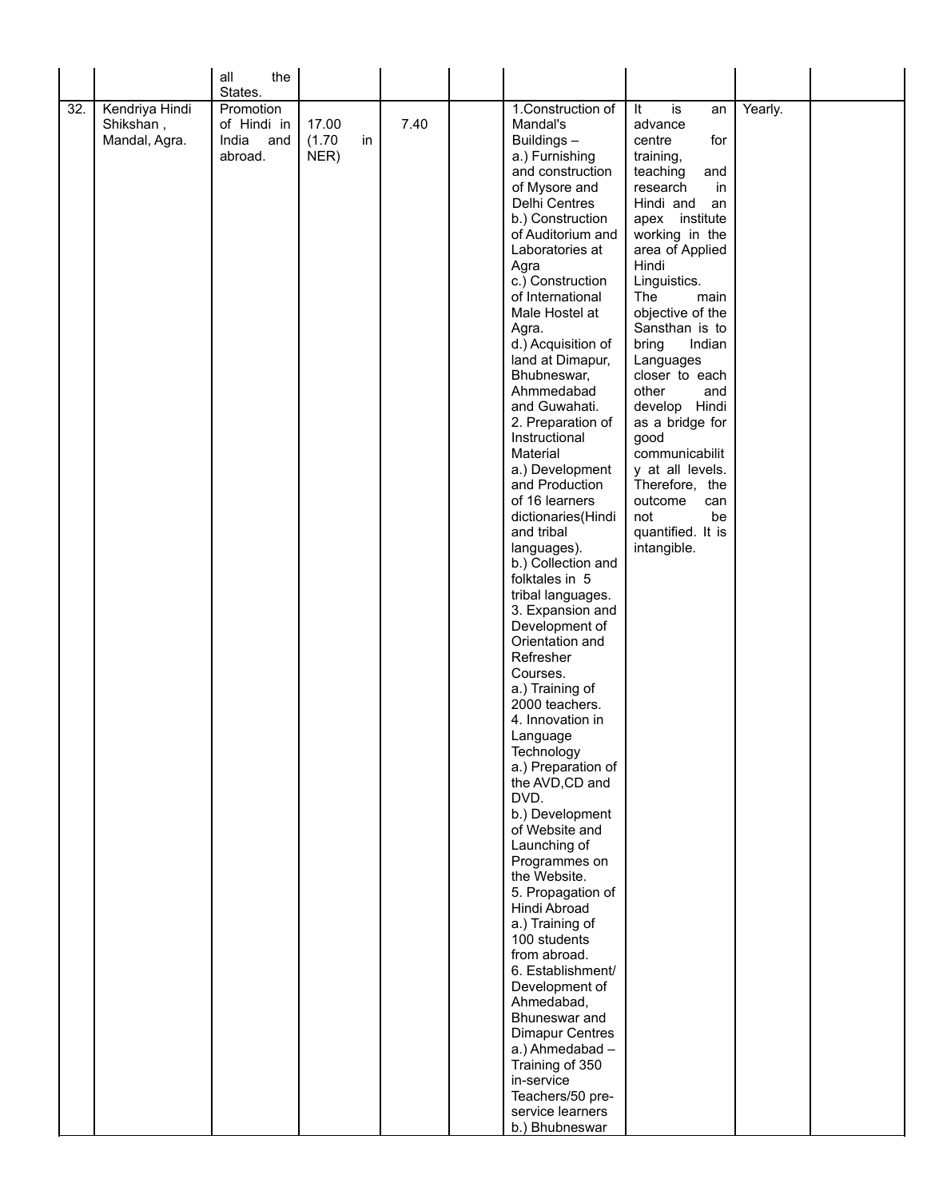| | | all the States. | | | | | | | |
|---|---|---|---|---|---|---|---|---|---|
| 32. | Kendriya Hindi Shikshan , Mandal, Agra. | Promotion of Hindi in India and abroad. | 17.00 (1.70 in NER) | 7.40 | | 1.Construction of Mandal's Buildings – a.) Furnishing and construction of Mysore and Delhi Centres b.) Construction of Auditorium and Laboratories at Agra c.) Construction of International Male Hostel at Agra. d.) Acquisition of land at Dimapur, Bhubneswar, Ahmmedabad and Guwahati. 2. Preparation of Instructional Material a.) Development and Production of 16 learners dictionaries(Hindi and tribal languages). b.) Collection and folktales in 5 tribal languages. 3. Expansion and Development of Orientation and Refresher Courses. a.) Training of 2000 teachers. 4. Innovation in Language Technology a.) Preparation of the AVD,CD and DVD. b.) Development of Website and Launching of Programmes on the Website. 5. Propagation of Hindi Abroad a.) Training of 100 students from abroad. 6. Establishment/ Development of Ahmedabad, Bhuneswar and Dimapur Centres a.) Ahmedabad – Training of 350 in-service Teachers/50 pre-service learners b.) Bhubneswar | It is an advance centre for training, teaching and research in Hindi and an apex institute working in the area of Applied Hindi Linguistics. The main objective of the Sansthan is to bring Indian Languages closer to each other and develop Hindi as a bridge for good communicability at all levels. Therefore, the outcome can not be quantified. It is intangible. | Yearly. | |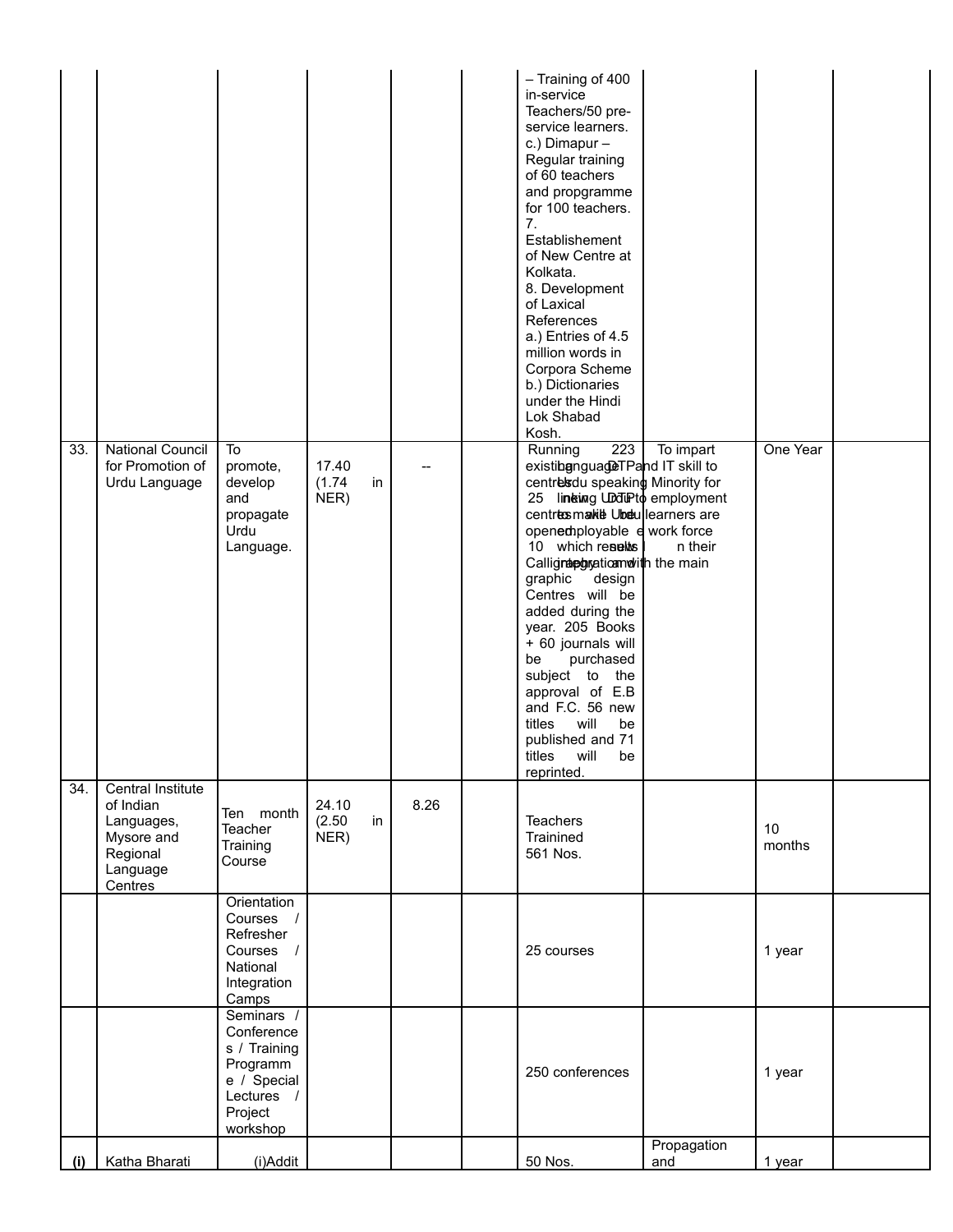| | | | | | | | | | |
|---|---|---|---|---|---|---|---|---|---|
| | | | | | | – Training of 400 in-service Teachers/50 pre-service learners. c.) Dimapur – Regular training of 60 teachers and propgramme for 100 teachers. 7. Establishement of New Centre at Kolkata. 8. Development of Laxical References a.) Entries of 4.5 million words in Corpora Scheme b.) Dictionaries under the Hindi Lok Shabad Kosh. | | | |
| 33. | National Council for Promotion of Urdu Language | To promote, develop and propagate Urdu Language. | 17.40 (1.74 in NER) | -- | | Running 223 existing language centres. 25 new centres will be opened. 10 Calligraphy and graphic design Centres will be added during the year. 205 Books + 60 journals will be purchased subject to the approval of E.B and F.C. 56 new titles will be published and 71 titles will be reprinted. | To impart DTP and IT skill to Urdu speaking Minority for linking DTP to employment to make the learners are employable work force which results in their integration with the main | One Year | |
| 34. | Central Institute of Indian Languages, Mysore and Regional Language Centres | Ten month Teacher Training Course | 24.10 (2.50 in NER) | 8.26 | | Teachers Trainined 561 Nos. | | 10 months | |
| | | Orientation Courses / Refresher Courses / National Integration Camps | | | | 25 courses | | 1 year | |
| | | Seminars / Conferences / Training Programme / Special Lectures / Project workshop | | | | 250 conferences | | 1 year | |
| (i) | Katha Bharati | (i)Addit | | | | 50 Nos. | Propagation and | 1 year | |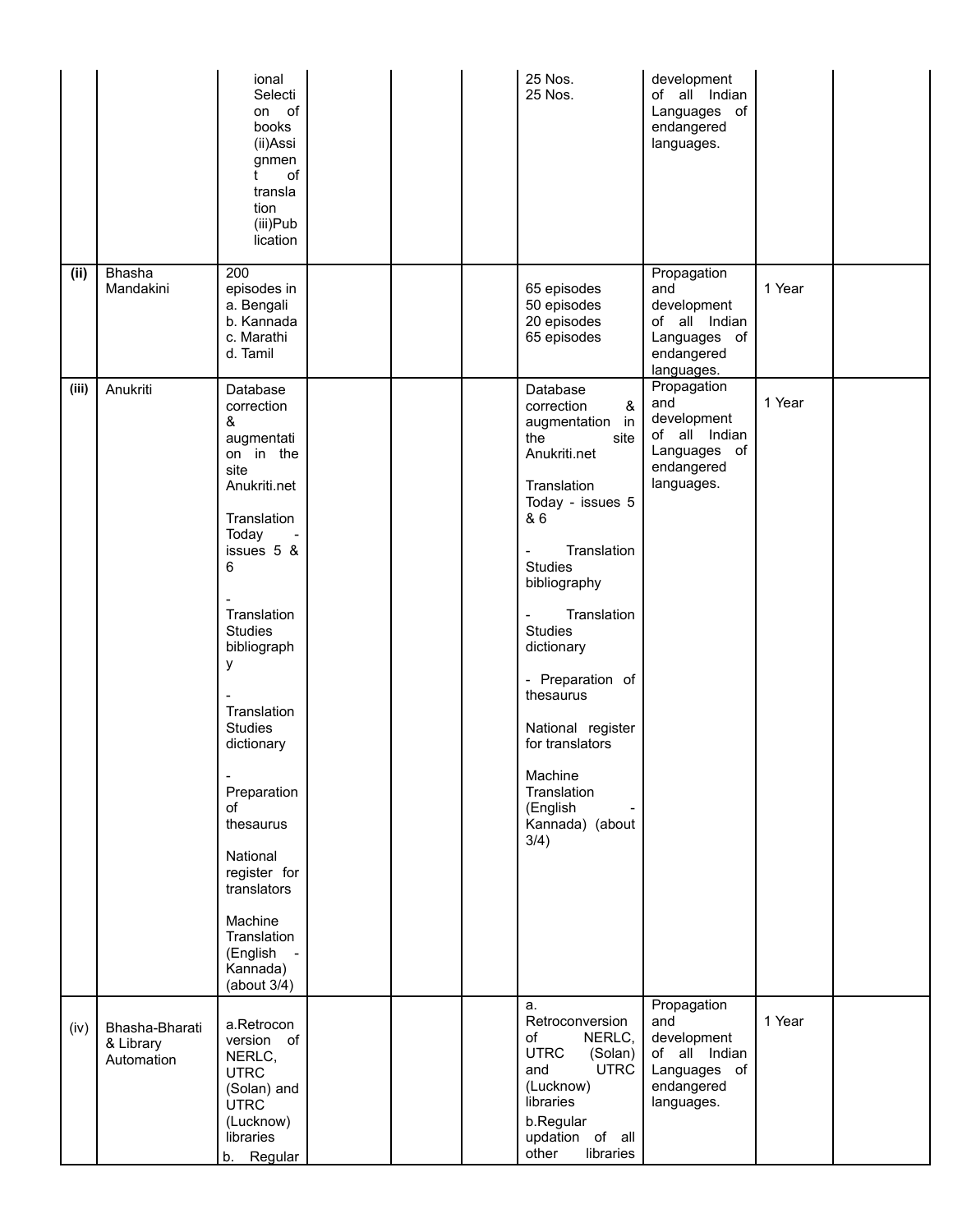| | | | | | | | | | |
|---|---|---|---|---|---|---|---|---|---|
| | | ional Selection of books (ii)Assignment of translation (iii)Publication | | | | 25 Nos. 25 Nos. | development of all Indian Languages of endangered languages. | | |
| **(ii)** | Bhasha Mandakini | 200 episodes in a. Bengali b. Kannada c. Marathi d. Tamil | | | | 65 episodes 50 episodes 20 episodes 65 episodes | Propagation and development of all Indian Languages of endangered languages. | 1 Year | |
| **(iii)** | Anukriti | Database correction & augmentation in the site Anukriti.net<br><br>Translation Today - issues 5 & 6<br><br>- Translation Studies bibliography<br><br>- Translation Studies dictionary<br><br>- Preparation of thesaurus<br><br>National register for translators<br><br>Machine Translation (English - Kannada) (about 3/4) | | | | Database correction & augmentation in the site Anukriti.net<br><br>Translation Today - issues 5 & 6<br><br>- Translation Studies bibliography<br><br>- Translation Studies dictionary<br><br>- Preparation of thesaurus<br><br>National register for translators<br><br>Machine Translation (English - Kannada) (about 3/4) | Propagation and development of all Indian Languages of endangered languages. | 1 Year | |
| (iv) | Bhasha-Bharati & Library Automation | a.Retroconversion of NERLC, UTRC (Solan) and UTRC (Lucknow) libraries<br>b. Regular | | | | a. Retroconversion of NERLC, UTRC (Solan) and UTRC (Lucknow) libraries<br>b.Regular updation of all other libraries | Propagation and development of all Indian Languages of endangered languages. | 1 Year | |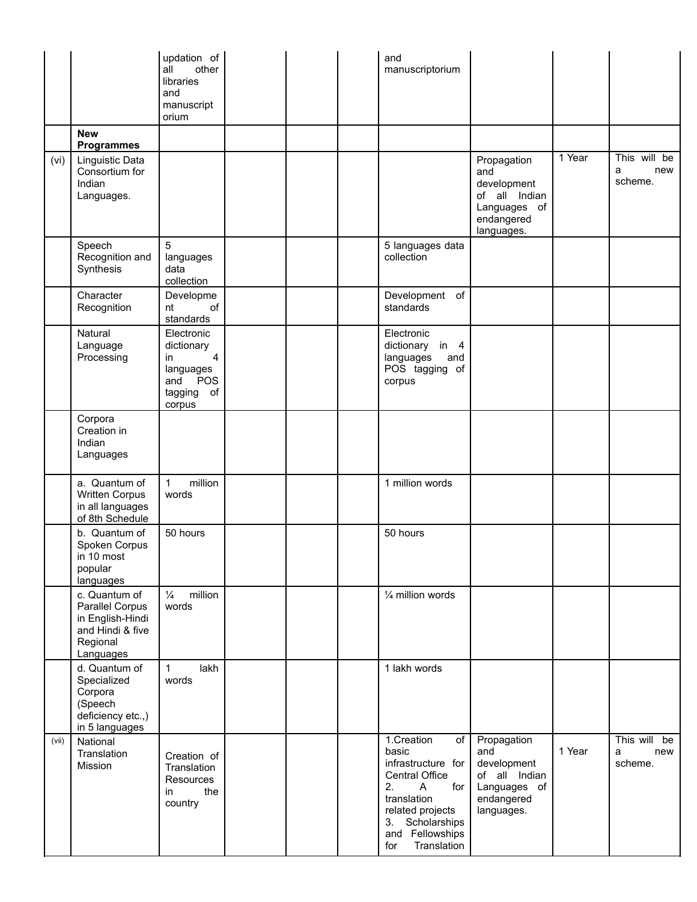| | | | | | | | | | |
|---|---|---|---|---|---|---|---|---|---|
| | | updation of all other libraries and manuscriptorium | | | | and manuscriptorium | | | |
| | **New Programmes** | | | | | | | | |
| (vi) | Linguistic Data Consortium for Indian Languages. | | | | | | Propagation and development of all Indian Languages of endangered languages. | 1 Year | This will be a new scheme. |
| | Speech Recognition and Synthesis | 5 languages data collection | | | | 5 languages data collection | | | |
| | Character Recognition | Development of standards | | | | Development of standards | | | |
| | Natural Language Processing | Electronic dictionary in 4 languages and POS tagging of corpus | | | | Electronic dictionary in 4 languages and POS tagging of corpus | | | |
| | Corpora Creation in Indian Languages | | | | | | | | |
| | a. Quantum of Written Corpus in all languages of 8th Schedule | 1 million words | | | | 1 million words | | | |
| | b. Quantum of Spoken Corpus in 10 most popular languages | 50 hours | | | | 50 hours | | | |
| | c. Quantum of Parallel Corpus in English-Hindi and Hindi & five Regional Languages | ¼ million words | | | | ¼ million words | | | |
| | d. Quantum of Specialized Corpora (Speech deficiency etc.,) in 5 languages | 1 lakh words | | | | 1 lakh words | | | |
| (vii) | National Translation Mission | Creation of Translation Resources in the country | | | | 1.Creation of basic infrastructure for Central Office<br>2. A for translation related projects<br>3. Scholarships and Fellowships for Translation | Propagation and development of all Indian Languages of endangered languages. | 1 Year | This will be a new scheme. |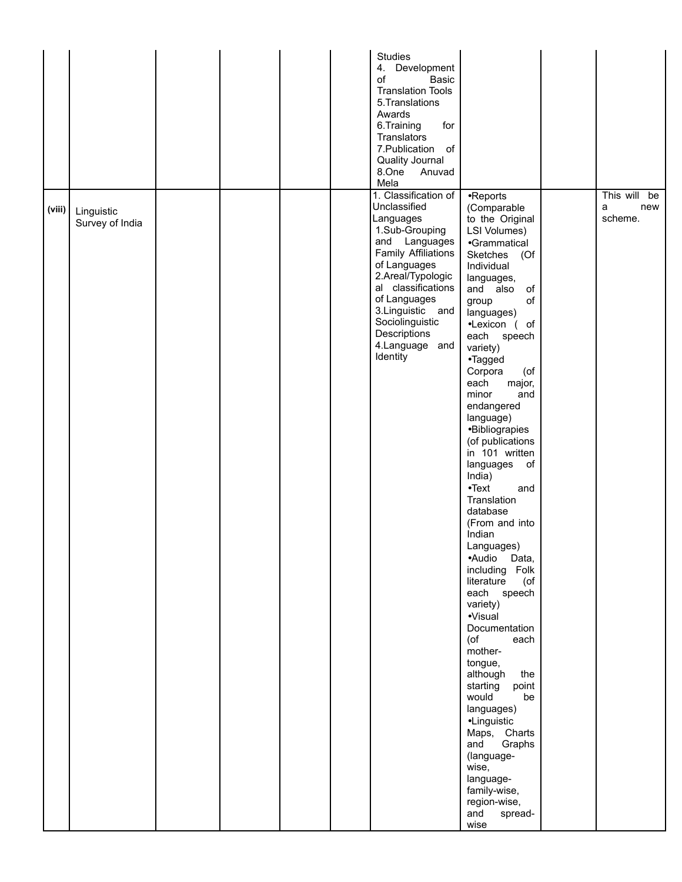| | | | | | | | | | |
|---|---|---|---|---|---|---|---|---|---|
| | | | | | | Studies<br>4. Development of Basic Translation Tools<br>5.Translations Awards<br>6.Training for Translators<br>7.Publication of Quality Journal<br>8.One Anuvad Mela | | | |
| **(viii)** | Linguistic Survey of India | | | | | 1. Classification of Unclassified Languages<br>1.Sub-Grouping and Languages Family Affiliations of Languages<br>2.Areal/Typological classifications of Languages<br>3.Linguistic and Sociolinguistic Descriptions<br>4.Language and Identity | •Reports (Comparable to the Original LSI Volumes)<br>•Grammatical Sketches (Of Individual languages, and also of group of languages)<br>•Lexicon ( of each speech variety)<br>•Tagged Corpora (of each major, minor and endangered language)<br>•Bibliograpies (of publications in 101 written languages of India)<br>•Text and Translation database (From and into Indian Languages)<br>•Audio Data, including Folk literature (of each speech variety)<br>•Visual Documentation (of each mother-tongue, although the starting point would be languages)<br>•Linguistic Maps, Charts and Graphs (language-wise, language-family-wise, region-wise, and spread-wise | | This will be a new scheme. |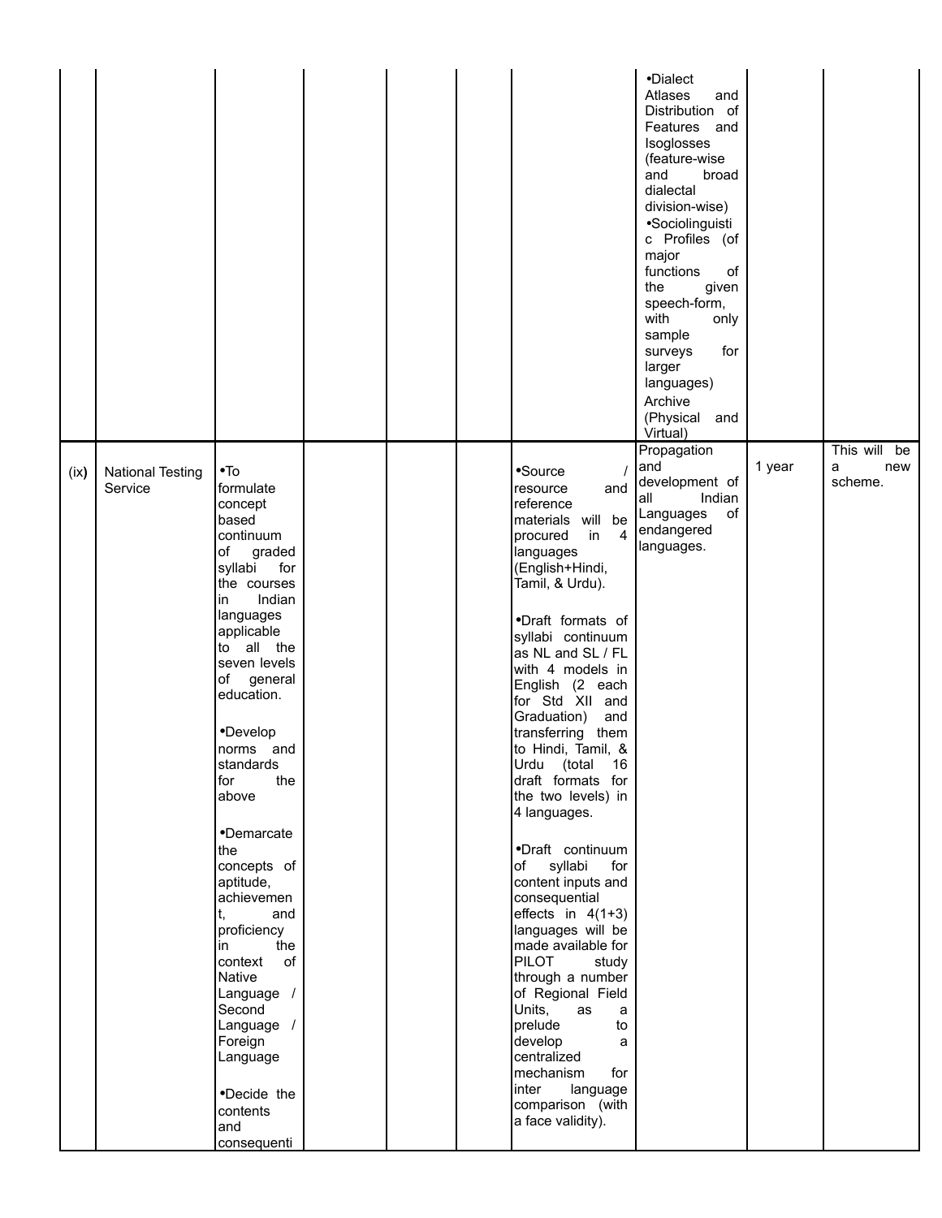| | | | | | | | | | |
|---|---|---|---|---|---|---|---|---|---|
| | | | | | | | •Dialect Atlases and Distribution of Features and Isoglosses (feature-wise and broad dialectal division-wise)<br>•Sociolinguistic Profiles (of major functions of the given speech-form, with only sample surveys for larger languages)<br>Archive (Physical and Virtual) | | |
| (ix) | National Testing Service | •To formulate concept based continuum of graded syllabi for the courses in Indian languages applicable to all the seven levels of general education.<br><br>•Develop norms and standards for the above<br><br>•Demarcate the concepts of aptitude, achievement, and proficiency in the context of Native Language / Second Language / Foreign Language<br><br>•Decide the contents and consequenti | | | | •Source / resource and reference materials will be procured in 4 languages (English+Hindi, Tamil, & Urdu).<br><br>•Draft formats of syllabi continuum as NL and SL / FL with 4 models in English (2 each for Std XII and Graduation) and transferring them to Hindi, Tamil, & Urdu (total 16 draft formats for the two levels) in 4 languages.<br><br>•Draft continuum of syllabi for content inputs and consequential effects in 4(1+3) languages will be made available for PILOT study through a number of Regional Field Units, as a prelude to develop a centralized mechanism for inter language comparison (with a face validity). | Propagation and development of all Indian Languages of endangered languages. | 1 year | This will be a new scheme. |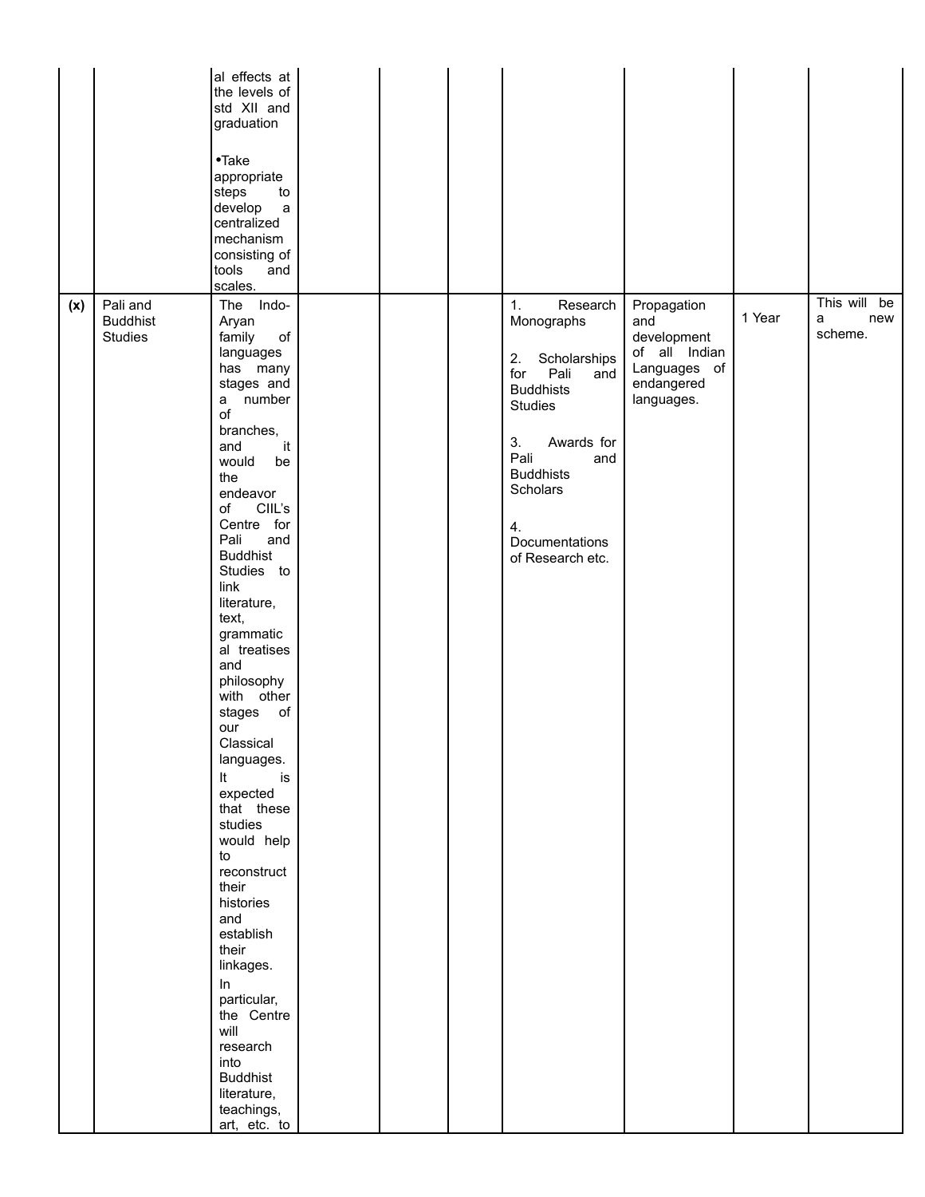| | | | | | | | | | |
|---|---|---|---|---|---|---|---|---|---|
| | | al effects at the levels of std XII and graduation<br><br>•Take appropriate steps to develop a centralized mechanism consisting of tools and scales. | | | | | | | |
| **(x)** | Pali and Buddhist Studies | The Indo-Aryan family of languages has many stages and a number of branches, and it would be the endeavor of CIIL's Centre for Pali and Buddhist Studies to link literature, text, grammatical treatises and philosophy with other stages of our Classical languages. It is expected that these studies would help to reconstruct their histories and establish their linkages. In particular, the Centre will research into Buddhist literature, teachings, art, etc. to | | | | 1. Research Monographs<br><br>2. Scholarships for Pali and Buddhists Studies<br><br>3. Awards for Pali and Buddhists Scholars<br><br>4. Documentations of Research etc. | Propagation and development of all Indian Languages of endangered languages. | 1 Year | This will be a new scheme. |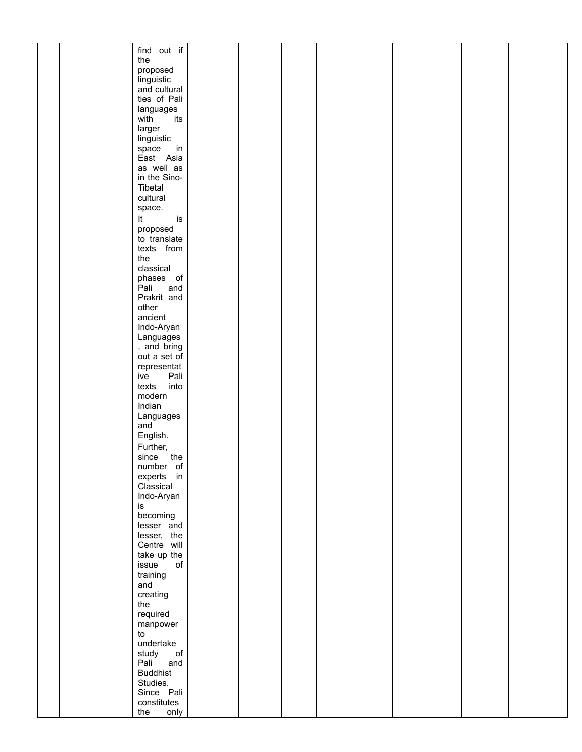|  |  | find out if the proposed linguistic and cultural ties of Pali languages with its larger linguistic space in East Asia as well as in the Sino-Tibetal cultural space. It is proposed to translate texts from the classical phases of Pali and Prakrit and other ancient Indo-Aryan Languages, and bring out a set of representative Pali texts into modern Indian Languages and English. Further, since the number of experts in Classical Indo-Aryan is becoming lesser and lesser, the Centre will take up the issue of training and creating the required manpower to undertake study of Pali and Buddhist Studies. Since Pali constitutes the only |  |  |  |  |  |  |  |
|---|---|---|---|---|---|---|---|---|---|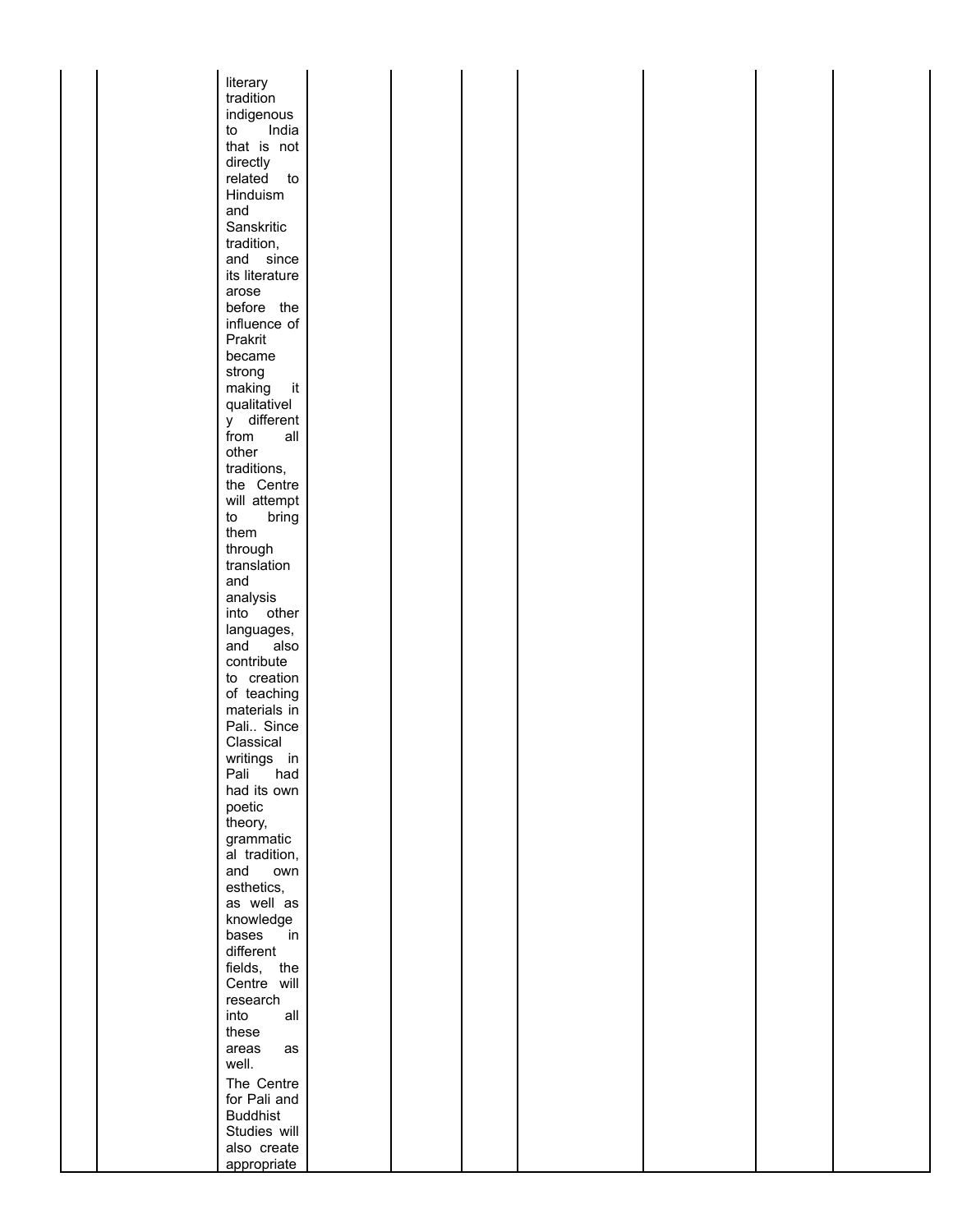|  |  |  |  |  |  |  |  |  |  |
|---|---|---|---|---|---|---|---|---|---|
|  |  | literary tradition indigenous to India that is not directly related to Hinduism and Sanskritic tradition, and since its literature arose before the influence of Prakrit became strong making it qualitatively different from all other traditions, the Centre will attempt to bring them through translation and analysis into other languages, and also contribute to creation of teaching materials in Pali.. Since Classical writings in Pali had had its own poetic theory, grammatical tradition, and own esthetics, as well as knowledge bases in different fields, the Centre will research into all these areas as well.<br>The Centre for Pali and Buddhist Studies will also create appropriate |  |  |  |  |  |  |  |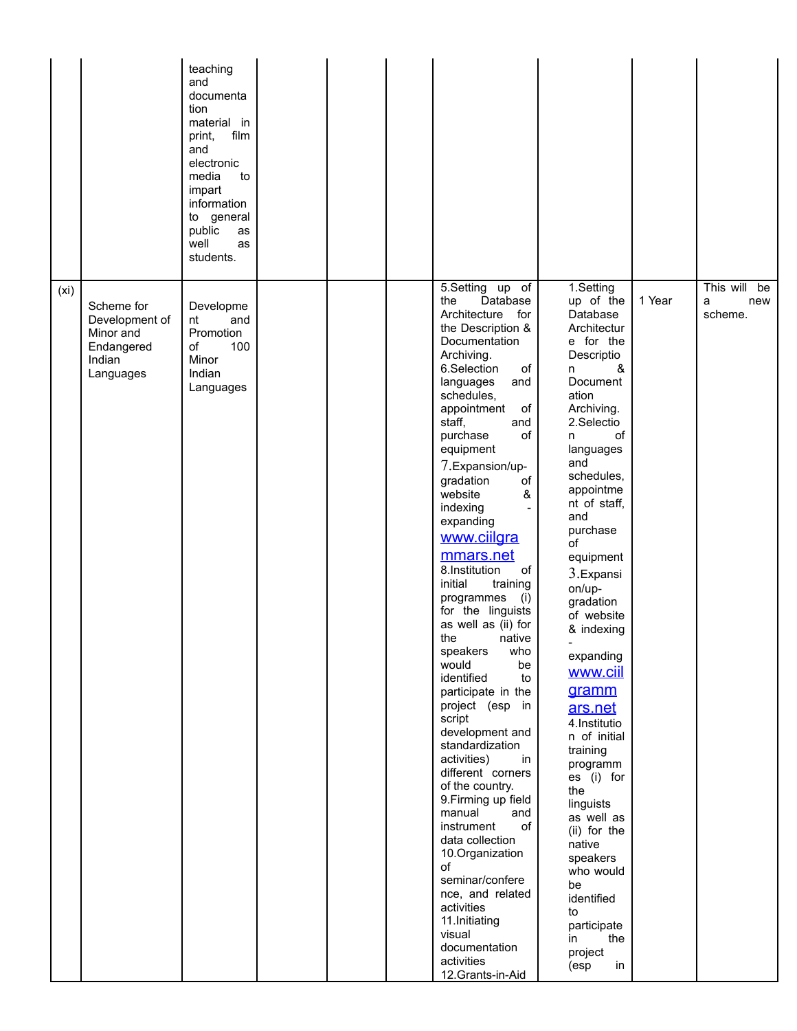| | | | | | | | | | |
|---|---|---|---|---|---|---|---|---|---|
| | | teaching and documentation material in print, film and electronic media to impart information to general public as well as students. | | | | | | | |
| (xi) | Scheme for Development of Minor and Endangered Indian Languages | Development and Promotion of 100 Minor Indian Languages | | | | 5.Setting up of the Database Architecture for the Description & Documentation Archiving.<br>6.Selection of languages and schedules, appointment of staff, and purchase of equipment<br>7.Expansion/up-gradation of website & indexing - expanding www.ciilgrammars.net<br>8.Institution of initial training programmes (i) for the linguists as well as (ii) for the native speakers who would be identified to participate in the project (esp in script development and standardization activities) in different corners of the country.<br>9.Firming up field manual and instrument of data collection<br>10.Organization of seminar/conference, and related activities<br>11.Initiating visual documentation activities<br>12.Grants-in-Aid | 1.Setting up of the Database Architecture for the Description & Documentation Archiving.<br>2.Selection of languages and schedules, appointment of staff, and purchase of equipment<br>3.Expansion/up-gradation of website & indexing - expanding www.ciilgrammars.net<br>4.Institution of initial training programmes (i) for the linguists as well as (ii) for the native speakers who would be identified to participate in the project (esp in | 1 Year | This will be a new scheme. |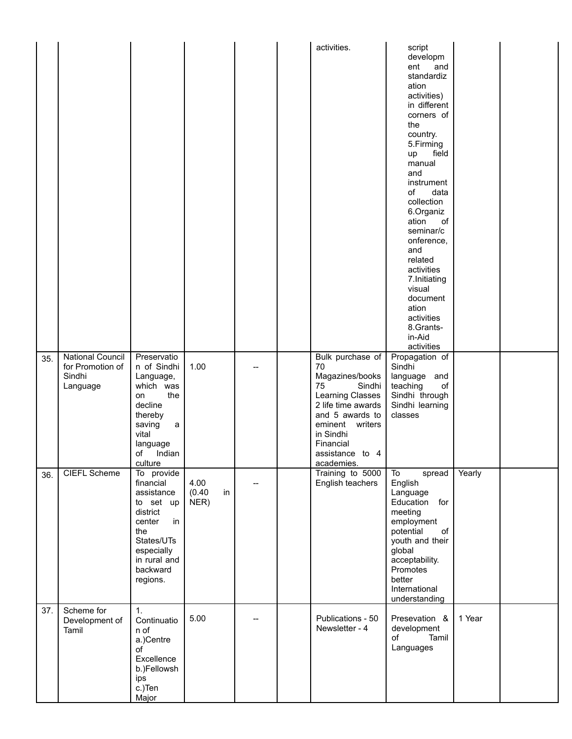| | | | | | | | | | |
|---|---|---|---|---|---|---|---|---|---|
| | | | | | | activities. | script development and standardization activities) in different corners of the country. 5.Firming up field manual and instrument of data collection 6.Organization of seminar/conference, and related activities 7.Initiating visual documentation activities 8.Grants-in-Aid activities | | |
| 35. | National Council for Promotion of Sindhi Language | Preservation of Sindhi Language, which was on the decline thereby saving a vital language of Indian culture | 1.00 | -- | | Bulk purchase of 70 Magazines/books 75 Sindhi Learning Classes 2 life time awards and 5 awards to eminent writers in Sindhi Financial assistance to 4 academies. | Propagation of Sindhi language and teaching of Sindhi through Sindhi learning classes | | |
| 36. | CIEFL Scheme | To provide financial assistance to set up district center in the States/UTs especially in rural and backward regions. | 4.00 (0.40 in NER) | -- | | Training to 5000 English teachers | To spread English Language Education for meeting employment potential of youth and their global acceptability. Promotes better International understanding | Yearly | |
| 37. | Scheme for Development of Tamil | 1. Continuation of a.)Centre of Excellence b.)Fellowships c.)Ten Major | 5.00 | -- | | Publications - 50 Newsletter - 4 | Presevation & development of Tamil Languages | 1 Year | |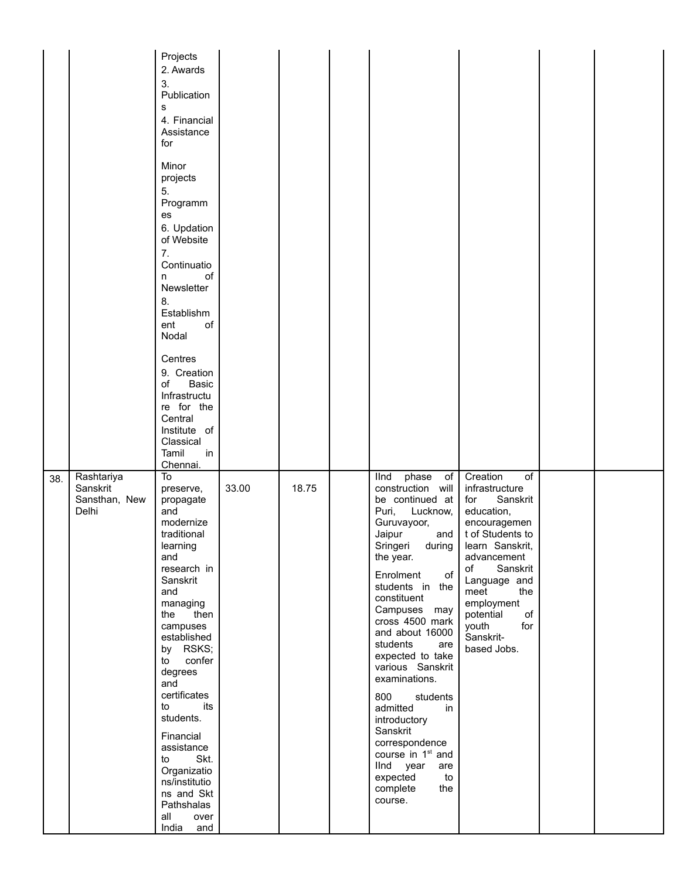| | | | | | | | | | |
|---|---|---|---|---|---|---|---|---|---|
| | | Projects<br>2. Awards<br>3. Publications<br>4. Financial Assistance for Minor projects<br>5. Programmes<br>6. Updation of Website<br>7. Continuation of Newsletter<br>8. Establishment of Nodal Centres<br>9. Creation of Basic Infrastructure for the Central Institute of Classical Tamil in Chennai. | | | | | | | |
| 38. | Rashtariya Sanskrit Sansthan, New Delhi | To preserve, propagate and modernize traditional learning and research in Sanskrit and managing the then campuses established by RSKS; to confer degrees and certificates to its students.<br><br>Financial assistance to Skt. Organizations/institutions and Skt Pathshalas all over India and | 33.00 | 18.75 | | IInd phase of construction will be continued at Puri, Lucknow, Guruvayoor, Jaipur and Sringeri during the year.<br><br>Enrolment of students in the constituent Campuses may cross 4500 mark and about 16000 students are expected to take various Sanskrit examinations.<br><br>800 students admitted in introductory Sanskrit correspondence course in 1st and IInd year are expected to complete the course. | Creation of infrastructure for Sanskrit education, encouragement of Students to learn Sanskrit, advancement of Sanskrit Language and meet the employment potential of youth for Sanskrit-based Jobs. | | |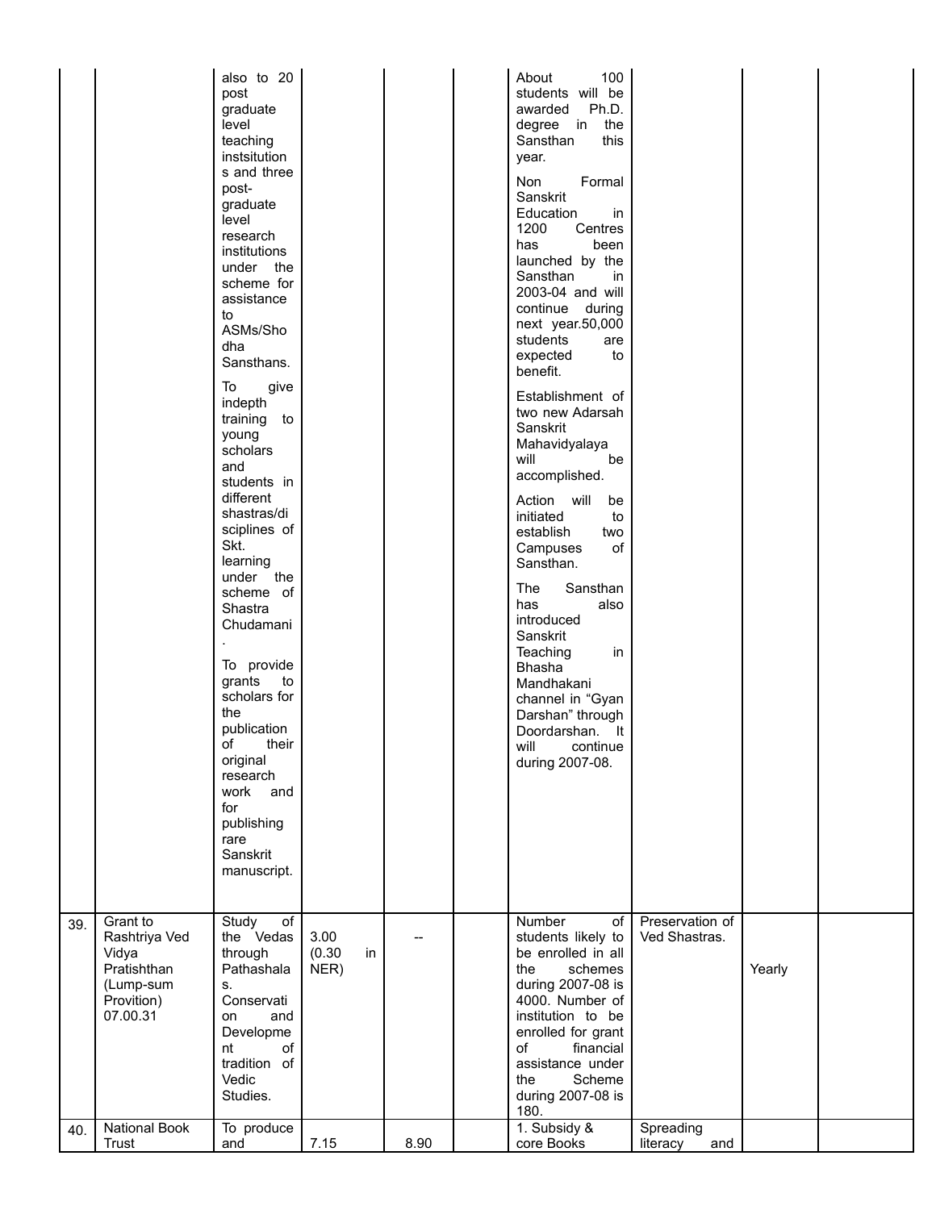|  |  |  |  |  |  |  |  |  |  |
|---|---|---|---|---|---|---|---|---|---|
|  |  | also to 20 post graduate level teaching instsitutions and three post-graduate level research institutions under the scheme for assistance to ASMs/Shodha Sansthans.<br><br>To give indepth training to young scholars and students in different shastras/disciplines of Skt. learning under the scheme of Shastra Chudamani.<br><br>To provide grants to scholars for the publication of their original research work and for publishing rare Sanskrit manuscript. |  |  |  | About 100 students will be awarded Ph.D. degree in the Sansthan this year.<br><br>Non Formal Sanskrit Education in 1200 Centres has been launched by the Sansthan in 2003-04 and will continue during next year.50,000 students are expected to benefit.<br><br>Establishment of two new Adarsah Sanskrit Mahavidyalaya will be accomplished.<br><br>Action will be initiated to establish two Campuses of Sansthan.<br><br>The Sansthan has also introduced Sanskrit Teaching in Bhasha Mandhakani channel in "Gyan Darshan" through Doordarshan. It will continue during 2007-08. |  |  |  |
| 39. | Grant to Rashtriya Ved Vidya Pratishthan (Lump-sum Provition) 07.00.31 | Study of the Vedas through Pathashalas. Conservation and Development of tradition of Vedic Studies. | 3.00 (0.30 in NER) | -- |  | Number of students likely to be enrolled in all the schemes during 2007-08 is 4000. Number of institution to be enrolled for grant of financial assistance under the Scheme during 2007-08 is 180. | Preservation of Ved Shastras. | Yearly |  |
| 40. | National Book Trust | To produce and | 7.15 | 8.90 |  | 1. Subsidy & core Books | Spreading literacy and |  |  |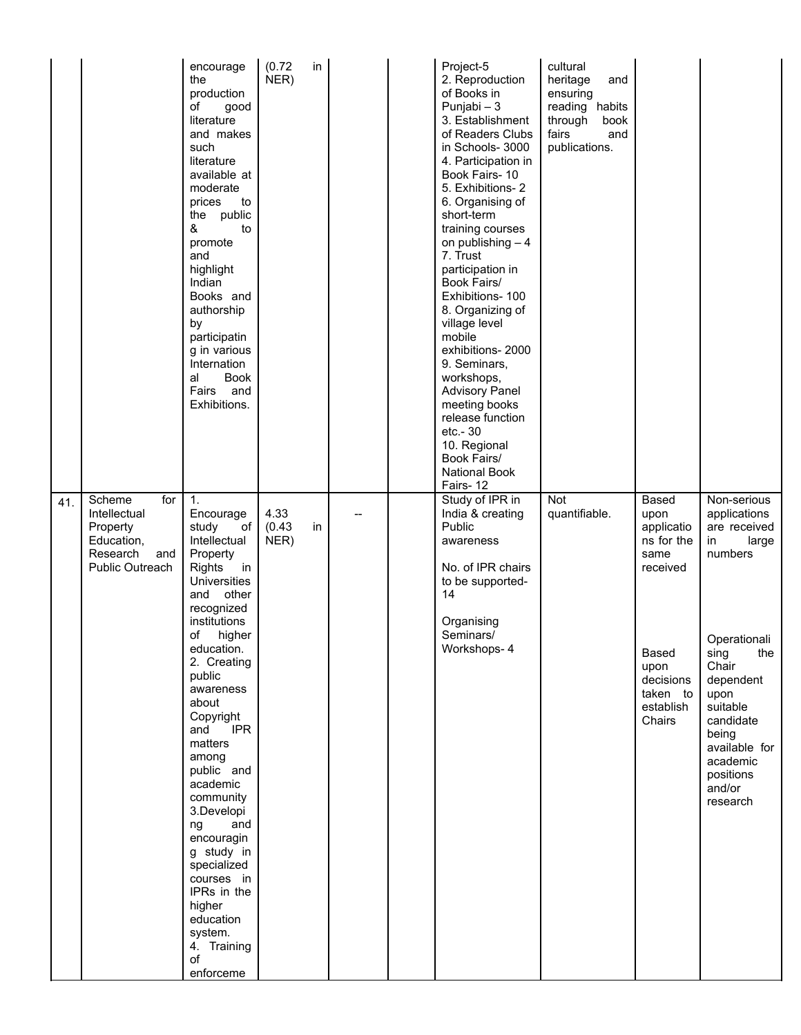| | | | | | | | | | |
|---|---|---|---|---|---|---|---|---|---|
| | | encourage the production of good literature and makes such literature available at moderate prices to the public & to promote and highlight Indian Books and authorship by participating in various International Book Fairs and Exhibitions. | (0.72 in NER) | | | Project-5<br>2. Reproduction of Books in Punjabi – 3<br>3. Establishment of Readers Clubs in Schools- 3000<br>4. Participation in Book Fairs- 10<br>5. Exhibitions- 2<br>6. Organising of short-term training courses on publishing – 4<br>7. Trust participation in Book Fairs/ Exhibitions- 100<br>8. Organizing of village level mobile exhibitions- 2000<br>9. Seminars, workshops, Advisory Panel meeting books release function etc.- 30<br>10. Regional Book Fairs/ National Book Fairs- 12 | cultural heritage and ensuring reading habits through book fairs and publications. | | |
| 41. | Scheme for Intellectual Property Education, Research and Public Outreach | 1. Encourage study of Intellectual Property Rights in Universities and other recognized institutions of higher education.<br>2. Creating public awareness about Copyright and IPR matters among public and academic community<br>3.Developing and encouraging study in specialized courses in IPRs in the higher education system.<br>4. Training of enforceme | 4.33 (0.43 in NER) | -- | | Study of IPR in India & creating Public awareness<br><br>No. of IPR chairs to be supported- 14<br><br>Organising Seminars/ Workshops- 4 | Not quantifiable. | Based upon applications for the same received<br><br>Based upon decisions taken to establish Chairs | Non-serious applications are received in large numbers<br><br>Operationalising the Chair dependent upon suitable candidate being available for academic positions and/or research |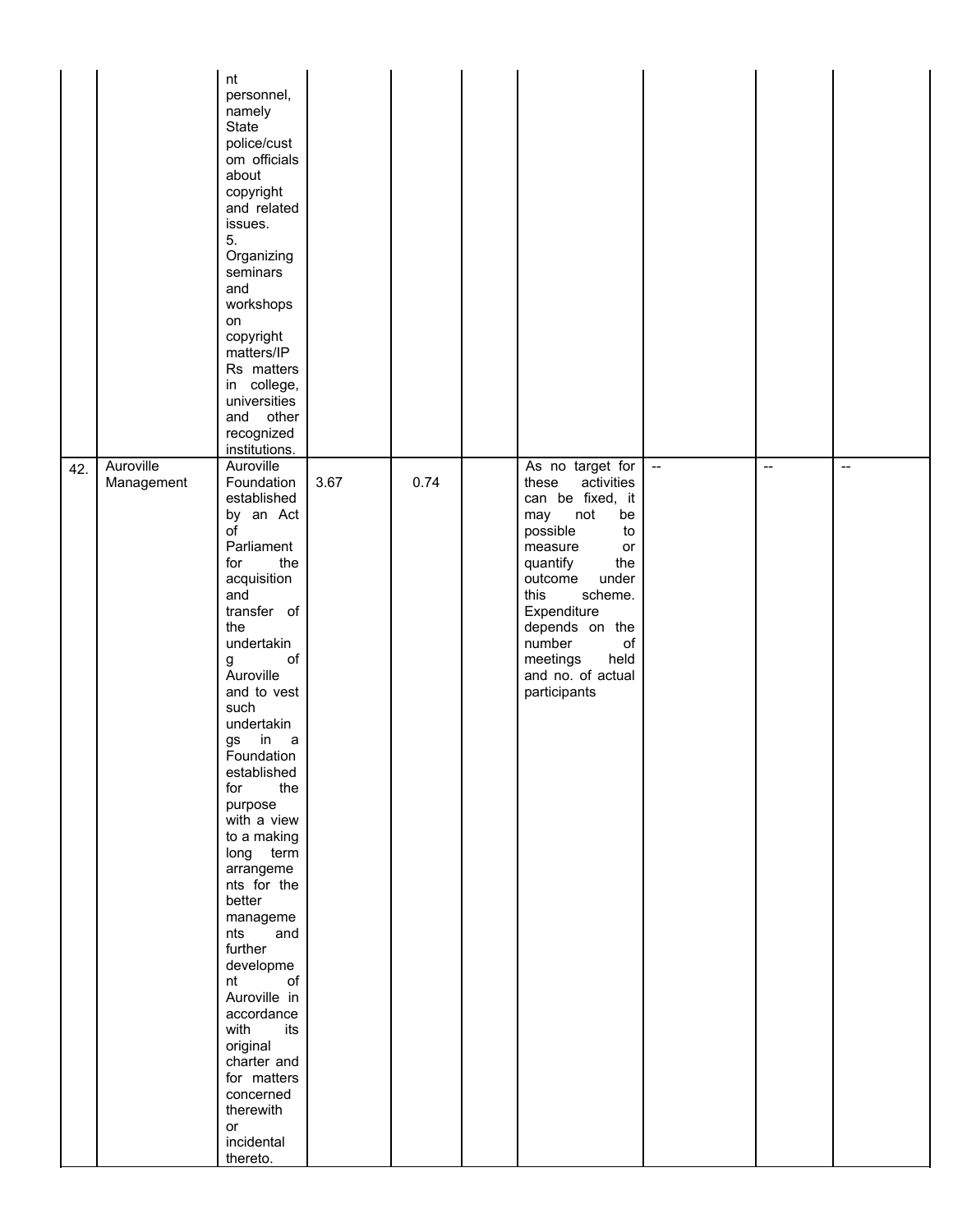| | | | | | | | | | |
|---|---|---|---|---|---|---|---|---|---|
| | | nt personnel, namely State police/custom officials about copyright and related issues.<br>5. Organizing seminars and workshops on copyright matters/IPRs matters in college, universities and other recognized institutions. | | | | | | | |
| 42. | Auroville Management | Auroville Foundation established by an Act of Parliament for the acquisition and transfer of the undertaking of Auroville and to vest such undertakings in a Foundation established for the purpose with a view to a making long term arrangements for the better managements and further development of Auroville in accordance with its original charter and for matters concerned therewith or incidental thereto. | 3.67 | 0.74 | | As no target for these activities can be fixed, it may not be possible to measure or quantify the outcome under this scheme. Expenditure depends on the number of meetings held and no. of actual participants | -- | -- | -- |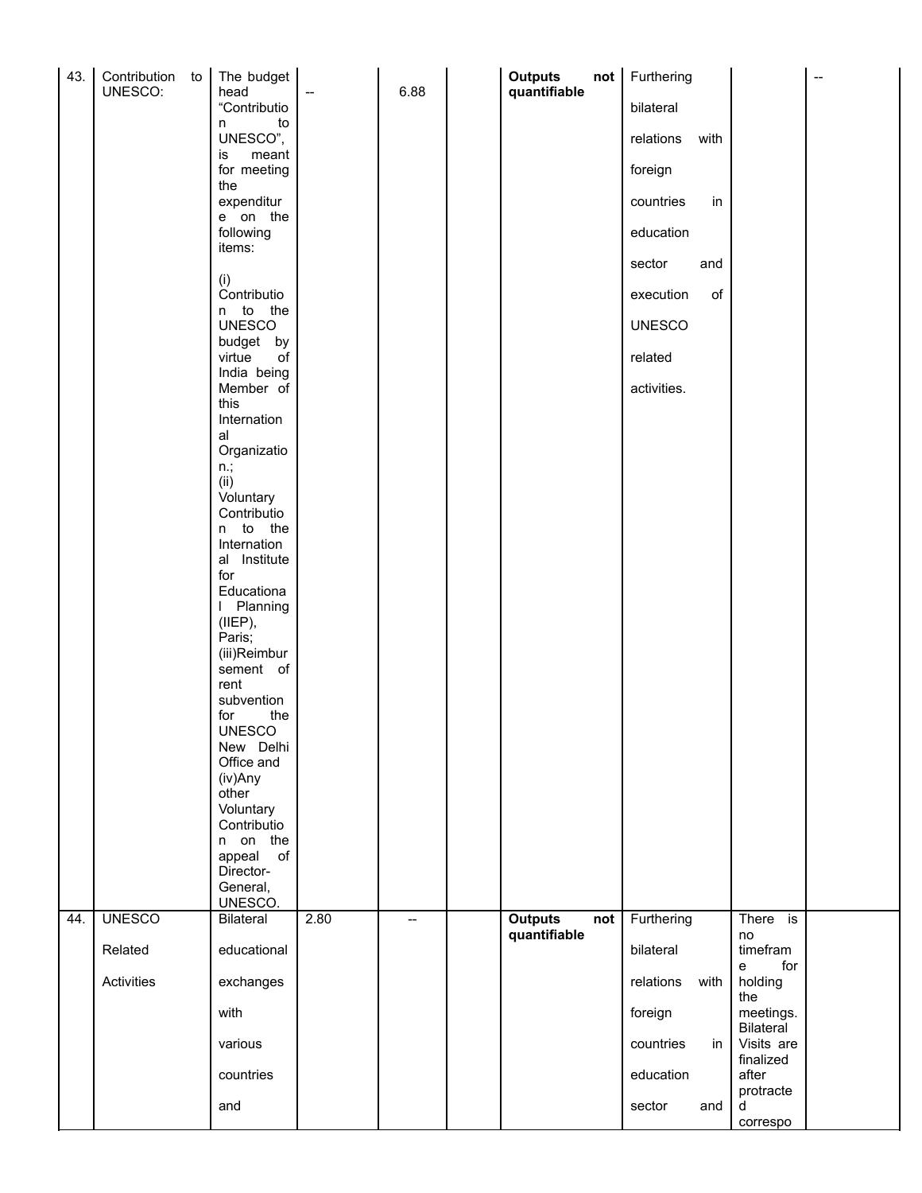| 43. | Contribution to UNESCO: | The budget head "Contribution to UNESCO", is meant for meeting the expenditure on the following items: (i) Contribution to the UNESCO budget by virtue of India being Member of this International Organization.; (ii) Voluntary Contribution to the International Institute for Educational Planning (IIEP), Paris; (iii)Reimbursement of rent subvention for the UNESCO New Delhi Office and (iv)Any other Voluntary Contribution on the appeal of Director-General, UNESCO. | -- | 6.88 | | **Outputs not quantifiable** | Furthering bilateral relations with foreign countries in education sector and execution of UNESCO related activities. | | -- |
|---|---|---|---|---|---|---|---|---|---|
| 44. | UNESCO Related Activities | Bilateral educational exchanges with various countries and | 2.80 | -- | | **Outputs not quantifiable** | Furthering bilateral relations with foreign countries in education sector and | There is no timeframe for holding the meetings. Bilateral Visits are finalized after protracted correspo | |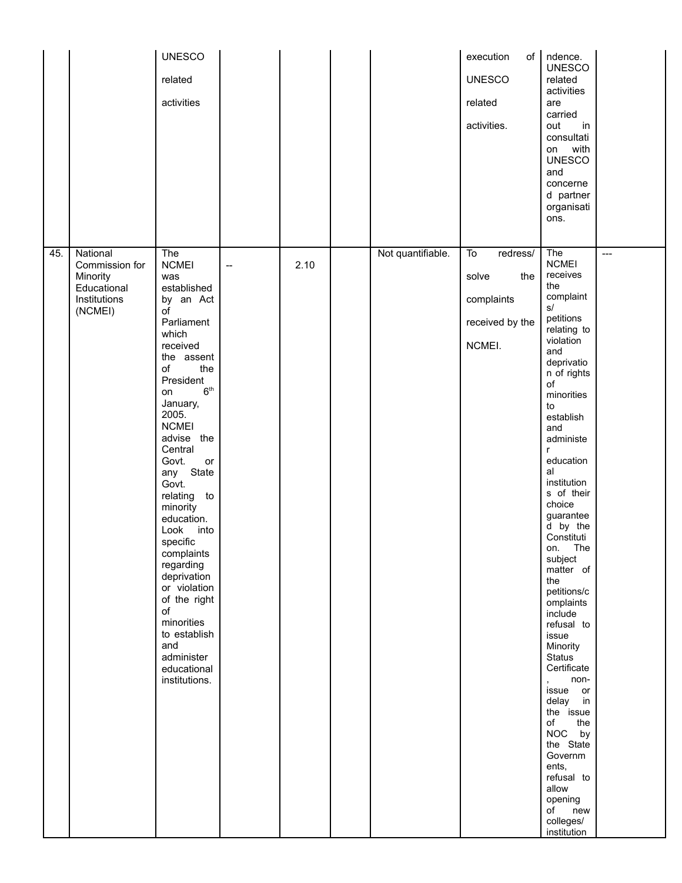| | | | | | | | | | |
|---|---|---|---|---|---|---|---|---|---|
| | | UNESCO related activities | | | | | execution of UNESCO related activities. | ndence. UNESCO related activities are carried out in consultation with UNESCO and concerned partner organisations. | |
| 45. | National Commission for Minority Educational Institutions (NCMEI) | The NCMEI was established by an Act of Parliament which received the assent of the President on 6th January, 2005. NCMEI advise the Central Govt. or any State Govt. relating to minority education. Look into specific complaints regarding deprivation or violation of the right of minorities to establish and administer educational institutions. | -- | 2.10 | | Not quantifiable. | To redress/ solve the complaints received by the NCMEI. | The NCMEI receives the complaints/ petitions relating to violation and deprivation of rights of minorities to establish and administer educational institutions of their choice guaranteed by the Constitution. The subject matter of the petitions/complaints include refusal to issue Minority Status Certificate, non-issue or delay in the issue of the NOC by the State Governments, refusal to allow opening of new colleges/ institution | --- |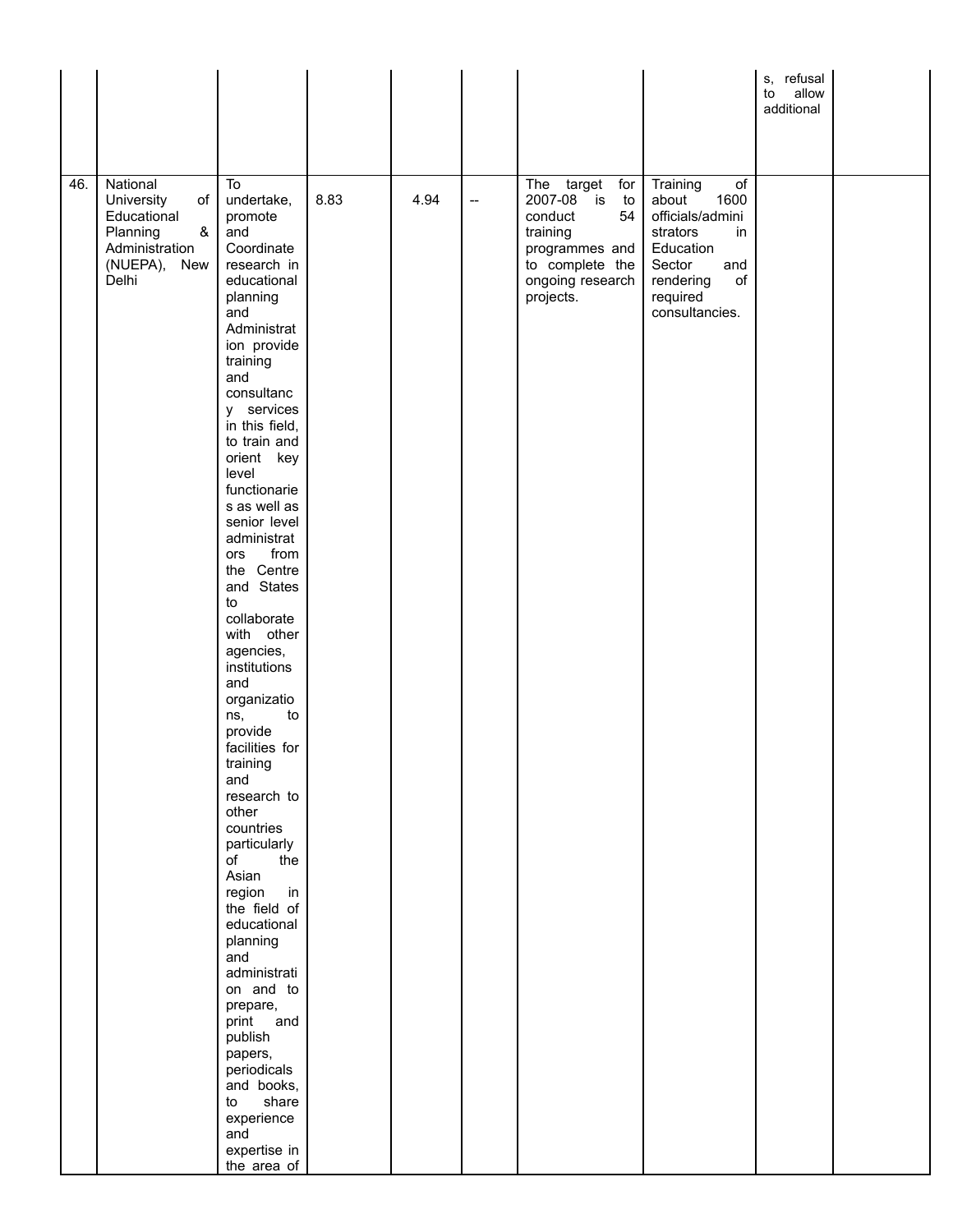| | | | | | | | | | |
|---|---|---|---|---|---|---|---|---|---|
| | | | | | | | | s, refusal to allow additional | |
| 46. | National University of Educational Planning & Administration (NUEPA), New Delhi | To undertake, promote and Coordinate research in educational planning and Administration provide training and consultancy services in this field, to train and orient key level functionaries as well as senior level administrators from the Centre and States to collaborate with other agencies, institutions and organizations, to provide facilities for training and research to other countries particularly of the Asian region in the field of educational planning and administration and to prepare, print and publish papers, periodicals and books, to share experience and expertise in the area of | 8.83 | 4.94 | -- | The target for 2007-08 is to conduct 54 training programmes and to complete the ongoing research projects. | Training of about 1600 officials/administrators in Education Sector and rendering of required consultancies. | | |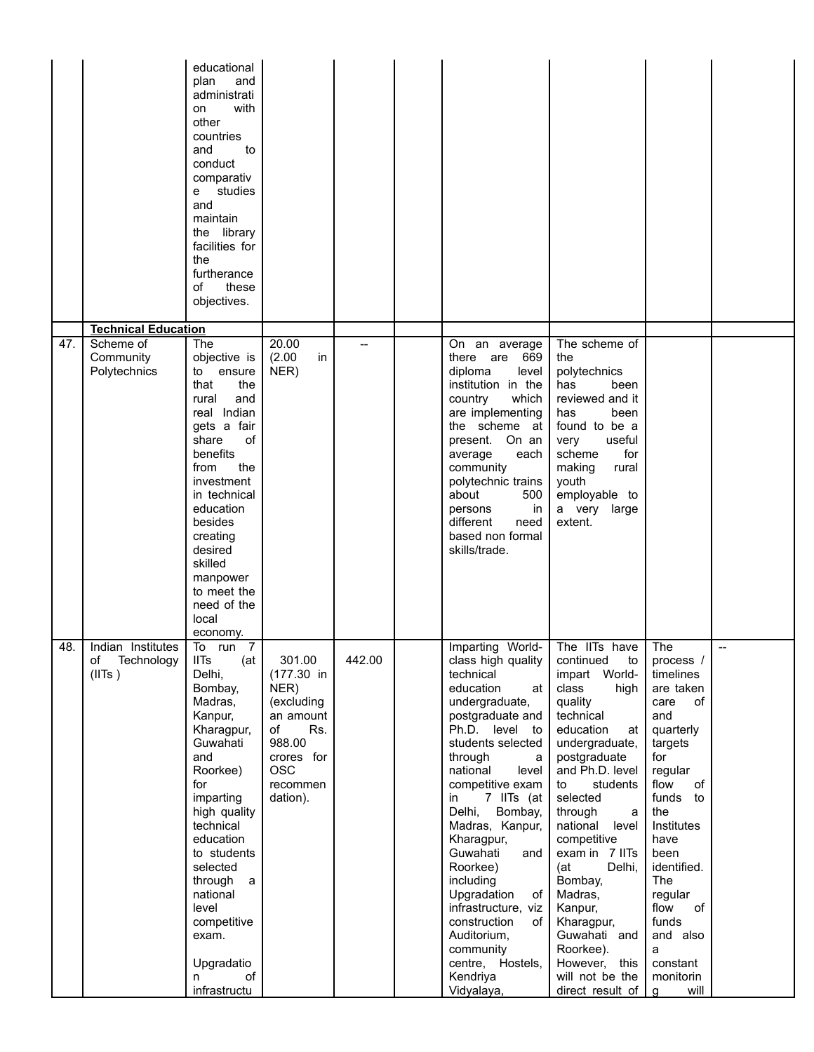|  |  |  |  |  |  |  |  |  |  |
|---|---|---|---|---|---|---|---|---|---|
|  |  | educational plan and administration with other countries and to conduct comparative studies and maintain the library facilities for the furtherance of these objectives. |  |  |  |  |  |  |  |
|  | **Technical Education** |  |  |  |  |  |  |  |  |
| 47. | Scheme of Community Polytechnics | The objective is to ensure that the rural and real Indian gets a fair share of benefits from the investment in technical education besides creating desired skilled manpower to meet the need of the local economy. | 20.00 (2.00 in NER) | -- |  | On an average there are 669 diploma level institution in the country which are implementing the scheme at present. On an average each community polytechnic trains about 500 persons in different need based non formal skills/trade. | The scheme of the polytechnics has been reviewed and it has been found to be a very useful scheme for making rural youth employable to a very large extent. |  |  |
| 48. | Indian Institutes of Technology (IITs ) | To run 7 IITs (at Delhi, Bombay, Madras, Kanpur, Kharagpur, Guwahati and Roorkee) for imparting high quality technical education to students selected through a national level competitive exam.<br><br>Upgradation of infrastructu | 301.00 (177.30 in NER) (excluding an amount of Rs. 988.00 crores for OSC recommendation). | 442.00 |  | Imparting World-class high quality technical education at undergraduate, postgraduate and Ph.D. level to students selected through a national level competitive exam in 7 IITs (at Delhi, Bombay, Madras, Kanpur, Kharagpur, Guwahati and Roorkee) including Upgradation of infrastructure, viz construction of Auditorium, community centre, Hostels, Kendriya Vidyalaya, | The IITs have continued to impart World-class high quality technical education at undergraduate, postgraduate and Ph.D. level to students selected through a national level competitive exam in 7 IITs (at Delhi, Bombay, Madras, Kanpur, Kharagpur, Guwahati and Roorkee). However, this will not be the direct result of | The process / timelines are taken care of and quarterly targets for regular flow of funds to the Institutes have been identified. The regular flow of funds and also a constant monitoring will | -- |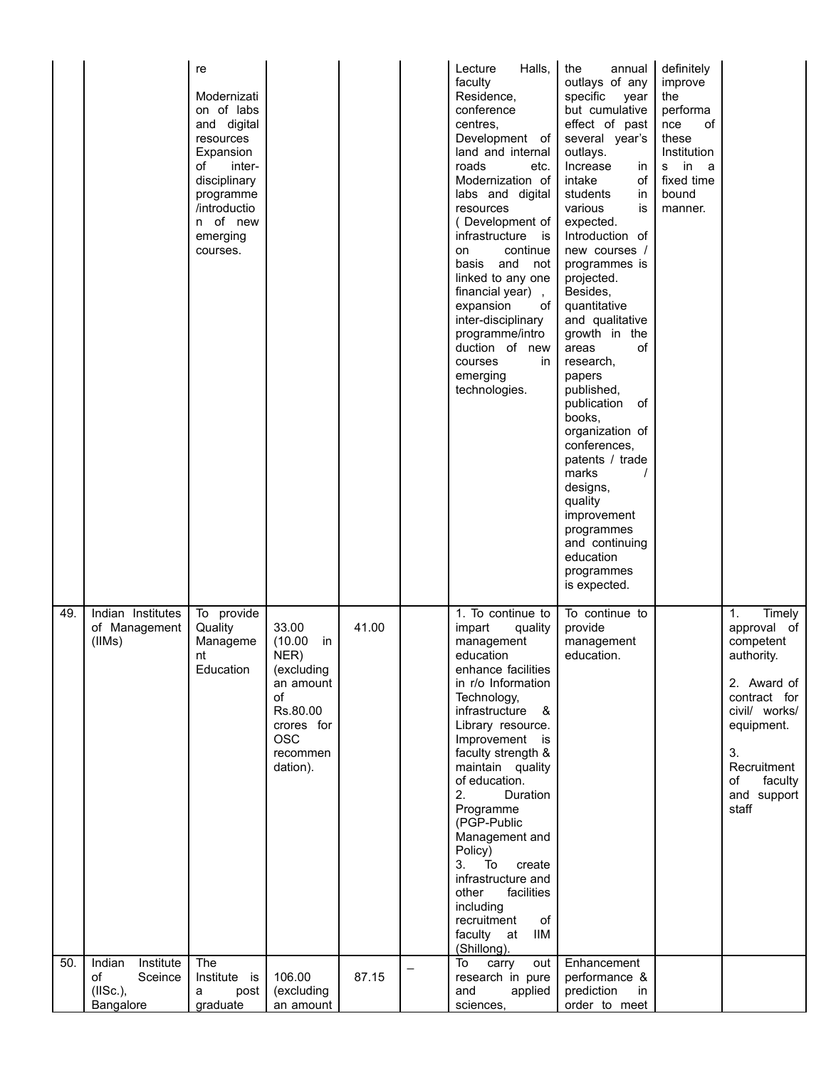| | | | | | | | | | |
|---|---|---|---|---|---|---|---|---|---|
| | | re<br><br>Modernization of labs and digital resources Expansion of inter-disciplinary programme /introduction of new emerging courses. | | | | Lecture Halls, faculty Residence, conference centres, Development of land and internal roads etc. Modernization of labs and digital resources ( Development of infrastructure is on continue basis and not linked to any one financial year) , expansion of inter-disciplinary programme/introduction of new courses in emerging technologies. | the annual outlays of any specific year but cumulative effect of past several year's outlays. Increase in intake of students in various is expected. Introduction of new courses / programmes is projected. Besides, quantitative and qualitative growth in the areas of research, papers published, publication of books, organization of conferences, patents / trade marks / designs, quality improvement programmes and continuing education programmes is expected. | definitely improve the performance of these Institutions in a fixed time bound manner. | |
| 49. | Indian Institutes of Management (IIMs) | To provide Quality Management Education | 33.00 (10.00 in NER) (excluding an amount of Rs.80.00 crores for OSC recommendation). | 41.00 | | 1. To continue to impart quality management education enhance facilities in r/o Information Technology, infrastructure & Library resource. Improvement is faculty strength & maintain quality of education.<br>2. Duration Programme (PGP-Public Management and Policy)<br>3. To create infrastructure and other facilities including recruitment of faculty at IIM (Shillong). | To continue to provide management education. | | 1. Timely approval of competent authority.<br><br>2. Award of contract for civil/ works/ equipment.<br><br>3. Recruitment of faculty and support staff |
| 50. | Indian Institute of Sceince (IISc.), Bangalore | The Institute is a post graduate | 106.00 (excluding an amount | 87.15 | – | To carry out research in pure and applied sciences, | Enhancement performance & prediction in order to meet | | |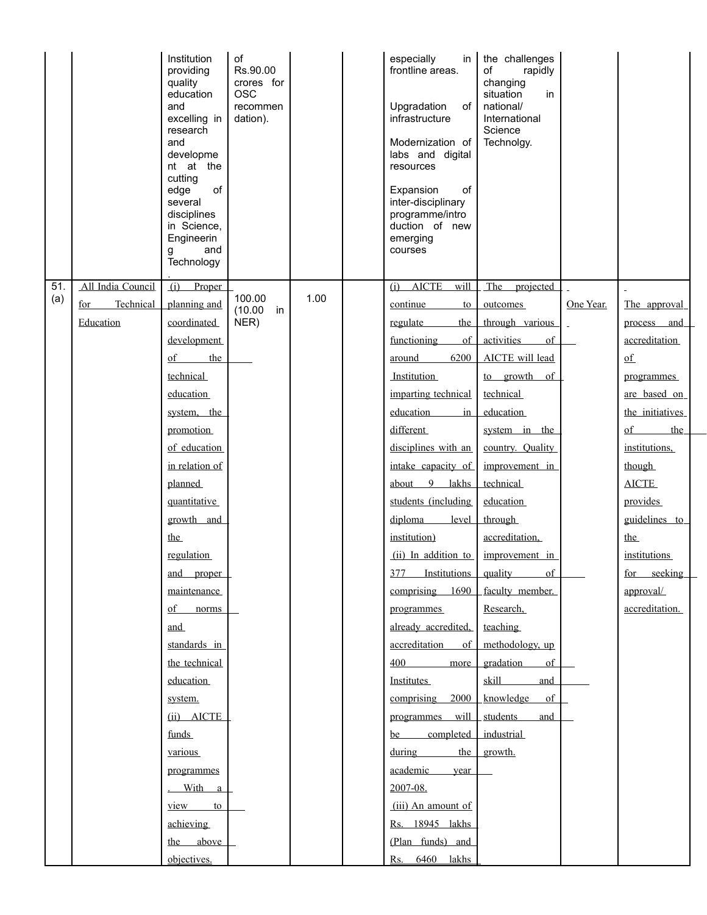|  |  |  |  |  |  |  |  |  |  |
|---|---|---|---|---|---|---|---|---|---|
|  |  | Institution providing quality education and excelling in research and development at the cutting edge of several disciplines in Science, Engineering and Technology. | of Rs.90.00 crores for OSC recommendation). |  |  | especially in frontline areas.<br><br>Upgradation of infrastructure<br><br>Modernization of labs and digital resources<br><br>Expansion of inter-disciplinary programme/introduction of new emerging courses | the challenges of rapidly changing situation in national/ International Science Technolgy. |  |  |
| 51. (a) | All India Council for Technical Education | (i) Proper planning and coordinated development of the technical education system, the promotion of education in relation of planned quantitative growth and the regulation and proper maintenance of norms and standards in the technical education system.<br>(ii) AICTE funds various programmes. With a view to achieving the above objectives. | 100.00 (10.00 in NER) | 1.00 |  | (i) AICTE will continue to regulate the functioning of around 6200 Institution imparting technical education in different disciplines with an intake capacity of about 9 lakhs students (including diploma level institution)<br>(ii) In addition to 377 Institutions comprising 1690 programmes already accredited, accreditation of 400 more Institutes comprising 2000 programmes will be completed during the academic year 2007-08.<br>(iii) An amount of Rs. 18945 lakhs (Plan funds) and Rs. 6460 lakhs | The projected outcomes through various activities of AICTE will lead to growth of technical education system in the country. Quality improvement in technical education through accreditation, improvement in quality of faculty member. Research, teaching methodology, up gradation of skill and knowledge of students and industrial growth. | One Year. | The approval process and accreditation of programmes are based on the initiatives of the institutions, though AICTE provides guidelines to the institutions for seeking approval/ accreditation. |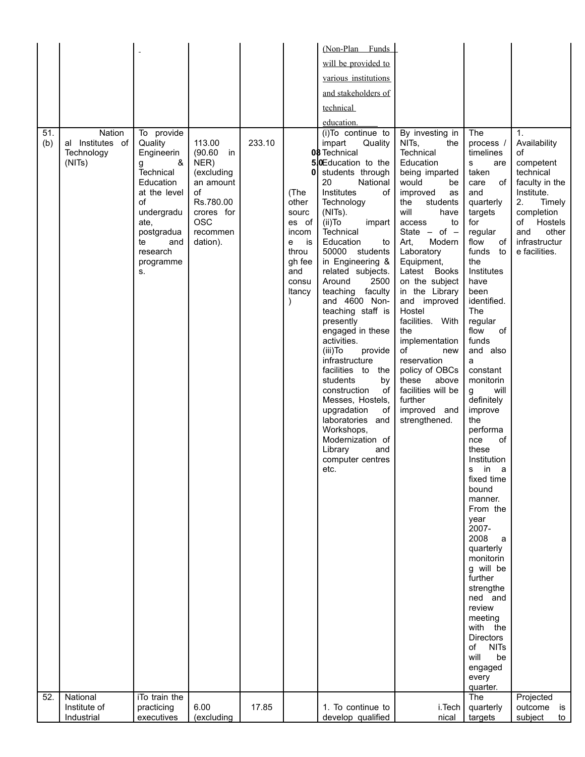| | | | | | | (Non-Plan Funds will be provided to various institutions and stakeholders of technical education. | | | |
|---|---|---|---|---|---|---|---|---|---|
| 51. (b) | National Institutes of Technology (NITs) | To provide Quality Engineering & Technical Education at the level of undergraduate, postgraduate and research programmes. | 113.00 (90.60 in NER) (excluding an amount of Rs.780.00 crores for OSC recommendation). | 233.10 | 085.00 (The other sources of income is through fee and consultancy) | (i)To continue to impart Quality Technical Education to the students through 20 National Institutes of Technology (NITs).<br>(ii)To impart Technical Education to 50000 students in Engineering & related subjects. Around 2500 teaching faculty and 4600 Non-teaching staff is presently engaged in these activities.<br>(iii)To provide infrastructure facilities to the students by construction of Messes, Hostels, upgradation of laboratories and Workshops, Modernization of Library and computer centres etc. | By investing in NITs, the Technical Education being imparted would be improved as the students will have access to State – of – Art, Modern Laboratory Equipment, Latest Books on the subject in the Library and improved Hostel facilities. With the implementation of new reservation policy of OBCs these above facilities will be further improved and strengthened. | The process / timelines are taken care of and quarterly targets for regular flow of funds to the Institutes have been identified. The regular flow of funds and also a constant monitoring will definitely improve the performance of these Institutions in a fixed time bound manner. From the year 2007-2008 a quarterly monitoring will be further strengthened and review meeting with the Directors of NITs will be engaged every quarter. | 1. Availability of competent technical faculty in the Institute.<br>2. Timely completion of Hostels and other infrastructure facilities. |
| 52. | National Institute of Industrial | iTo train the practicing executives | 6.00 (excluding | 17.85 | | 1. To continue to develop qualified | i.Technical | The quarterly targets | Projected outcome is subject to |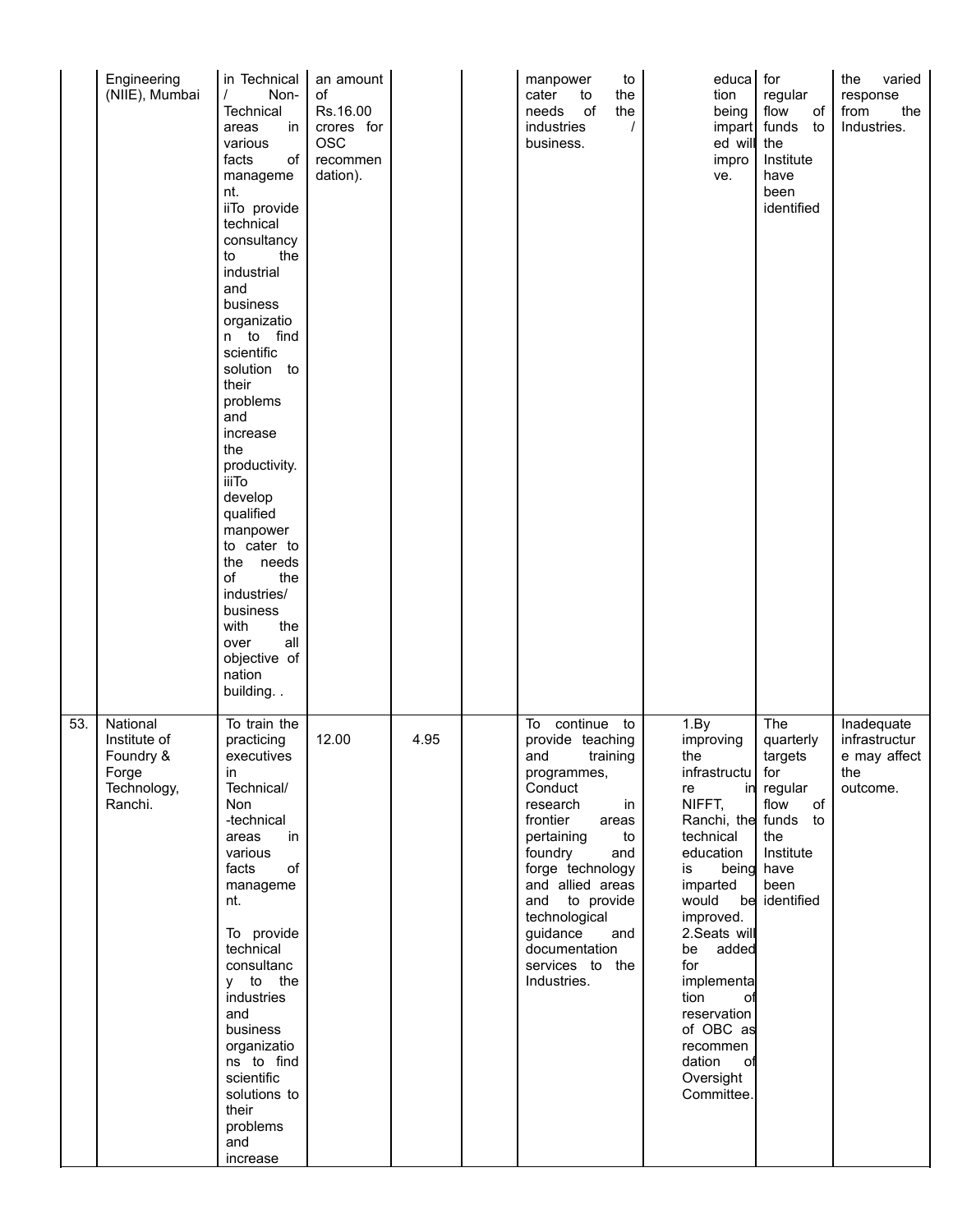| | | | | | | | | | |
|---|---|---|---|---|---|---|---|---|---|
| | Engineering (NIIE), Mumbai | in Technical / Non-Technical areas in various facts of management.<br>iiTo provide technical consultancy to the industrial and business organization to find scientific solution to their problems and increase the productivity.<br>iiiTo develop qualified manpower to cater to the needs of the industries/ business with the over all objective of nation building. . | an amount of Rs.16.00 crores for OSC recommendation). | | | manpower to cater to the needs of the industries / business. | education being imparted will improve. | for regular flow of funds to the Institute have been identified | the varied response from the Industries. |
| 53. | National Institute of Foundry & Forge Technology, Ranchi. | To train the practicing executives in Technical/ Non -technical areas in various facts of management.<br><br>To provide technical consultancy to the industries and business organizations to find scientific solutions to their problems and increase | 12.00 | 4.95 | | To continue to provide teaching and training programmes, Conduct research in frontier areas pertaining to foundry and forge technology and allied areas and to provide technological guidance and documentation services to the Industries. | 1.By improving the infrastructure in NIFFT, Ranchi, the technical education is being imparted would be improved.<br>2.Seats will be added for implementation of reservation of OBC as recommendation of Oversight Committee. | The quarterly targets for regular flow of funds to the Institute have been identified | Inadequate infrastructure may affect the outcome. |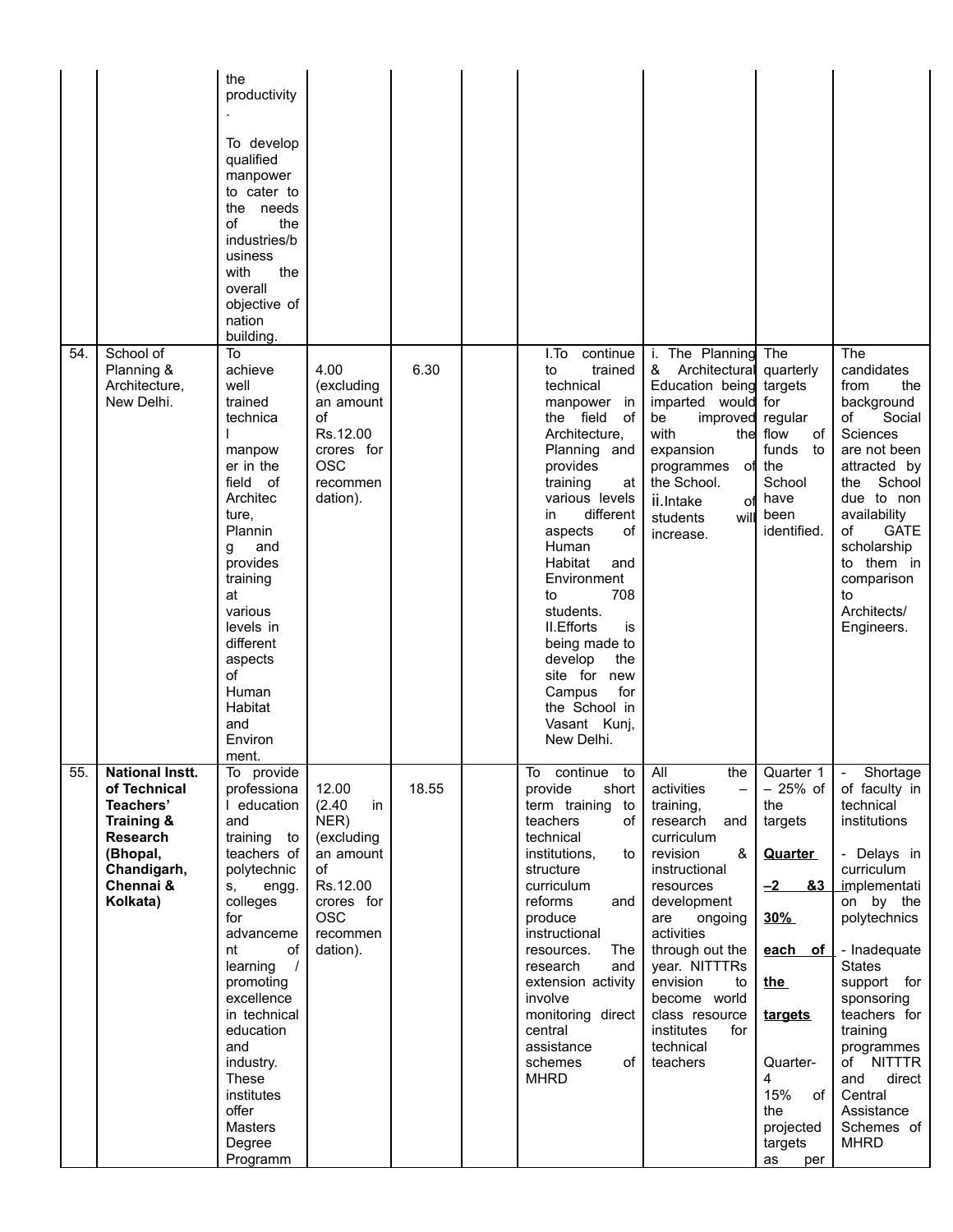| | | | | | | | | | |
|---|---|---|---|---|---|---|---|---|---|
| | | the productivity. To develop qualified manpower to cater to the needs of the industries/business with the overall objective of nation building. | | | | | | | |
| 54. | School of Planning & Architecture, New Delhi. | To achieve well trained technical manpower in the field of Architecture, Planning and provides training at various levels in different aspects of Human Habitat and Environment. | 4.00 (excluding an amount of Rs.12.00 crores for OSC recommendation). | 6.30 | | I.To continue to trained technical manpower in the field of Architecture, Planning and provides training at various levels in different aspects of Human Habitat and Environment to 708 students. II.Efforts is being made to develop the site for new Campus for the School in Vasant Kunj, New Delhi. | i. The Planning & Architectural Education being imparted would be improved with the expansion programmes of the School. ii.Intake of students will increase. | The quarterly targets for regular flow of funds to the School have been identified. | The candidates from the background of Social Sciences are not been attracted by the School due to non availability of GATE scholarship to them in comparison to Architects/ Engineers. |
| 55. | **National Instt. of Technical Teachers' Training & Research (Bhopal, Chandigarh, Chennai & Kolkata)** | To provide professional education and training to teachers of polytechnics, engg. colleges for advancement of learning / promoting excellence in technical education and industry. These institutes offer Masters Degree Programm | 12.00 (2.40 in NER) (excluding an amount of Rs.12.00 crores for OSC recommendation). | 18.55 | | To continue to provide short term training to teachers of technical institutions, to structure curriculum reforms and produce instructional resources. The research and extension activity involve monitoring direct central assistance schemes of MHRD | All the activities – training, research and curriculum revision & instructional resources development are ongoing activities through out the year. NITTTRs envision to become world class resource institutes for technical teachers | Quarter 1 – 25% of the targets **Quarter –2 &3 30% each of the targets** Quarter-4 15% of the projected targets as per | - Shortage of faculty in technical institutions - Delays in curriculum implementation by the polytechnics - Inadequate States support for sponsoring teachers for training programmes of NITTTR and direct Central Assistance Schemes of MHRD |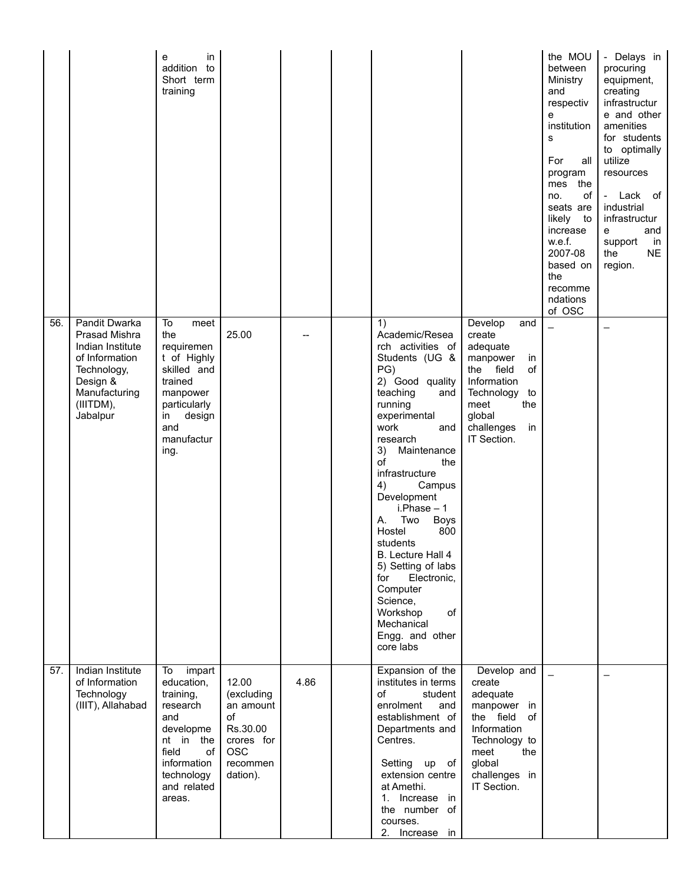| | | | | | | | | | |
|---|---|---|---|---|---|---|---|---|---|
| | | e in addition to Short term training | | | | | | the MOU between Ministry and respective institutions<br><br>For all programmes the no. of seats are likely to increase w.e.f. 2007-08 based on the recommendations of OSC | - Delays in procuring equipment, creating infrastructure and other amenities for students to optimally utilize resources<br><br>- Lack of industrial infrastructure and support in the NE region. |
| 56. | Pandit Dwarka Prasad Mishra Indian Institute of Information Technology, Design & Manufacturing (IIITDM), Jabalpur | To meet the requirement of Highly skilled and trained manpower particularly in design and manufacturing. | 25.00 | -- | | 1) Academic/Research activities of Students (UG & PG)<br>2) Good quality teaching and running experimental work and research<br>3) Maintenance of the infrastructure<br>4) Campus Development<br>i.Phase – 1<br>A. Two Boys Hostel 800 students<br>B. Lecture Hall 4<br>5) Setting of labs for Electronic, Computer Science, Workshop of Mechanical Engg. and other core labs | Develop and create adequate manpower in the field of Information Technology to meet the global challenges in IT Section. | _ | _ |
| 57. | Indian Institute of Information Technology (IIIT), Allahabad | To impart education, training, research and development in the field of information technology and related areas. | 12.00 (excluding an amount of Rs.30.00 crores for OSC recommendation). | 4.86 | | Expansion of the institutes in terms of student enrolment and establishment of Departments and Centres.<br><br>Setting up of extension centre at Amethi.<br>1. Increase in the number of courses.<br>2. Increase in | Develop and create adequate manpower in the field of Information Technology to meet the global challenges in IT Section. | _ | _ |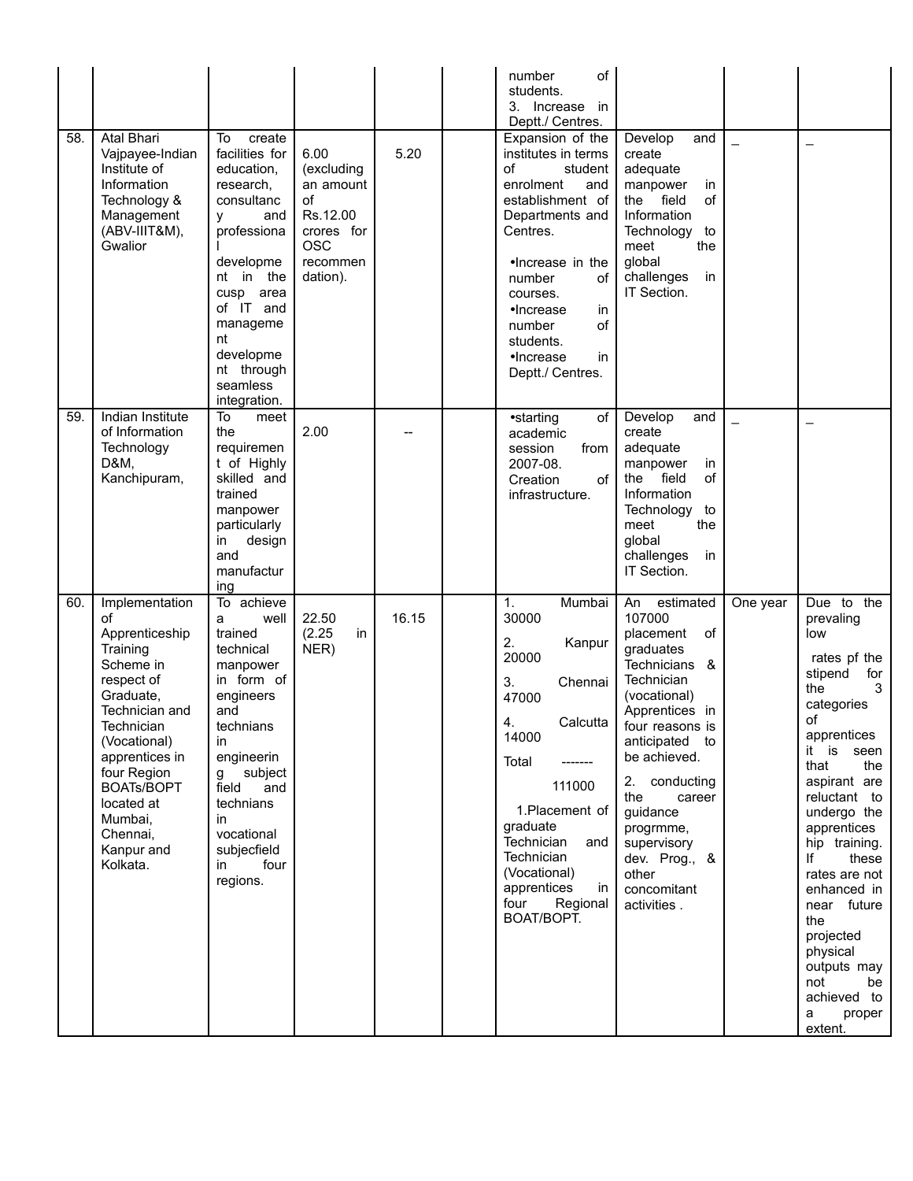| | | | | | | | | | |
|---|---|---|---|---|---|---|---|---|---|
| | | | | | | number of students.<br>3. Increase in Deptt./ Centres. | | | |
| 58. | Atal Bhari Vajpayee-Indian Institute of Information Technology & Management (ABV-IIIT&M), Gwalior | To create facilities for education, research, consultancy and professional development in the cusp area of IT and management development through seamless integration. | 6.00 (excluding an amount of Rs.12.00 crores for OSC recommendation). | 5.20 | | Expansion of the institutes in terms of student enrolment and establishment of Departments and Centres.<br>•Increase in the number of courses.<br>•Increase in number of students.<br>•Increase in Deptt./ Centres. | Develop and create adequate manpower in the field of Information Technology to meet the global challenges in IT Section. | _ | _ |
| 59. | Indian Institute of Information Technology D&M, Kanchipuram, | To meet the requirement of Highly skilled and trained manpower particularly in design and manufacturing | 2.00 | -- | | •starting of academic session from 2007-08. Creation of infrastructure. | Develop and create adequate manpower in the field of Information Technology to meet the global challenges in IT Section. | _ | _ |
| 60. | Implementation of Apprenticeship Training Scheme in respect of Graduate, Technician and Technician (Vocational) apprentices in four Region BOATs/BOPT located at Mumbai, Chennai, Kanpur and Kolkata. | To achieve a well trained technical manpower in form of engineers and technians in engineering subject field and technians in vocational subjecfield in four regions. | 22.50 (2.25 in NER) | 16.15 | | 1. Mumbai 30000<br>2. Kanpur 20000<br>3. Chennai 47000<br>4. Calcutta 14000<br>Total -------<br>111000<br>1.Placement of graduate Technician and Technician (Vocational) apprentices in four Regional BOAT/BOPT. | An estimated 107000 placement of graduates Technicians & Technician (vocational) Apprentices in four reasons is anticipated to be achieved.<br>2. conducting the career guidance progrmme, supervisory dev. Prog., & other concomitant activities . | One year | Due to the prevaling low rates pf the stipend for the 3 categories of apprentices it is seen that the aspirant are reluctant to undergo the apprenticeship training. If these rates are not enhanced in near future the projected physical outputs may not be achieved to a proper extent. |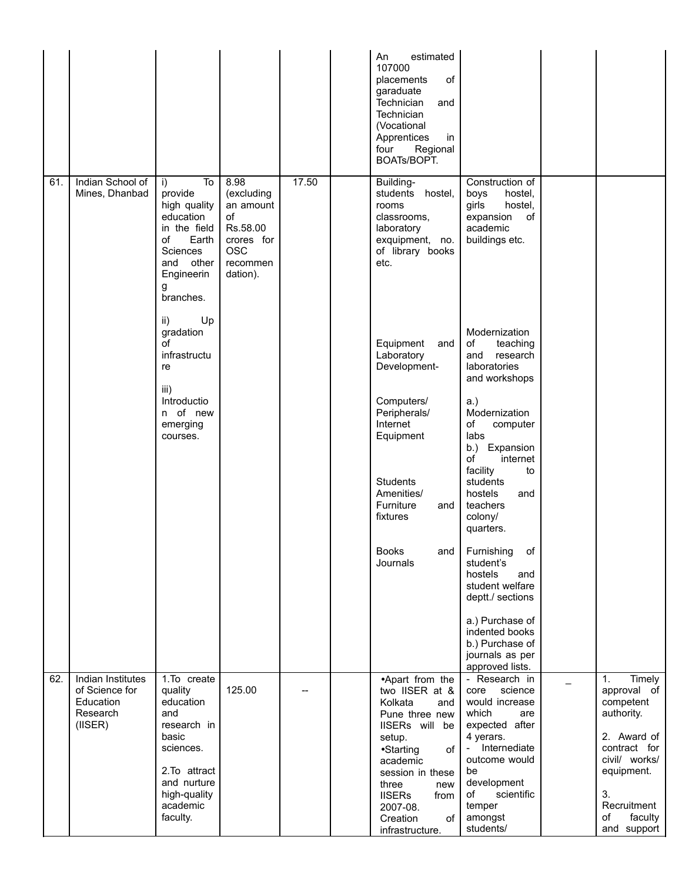| | | | | | | | | | |
|---|---|---|---|---|---|---|---|---|---|
| | | | | | | An estimated 107000 placements of garaduate Technician and Technician (Vocational Apprentices in four Regional BOATs/BOPT. | | | |
| 61. | Indian School of Mines, Dhanbad | i) To provide high quality education in the field of Earth Sciences and other Engineering branches.<br><br>ii) Up gradation of infrastructure<br><br>iii) Introduction of new emerging courses. | 8.98 (excluding an amount of Rs.58.00 crores for OSC recommendation). | 17.50 | | Building- students hostel, rooms classrooms, laboratory exquipment, no. of library books etc.<br><br>Equipment and Laboratory Development-<br><br>Computers/ Peripherals/ Internet Equipment<br><br>Students Amenities/ Furniture and fixtures<br><br>Books and Journals | Construction of boys hostel, girls hostel, expansion of academic buildings etc.<br><br>Modernization of teaching and research laboratories and workshops<br><br>a.) Modernization of computer labs<br>b.) Expansion of internet facility to students hostels and teachers colony/ quarters.<br><br>Furnishing of student's hostels and student welfare deptt./ sections<br><br>a.) Purchase of indented books<br>b.) Purchase of journals as per approved lists. | | |
| 62. | Indian Institutes of Science for Education Research (IISER) | 1.To create quality education and research in basic sciences.<br><br>2.To attract and nurture high-quality academic faculty. | 125.00 | -- | | •Apart from the two IISER at & Kolkata and Pune three new IISERs will be setup.<br>•Starting of academic session in these three new IISERs from 2007-08. Creation of infrastructure. | - Research in core science would increase which are expected after 4 yerars.<br>- Internediate outcome would be development of scientific temper amongst students/ | _ | 1. Timely approval of competent authority.<br><br>2. Award of contract for civil/ works/ equipment.<br><br>3. Recruitment of faculty and support |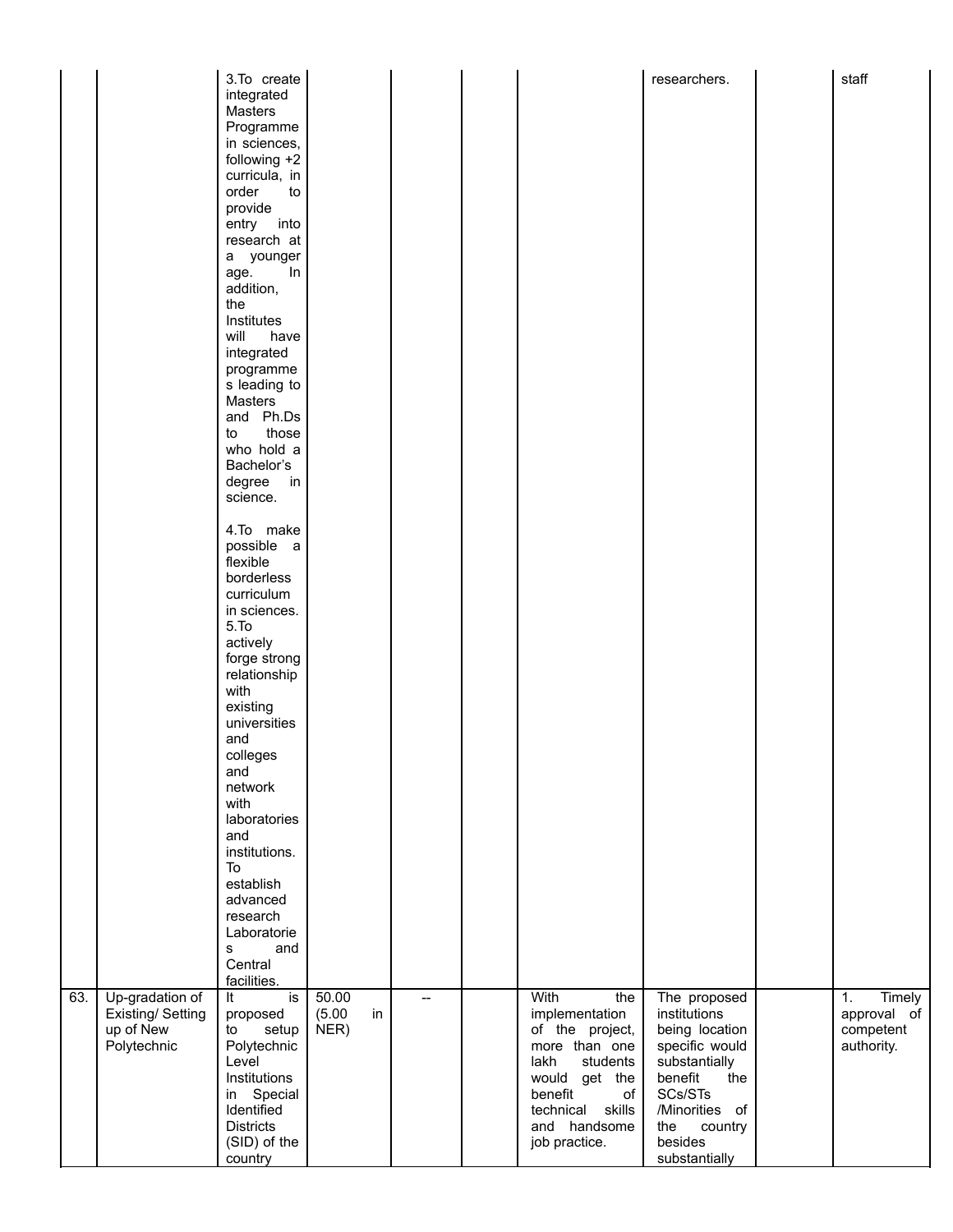| | | | | | | | | | |
|---|---|---|---|---|---|---|---|---|---|
| | | 3.To create integrated Masters Programme in sciences, following +2 curricula, in order to provide entry into research at a younger age. In addition, the Institutes will have integrated programmes leading to Masters and Ph.Ds to those who hold a Bachelor's degree in science.<br><br>4.To make possible a flexible borderless curriculum in sciences.<br>5.To actively forge strong relationship with existing universities and colleges and network with laboratories and institutions. To establish advanced research Laboratories and Central facilities. | | | | | researchers. | | staff |
| 63. | Up-gradation of Existing/ Setting up of New Polytechnic | It is proposed to setup Polytechnic Level Institutions in Special Identified Districts (SID) of the country | 50.00 (5.00 in NER) | -- | | With the implementation of the project, more than one lakh students would get the benefit of technical skills and handsome job practice. | The proposed institutions being location specific would substantially benefit the SCs/STs /Minorities of the country besides substantially | | 1. Timely approval of competent authority. |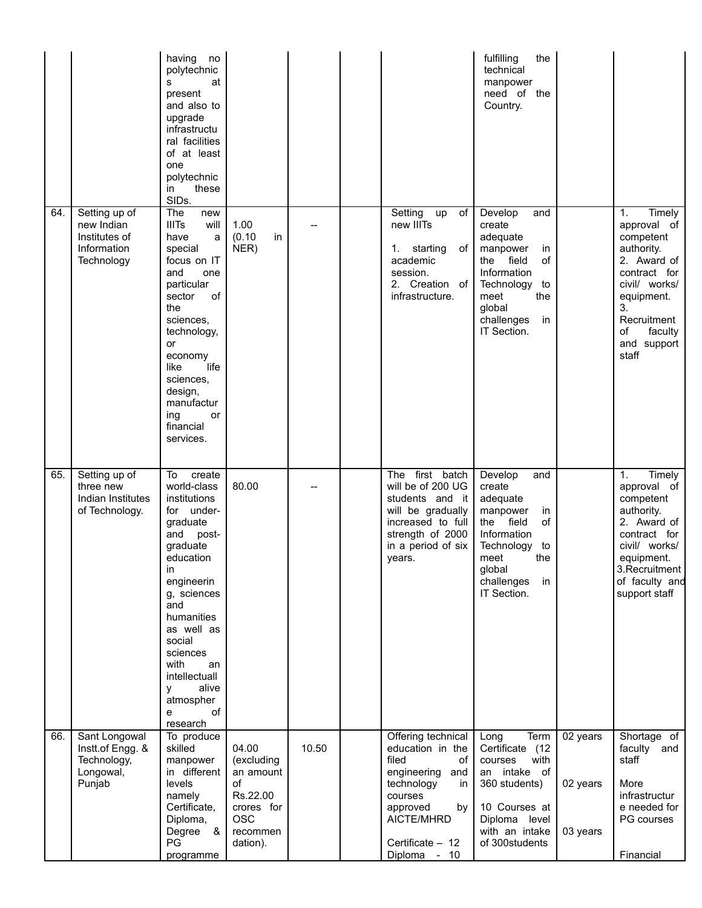|  |  |  |  |  |  |  |  |  |  |
|---|---|---|---|---|---|---|---|---|---|
|  |  | having no polytechnics at present and also to upgrade infrastructural facilities of at least one polytechnic in these SIDs. |  |  |  |  | fulfilling the technical manpower need of the Country. |  |  |
| 64. | Setting up of new Indian Institutes of Information Technology | The new IIITs will have a special focus on IT and one particular sector of the sciences, technology, or economy like life sciences, design, manufacturing or financial services. | 1.00 (0.10 in NER) | -- |  | Setting up of new IIITs<br><br>1. starting of academic session.<br>2. Creation of infrastructure. | Develop and create adequate manpower in the field of Information Technology to meet the global challenges in IT Section. |  | 1. Timely approval of competent authority.<br>2. Award of contract for civil/ works/ equipment.<br>3. Recruitment of faculty and support staff |
| 65. | Setting up of three new Indian Institutes of Technology. | To create world-class institutions for under-graduate and post-graduate education in engineering, sciences and humanities as well as social sciences with an intellectually alive atmosphere of research | 80.00 | -- |  | The first batch will be of 200 UG students and it will be gradually increased to full strength of 2000 in a period of six years. | Develop and create adequate manpower in the field of Information Technology to meet the global challenges in IT Section. |  | 1. Timely approval of competent authority.<br>2. Award of contract for civil/ works/ equipment.<br>3.Recruitment of faculty and support staff |
| 66. | Sant Longowal Instt.of Engg. & Technology, Longowal, Punjab | To produce skilled manpower in different levels namely Certificate, Diploma, Degree & PG programme | 04.00 (excluding an amount of Rs.22.00 crores for OSC recommendation). | 10.50 |  | Offering technical education in the filed of engineering and technology in courses approved by AICTE/MHRD<br><br>Certificate – 12<br>Diploma - 10 | Long Term Certificate (12 courses with an intake of 360 students)<br><br>10 Courses at Diploma level with an intake of 300students | 02 years<br><br>02 years<br><br>03 years | Shortage of faculty and staff<br><br>More infrastructure needed for PG courses<br><br>Financial |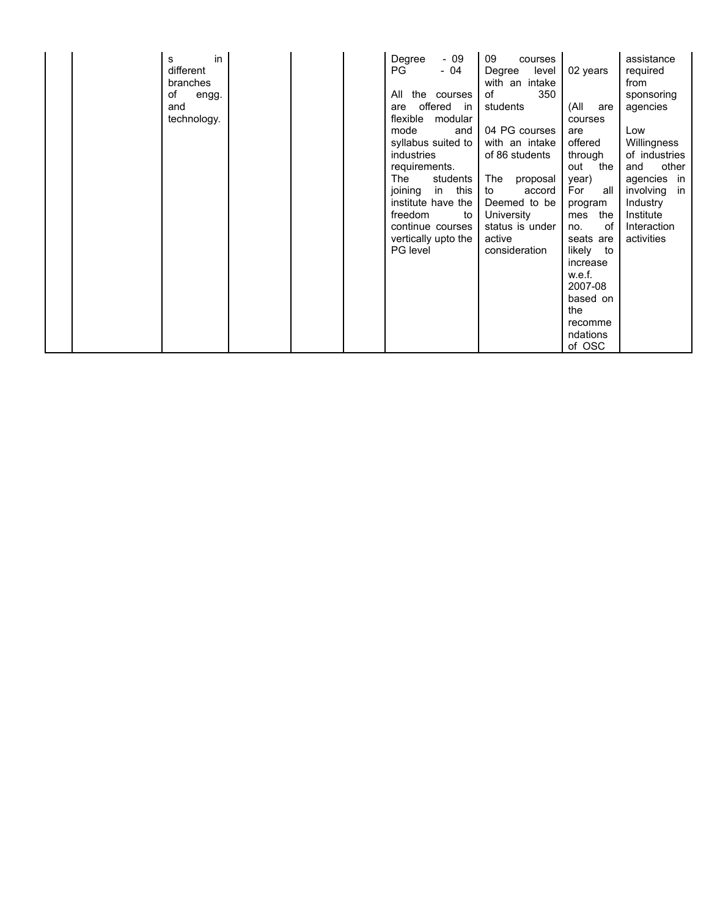| | | | | | | | | | |
|---|---|---|---|---|---|---|---|---|---|
| | | s in different branches of engg. and technology. | | | | Degree - 09<br>PG - 04<br><br>All the courses are offered in flexible modular mode and syllabus suited to industries requirements.<br>The students joining in this institute have the freedom to continue courses vertically upto the PG level | 09 courses Degree level with an intake of 350 students<br><br>04 PG courses with an intake of 86 students<br><br>The proposal to accord Deemed to be University status is under active consideration | 02 years<br><br>(All are courses are offered through out the year)<br>For all programmes the no. of seats are likely to increase w.e.f. 2007-08 based on the recommendations of OSC | assistance required from sponsoring agencies<br><br>Low Willingness of industries and other agencies in involving in Industry Institute Interaction activities |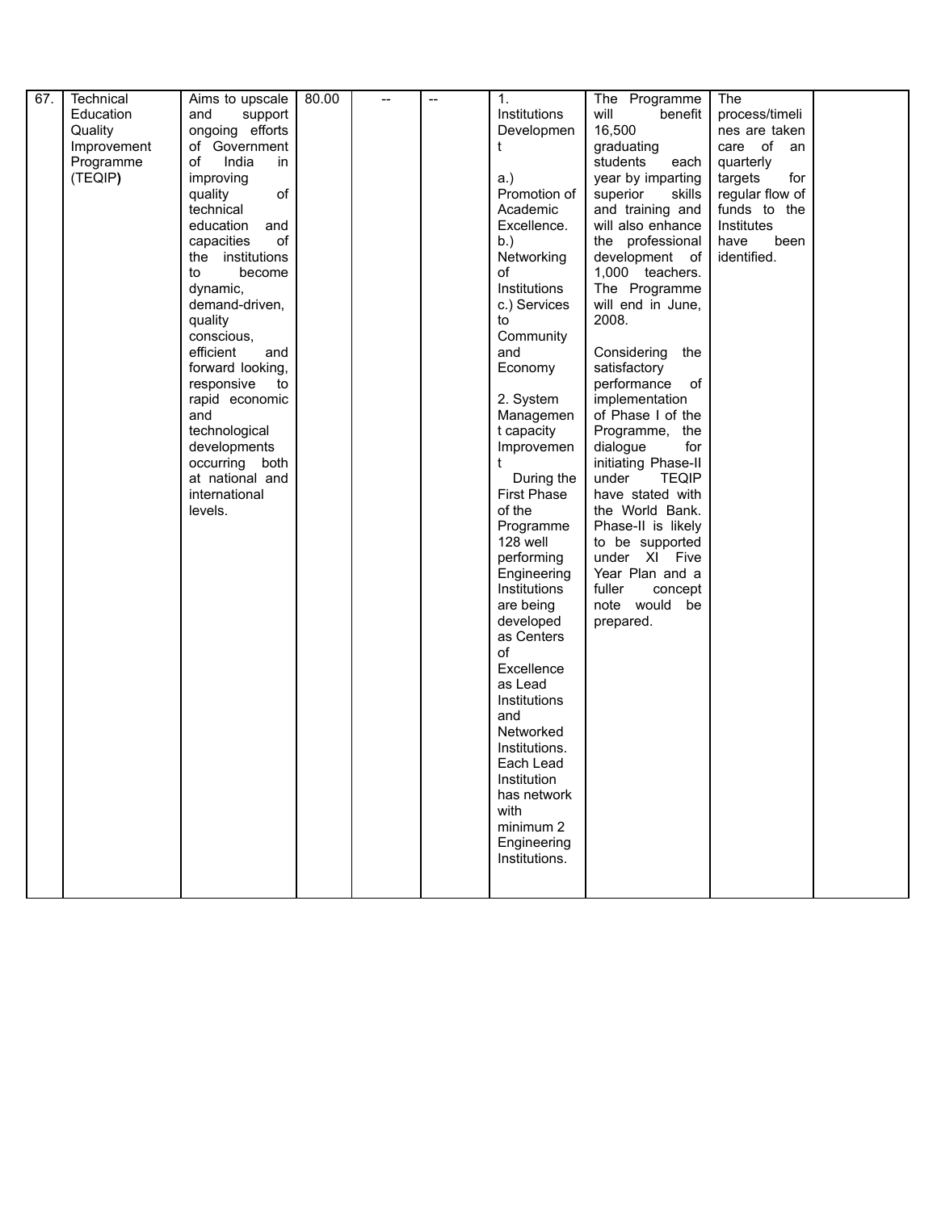| 67. | Technical Education Quality Improvement Programme (TEQIP) | Aims to upscale and support ongoing efforts of Government of India in improving quality of technical education and capacities of the institutions to become dynamic, demand-driven, quality conscious, efficient and forward looking, responsive to rapid economic and technological developments occurring both at national and international levels. | 80.00 | -- | -- | 1. Institutions Development<br><br>a.) Promotion of Academic Excellence.<br>b.) Networking of Institutions<br>c.) Services to Community and Economy<br><br>2. System Management capacity Improvement<br>During the First Phase of the Programme 128 well performing Engineering Institutions are being developed as Centers of Excellence as Lead Institutions and Networked Institutions. Each Lead Institution has network with minimum 2 Engineering Institutions. | The Programme will benefit 16,500 graduating students each year by imparting superior skills and training and will also enhance the professional development of 1,000 teachers. The Programme will end in June, 2008.<br><br>Considering the satisfactory performance of implementation of Phase I of the Programme, the dialogue for initiating Phase-II under TEQIP have stated with the World Bank. Phase-II is likely to be supported under XI Five Year Plan and a fuller concept note would be prepared. | The process/timelines are taken care of an quarterly targets for regular flow of funds to the Institutes have been identified. | |
|---|---|---|---|---|---|---|---|---|---|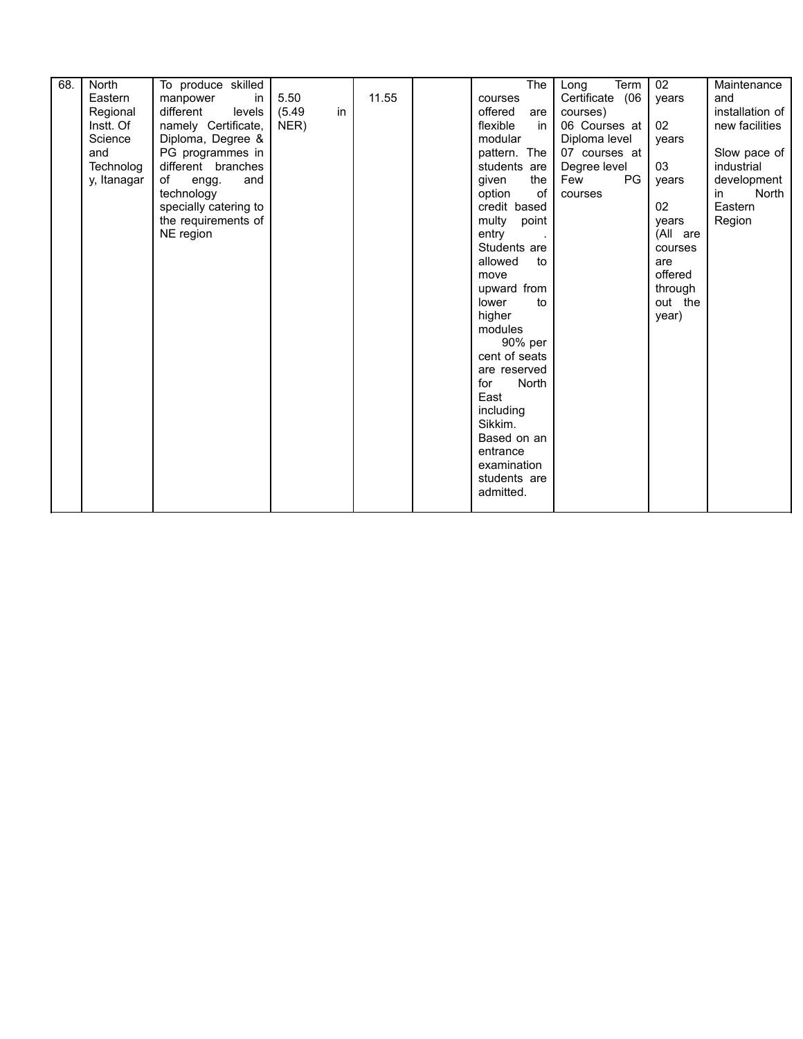| | | | | | | | | | |
|---|---|---|---|---|---|---|---|---|---|
| 68. | North Eastern Regional Instt. Of Science and Technology, Itanagar | To produce skilled manpower in different levels namely Certificate, Diploma, Degree & PG programmes in different branches of engg. and technology specially catering to the requirements of NE region | 5.50 (5.49 in NER) | 11.55 | | The courses offered are flexible in modular pattern. The students are given the option of credit based multy point entry . Students are allowed to move upward from lower to higher modules 90% per cent of seats are reserved for North East including Sikkim. Based on an entrance examination students are admitted. | Long Term Certificate (06 courses) 06 Courses at Diploma level 07 courses at Degree level Few PG courses | 02 years 02 years 03 years 02 years (All are courses are offered through out the year) | Maintenance and installation of new facilities Slow pace of industrial development in North Eastern Region |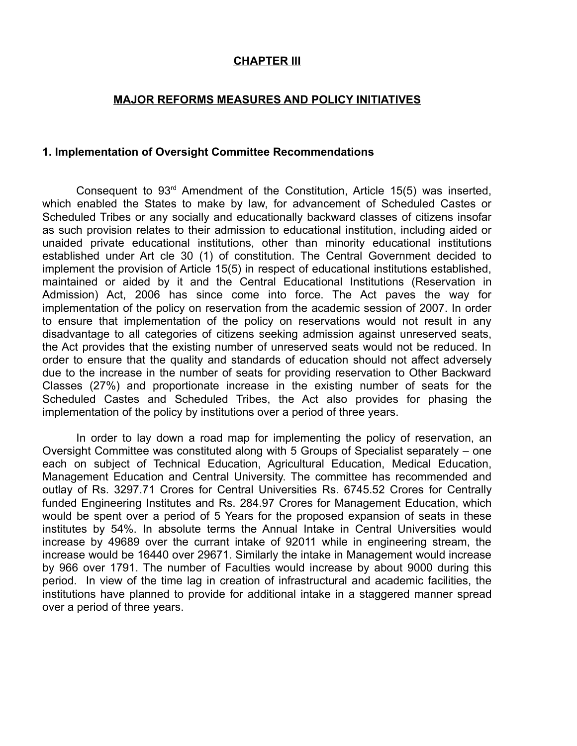# CHAPTER III

## MAJOR REFORMS MEASURES AND POLICY INITIATIVES

### 1. Implementation of Oversight Committee Recommendations

Consequent to 93rd Amendment of the Constitution, Article 15(5) was inserted, which enabled the States to make by law, for advancement of Scheduled Castes or Scheduled Tribes or any socially and educationally backward classes of citizens insofar as such provision relates to their admission to educational institution, including aided or unaided private educational institutions, other than minority educational institutions established under Art cle 30 (1) of constitution. The Central Government decided to implement the provision of Article 15(5) in respect of educational institutions established, maintained or aided by it and the Central Educational Institutions (Reservation in Admission) Act, 2006 has since come into force. The Act paves the way for implementation of the policy on reservation from the academic session of 2007. In order to ensure that implementation of the policy on reservations would not result in any disadvantage to all categories of citizens seeking admission against unreserved seats, the Act provides that the existing number of unreserved seats would not be reduced. In order to ensure that the quality and standards of education should not affect adversely due to the increase in the number of seats for providing reservation to Other Backward Classes (27%) and proportionate increase in the existing number of seats for the Scheduled Castes and Scheduled Tribes, the Act also provides for phasing the implementation of the policy by institutions over a period of three years.

In order to lay down a road map for implementing the policy of reservation, an Oversight Committee was constituted along with 5 Groups of Specialist separately – one each on subject of Technical Education, Agricultural Education, Medical Education, Management Education and Central University. The committee has recommended and outlay of Rs. 3297.71 Crores for Central Universities Rs. 6745.52 Crores for Centrally funded Engineering Institutes and Rs. 284.97 Crores for Management Education, which would be spent over a period of 5 Years for the proposed expansion of seats in these institutes by 54%. In absolute terms the Annual Intake in Central Universities would increase by 49689 over the currant intake of 92011 while in engineering stream, the increase would be 16440 over 29671. Similarly the intake in Management would increase by 966 over 1791. The number of Faculties would increase by about 9000 during this period. In view of the time lag in creation of infrastructural and academic facilities, the institutions have planned to provide for additional intake in a staggered manner spread over a period of three years.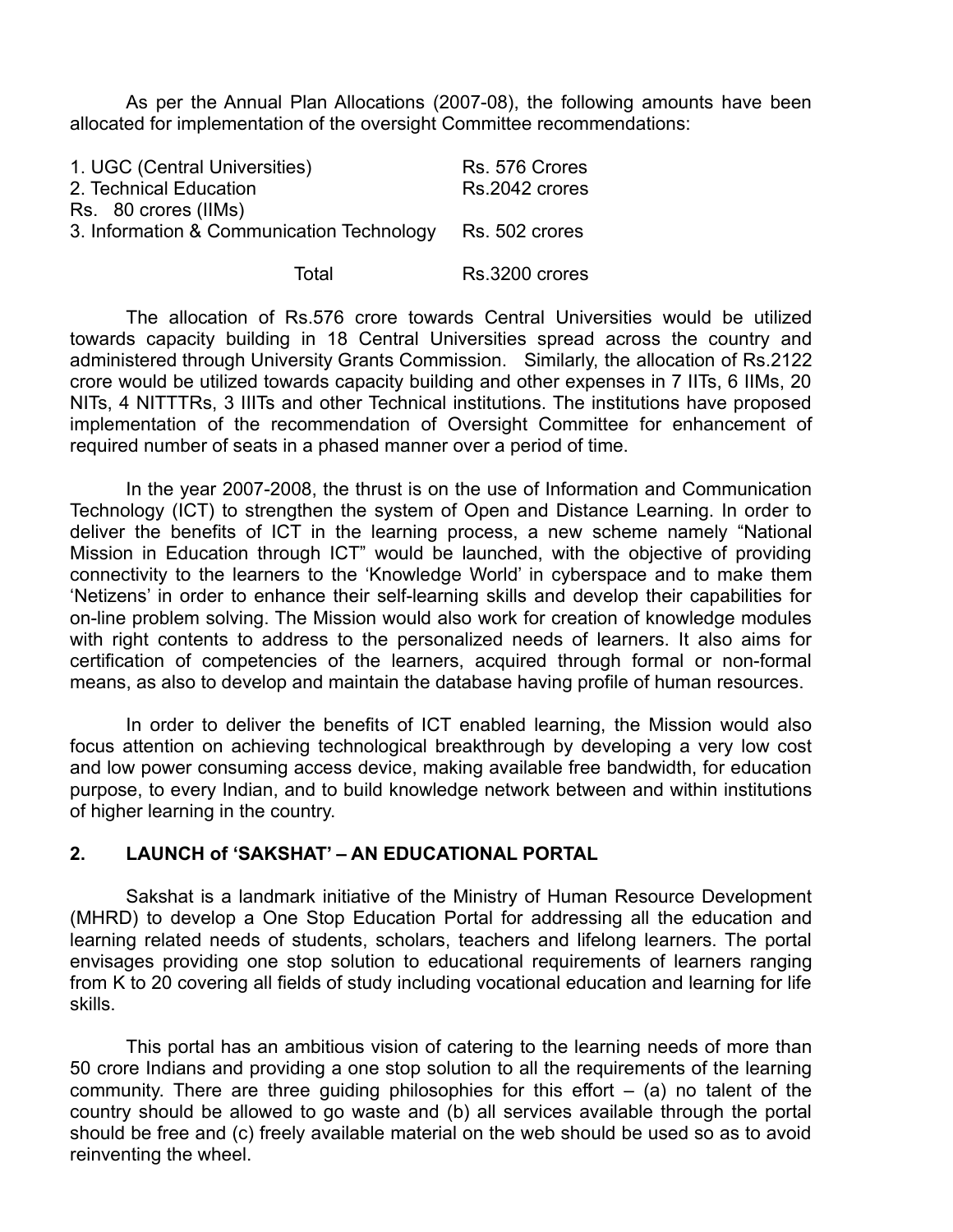As per the Annual Plan Allocations (2007-08), the following amounts have been allocated for implementation of the oversight Committee recommendations:

| | |
|---|---|
| 1. UGC (Central Universities) | Rs. 576 Crores |
| 2. Technical Education | Rs.2042 crores |
| Rs. 80 crores (IIMs) | |
| 3. Information & Communication Technology | Rs. 502 crores |
| Total | Rs.3200 crores |

The allocation of Rs.576 crore towards Central Universities would be utilized towards capacity building in 18 Central Universities spread across the country and administered through University Grants Commission. Similarly, the allocation of Rs.2122 crore would be utilized towards capacity building and other expenses in 7 IITs, 6 IIMs, 20 NITs, 4 NITTTRs, 3 IIITs and other Technical institutions. The institutions have proposed implementation of the recommendation of Oversight Committee for enhancement of required number of seats in a phased manner over a period of time.

In the year 2007-2008, the thrust is on the use of Information and Communication Technology (ICT) to strengthen the system of Open and Distance Learning. In order to deliver the benefits of ICT in the learning process, a new scheme namely "National Mission in Education through ICT" would be launched, with the objective of providing connectivity to the learners to the 'Knowledge World' in cyberspace and to make them 'Netizens' in order to enhance their self-learning skills and develop their capabilities for on-line problem solving. The Mission would also work for creation of knowledge modules with right contents to address to the personalized needs of learners. It also aims for certification of competencies of the learners, acquired through formal or non-formal means, as also to develop and maintain the database having profile of human resources.

In order to deliver the benefits of ICT enabled learning, the Mission would also focus attention on achieving technological breakthrough by developing a very low cost and low power consuming access device, making available free bandwidth, for education purpose, to every Indian, and to build knowledge network between and within institutions of higher learning in the country.

## 2. LAUNCH of 'SAKSHAT' – AN EDUCATIONAL PORTAL

Sakshat is a landmark initiative of the Ministry of Human Resource Development (MHRD) to develop a One Stop Education Portal for addressing all the education and learning related needs of students, scholars, teachers and lifelong learners. The portal envisages providing one stop solution to educational requirements of learners ranging from K to 20 covering all fields of study including vocational education and learning for life skills.

This portal has an ambitious vision of catering to the learning needs of more than 50 crore Indians and providing a one stop solution to all the requirements of the learning community. There are three guiding philosophies for this effort – (a) no talent of the country should be allowed to go waste and (b) all services available through the portal should be free and (c) freely available material on the web should be used so as to avoid reinventing the wheel.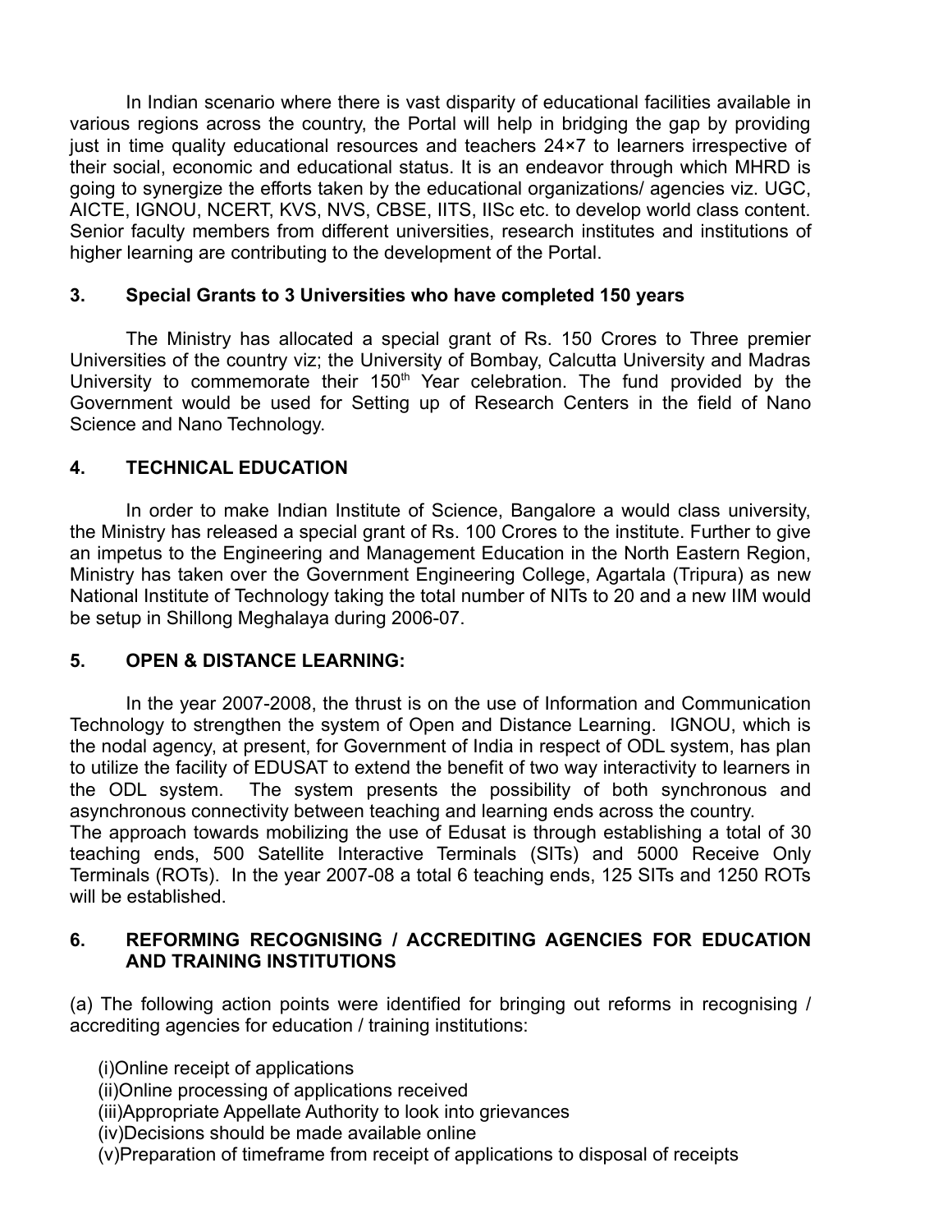In Indian scenario where there is vast disparity of educational facilities available in various regions across the country, the Portal will help in bridging the gap by providing just in time quality educational resources and teachers 24×7 to learners irrespective of their social, economic and educational status. It is an endeavor through which MHRD is going to synergize the efforts taken by the educational organizations/ agencies viz. UGC, AICTE, IGNOU, NCERT, KVS, NVS, CBSE, IITS, IISc etc. to develop world class content. Senior faculty members from different universities, research institutes and institutions of higher learning are contributing to the development of the Portal.

### 3. Special Grants to 3 Universities who have completed 150 years

The Ministry has allocated a special grant of Rs. 150 Crores to Three premier Universities of the country viz; the University of Bombay, Calcutta University and Madras University to commemorate their 150th Year celebration. The fund provided by the Government would be used for Setting up of Research Centers in the field of Nano Science and Nano Technology.

### 4. TECHNICAL EDUCATION

In order to make Indian Institute of Science, Bangalore a would class university, the Ministry has released a special grant of Rs. 100 Crores to the institute. Further to give an impetus to the Engineering and Management Education in the North Eastern Region, Ministry has taken over the Government Engineering College, Agartala (Tripura) as new National Institute of Technology taking the total number of NITs to 20 and a new IIM would be setup in Shillong Meghalaya during 2006-07.

### 5. OPEN & DISTANCE LEARNING:

In the year 2007-2008, the thrust is on the use of Information and Communication Technology to strengthen the system of Open and Distance Learning. IGNOU, which is the nodal agency, at present, for Government of India in respect of ODL system, has plan to utilize the facility of EDUSAT to extend the benefit of two way interactivity to learners in the ODL system. The system presents the possibility of both synchronous and asynchronous connectivity between teaching and learning ends across the country.

The approach towards mobilizing the use of Edusat is through establishing a total of 30 teaching ends, 500 Satellite Interactive Terminals (SITs) and 5000 Receive Only Terminals (ROTs). In the year 2007-08 a total 6 teaching ends, 125 SITs and 1250 ROTs will be established.

### 6. REFORMING RECOGNISING / ACCREDITING AGENCIES FOR EDUCATION AND TRAINING INSTITUTIONS

(a) The following action points were identified for bringing out reforms in recognising / accrediting agencies for education / training institutions:

(i)Online receipt of applications
(ii)Online processing of applications received
(iii)Appropriate Appellate Authority to look into grievances
(iv)Decisions should be made available online
(v)Preparation of timeframe from receipt of applications to disposal of receipts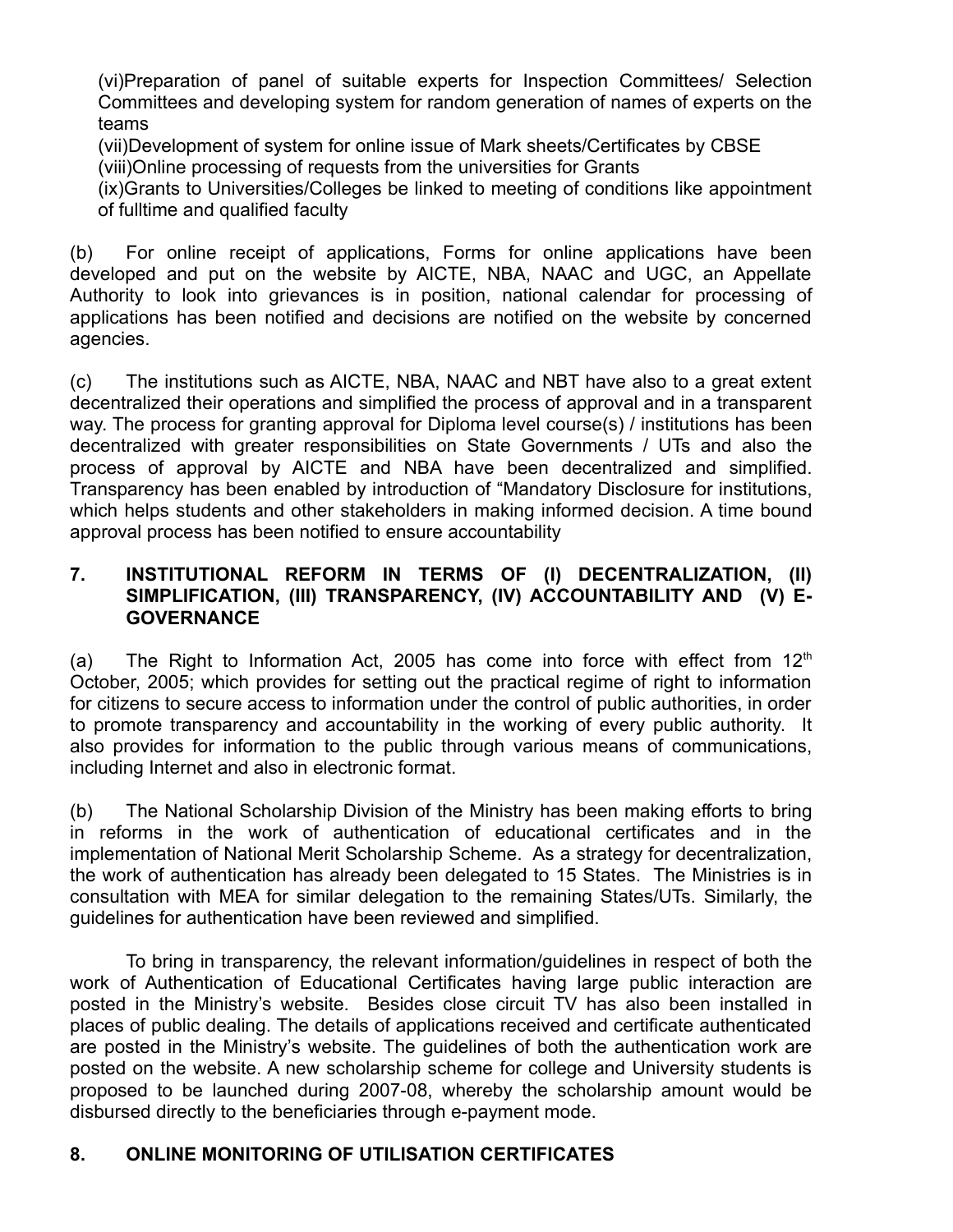(vi)Preparation of panel of suitable experts for Inspection Committees/ Selection Committees and developing system for random generation of names of experts on the teams

(vii)Development of system for online issue of Mark sheets/Certificates by CBSE

(viii)Online processing of requests from the universities for Grants

(ix)Grants to Universities/Colleges be linked to meeting of conditions like appointment of fulltime and qualified faculty

(b) For online receipt of applications, Forms for online applications have been developed and put on the website by AICTE, NBA, NAAC and UGC, an Appellate Authority to look into grievances is in position, national calendar for processing of applications has been notified and decisions are notified on the website by concerned agencies.

(c) The institutions such as AICTE, NBA, NAAC and NBT have also to a great extent decentralized their operations and simplified the process of approval and in a transparent way. The process for granting approval for Diploma level course(s) / institutions has been decentralized with greater responsibilities on State Governments / UTs and also the process of approval by AICTE and NBA have been decentralized and simplified. Transparency has been enabled by introduction of "Mandatory Disclosure for institutions, which helps students and other stakeholders in making informed decision. A time bound approval process has been notified to ensure accountability

## 7. INSTITUTIONAL REFORM IN TERMS OF (I) DECENTRALIZATION, (II) SIMPLIFICATION, (III) TRANSPARENCY, (IV) ACCOUNTABILITY AND (V) E-GOVERNANCE

(a) The Right to Information Act, 2005 has come into force with effect from 12th October, 2005; which provides for setting out the practical regime of right to information for citizens to secure access to information under the control of public authorities, in order to promote transparency and accountability in the working of every public authority. It also provides for information to the public through various means of communications, including Internet and also in electronic format.

(b) The National Scholarship Division of the Ministry has been making efforts to bring in reforms in the work of authentication of educational certificates and in the implementation of National Merit Scholarship Scheme. As a strategy for decentralization, the work of authentication has already been delegated to 15 States. The Ministries is in consultation with MEA for similar delegation to the remaining States/UTs. Similarly, the guidelines for authentication have been reviewed and simplified.

To bring in transparency, the relevant information/guidelines in respect of both the work of Authentication of Educational Certificates having large public interaction are posted in the Ministry's website. Besides close circuit TV has also been installed in places of public dealing. The details of applications received and certificate authenticated are posted in the Ministry's website. The guidelines of both the authentication work are posted on the website. A new scholarship scheme for college and University students is proposed to be launched during 2007-08, whereby the scholarship amount would be disbursed directly to the beneficiaries through e-payment mode.

## 8. ONLINE MONITORING OF UTILISATION CERTIFICATES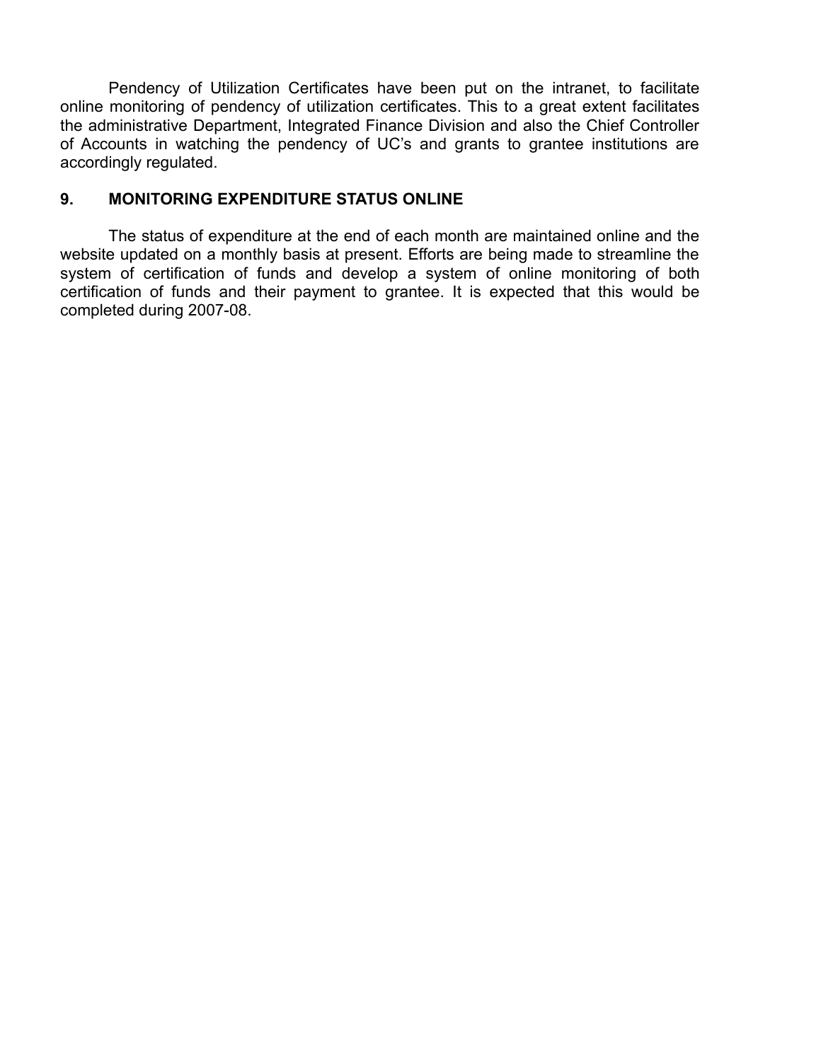Pendency of Utilization Certificates have been put on the intranet, to facilitate online monitoring of pendency of utilization certificates. This to a great extent facilitates the administrative Department, Integrated Finance Division and also the Chief Controller of Accounts in watching the pendency of UC's and grants to grantee institutions are accordingly regulated.

## 9. MONITORING EXPENDITURE STATUS ONLINE

The status of expenditure at the end of each month are maintained online and the website updated on a monthly basis at present. Efforts are being made to streamline the system of certification of funds and develop a system of online monitoring of both certification of funds and their payment to grantee. It is expected that this would be completed during 2007-08.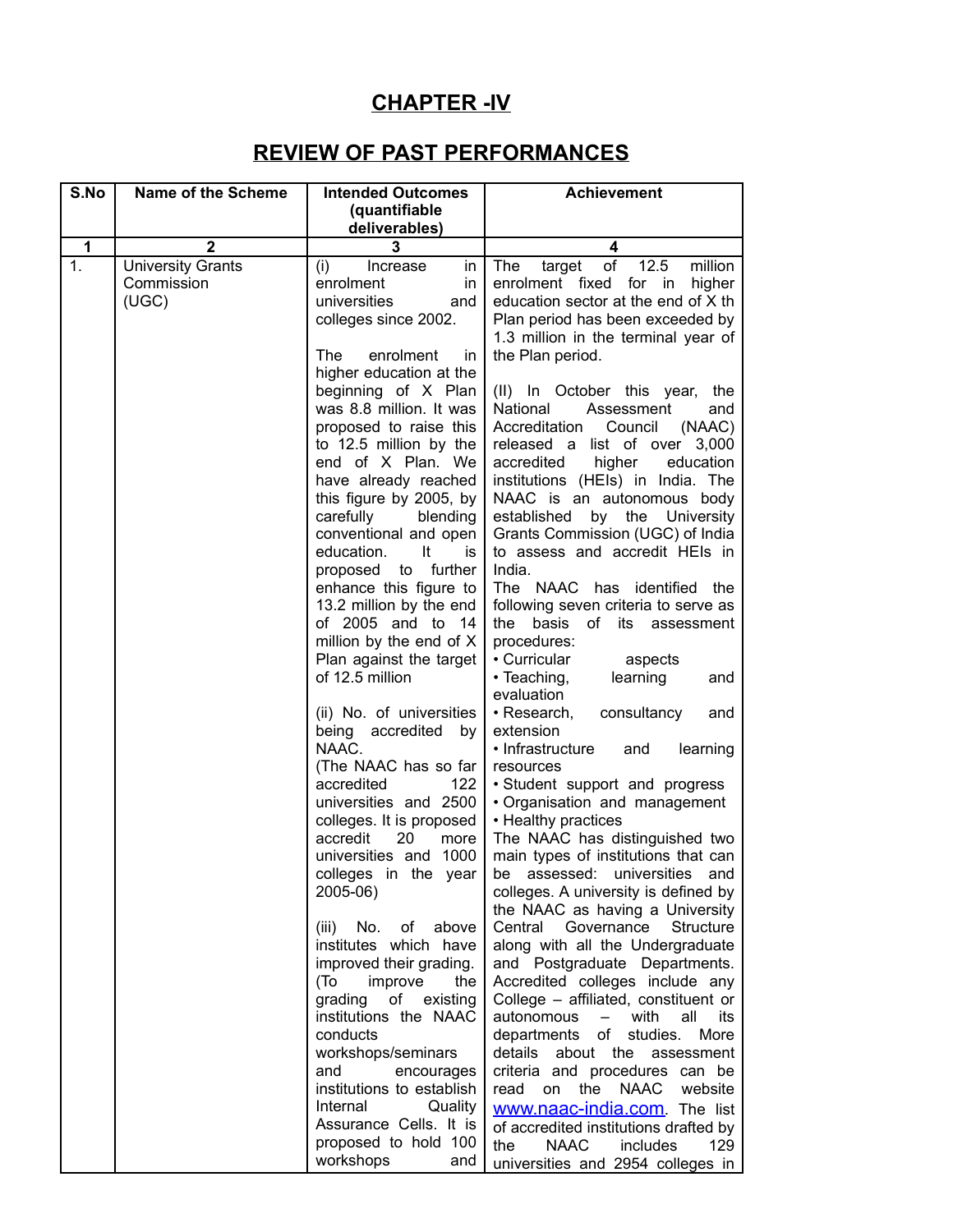# CHAPTER -IV

## REVIEW OF PAST PERFORMANCES

| S.No | Name of the Scheme | Intended Outcomes (quantifiable deliverables) | Achievement |
|---|---|---|---|
| 1 | 2 | 3 | 4 |
| 1. | University Grants Commission (UGC) | (i) Increase in enrolment in universities and colleges since 2002.<br><br>The enrolment in higher education at the beginning of X Plan was 8.8 million. It was proposed to raise this to 12.5 million by the end of X Plan. We have already reached this figure by 2005, by carefully blending conventional and open education. It is proposed to further enhance this figure to 13.2 million by the end of 2005 and to 14 million by the end of X Plan against the target of 12.5 million<br><br>(ii) No. of universities being accredited by NAAC.<br>(The NAAC has so far accredited 122 universities and 2500 colleges. It is proposed accredit 20 more universities and 1000 colleges in the year 2005-06)<br><br>(iii) No. of above institutes which have improved their grading.<br>(To improve the grading of existing institutions the NAAC conducts workshops/seminars and encourages institutions to establish Internal Quality Assurance Cells. It is proposed to hold 100 workshops and | The target of 12.5 million enrolment fixed for in higher education sector at the end of X th Plan period has been exceeded by 1.3 million in the terminal year of the Plan period.<br><br>(II) In October this year, the National Assessment and Accreditation Council (NAAC) released a list of over 3,000 accredited higher education institutions (HEIs) in India. The NAAC is an autonomous body established by the University Grants Commission (UGC) of India to assess and accredit HEIs in India.<br>The NAAC has identified the following seven criteria to serve as the basis of its assessment procedures:<br>• Curricular aspects<br>• Teaching, learning and evaluation<br>• Research, consultancy and extension<br>• Infrastructure and learning resources<br>• Student support and progress<br>• Organisation and management<br>• Healthy practices<br>The NAAC has distinguished two main types of institutions that can be assessed: universities and colleges. A university is defined by the NAAC as having a University Central Governance Structure along with all the Undergraduate and Postgraduate Departments. Accredited colleges include any College – affiliated, constituent or autonomous – with all its departments of studies. More details about the assessment criteria and procedures can be read on the NAAC website www.naac-india.com. The list of accredited institutions drafted by the NAAC includes 129 universities and 2954 colleges in |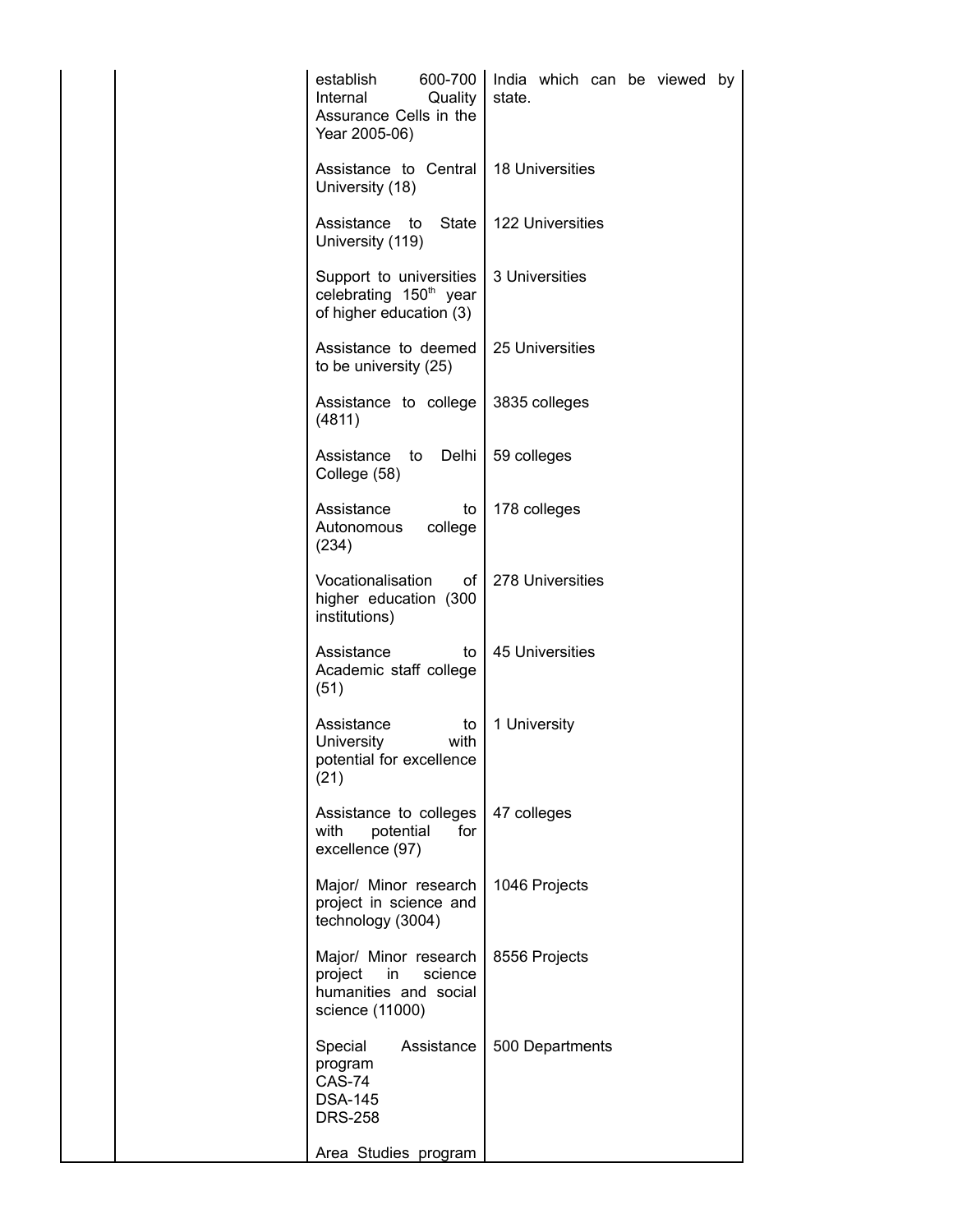| | | | |
|---|---|---|---|
| | | establish 600-700 Internal Quality Assurance Cells in the Year 2005-06) | India which can be viewed by state. |
| | | Assistance to Central University (18) | 18 Universities |
| | | Assistance to State University (119) | 122 Universities |
| | | Support to universities celebrating 150th year of higher education (3) | 3 Universities |
| | | Assistance to deemed to be university (25) | 25 Universities |
| | | Assistance to college (4811) | 3835 colleges |
| | | Assistance to Delhi College (58) | 59 colleges |
| | | Assistance to Autonomous college (234) | 178 colleges |
| | | Vocationalisation of higher education (300 institutions) | 278 Universities |
| | | Assistance to Academic staff college (51) | 45 Universities |
| | | Assistance to University with potential for excellence (21) | 1 University |
| | | Assistance to colleges with potential for excellence (97) | 47 colleges |
| | | Major/ Minor research project in science and technology (3004) | 1046 Projects |
| | | Major/ Minor research project in science humanities and social science (11000) | 8556 Projects |
| | | Special Assistance program<br>CAS-74<br>DSA-145<br>DRS-258 | 500 Departments |
| | | Area Studies program | |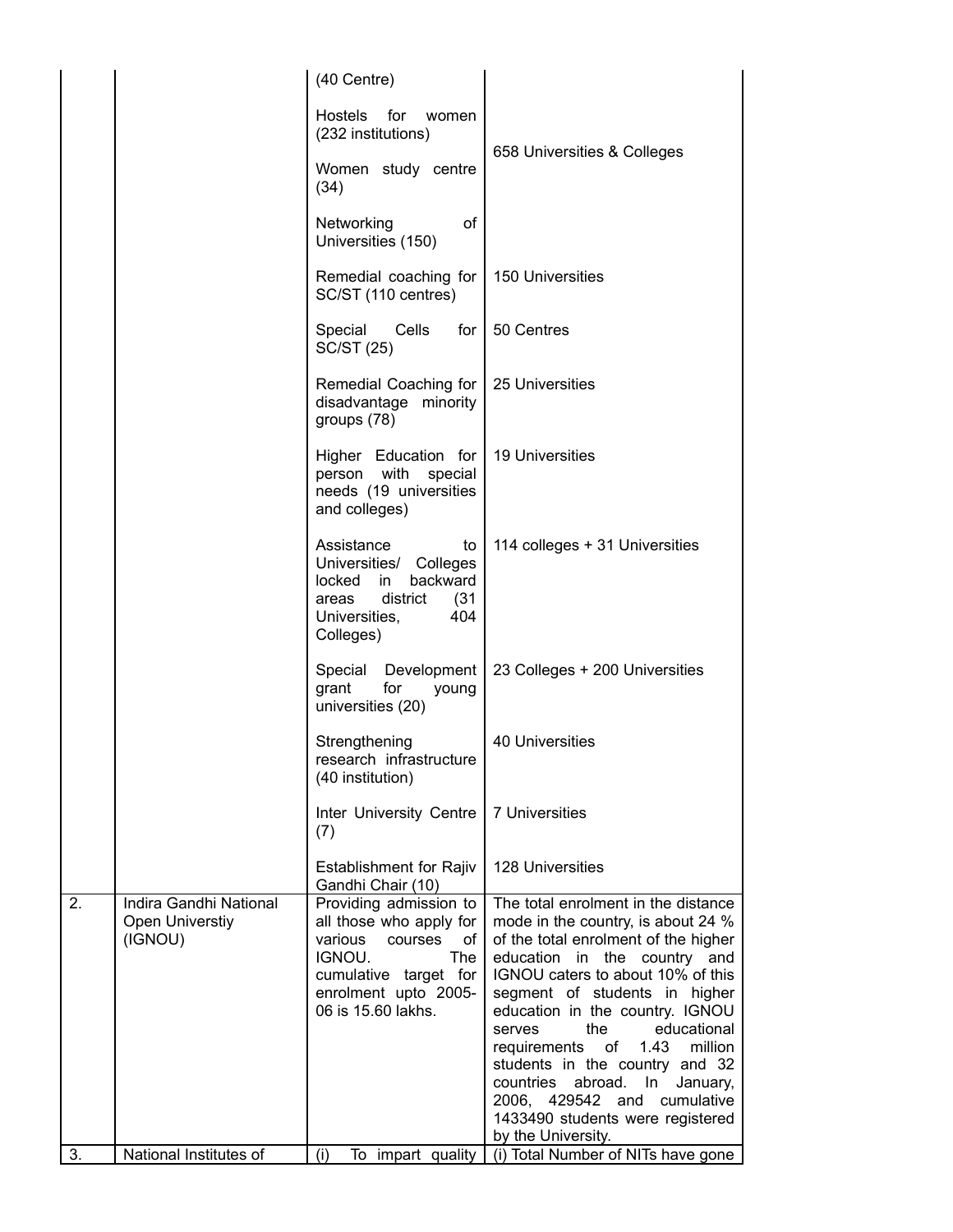| | | | |
|---|---|---|---|
| | | (40 Centre) | |
| | | Hostels for women (232 institutions) | 658 Universities & Colleges |
| | | Women study centre (34) | |
| | | Networking of Universities (150) | |
| | | Remedial coaching for SC/ST (110 centres) | 150 Universities |
| | | Special Cells for SC/ST (25) | 50 Centres |
| | | Remedial Coaching for disadvantage minority groups (78) | 25 Universities |
| | | Higher Education for person with special needs (19 universities and colleges) | 19 Universities |
| | | Assistance to Universities/ Colleges locked in backward areas district (31 Universities, 404 Colleges) | 114 colleges + 31 Universities |
| | | Special Development grant for young universities (20) | 23 Colleges + 200 Universities |
| | | Strengthening research infrastructure (40 institution) | 40 Universities |
| | | Inter University Centre (7) | 7 Universities |
| | | Establishment for Rajiv Gandhi Chair (10) | 128 Universities |
| 2. | Indira Gandhi National Open Universtiy (IGNOU) | Providing admission to all those who apply for various courses of IGNOU. The cumulative target for enrolment upto 2005-06 is 15.60 lakhs. | The total enrolment in the distance mode in the country, is about 24 % of the total enrolment of the higher education in the country and IGNOU caters to about 10% of this segment of students in higher education in the country. IGNOU serves the educational requirements of 1.43 million students in the country and 32 countries abroad. In January, 2006, 429542 and cumulative 1433490 students were registered by the University. |
| 3. | National Institutes of | (i) To impart quality | (i) Total Number of NITs have gone |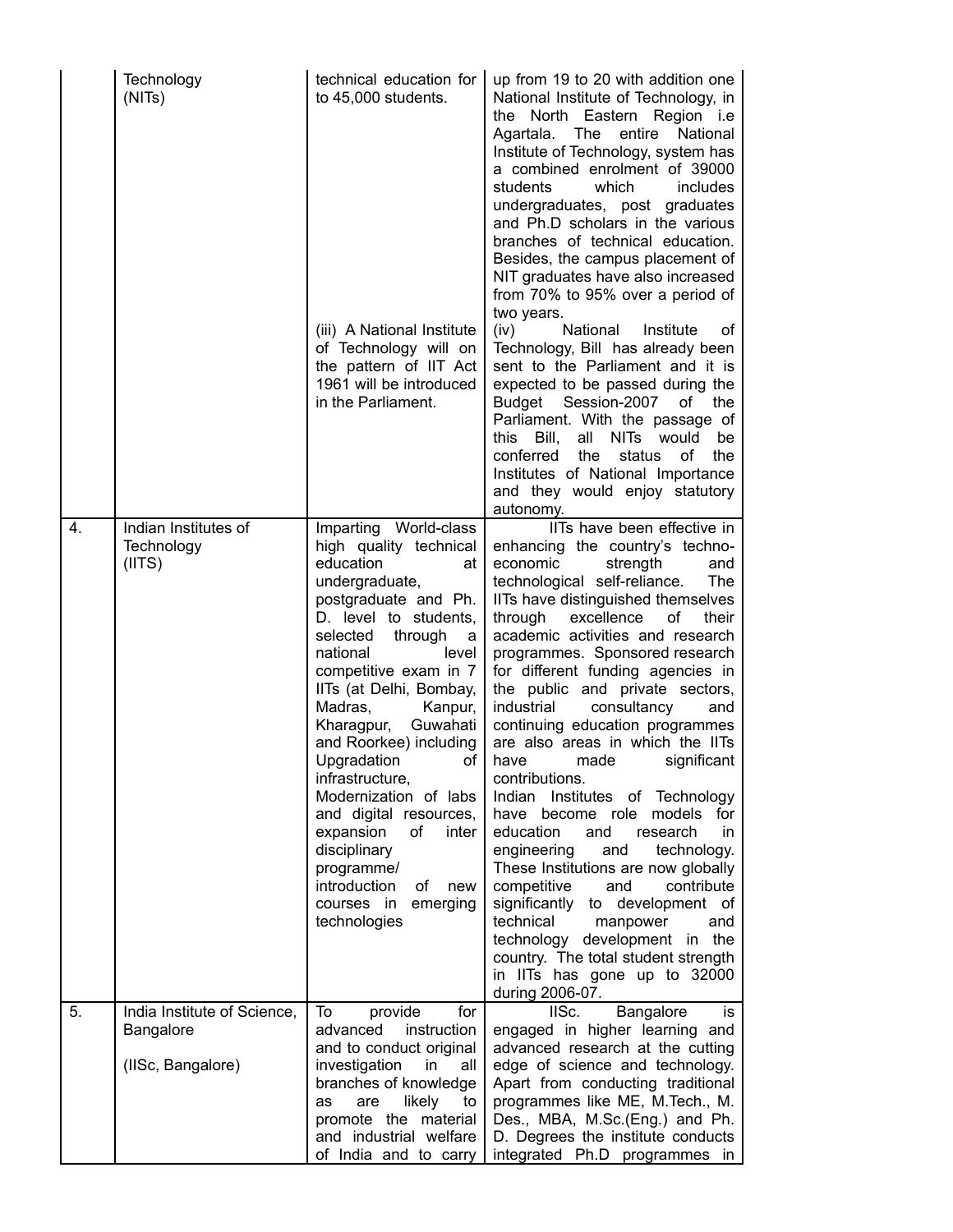| | | | |
|---|---|---|---|
| | Technology (NITs) | technical education for to 45,000 students.<br><br>(iii) A National Institute of Technology will on the pattern of IIT Act 1961 will be introduced in the Parliament. | up from 19 to 20 with addition one National Institute of Technology, in the North Eastern Region i.e Agartala. The entire National Institute of Technology, system has a combined enrolment of 39000 students which includes undergraduates, post graduates and Ph.D scholars in the various branches of technical education. Besides, the campus placement of NIT graduates have also increased from 70% to 95% over a period of two years.<br>(iv) National Institute of Technology, Bill has already been sent to the Parliament and it is expected to be passed during the Budget Session-2007 of the Parliament. With the passage of this Bill, all NITs would be conferred the status of the Institutes of National Importance and they would enjoy statutory autonomy. |
| 4. | Indian Institutes of Technology (IITS) | Imparting World-class high quality technical education at undergraduate, postgraduate and Ph. D. level to students, selected through a national level competitive exam in 7 IITs (at Delhi, Bombay, Madras, Kanpur, Kharagpur, Guwahati and Roorkee) including Upgradation of infrastructure, Modernization of labs and digital resources, expansion of inter disciplinary programme/ introduction of new courses in emerging technologies | IITs have been effective in enhancing the country's techno-economic strength and technological self-reliance. The IITs have distinguished themselves through excellence of their academic activities and research programmes. Sponsored research for different funding agencies in the public and private sectors, industrial consultancy and continuing education programmes are also areas in which the IITs have made significant contributions.<br>Indian Institutes of Technology have become role models for education and research in engineering and technology. These Institutions are now globally competitive and contribute significantly to development of technical manpower and technology development in the country. The total student strength in IITs has gone up to 32000 during 2006-07. |
| 5. | India Institute of Science, Bangalore<br><br>(IISc, Bangalore) | To provide for advanced instruction and to conduct original investigation in all branches of knowledge as are likely to promote the material and industrial welfare of India and to carry | IISc. Bangalore is engaged in higher learning and advanced research at the cutting edge of science and technology. Apart from conducting traditional programmes like ME, M.Tech., M. Des., MBA, M.Sc.(Eng.) and Ph. D. Degrees the institute conducts integrated Ph.D programmes in |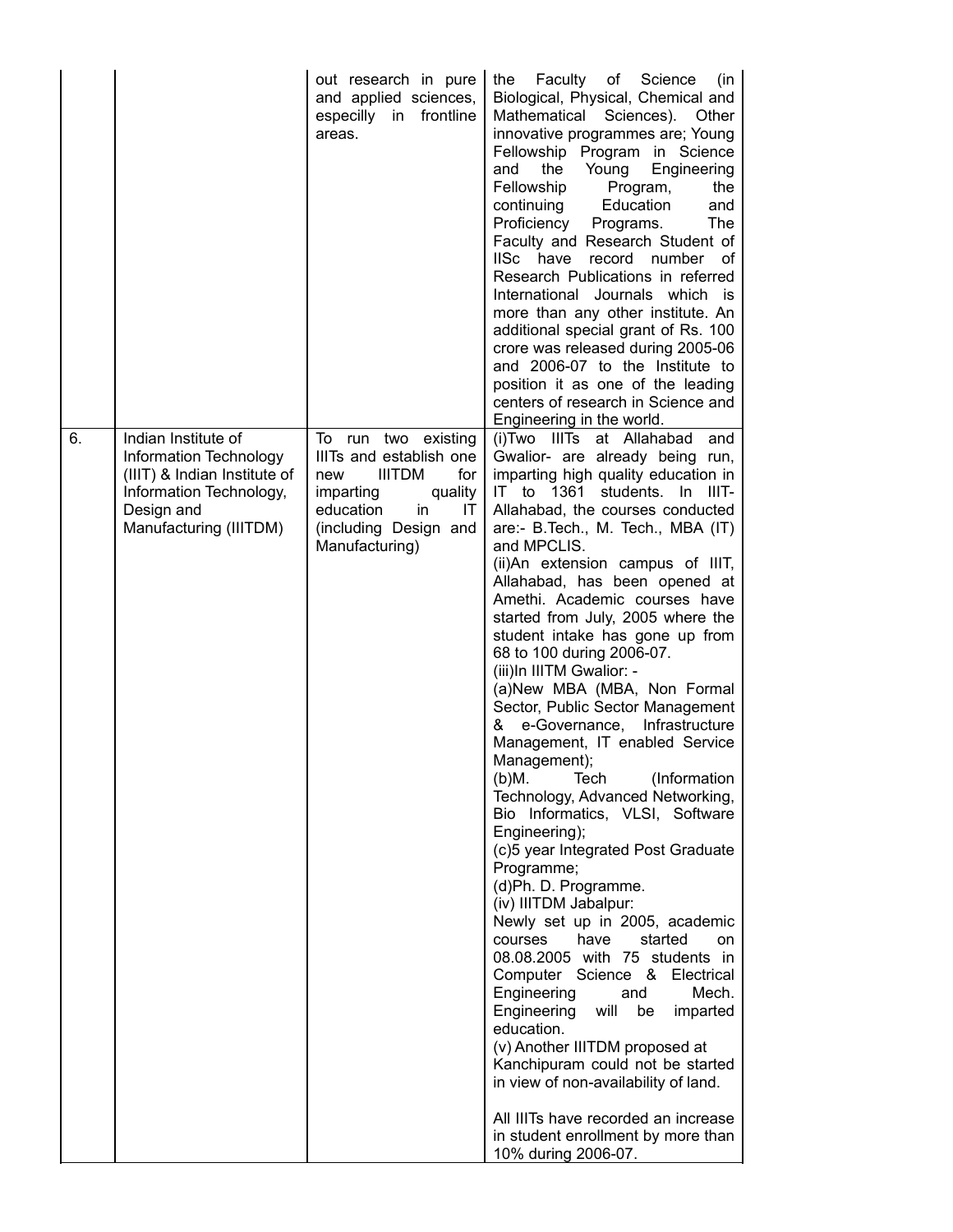| | | | |
|---|---|---|---|
| | | out research in pure and applied sciences, especilly in frontline areas. | the Faculty of Science (in Biological, Physical, Chemical and Mathematical Sciences). Other innovative programmes are; Young Fellowship Program in Science and the Young Engineering Fellowship Program, the continuing Education and Proficiency Programs. The Faculty and Research Student of IISc have record number of Research Publications in referred International Journals which is more than any other institute. An additional special grant of Rs. 100 crore was released during 2005-06 and 2006-07 to the Institute to position it as one of the leading centers of research in Science and Engineering in the world. |
| 6. | Indian Institute of Information Technology (IIIT) & Indian Institute of Information Technology, Design and Manufacturing (IIITDM) | To run two existing IIITs and establish one new IIITDM for imparting quality education in IT (including Design and Manufacturing) | (i)Two IIITs at Allahabad and Gwalior- are already being run, imparting high quality education in IT to 1361 students. In IIIT-Allahabad, the courses conducted are:- B.Tech., M. Tech., MBA (IT) and MPCLIS.<br>(ii)An extension campus of IIIT, Allahabad, has been opened at Amethi. Academic courses have started from July, 2005 where the student intake has gone up from 68 to 100 during 2006-07.<br>(iii)In IIITM Gwalior: -<br>(a)New MBA (MBA, Non Formal Sector, Public Sector Management & e-Governance, Infrastructure Management, IT enabled Service Management);<br>(b)M. Tech (Information Technology, Advanced Networking, Bio Informatics, VLSI, Software Engineering);<br>(c)5 year Integrated Post Graduate Programme;<br>(d)Ph. D. Programme.<br>(iv) IIITDM Jabalpur:<br>Newly set up in 2005, academic courses have started on 08.08.2005 with 75 students in Computer Science & Electrical Engineering and Mech. Engineering will be imparted education.<br>(v) Another IIITDM proposed at Kanchipuram could not be started in view of non-availability of land.<br><br>All IIITs have recorded an increase in student enrollment by more than 10% during 2006-07. |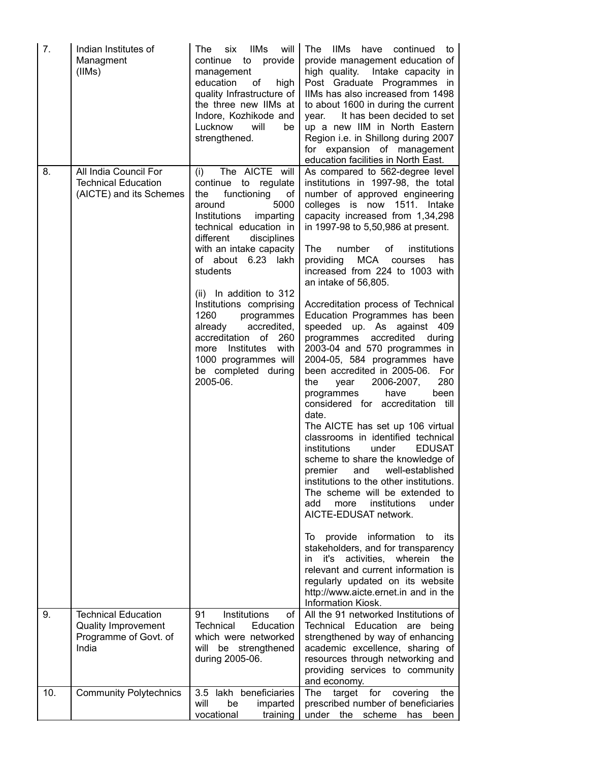| 7. | Indian Institutes of Managment (IIMs) | The six IIMs will continue to provide management education of high quality Infrastructure of the three new IIMs at Indore, Kozhikode and Lucknow will be strengthened. | The IIMs have continued to provide management education of high quality. Intake capacity in Post Graduate Programmes in IIMs has also increased from 1498 to about 1600 in during the current year. It has been decided to set up a new IIM in North Eastern Region i.e. in Shillong during 2007 for expansion of management education facilities in North East. |
|---|---|---|---|
| 8. | All India Council For Technical Education (AICTE) and its Schemes | (i) The AICTE will continue to regulate the functioning of around 5000 Institutions imparting technical education in different disciplines with an intake capacity of about 6.23 lakh students<br><br>(ii) In addition to 312 Institutions comprising 1260 programmes already accredited, accreditation of 260 more Institutes with 1000 programmes will be completed during 2005-06. | As compared to 562-degree level institutions in 1997-98, the total number of approved engineering colleges is now 1511. Intake capacity increased from 1,34,298 in 1997-98 to 5,50,986 at present.<br><br>The number of institutions providing MCA courses has increased from 224 to 1003 with an intake of 56,805.<br><br>Accreditation process of Technical Education Programmes has been speeded up. As against 409 programmes accredited during 2003-04 and 570 programmes in 2004-05, 584 programmes have been accredited in 2005-06. For the year 2006-2007, 280 programmes have been considered for accreditation till date.<br>The AICTE has set up 106 virtual classrooms in identified technical institutions under EDUSAT scheme to share the knowledge of premier and well-established institutions to the other institutions. The scheme will be extended to add more institutions under AICTE-EDUSAT network.<br><br>To provide information to its stakeholders, and for transparency in it's activities, wherein the relevant and current information is regularly updated on its website http://www.aicte.ernet.in and in the Information Kiosk. |
| 9. | Technical Education Quality Improvement Programme of Govt. of India | 91 Institutions of Technical Education which were networked will be strengthened during 2005-06. | All the 91 networked Institutions of Technical Education are being strengthened by way of enhancing academic excellence, sharing of resources through networking and providing services to community and economy. |
| 10. | Community Polytechnics | 3.5 lakh beneficiaries will be imparted vocational training | The target for covering the prescribed number of beneficiaries under the scheme has been |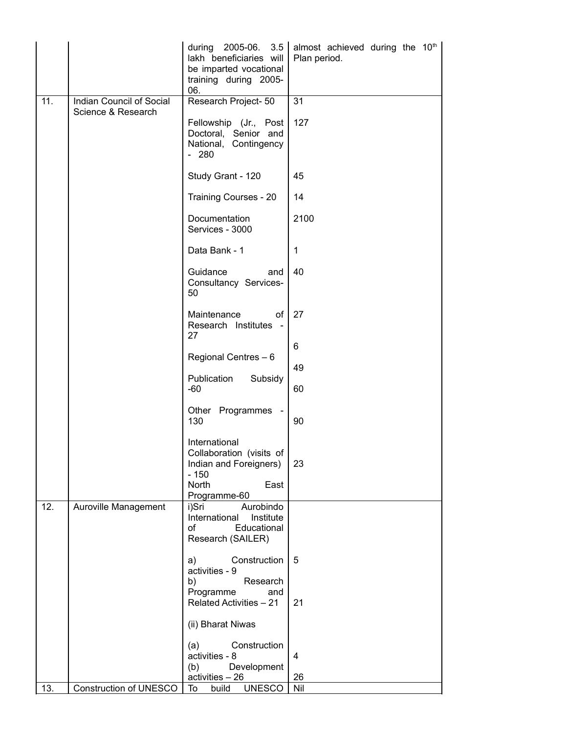| | | during 2005-06. 3.5 lakh beneficiaries will be imparted vocational training during 2005-06. | almost achieved during the 10th Plan period. |
|---|---|---|---|
| 11. | Indian Council of Social Science & Research | Research Project- 50<br><br>Fellowship (Jr., Post Doctoral, Senior and National, Contingency - 280<br><br>Study Grant - 120<br><br>Training Courses - 20<br><br>Documentation Services - 3000<br><br>Data Bank - 1<br><br>Guidance and Consultancy Services- 50<br><br>Maintenance of Research Institutes - 27<br><br>Regional Centres – 6<br><br>Publication Subsidy -60<br><br>Other Programmes - 130<br><br>International Collaboration (visits of Indian and Foreigners) - 150<br>North East Programme-60 | 31<br><br>127<br><br>45<br><br>14<br><br>2100<br><br>1<br><br>40<br><br>27<br><br>6<br><br>49<br><br>60<br><br>90<br><br>23 |
| 12. | Auroville Management | i)Sri Aurobindo International Institute of Educational Research (SAILER)<br><br>a) Construction activities - 9<br>b) Research Programme and Related Activities – 21<br><br>(ii) Bharat Niwas<br><br>(a) Construction activities - 8<br>(b) Development activities – 26 | <br><br>5<br><br>21<br><br><br><br>4<br><br>26 |
| 13. | Construction of UNESCO | To build UNESCO | Nil |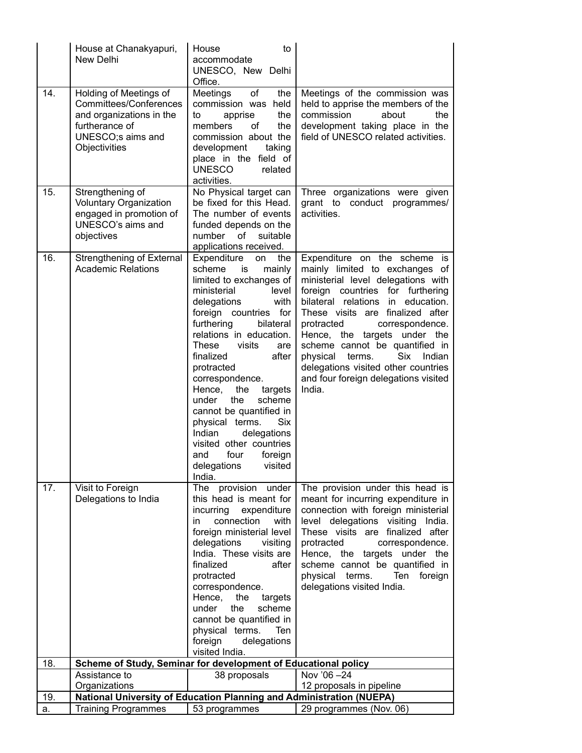| | | | |
|---|---|---|---|
| | House at Chanakyapuri, New Delhi | House to accommodate UNESCO, New Delhi Office. | |
| 14. | Holding of Meetings of Committees/Conferences and organizations in the furtherance of UNESCO;s aims and Objectivities | Meetings of the commission was held to apprise the members of the commission about the development taking place in the field of UNESCO related activities. | Meetings of the commission was held to apprise the members of the commission about the development taking place in the field of UNESCO related activities. |
| 15. | Strengthening of Voluntary Organization engaged in promotion of UNESCO's aims and objectives | No Physical target can be fixed for this Head. The number of events funded depends on the number of suitable applications received. | Three organizations were given grant to conduct programmes/ activities. |
| 16. | Strengthening of External Academic Relations | Expenditure on the scheme is mainly limited to exchanges of ministerial level delegations with foreign countries for furthering bilateral relations in education. These visits are finalized after protracted correspondence. Hence, the targets under the scheme cannot be quantified in physical terms. Six Indian delegations visited other countries and four foreign delegations visited India. | Expenditure on the scheme is mainly limited to exchanges of ministerial level delegations with foreign countries for furthering bilateral relations in education. These visits are finalized after protracted correspondence. Hence, the targets under the scheme cannot be quantified in physical terms. Six Indian delegations visited other countries and four foreign delegations visited India. |
| 17. | Visit to Foreign Delegations to India | The provision under this head is meant for incurring expenditure in connection with foreign ministerial level delegations visiting India. These visits are finalized after protracted correspondence. Hence, the targets under the scheme cannot be quantified in physical terms. Ten foreign delegations visited India. | The provision under this head is meant for incurring expenditure in connection with foreign ministerial level delegations visiting India. These visits are finalized after protracted correspondence. Hence, the targets under the scheme cannot be quantified in physical terms. Ten foreign delegations visited India. |
| 18. | **Scheme of Study, Seminar for development of Educational policy** | | |
| | Assistance to Organizations | 38 proposals | Nov '06 –24<br>12 proposals in pipeline |
| 19. | **National University of Education Planning and Administration (NUEPA)** | | |
| a. | Training Programmes | 53 programmes | 29 programmes (Nov. 06) |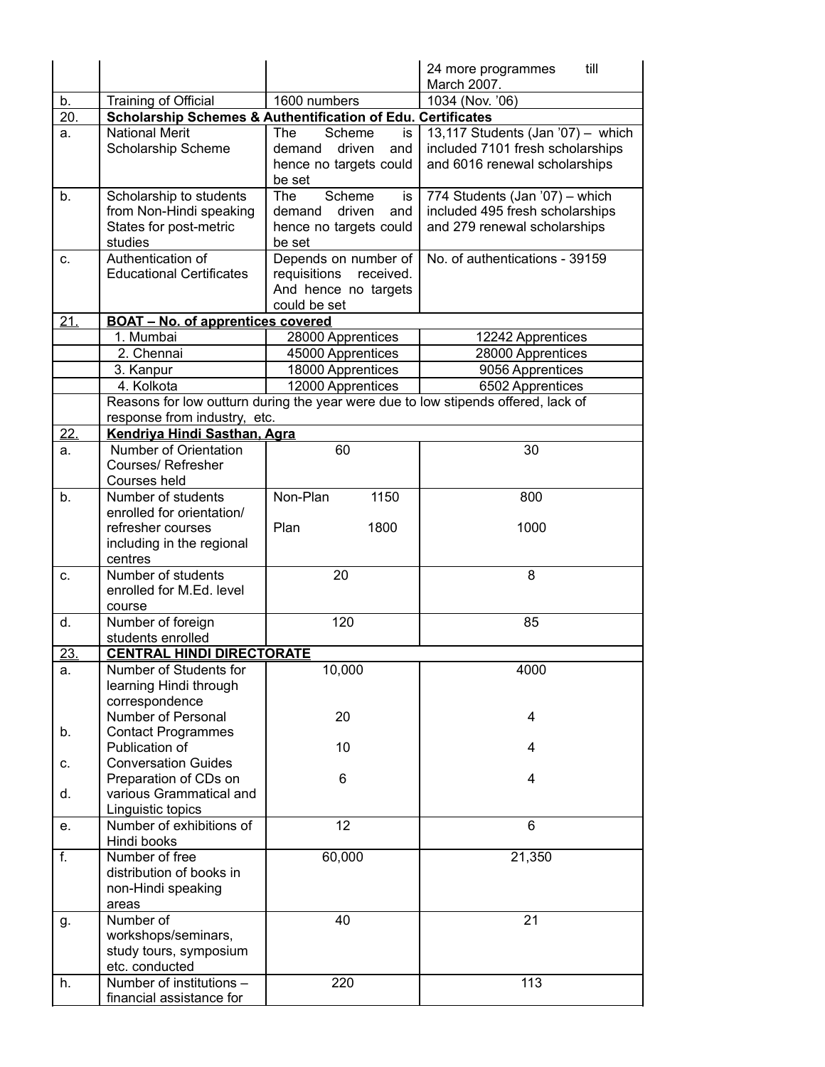| | | | |
|---|---|---|---|
| | | | 24 more programmes till March 2007. |
| b. | Training of Official | 1600 numbers | 1034 (Nov. '06) |
| 20. | **Scholarship Schemes & Authentification of Edu. Certificates** | | |
| a. | National Merit Scholarship Scheme | The Scheme is demand driven and hence no targets could be set | 13,117 Students (Jan '07) – which included 7101 fresh scholarships and 6016 renewal scholarships |
| b. | Scholarship to students from Non-Hindi speaking States for post-metric studies | The Scheme is demand driven and hence no targets could be set | 774 Students (Jan '07) – which included 495 fresh scholarships and 279 renewal scholarships |
| c. | Authentication of Educational Certificates | Depends on number of requisitions received. And hence no targets could be set | No. of authentications - 39159 |
| 21. | **BOAT – No. of apprentices covered** | | |
| | 1. Mumbai | 28000 Apprentices | 12242 Apprentices |
| | 2. Chennai | 45000 Apprentices | 28000 Apprentices |
| | 3. Kanpur | 18000 Apprentices | 9056 Apprentices |
| | 4. Kolkota | 12000 Apprentices | 6502 Apprentices |
| | Reasons for low outturn during the year were due to low stipends offered, lack of response from industry, etc. | | |
| 22. | **Kendriya Hindi Sasthan, Agra** | | |
| a. | Number of Orientation Courses/ Refresher Courses held | 60 | 30 |
| b. | Number of students enrolled for orientation/ refresher courses including in the regional centres | Non-Plan 1150<br>Plan 1800 | 800<br>1000 |
| c. | Number of students enrolled for M.Ed. level course | 20 | 8 |
| d. | Number of foreign students enrolled | 120 | 85 |
| 23. | **CENTRAL HINDI DIRECTORATE** | | |
| a. | Number of Students for learning Hindi through correspondence | 10,000 | 4000 |
| b. | Number of Personal Contact Programmes | 20 | 4 |
| c. | Publication of Conversation Guides | 10 | 4 |
| d. | Preparation of CDs on various Grammatical and Linguistic topics | 6 | 4 |
| e. | Number of exhibitions of Hindi books | 12 | 6 |
| f. | Number of free distribution of books in non-Hindi speaking areas | 60,000 | 21,350 |
| g. | Number of workshops/seminars, study tours, symposium etc. conducted | 40 | 21 |
| h. | Number of institutions – financial assistance for | 220 | 113 |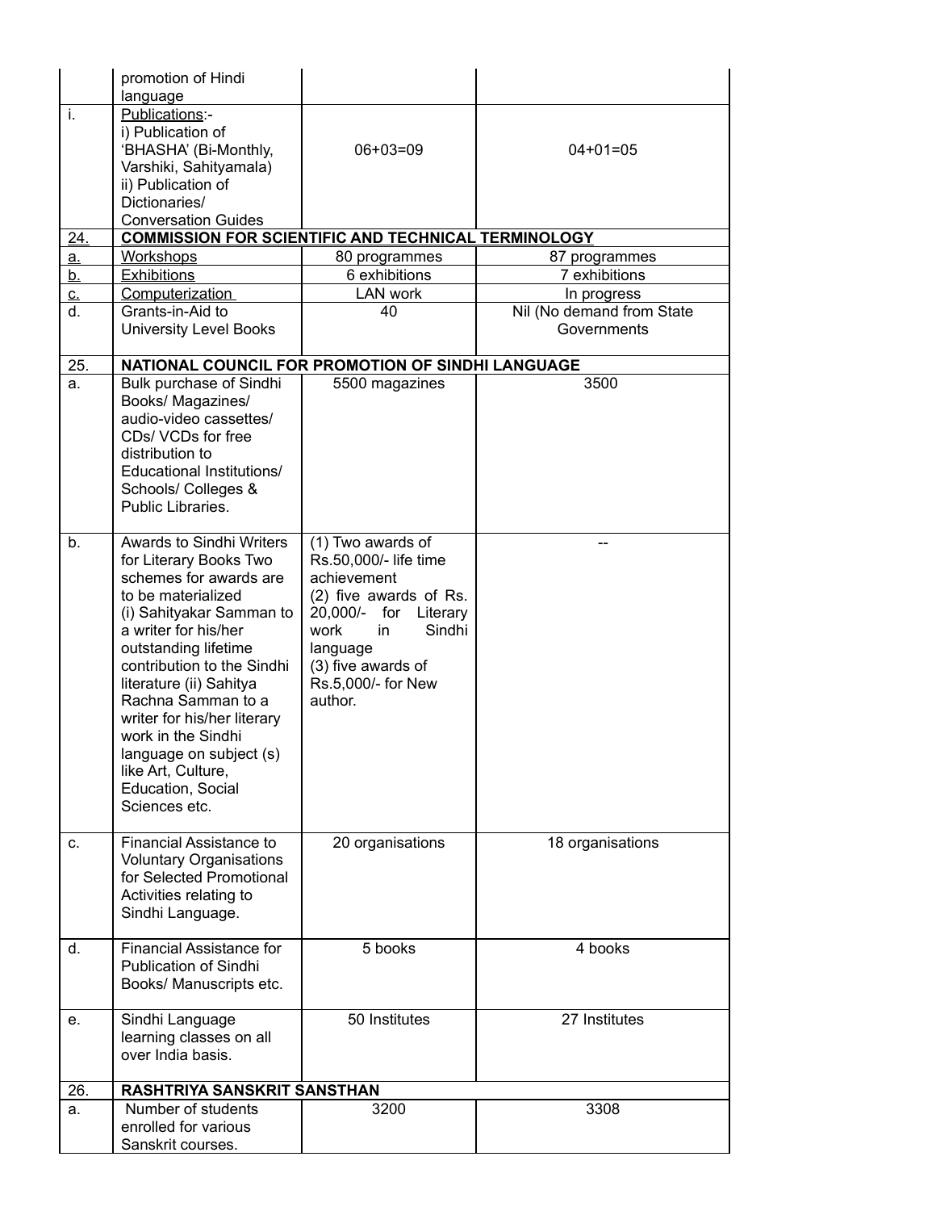|  | promotion of Hindi language |  |  |
|---|---|---|---|
| i. | Publications:-<br>i) Publication of 'BHASHA' (Bi-Monthly, Varshiki, Sahityamala)<br>ii) Publication of Dictionaries/ Conversation Guides | 06+03=09 | 04+01=05 |
| 24. | **COMMISSION FOR SCIENTIFIC AND TECHNICAL TERMINOLOGY** |  |  |
| a. | Workshops | 80 programmes | 87 programmes |
| b. | Exhibitions | 6 exhibitions | 7 exhibitions |
| c. | Computerization | LAN work | In progress |
| d. | Grants-in-Aid to University Level Books | 40 | Nil (No demand from State Governments |
| 25. | **NATIONAL COUNCIL FOR PROMOTION OF SINDHI LANGUAGE** |  |  |
| a. | Bulk purchase of Sindhi Books/ Magazines/ audio-video cassettes/ CDs/ VCDs for free distribution to Educational Institutions/ Schools/ Colleges & Public Libraries. | 5500 magazines | 3500 |
| b. | Awards to Sindhi Writers for Literary Books Two schemes for awards are to be materialized (i) Sahityakar Samman to a writer for his/her outstanding lifetime contribution to the Sindhi literature (ii) Sahitya Rachna Samman to a writer for his/her literary work in the Sindhi language on subject (s) like Art, Culture, Education, Social Sciences etc. | (1) Two awards of Rs.50,000/- life time achievement<br>(2) five awards of Rs. 20,000/- for Literary work in Sindhi language<br>(3) five awards of Rs.5,000/- for New author. | -- |
| c. | Financial Assistance to Voluntary Organisations for Selected Promotional Activities relating to Sindhi Language. | 20 organisations | 18 organisations |
| d. | Financial Assistance for Publication of Sindhi Books/ Manuscripts etc. | 5 books | 4 books |
| e. | Sindhi Language learning classes on all over India basis. | 50 Institutes | 27 Institutes |
| 26. | **RASHTRIYA SANSKRIT SANSTHAN** |  |  |
| a. | Number of students enrolled for various Sanskrit courses. | 3200 | 3308 |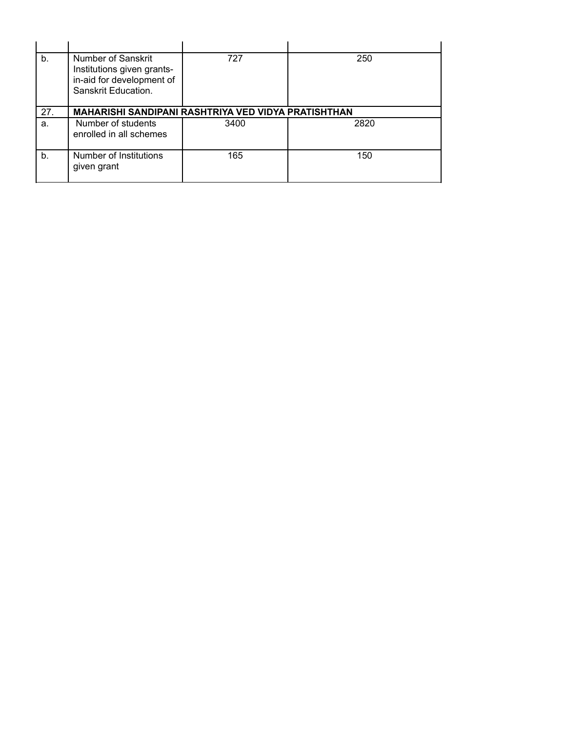|  |  |  |  |
|---|---|---|---|
| b. | Number of Sanskrit Institutions given grants-in-aid for development of Sanskrit Education. | 727 | 250 |
| 27. | **MAHARISHI SANDIPANI RASHTRIYA VED VIDYA PRATISHTHAN** | | |
| a. | Number of students enrolled in all schemes | 3400 | 2820 |
| b. | Number of Institutions given grant | 165 | 150 |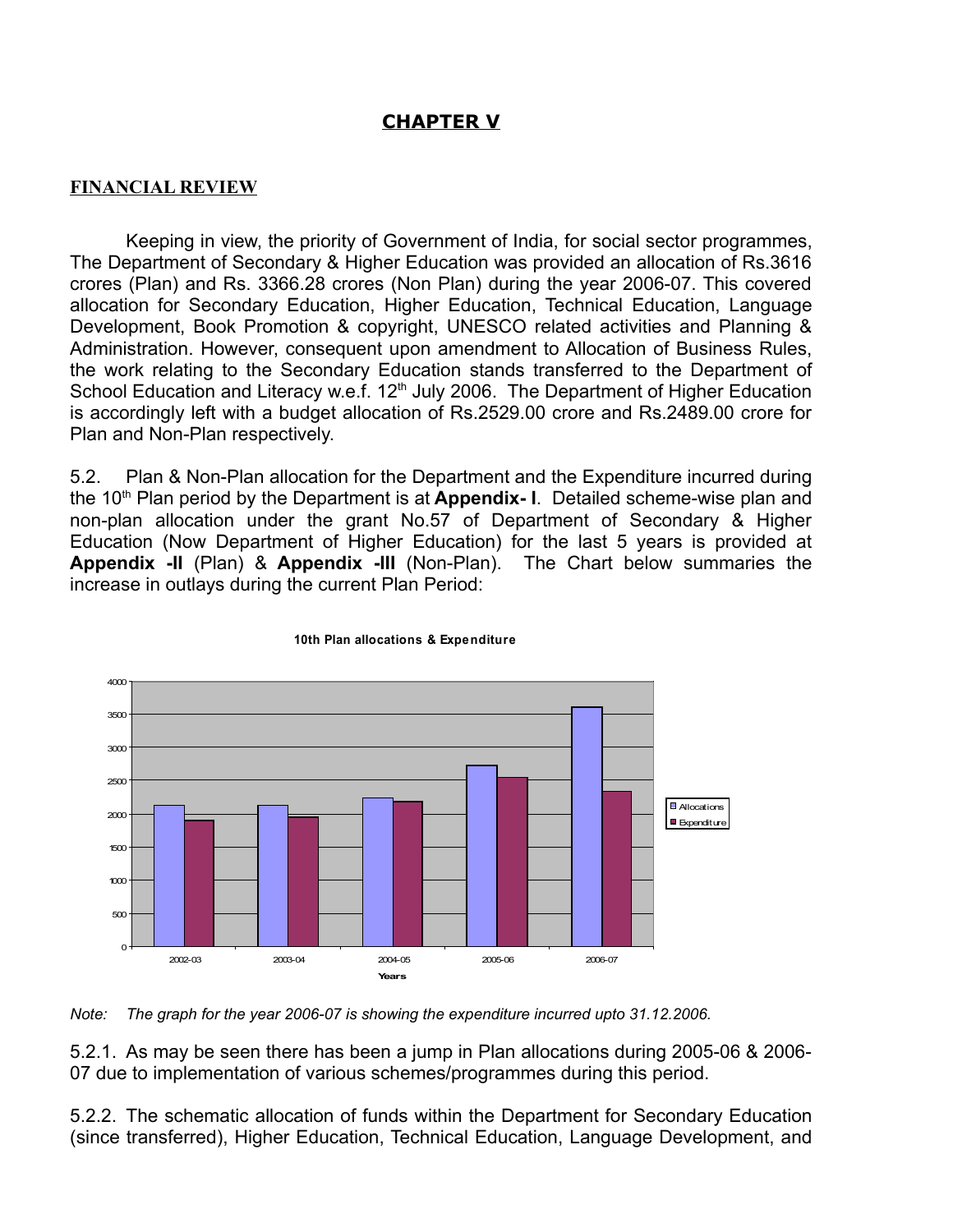# CHAPTER V

## FINANCIAL REVIEW

Keeping in view, the priority of Government of India, for social sector programmes, The Department of Secondary & Higher Education was provided an allocation of Rs.3616 crores (Plan) and Rs. 3366.28 crores (Non Plan) during the year 2006-07. This covered allocation for Secondary Education, Higher Education, Technical Education, Language Development, Book Promotion & copyright, UNESCO related activities and Planning & Administration. However, consequent upon amendment to Allocation of Business Rules, the work relating to the Secondary Education stands transferred to the Department of School Education and Literacy w.e.f. 12th July 2006. The Department of Higher Education is accordingly left with a budget allocation of Rs.2529.00 crore and Rs.2489.00 crore for Plan and Non-Plan respectively.

5.2. Plan & Non-Plan allocation for the Department and the Expenditure incurred during the 10th Plan period by the Department is at **Appendix- I**. Detailed scheme-wise plan and non-plan allocation under the grant No.57 of Department of Secondary & Higher Education (Now Department of Higher Education) for the last 5 years is provided at **Appendix -II** (Plan) & **Appendix -III** (Non-Plan). The Chart below summaries the increase in outlays during the current Plan Period:

**10th Plan allocations & Expenditure**

*Note: The graph for the year 2006-07 is showing the expenditure incurred upto 31.12.2006.*

5.2.1. As may be seen there has been a jump in Plan allocations during 2005-06 & 2006-07 due to implementation of various schemes/programmes during this period.

5.2.2. The schematic allocation of funds within the Department for Secondary Education (since transferred), Higher Education, Technical Education, Language Development, and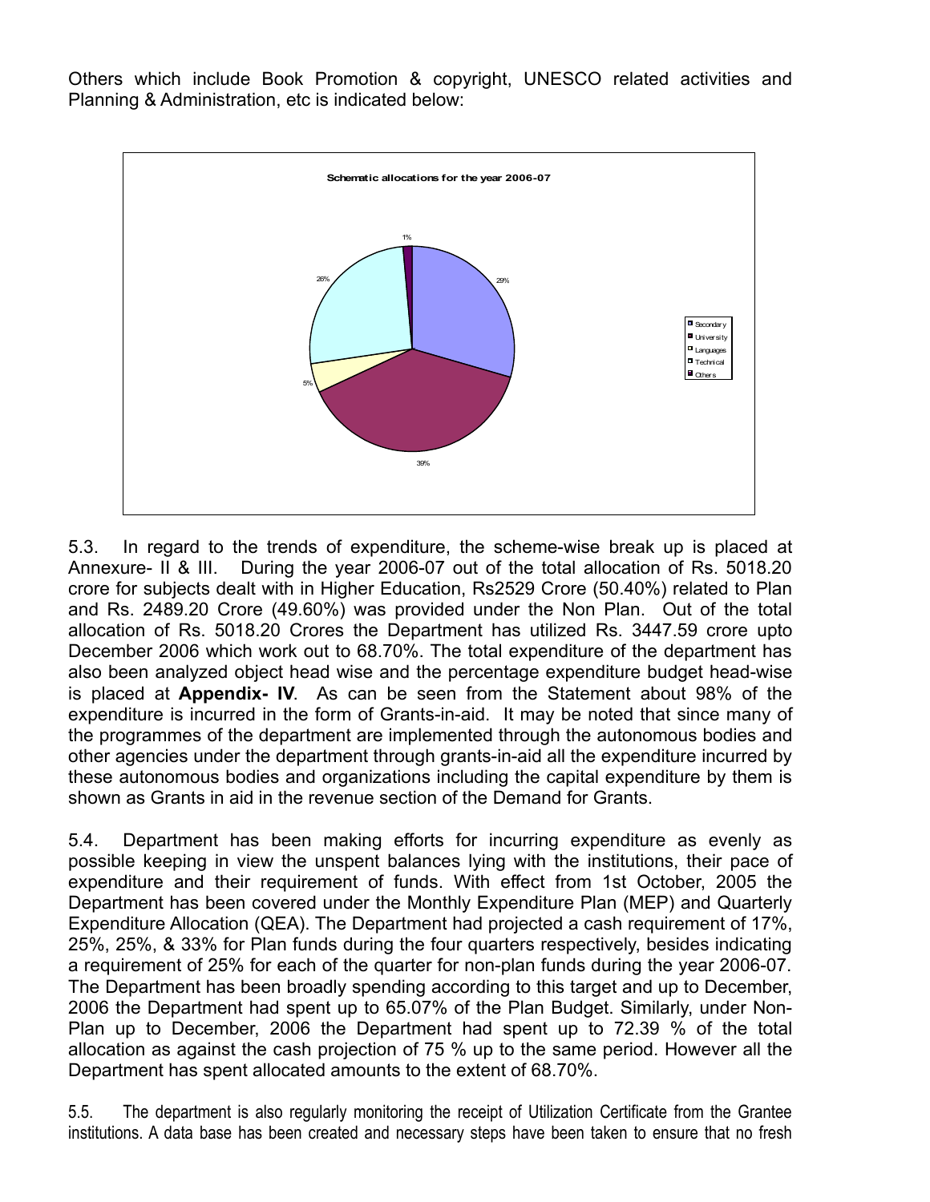Others which include Book Promotion & copyright, UNESCO related activities and Planning & Administration, etc is indicated below:

Schematic allocations for the year 2006-07

Secondary
University
Languages
Technical
Others

1%
29%
26%
5%
39%

5.3. In regard to the trends of expenditure, the scheme-wise break up is placed at Annexure- II & III. During the year 2006-07 out of the total allocation of Rs. 5018.20 crore for subjects dealt with in Higher Education, Rs2529 Crore (50.40%) related to Plan and Rs. 2489.20 Crore (49.60%) was provided under the Non Plan. Out of the total allocation of Rs. 5018.20 Crores the Department has utilized Rs. 3447.59 crore upto December 2006 which work out to 68.70%. The total expenditure of the department has also been analyzed object head wise and the percentage expenditure budget head-wise is placed at **Appendix- IV**. As can be seen from the Statement about 98% of the expenditure is incurred in the form of Grants-in-aid. It may be noted that since many of the programmes of the department are implemented through the autonomous bodies and other agencies under the department through grants-in-aid all the expenditure incurred by these autonomous bodies and organizations including the capital expenditure by them is shown as Grants in aid in the revenue section of the Demand for Grants.

5.4. Department has been making efforts for incurring expenditure as evenly as possible keeping in view the unspent balances lying with the institutions, their pace of expenditure and their requirement of funds. With effect from 1st October, 2005 the Department has been covered under the Monthly Expenditure Plan (MEP) and Quarterly Expenditure Allocation (QEA). The Department had projected a cash requirement of 17%, 25%, 25%, & 33% for Plan funds during the four quarters respectively, besides indicating a requirement of 25% for each of the quarter for non-plan funds during the year 2006-07. The Department has been broadly spending according to this target and up to December, 2006 the Department had spent up to 65.07% of the Plan Budget. Similarly, under Non-Plan up to December, 2006 the Department had spent up to 72.39 % of the total allocation as against the cash projection of 75 % up to the same period. However all the Department has spent allocated amounts to the extent of 68.70%.

5.5. The department is also regularly monitoring the receipt of Utilization Certificate from the Grantee institutions. A data base has been created and necessary steps have been taken to ensure that no fresh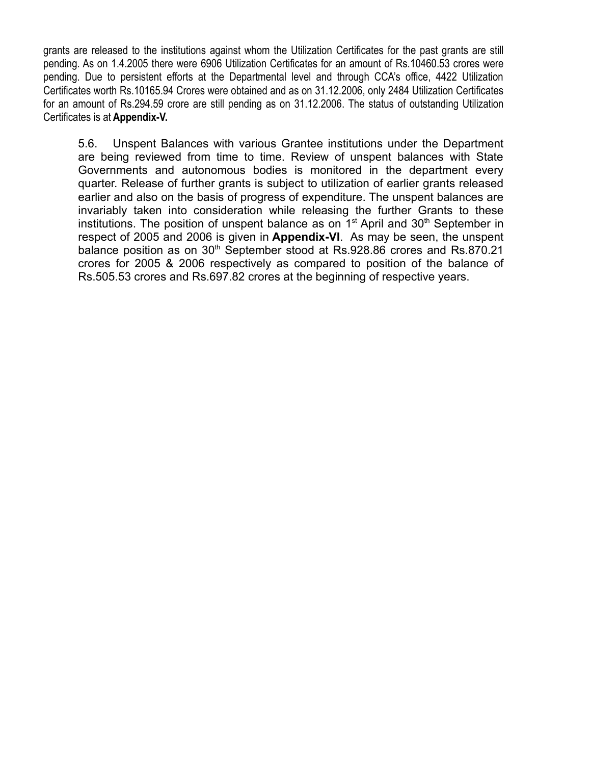grants are released to the institutions against whom the Utilization Certificates for the past grants are still pending. As on 1.4.2005 there were 6906 Utilization Certificates for an amount of Rs.10460.53 crores were pending. Due to persistent efforts at the Departmental level and through CCA's office, 4422 Utilization Certificates worth Rs.10165.94 Crores were obtained and as on 31.12.2006, only 2484 Utilization Certificates for an amount of Rs.294.59 crore are still pending as on 31.12.2006. The status of outstanding Utilization Certificates is at **Appendix-V.**

5.6. Unspent Balances with various Grantee institutions under the Department are being reviewed from time to time. Review of unspent balances with State Governments and autonomous bodies is monitored in the department every quarter. Release of further grants is subject to utilization of earlier grants released earlier and also on the basis of progress of expenditure. The unspent balances are invariably taken into consideration while releasing the further Grants to these institutions. The position of unspent balance as on 1st April and 30th September in respect of 2005 and 2006 is given in **Appendix-VI**. As may be seen, the unspent balance position as on 30th September stood at Rs.928.86 crores and Rs.870.21 crores for 2005 & 2006 respectively as compared to position of the balance of Rs.505.53 crores and Rs.697.82 crores at the beginning of respective years.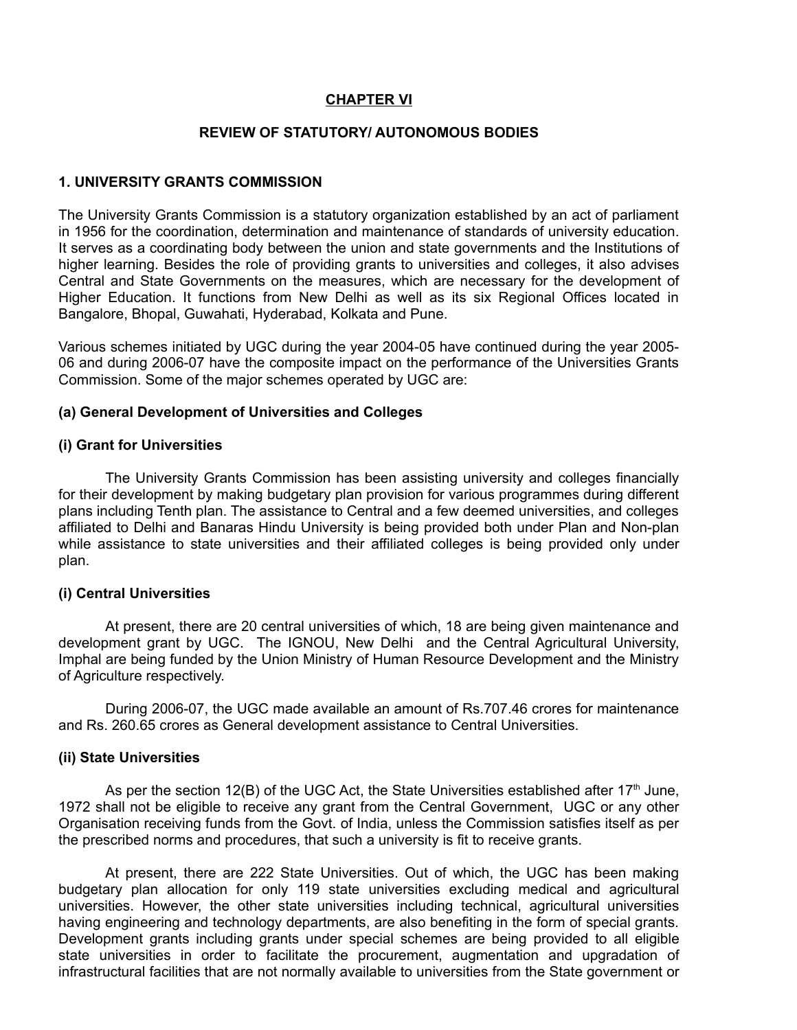## CHAPTER VI

## REVIEW OF STATUTORY/ AUTONOMOUS BODIES

### 1. UNIVERSITY GRANTS COMMISSION

The University Grants Commission is a statutory organization established by an act of parliament in 1956 for the coordination, determination and maintenance of standards of university education. It serves as a coordinating body between the union and state governments and the Institutions of higher learning. Besides the role of providing grants to universities and colleges, it also advises Central and State Governments on the measures, which are necessary for the development of Higher Education. It functions from New Delhi as well as its six Regional Offices located in Bangalore, Bhopal, Guwahati, Hyderabad, Kolkata and Pune.

Various schemes initiated by UGC during the year 2004-05 have continued during the year 2005-06 and during 2006-07 have the composite impact on the performance of the Universities Grants Commission. Some of the major schemes operated by UGC are:

**(a) General Development of Universities and Colleges**

**(i) Grant for Universities**

The University Grants Commission has been assisting university and colleges financially for their development by making budgetary plan provision for various programmes during different plans including Tenth plan. The assistance to Central and a few deemed universities, and colleges affiliated to Delhi and Banaras Hindu University is being provided both under Plan and Non-plan while assistance to state universities and their affiliated colleges is being provided only under plan.

**(i) Central Universities**

At present, there are 20 central universities of which, 18 are being given maintenance and development grant by UGC. The IGNOU, New Delhi and the Central Agricultural University, Imphal are being funded by the Union Ministry of Human Resource Development and the Ministry of Agriculture respectively.

During 2006-07, the UGC made available an amount of Rs.707.46 crores for maintenance and Rs. 260.65 crores as General development assistance to Central Universities.

**(ii) State Universities**

As per the section 12(B) of the UGC Act, the State Universities established after 17th June, 1972 shall not be eligible to receive any grant from the Central Government, UGC or any other Organisation receiving funds from the Govt. of India, unless the Commission satisfies itself as per the prescribed norms and procedures, that such a university is fit to receive grants.

At present, there are 222 State Universities. Out of which, the UGC has been making budgetary plan allocation for only 119 state universities excluding medical and agricultural universities. However, the other state universities including technical, agricultural universities having engineering and technology departments, are also benefiting in the form of special grants. Development grants including grants under special schemes are being provided to all eligible state universities in order to facilitate the procurement, augmentation and upgradation of infrastructural facilities that are not normally available to universities from the State government or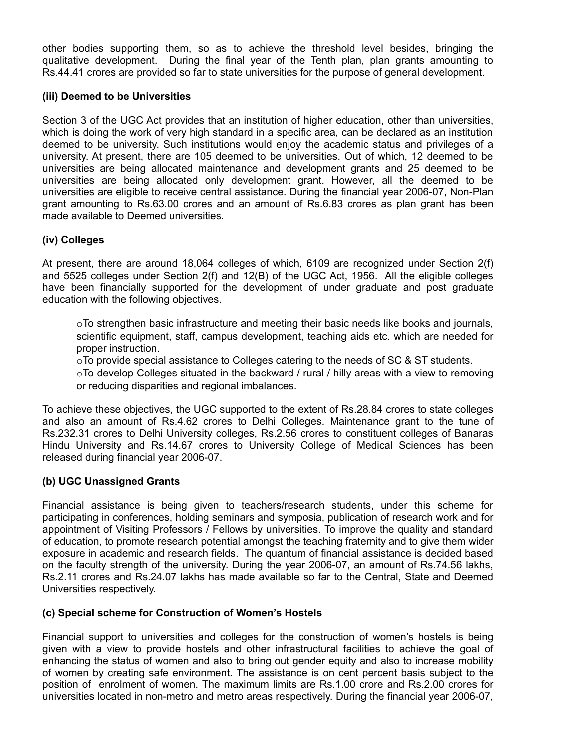other bodies supporting them, so as to achieve the threshold level besides, bringing the qualitative development. During the final year of the Tenth plan, plan grants amounting to Rs.44.41 crores are provided so far to state universities for the purpose of general development.

**(iii) Deemed to be Universities**

Section 3 of the UGC Act provides that an institution of higher education, other than universities, which is doing the work of very high standard in a specific area, can be declared as an institution deemed to be university. Such institutions would enjoy the academic status and privileges of a university. At present, there are 105 deemed to be universities. Out of which, 12 deemed to be universities are being allocated maintenance and development grants and 25 deemed to be universities are being allocated only development grant. However, all the deemed to be universities are eligible to receive central assistance. During the financial year 2006-07, Non-Plan grant amounting to Rs.63.00 crores and an amount of Rs.6.83 crores as plan grant has been made available to Deemed universities.

**(iv) Colleges**

At present, there are around 18,064 colleges of which, 6109 are recognized under Section 2(f) and 5525 colleges under Section 2(f) and 12(B) of the UGC Act, 1956. All the eligible colleges have been financially supported for the development of under graduate and post graduate education with the following objectives.

- To strengthen basic infrastructure and meeting their basic needs like books and journals, scientific equipment, staff, campus development, teaching aids etc. which are needed for proper instruction.
- To provide special assistance to Colleges catering to the needs of SC & ST students.
- To develop Colleges situated in the backward / rural / hilly areas with a view to removing or reducing disparities and regional imbalances.

To achieve these objectives, the UGC supported to the extent of Rs.28.84 crores to state colleges and also an amount of Rs.4.62 crores to Delhi Colleges. Maintenance grant to the tune of Rs.232.31 crores to Delhi University colleges, Rs.2.56 crores to constituent colleges of Banaras Hindu University and Rs.14.67 crores to University College of Medical Sciences has been released during financial year 2006-07.

**(b) UGC Unassigned Grants**

Financial assistance is being given to teachers/research students, under this scheme for participating in conferences, holding seminars and symposia, publication of research work and for appointment of Visiting Professors / Fellows by universities. To improve the quality and standard of education, to promote research potential amongst the teaching fraternity and to give them wider exposure in academic and research fields. The quantum of financial assistance is decided based on the faculty strength of the university. During the year 2006-07, an amount of Rs.74.56 lakhs, Rs.2.11 crores and Rs.24.07 lakhs has made available so far to the Central, State and Deemed Universities respectively.

**(c) Special scheme for Construction of Women's Hostels**

Financial support to universities and colleges for the construction of women's hostels is being given with a view to provide hostels and other infrastructural facilities to achieve the goal of enhancing the status of women and also to bring out gender equity and also to increase mobility of women by creating safe environment. The assistance is on cent percent basis subject to the position of enrolment of women. The maximum limits are Rs.1.00 crore and Rs.2.00 crores for universities located in non-metro and metro areas respectively. During the financial year 2006-07,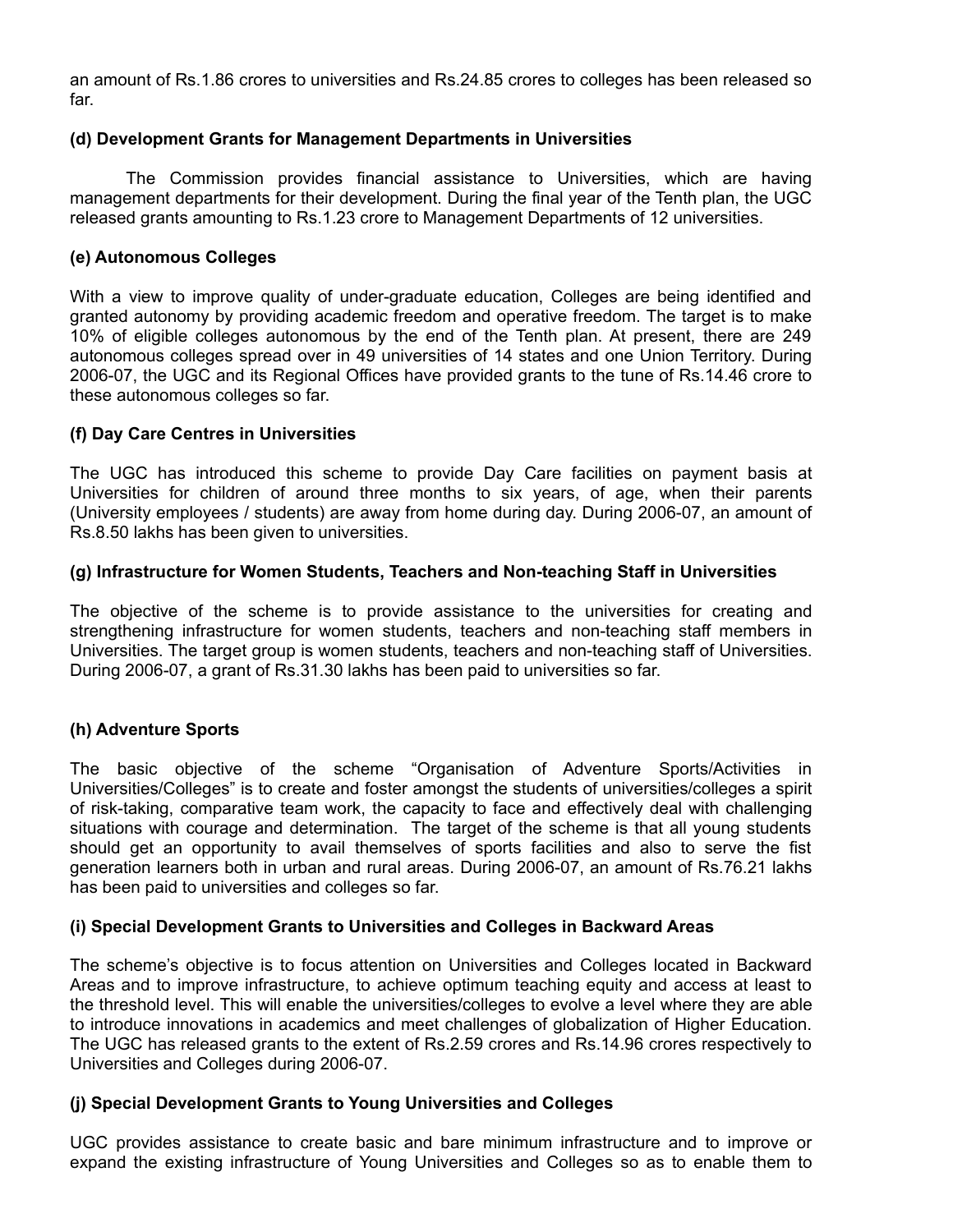an amount of Rs.1.86 crores to universities and Rs.24.85 crores to colleges has been released so far.

**(d) Development Grants for Management Departments in Universities**

The Commission provides financial assistance to Universities, which are having management departments for their development. During the final year of the Tenth plan, the UGC released grants amounting to Rs.1.23 crore to Management Departments of 12 universities.

**(e) Autonomous Colleges**

With a view to improve quality of under-graduate education, Colleges are being identified and granted autonomy by providing academic freedom and operative freedom. The target is to make 10% of eligible colleges autonomous by the end of the Tenth plan. At present, there are 249 autonomous colleges spread over in 49 universities of 14 states and one Union Territory. During 2006-07, the UGC and its Regional Offices have provided grants to the tune of Rs.14.46 crore to these autonomous colleges so far.

**(f) Day Care Centres in Universities**

The UGC has introduced this scheme to provide Day Care facilities on payment basis at Universities for children of around three months to six years, of age, when their parents (University employees / students) are away from home during day. During 2006-07, an amount of Rs.8.50 lakhs has been given to universities.

**(g) Infrastructure for Women Students, Teachers and Non-teaching Staff in Universities**

The objective of the scheme is to provide assistance to the universities for creating and strengthening infrastructure for women students, teachers and non-teaching staff members in Universities. The target group is women students, teachers and non-teaching staff of Universities. During 2006-07, a grant of Rs.31.30 lakhs has been paid to universities so far.

**(h) Adventure Sports**

The basic objective of the scheme "Organisation of Adventure Sports/Activities in Universities/Colleges" is to create and foster amongst the students of universities/colleges a spirit of risk-taking, comparative team work, the capacity to face and effectively deal with challenging situations with courage and determination. The target of the scheme is that all young students should get an opportunity to avail themselves of sports facilities and also to serve the fist generation learners both in urban and rural areas. During 2006-07, an amount of Rs.76.21 lakhs has been paid to universities and colleges so far.

**(i) Special Development Grants to Universities and Colleges in Backward Areas**

The scheme's objective is to focus attention on Universities and Colleges located in Backward Areas and to improve infrastructure, to achieve optimum teaching equity and access at least to the threshold level. This will enable the universities/colleges to evolve a level where they are able to introduce innovations in academics and meet challenges of globalization of Higher Education. The UGC has released grants to the extent of Rs.2.59 crores and Rs.14.96 crores respectively to Universities and Colleges during 2006-07.

**(j) Special Development Grants to Young Universities and Colleges**

UGC provides assistance to create basic and bare minimum infrastructure and to improve or expand the existing infrastructure of Young Universities and Colleges so as to enable them to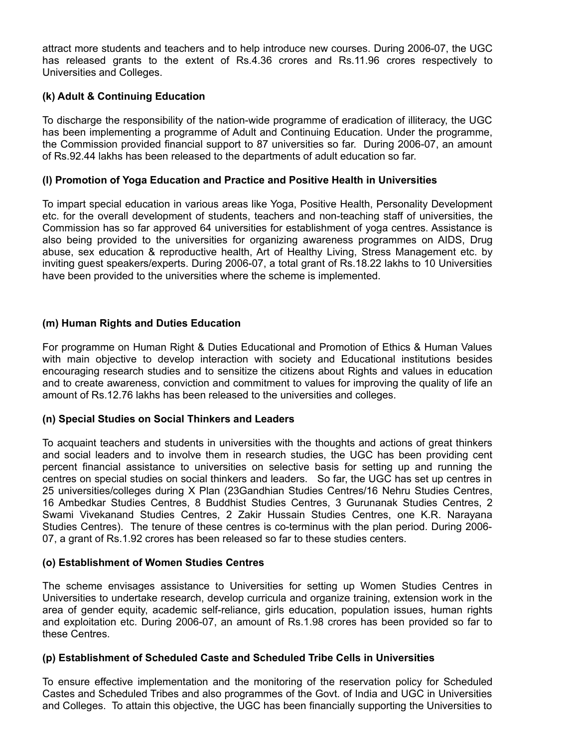attract more students and teachers and to help introduce new courses. During 2006-07, the UGC has released grants to the extent of Rs.4.36 crores and Rs.11.96 crores respectively to Universities and Colleges.

### (k) Adult & Continuing Education

To discharge the responsibility of the nation-wide programme of eradication of illiteracy, the UGC has been implementing a programme of Adult and Continuing Education. Under the programme, the Commission provided financial support to 87 universities so far. During 2006-07, an amount of Rs.92.44 lakhs has been released to the departments of adult education so far.

### (l) Promotion of Yoga Education and Practice and Positive Health in Universities

To impart special education in various areas like Yoga, Positive Health, Personality Development etc. for the overall development of students, teachers and non-teaching staff of universities, the Commission has so far approved 64 universities for establishment of yoga centres. Assistance is also being provided to the universities for organizing awareness programmes on AIDS, Drug abuse, sex education & reproductive health, Art of Healthy Living, Stress Management etc. by inviting guest speakers/experts. During 2006-07, a total grant of Rs.18.22 lakhs to 10 Universities have been provided to the universities where the scheme is implemented.

### (m) Human Rights and Duties Education

For programme on Human Right & Duties Educational and Promotion of Ethics & Human Values with main objective to develop interaction with society and Educational institutions besides encouraging research studies and to sensitize the citizens about Rights and values in education and to create awareness, conviction and commitment to values for improving the quality of life an amount of Rs.12.76 lakhs has been released to the universities and colleges.

### (n) Special Studies on Social Thinkers and Leaders

To acquaint teachers and students in universities with the thoughts and actions of great thinkers and social leaders and to involve them in research studies, the UGC has been providing cent percent financial assistance to universities on selective basis for setting up and running the centres on special studies on social thinkers and leaders. So far, the UGC has set up centres in 25 universities/colleges during X Plan (23Gandhian Studies Centres/16 Nehru Studies Centres, 16 Ambedkar Studies Centres, 8 Buddhist Studies Centres, 3 Gurunanak Studies Centres, 2 Swami Vivekanand Studies Centres, 2 Zakir Hussain Studies Centres, one K.R. Narayana Studies Centres). The tenure of these centres is co-terminus with the plan period. During 2006-07, a grant of Rs.1.92 crores has been released so far to these studies centers.

### (o) Establishment of Women Studies Centres

The scheme envisages assistance to Universities for setting up Women Studies Centres in Universities to undertake research, develop curricula and organize training, extension work in the area of gender equity, academic self-reliance, girls education, population issues, human rights and exploitation etc. During 2006-07, an amount of Rs.1.98 crores has been provided so far to these Centres.

### (p) Establishment of Scheduled Caste and Scheduled Tribe Cells in Universities

To ensure effective implementation and the monitoring of the reservation policy for Scheduled Castes and Scheduled Tribes and also programmes of the Govt. of India and UGC in Universities and Colleges. To attain this objective, the UGC has been financially supporting the Universities to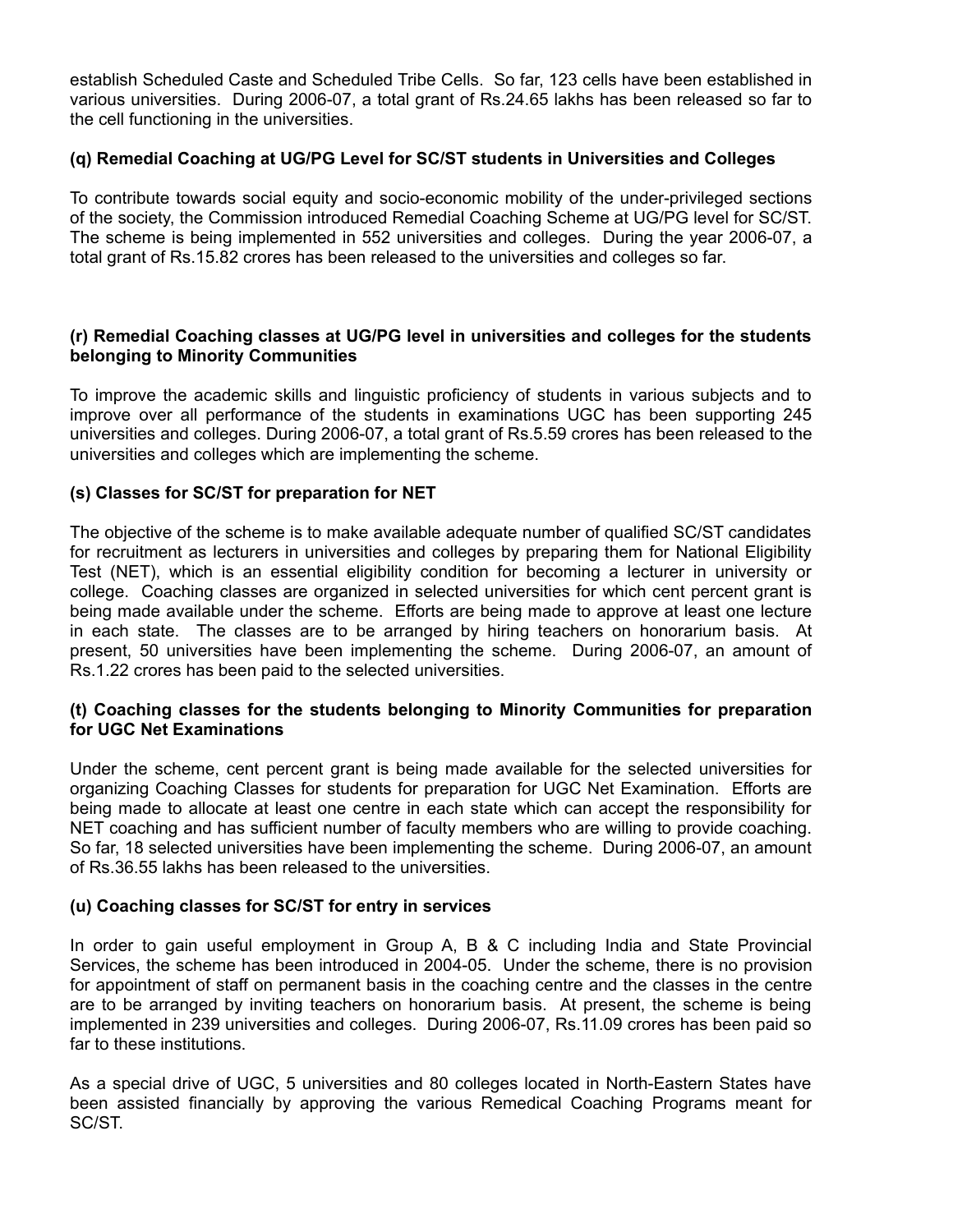establish Scheduled Caste and Scheduled Tribe Cells. So far, 123 cells have been established in various universities. During 2006-07, a total grant of Rs.24.65 lakhs has been released so far to the cell functioning in the universities.

### (q) Remedial Coaching at UG/PG Level for SC/ST students in Universities and Colleges

To contribute towards social equity and socio-economic mobility of the under-privileged sections of the society, the Commission introduced Remedial Coaching Scheme at UG/PG level for SC/ST. The scheme is being implemented in 552 universities and colleges. During the year 2006-07, a total grant of Rs.15.82 crores has been released to the universities and colleges so far.

### (r) Remedial Coaching classes at UG/PG level in universities and colleges for the students belonging to Minority Communities

To improve the academic skills and linguistic proficiency of students in various subjects and to improve over all performance of the students in examinations UGC has been supporting 245 universities and colleges. During 2006-07, a total grant of Rs.5.59 crores has been released to the universities and colleges which are implementing the scheme.

### (s) Classes for SC/ST for preparation for NET

The objective of the scheme is to make available adequate number of qualified SC/ST candidates for recruitment as lecturers in universities and colleges by preparing them for National Eligibility Test (NET), which is an essential eligibility condition for becoming a lecturer in university or college. Coaching classes are organized in selected universities for which cent percent grant is being made available under the scheme. Efforts are being made to approve at least one lecture in each state. The classes are to be arranged by hiring teachers on honorarium basis. At present, 50 universities have been implementing the scheme. During 2006-07, an amount of Rs.1.22 crores has been paid to the selected universities.

### (t) Coaching classes for the students belonging to Minority Communities for preparation for UGC Net Examinations

Under the scheme, cent percent grant is being made available for the selected universities for organizing Coaching Classes for students for preparation for UGC Net Examination. Efforts are being made to allocate at least one centre in each state which can accept the responsibility for NET coaching and has sufficient number of faculty members who are willing to provide coaching. So far, 18 selected universities have been implementing the scheme. During 2006-07, an amount of Rs.36.55 lakhs has been released to the universities.

### (u) Coaching classes for SC/ST for entry in services

In order to gain useful employment in Group A, B & C including India and State Provincial Services, the scheme has been introduced in 2004-05. Under the scheme, there is no provision for appointment of staff on permanent basis in the coaching centre and the classes in the centre are to be arranged by inviting teachers on honorarium basis. At present, the scheme is being implemented in 239 universities and colleges. During 2006-07, Rs.11.09 crores has been paid so far to these institutions.

As a special drive of UGC, 5 universities and 80 colleges located in North-Eastern States have been assisted financially by approving the various Remedical Coaching Programs meant for SC/ST.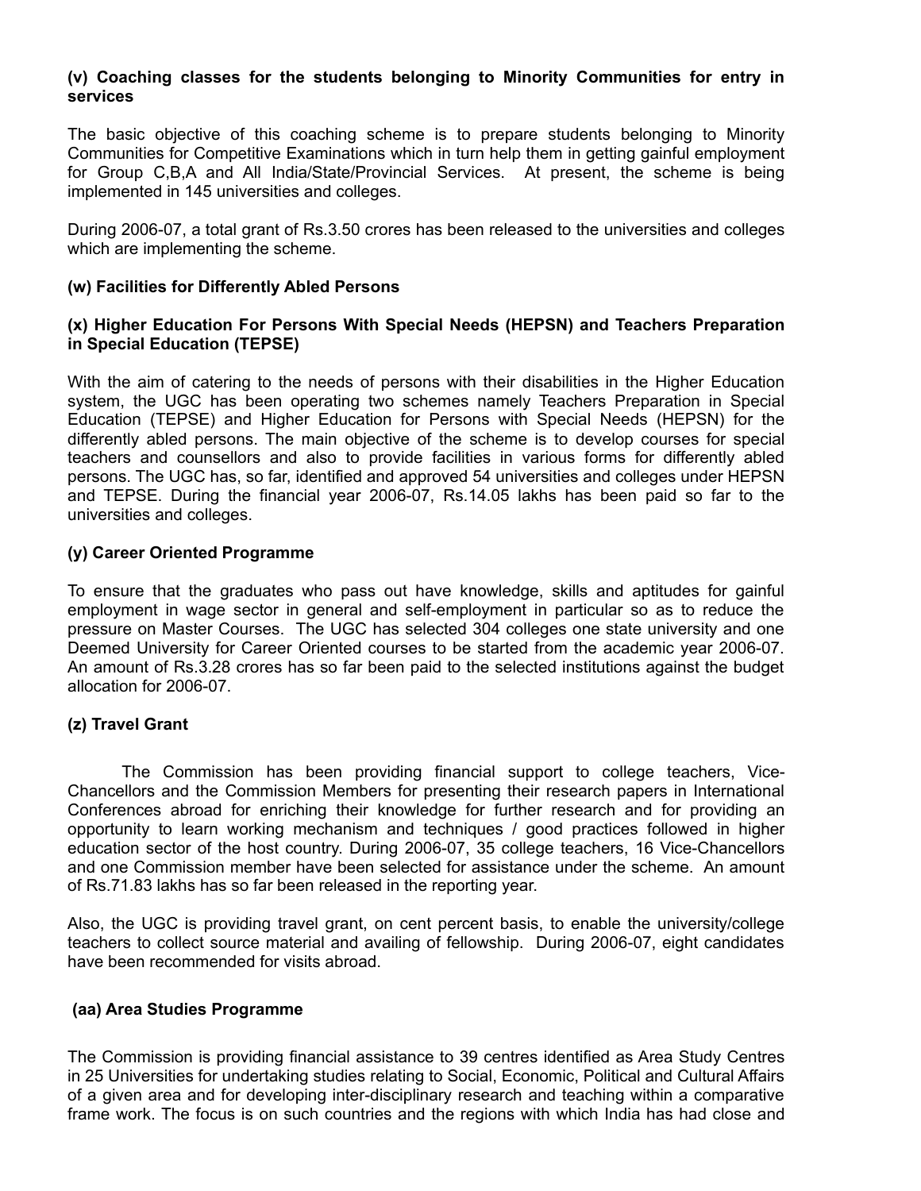**(v) Coaching classes for the students belonging to Minority Communities for entry in services**

The basic objective of this coaching scheme is to prepare students belonging to Minority Communities for Competitive Examinations which in turn help them in getting gainful employment for Group C,B,A and All India/State/Provincial Services. At present, the scheme is being implemented in 145 universities and colleges.

During 2006-07, a total grant of Rs.3.50 crores has been released to the universities and colleges which are implementing the scheme.

**(w) Facilities for Differently Abled Persons**

**(x) Higher Education For Persons With Special Needs (HEPSN) and Teachers Preparation in Special Education (TEPSE)**

With the aim of catering to the needs of persons with their disabilities in the Higher Education system, the UGC has been operating two schemes namely Teachers Preparation in Special Education (TEPSE) and Higher Education for Persons with Special Needs (HEPSN) for the differently abled persons. The main objective of the scheme is to develop courses for special teachers and counsellors and also to provide facilities in various forms for differently abled persons. The UGC has, so far, identified and approved 54 universities and colleges under HEPSN and TEPSE. During the financial year 2006-07, Rs.14.05 lakhs has been paid so far to the universities and colleges.

**(y) Career Oriented Programme**

To ensure that the graduates who pass out have knowledge, skills and aptitudes for gainful employment in wage sector in general and self-employment in particular so as to reduce the pressure on Master Courses. The UGC has selected 304 colleges one state university and one Deemed University for Career Oriented courses to be started from the academic year 2006-07. An amount of Rs.3.28 crores has so far been paid to the selected institutions against the budget allocation for 2006-07.

**(z) Travel Grant**

The Commission has been providing financial support to college teachers, Vice-Chancellors and the Commission Members for presenting their research papers in International Conferences abroad for enriching their knowledge for further research and for providing an opportunity to learn working mechanism and techniques / good practices followed in higher education sector of the host country. During 2006-07, 35 college teachers, 16 Vice-Chancellors and one Commission member have been selected for assistance under the scheme. An amount of Rs.71.83 lakhs has so far been released in the reporting year.

Also, the UGC is providing travel grant, on cent percent basis, to enable the university/college teachers to collect source material and availing of fellowship. During 2006-07, eight candidates have been recommended for visits abroad.

**(aa) Area Studies Programme**

The Commission is providing financial assistance to 39 centres identified as Area Study Centres in 25 Universities for undertaking studies relating to Social, Economic, Political and Cultural Affairs of a given area and for developing inter-disciplinary research and teaching within a comparative frame work. The focus is on such countries and the regions with which India has had close and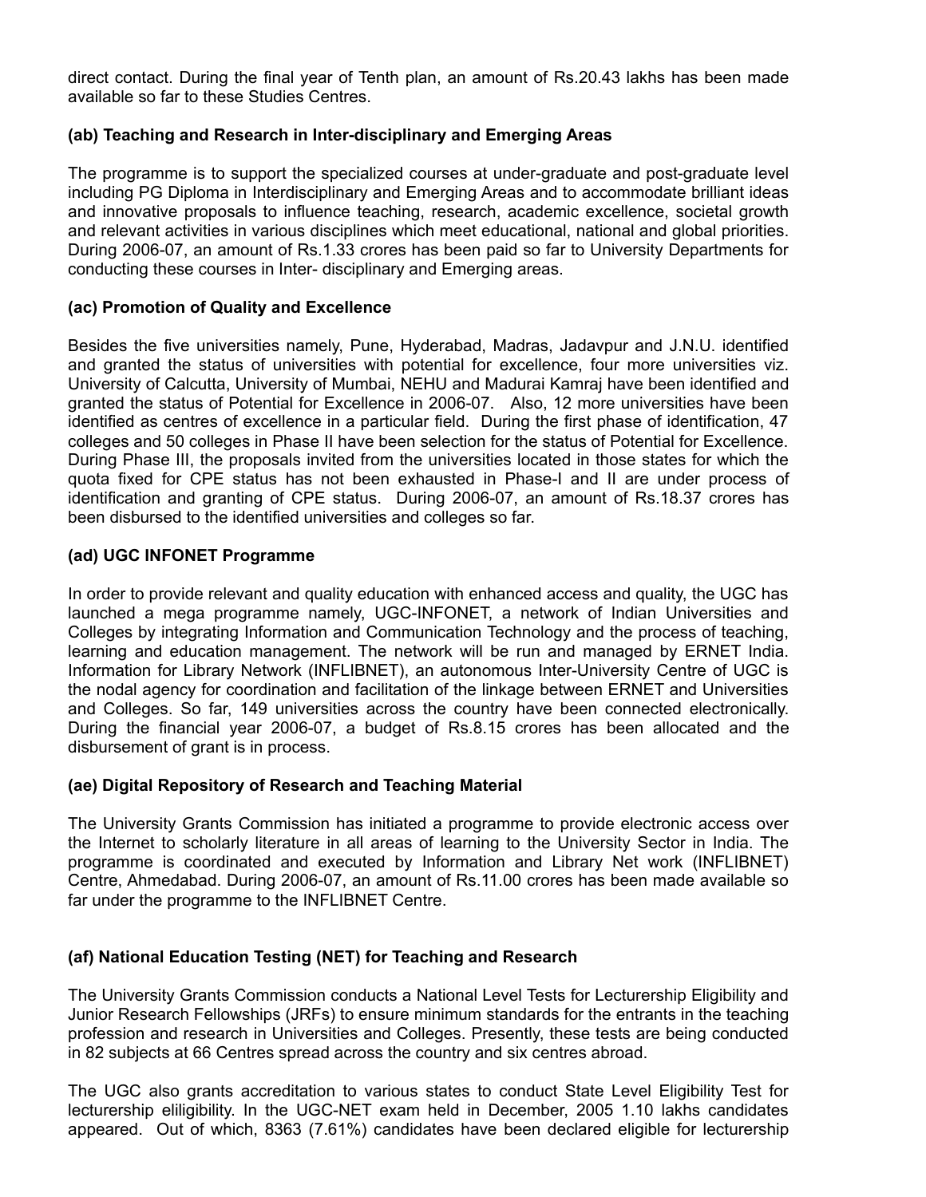direct contact. During the final year of Tenth plan, an amount of Rs.20.43 lakhs has been made available so far to these Studies Centres.

**(ab) Teaching and Research in Inter-disciplinary and Emerging Areas**

The programme is to support the specialized courses at under-graduate and post-graduate level including PG Diploma in Interdisciplinary and Emerging Areas and to accommodate brilliant ideas and innovative proposals to influence teaching, research, academic excellence, societal growth and relevant activities in various disciplines which meet educational, national and global priorities. During 2006-07, an amount of Rs.1.33 crores has been paid so far to University Departments for conducting these courses in Inter- disciplinary and Emerging areas.

**(ac) Promotion of Quality and Excellence**

Besides the five universities namely, Pune, Hyderabad, Madras, Jadavpur and J.N.U. identified and granted the status of universities with potential for excellence, four more universities viz. University of Calcutta, University of Mumbai, NEHU and Madurai Kamraj have been identified and granted the status of Potential for Excellence in 2006-07. Also, 12 more universities have been identified as centres of excellence in a particular field. During the first phase of identification, 47 colleges and 50 colleges in Phase II have been selection for the status of Potential for Excellence. During Phase III, the proposals invited from the universities located in those states for which the quota fixed for CPE status has not been exhausted in Phase-I and II are under process of identification and granting of CPE status. During 2006-07, an amount of Rs.18.37 crores has been disbursed to the identified universities and colleges so far.

**(ad) UGC INFONET Programme**

In order to provide relevant and quality education with enhanced access and quality, the UGC has launched a mega programme namely, UGC-INFONET, a network of Indian Universities and Colleges by integrating Information and Communication Technology and the process of teaching, learning and education management. The network will be run and managed by ERNET India. Information for Library Network (INFLIBNET), an autonomous Inter-University Centre of UGC is the nodal agency for coordination and facilitation of the linkage between ERNET and Universities and Colleges. So far, 149 universities across the country have been connected electronically. During the financial year 2006-07, a budget of Rs.8.15 crores has been allocated and the disbursement of grant is in process.

**(ae) Digital Repository of Research and Teaching Material**

The University Grants Commission has initiated a programme to provide electronic access over the Internet to scholarly literature in all areas of learning to the University Sector in India. The programme is coordinated and executed by Information and Library Net work (INFLIBNET) Centre, Ahmedabad. During 2006-07, an amount of Rs.11.00 crores has been made available so far under the programme to the INFLIBNET Centre.

**(af) National Education Testing (NET) for Teaching and Research**

The University Grants Commission conducts a National Level Tests for Lecturership Eligibility and Junior Research Fellowships (JRFs) to ensure minimum standards for the entrants in the teaching profession and research in Universities and Colleges. Presently, these tests are being conducted in 82 subjects at 66 Centres spread across the country and six centres abroad.

The UGC also grants accreditation to various states to conduct State Level Eligibility Test for lecturership eliligibility. In the UGC-NET exam held in December, 2005 1.10 lakhs candidates appeared. Out of which, 8363 (7.61%) candidates have been declared eligible for lecturership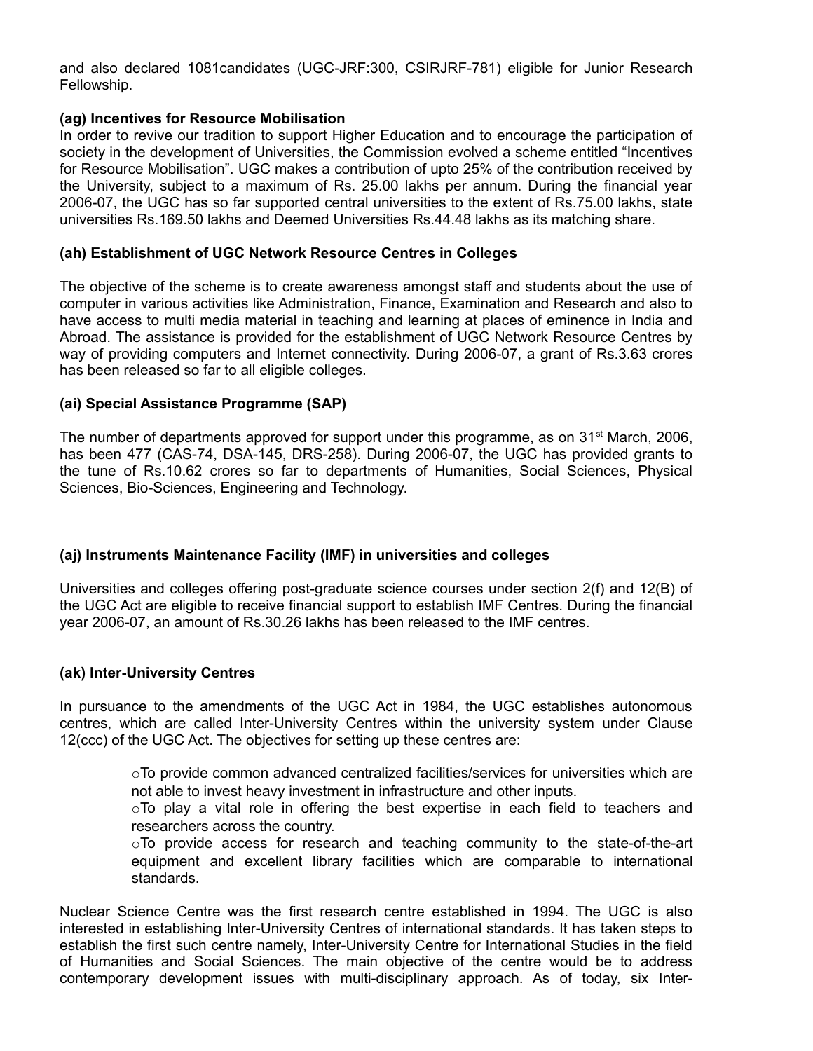and also declared 1081candidates (UGC-JRF:300, CSIRJRF-781) eligible for Junior Research Fellowship.

**(ag) Incentives for Resource Mobilisation**

In order to revive our tradition to support Higher Education and to encourage the participation of society in the development of Universities, the Commission evolved a scheme entitled "Incentives for Resource Mobilisation". UGC makes a contribution of upto 25% of the contribution received by the University, subject to a maximum of Rs. 25.00 lakhs per annum. During the financial year 2006-07, the UGC has so far supported central universities to the extent of Rs.75.00 lakhs, state universities Rs.169.50 lakhs and Deemed Universities Rs.44.48 lakhs as its matching share.

**(ah) Establishment of UGC Network Resource Centres in Colleges**

The objective of the scheme is to create awareness amongst staff and students about the use of computer in various activities like Administration, Finance, Examination and Research and also to have access to multi media material in teaching and learning at places of eminence in India and Abroad. The assistance is provided for the establishment of UGC Network Resource Centres by way of providing computers and Internet connectivity. During 2006-07, a grant of Rs.3.63 crores has been released so far to all eligible colleges.

**(ai) Special Assistance Programme (SAP)**

The number of departments approved for support under this programme, as on 31st March, 2006, has been 477 (CAS-74, DSA-145, DRS-258). During 2006-07, the UGC has provided grants to the tune of Rs.10.62 crores so far to departments of Humanities, Social Sciences, Physical Sciences, Bio-Sciences, Engineering and Technology.

**(aj) Instruments Maintenance Facility (IMF) in universities and colleges**

Universities and colleges offering post-graduate science courses under section 2(f) and 12(B) of the UGC Act are eligible to receive financial support to establish IMF Centres. During the financial year 2006-07, an amount of Rs.30.26 lakhs has been released to the IMF centres.

**(ak) Inter-University Centres**

In pursuance to the amendments of the UGC Act in 1984, the UGC establishes autonomous centres, which are called Inter-University Centres within the university system under Clause 12(ccc) of the UGC Act. The objectives for setting up these centres are:

- To provide common advanced centralized facilities/services for universities which are not able to invest heavy investment in infrastructure and other inputs.
- To play a vital role in offering the best expertise in each field to teachers and researchers across the country.
- To provide access for research and teaching community to the state-of-the-art equipment and excellent library facilities which are comparable to international standards.

Nuclear Science Centre was the first research centre established in 1994. The UGC is also interested in establishing Inter-University Centres of international standards. It has taken steps to establish the first such centre namely, Inter-University Centre for International Studies in the field of Humanities and Social Sciences. The main objective of the centre would be to address contemporary development issues with multi-disciplinary approach. As of today, six Inter-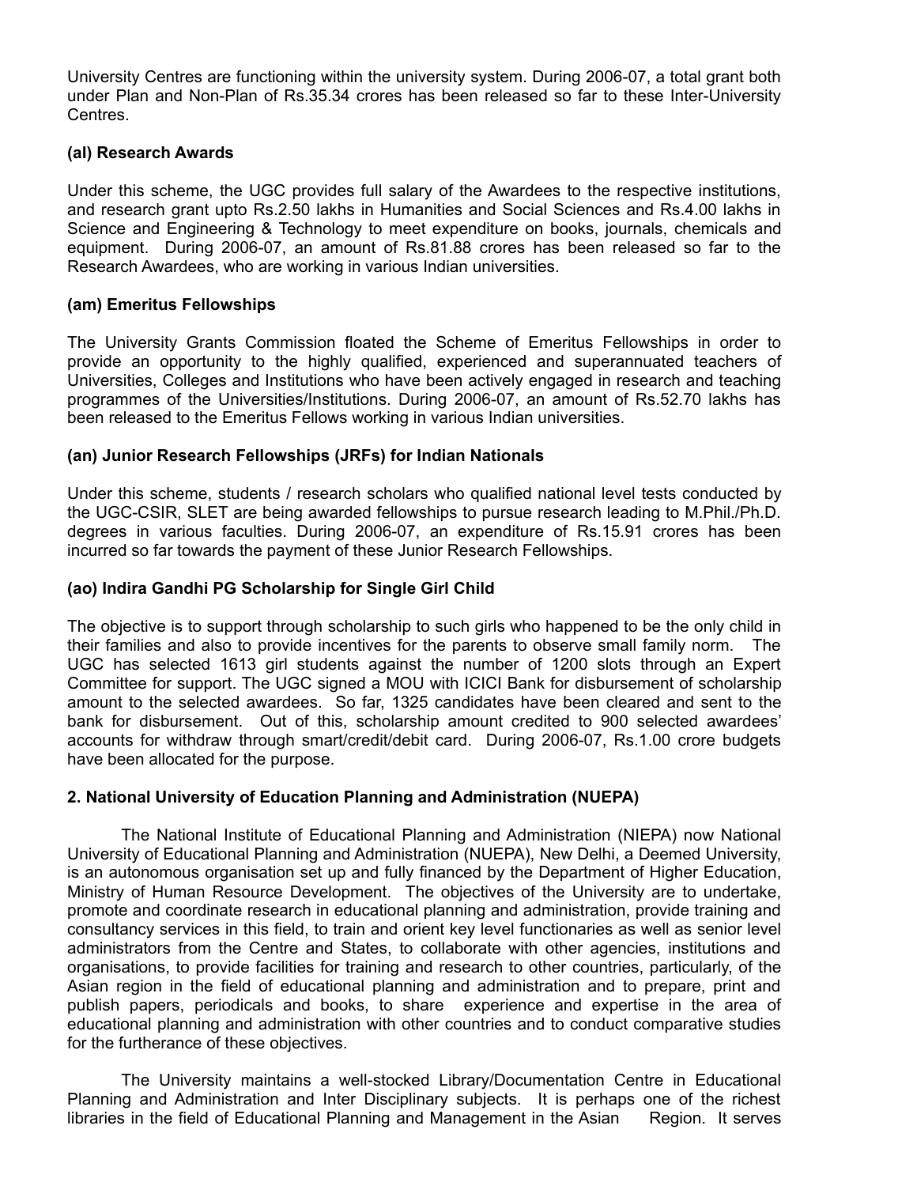University Centres are functioning within the university system. During 2006-07, a total grant both under Plan and Non-Plan of Rs.35.34 crores has been released so far to these Inter-University Centres.

**(al) Research Awards**

Under this scheme, the UGC provides full salary of the Awardees to the respective institutions, and research grant upto Rs.2.50 lakhs in Humanities and Social Sciences and Rs.4.00 lakhs in Science and Engineering & Technology to meet expenditure on books, journals, chemicals and equipment. During 2006-07, an amount of Rs.81.88 crores has been released so far to the Research Awardees, who are working in various Indian universities.

**(am) Emeritus Fellowships**

The University Grants Commission floated the Scheme of Emeritus Fellowships in order to provide an opportunity to the highly qualified, experienced and superannuated teachers of Universities, Colleges and Institutions who have been actively engaged in research and teaching programmes of the Universities/Institutions. During 2006-07, an amount of Rs.52.70 lakhs has been released to the Emeritus Fellows working in various Indian universities.

**(an) Junior Research Fellowships (JRFs) for Indian Nationals**

Under this scheme, students / research scholars who qualified national level tests conducted by the UGC-CSIR, SLET are being awarded fellowships to pursue research leading to M.Phil./Ph.D. degrees in various faculties. During 2006-07, an expenditure of Rs.15.91 crores has been incurred so far towards the payment of these Junior Research Fellowships.

**(ao) Indira Gandhi PG Scholarship for Single Girl Child**

The objective is to support through scholarship to such girls who happened to be the only child in their families and also to provide incentives for the parents to observe small family norm. The UGC has selected 1613 girl students against the number of 1200 slots through an Expert Committee for support. The UGC signed a MOU with ICICI Bank for disbursement of scholarship amount to the selected awardees. So far, 1325 candidates have been cleared and sent to the bank for disbursement. Out of this, scholarship amount credited to 900 selected awardees' accounts for withdraw through smart/credit/debit card. During 2006-07, Rs.1.00 crore budgets have been allocated for the purpose.

**2. National University of Education Planning and Administration (NUEPA)**

The National Institute of Educational Planning and Administration (NIEPA) now National University of Educational Planning and Administration (NUEPA), New Delhi, a Deemed University, is an autonomous organisation set up and fully financed by the Department of Higher Education, Ministry of Human Resource Development. The objectives of the University are to undertake, promote and coordinate research in educational planning and administration, provide training and consultancy services in this field, to train and orient key level functionaries as well as senior level administrators from the Centre and States, to collaborate with other agencies, institutions and organisations, to provide facilities for training and research to other countries, particularly, of the Asian region in the field of educational planning and administration and to prepare, print and publish papers, periodicals and books, to share experience and expertise in the area of educational planning and administration with other countries and to conduct comparative studies for the furtherance of these objectives.

The University maintains a well-stocked Library/Documentation Centre in Educational Planning and Administration and Inter Disciplinary subjects. It is perhaps one of the richest libraries in the field of Educational Planning and Management in the Asian Region. It serves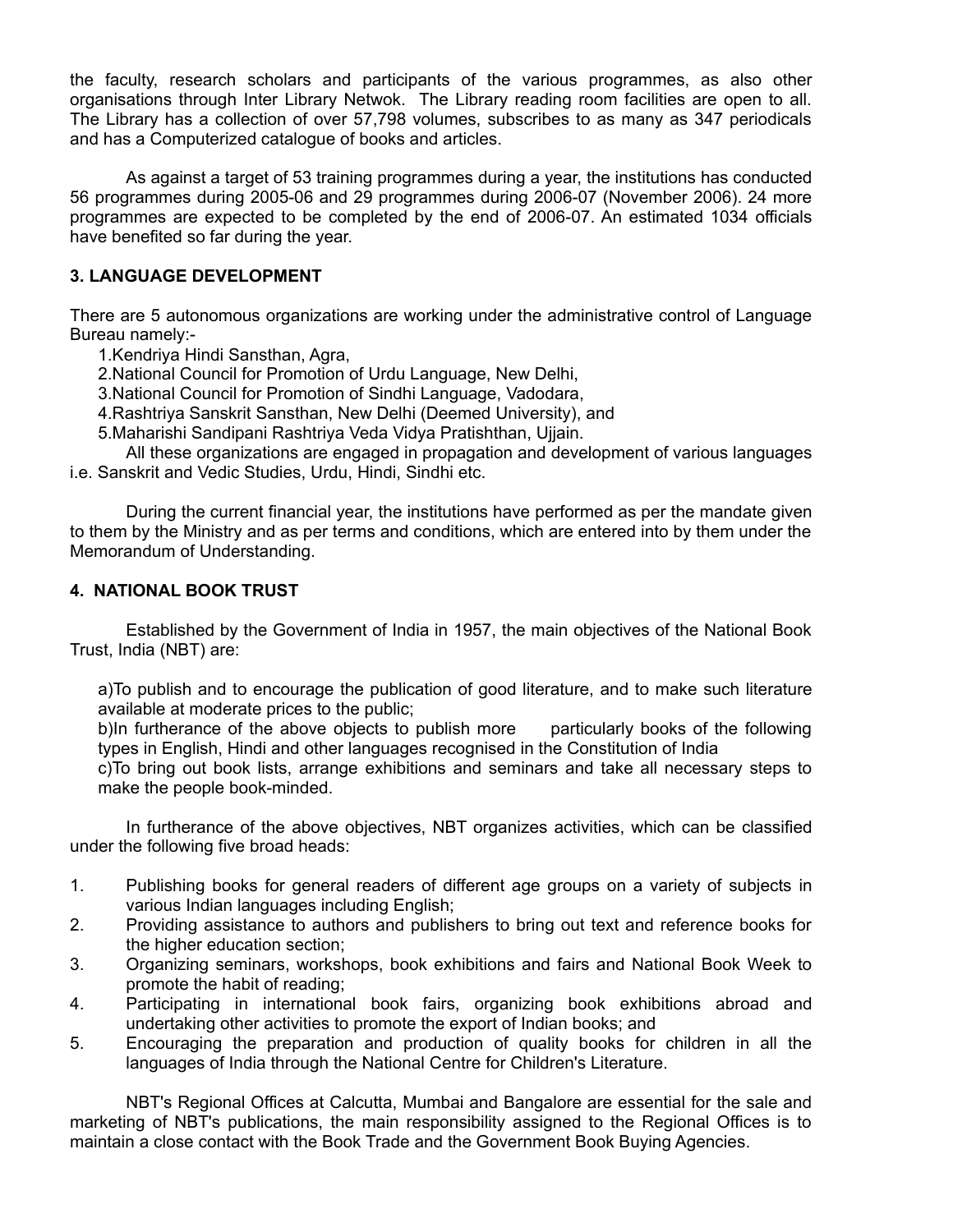the faculty, research scholars and participants of the various programmes, as also other organisations through Inter Library Netwok. The Library reading room facilities are open to all. The Library has a collection of over 57,798 volumes, subscribes to as many as 347 periodicals and has a Computerized catalogue of books and articles.

As against a target of 53 training programmes during a year, the institutions has conducted 56 programmes during 2005-06 and 29 programmes during 2006-07 (November 2006). 24 more programmes are expected to be completed by the end of 2006-07. An estimated 1034 officials have benefited so far during the year.

### 3. LANGUAGE DEVELOPMENT

There are 5 autonomous organizations are working under the administrative control of Language Bureau namely:-

1. Kendriya Hindi Sansthan, Agra,
2. National Council for Promotion of Urdu Language, New Delhi,
3. National Council for Promotion of Sindhi Language, Vadodara,
4. Rashtriya Sanskrit Sansthan, New Delhi (Deemed University), and
5. Maharishi Sandipani Rashtriya Veda Vidya Pratishthan, Ujjain.

All these organizations are engaged in propagation and development of various languages i.e. Sanskrit and Vedic Studies, Urdu, Hindi, Sindhi etc.

During the current financial year, the institutions have performed as per the mandate given to them by the Ministry and as per terms and conditions, which are entered into by them under the Memorandum of Understanding.

### 4. NATIONAL BOOK TRUST

Established by the Government of India in 1957, the main objectives of the National Book Trust, India (NBT) are:

a) To publish and to encourage the publication of good literature, and to make such literature available at moderate prices to the public;
b) In furtherance of the above objects to publish more particularly books of the following types in English, Hindi and other languages recognised in the Constitution of India
c) To bring out book lists, arrange exhibitions and seminars and take all necessary steps to make the people book-minded.

In furtherance of the above objectives, NBT organizes activities, which can be classified under the following five broad heads:

1. Publishing books for general readers of different age groups on a variety of subjects in various Indian languages including English;
2. Providing assistance to authors and publishers to bring out text and reference books for the higher education section;
3. Organizing seminars, workshops, book exhibitions and fairs and National Book Week to promote the habit of reading;
4. Participating in international book fairs, organizing book exhibitions abroad and undertaking other activities to promote the export of Indian books; and
5. Encouraging the preparation and production of quality books for children in all the languages of India through the National Centre for Children's Literature.

NBT's Regional Offices at Calcutta, Mumbai and Bangalore are essential for the sale and marketing of NBT's publications, the main responsibility assigned to the Regional Offices is to maintain a close contact with the Book Trade and the Government Book Buying Agencies.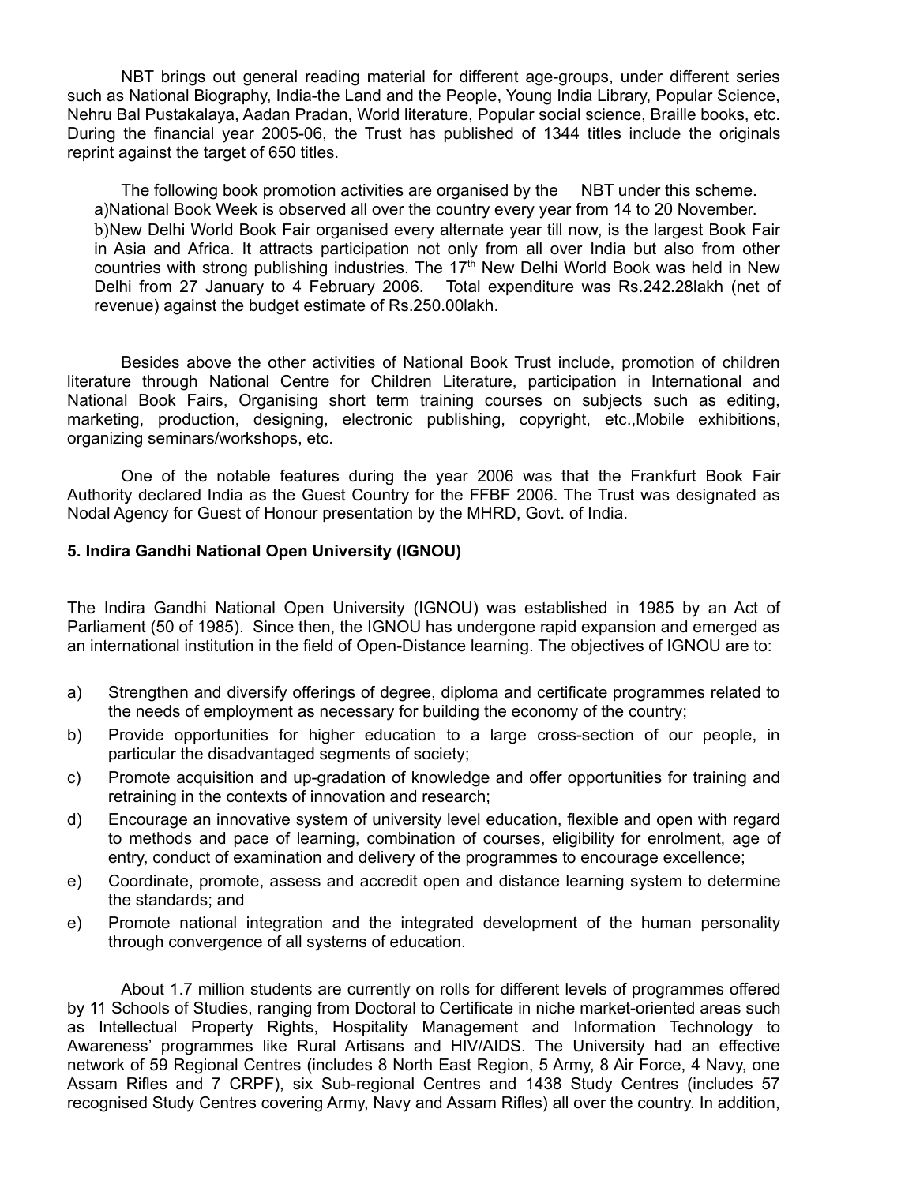NBT brings out general reading material for different age-groups, under different series such as National Biography, India-the Land and the People, Young India Library, Popular Science, Nehru Bal Pustakalaya, Aadan Pradan, World literature, Popular social science, Braille books, etc. During the financial year 2005-06, the Trust has published of 1344 titles include the originals reprint against the target of 650 titles.

The following book promotion activities are organised by the NBT under this scheme.

a)National Book Week is observed all over the country every year from 14 to 20 November.

b)New Delhi World Book Fair organised every alternate year till now, is the largest Book Fair in Asia and Africa. It attracts participation not only from all over India but also from other countries with strong publishing industries. The 17th New Delhi World Book was held in New Delhi from 27 January to 4 February 2006. Total expenditure was Rs.242.28lakh (net of revenue) against the budget estimate of Rs.250.00lakh.

Besides above the other activities of National Book Trust include, promotion of children literature through National Centre for Children Literature, participation in International and National Book Fairs, Organising short term training courses on subjects such as editing, marketing, production, designing, electronic publishing, copyright, etc.,Mobile exhibitions, organizing seminars/workshops, etc.

One of the notable features during the year 2006 was that the Frankfurt Book Fair Authority declared India as the Guest Country for the FFBF 2006. The Trust was designated as Nodal Agency for Guest of Honour presentation by the MHRD, Govt. of India.

**5. Indira Gandhi National Open University (IGNOU)**

The Indira Gandhi National Open University (IGNOU) was established in 1985 by an Act of Parliament (50 of 1985). Since then, the IGNOU has undergone rapid expansion and emerged as an international institution in the field of Open-Distance learning. The objectives of IGNOU are to:

a) Strengthen and diversify offerings of degree, diploma and certificate programmes related to the needs of employment as necessary for building the economy of the country;

b) Provide opportunities for higher education to a large cross-section of our people, in particular the disadvantaged segments of society;

c) Promote acquisition and up-gradation of knowledge and offer opportunities for training and retraining in the contexts of innovation and research;

d) Encourage an innovative system of university level education, flexible and open with regard to methods and pace of learning, combination of courses, eligibility for enrolment, age of entry, conduct of examination and delivery of the programmes to encourage excellence;

e) Coordinate, promote, assess and accredit open and distance learning system to determine the standards; and

e) Promote national integration and the integrated development of the human personality through convergence of all systems of education.

About 1.7 million students are currently on rolls for different levels of programmes offered by 11 Schools of Studies, ranging from Doctoral to Certificate in niche market-oriented areas such as Intellectual Property Rights, Hospitality Management and Information Technology to Awareness' programmes like Rural Artisans and HIV/AIDS. The University had an effective network of 59 Regional Centres (includes 8 North East Region, 5 Army, 8 Air Force, 4 Navy, one Assam Rifles and 7 CRPF), six Sub-regional Centres and 1438 Study Centres (includes 57 recognised Study Centres covering Army, Navy and Assam Rifles) all over the country. In addition,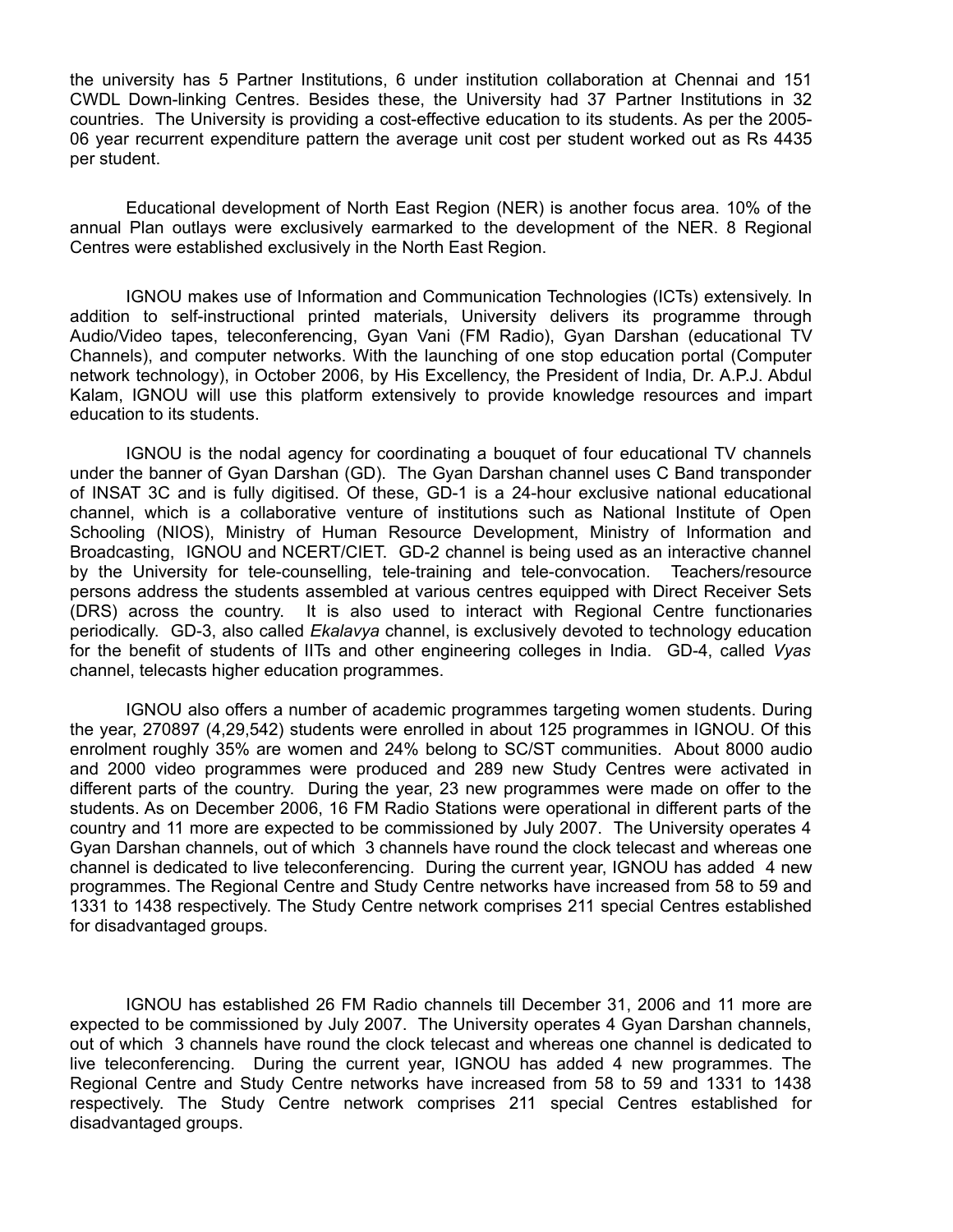the university has 5 Partner Institutions, 6 under institution collaboration at Chennai and 151 CWDL Down-linking Centres. Besides these, the University had 37 Partner Institutions in 32 countries. The University is providing a cost-effective education to its students. As per the 2005-06 year recurrent expenditure pattern the average unit cost per student worked out as Rs 4435 per student.

Educational development of North East Region (NER) is another focus area. 10% of the annual Plan outlays were exclusively earmarked to the development of the NER. 8 Regional Centres were established exclusively in the North East Region.

IGNOU makes use of Information and Communication Technologies (ICTs) extensively. In addition to self-instructional printed materials, University delivers its programme through Audio/Video tapes, teleconferencing, Gyan Vani (FM Radio), Gyan Darshan (educational TV Channels), and computer networks. With the launching of one stop education portal (Computer network technology), in October 2006, by His Excellency, the President of India, Dr. A.P.J. Abdul Kalam, IGNOU will use this platform extensively to provide knowledge resources and impart education to its students.

IGNOU is the nodal agency for coordinating a bouquet of four educational TV channels under the banner of Gyan Darshan (GD). The Gyan Darshan channel uses C Band transponder of INSAT 3C and is fully digitised. Of these, GD-1 is a 24-hour exclusive national educational channel, which is a collaborative venture of institutions such as National Institute of Open Schooling (NIOS), Ministry of Human Resource Development, Ministry of Information and Broadcasting, IGNOU and NCERT/CIET. GD-2 channel is being used as an interactive channel by the University for tele-counselling, tele-training and tele-convocation. Teachers/resource persons address the students assembled at various centres equipped with Direct Receiver Sets (DRS) across the country. It is also used to interact with Regional Centre functionaries periodically. GD-3, also called *Ekalavya* channel, is exclusively devoted to technology education for the benefit of students of IITs and other engineering colleges in India. GD-4, called *Vyas* channel, telecasts higher education programmes.

IGNOU also offers a number of academic programmes targeting women students. During the year, 270897 (4,29,542) students were enrolled in about 125 programmes in IGNOU. Of this enrolment roughly 35% are women and 24% belong to SC/ST communities. About 8000 audio and 2000 video programmes were produced and 289 new Study Centres were activated in different parts of the country. During the year, 23 new programmes were made on offer to the students. As on December 2006, 16 FM Radio Stations were operational in different parts of the country and 11 more are expected to be commissioned by July 2007. The University operates 4 Gyan Darshan channels, out of which 3 channels have round the clock telecast and whereas one channel is dedicated to live teleconferencing. During the current year, IGNOU has added 4 new programmes. The Regional Centre and Study Centre networks have increased from 58 to 59 and 1331 to 1438 respectively. The Study Centre network comprises 211 special Centres established for disadvantaged groups.

IGNOU has established 26 FM Radio channels till December 31, 2006 and 11 more are expected to be commissioned by July 2007. The University operates 4 Gyan Darshan channels, out of which 3 channels have round the clock telecast and whereas one channel is dedicated to live teleconferencing. During the current year, IGNOU has added 4 new programmes. The Regional Centre and Study Centre networks have increased from 58 to 59 and 1331 to 1438 respectively. The Study Centre network comprises 211 special Centres established for disadvantaged groups.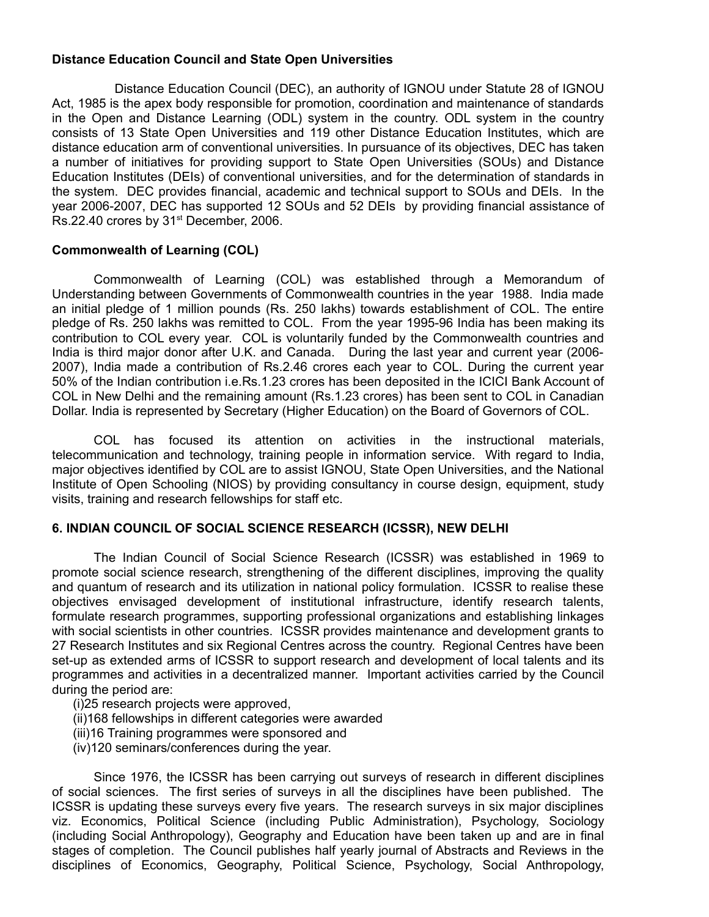**Distance Education Council and State Open Universities**

Distance Education Council (DEC), an authority of IGNOU under Statute 28 of IGNOU Act, 1985 is the apex body responsible for promotion, coordination and maintenance of standards in the Open and Distance Learning (ODL) system in the country. ODL system in the country consists of 13 State Open Universities and 119 other Distance Education Institutes, which are distance education arm of conventional universities. In pursuance of its objectives, DEC has taken a number of initiatives for providing support to State Open Universities (SOUs) and Distance Education Institutes (DEIs) of conventional universities, and for the determination of standards in the system. DEC provides financial, academic and technical support to SOUs and DEIs. In the year 2006-2007, DEC has supported 12 SOUs and 52 DEIs by providing financial assistance of Rs.22.40 crores by 31st December, 2006.

**Commonwealth of Learning (COL)**

Commonwealth of Learning (COL) was established through a Memorandum of Understanding between Governments of Commonwealth countries in the year 1988. India made an initial pledge of 1 million pounds (Rs. 250 lakhs) towards establishment of COL. The entire pledge of Rs. 250 lakhs was remitted to COL. From the year 1995-96 India has been making its contribution to COL every year. COL is voluntarily funded by the Commonwealth countries and India is third major donor after U.K. and Canada. During the last year and current year (2006-2007), India made a contribution of Rs.2.46 crores each year to COL. During the current year 50% of the Indian contribution i.e.Rs.1.23 crores has been deposited in the ICICI Bank Account of COL in New Delhi and the remaining amount (Rs.1.23 crores) has been sent to COL in Canadian Dollar. India is represented by Secretary (Higher Education) on the Board of Governors of COL.

COL has focused its attention on activities in the instructional materials, telecommunication and technology, training people in information service. With regard to India, major objectives identified by COL are to assist IGNOU, State Open Universities, and the National Institute of Open Schooling (NIOS) by providing consultancy in course design, equipment, study visits, training and research fellowships for staff etc.

**6. INDIAN COUNCIL OF SOCIAL SCIENCE RESEARCH (ICSSR), NEW DELHI**

The Indian Council of Social Science Research (ICSSR) was established in 1969 to promote social science research, strengthening of the different disciplines, improving the quality and quantum of research and its utilization in national policy formulation. ICSSR to realise these objectives envisaged development of institutional infrastructure, identify research talents, formulate research programmes, supporting professional organizations and establishing linkages with social scientists in other countries. ICSSR provides maintenance and development grants to 27 Research Institutes and six Regional Centres across the country. Regional Centres have been set-up as extended arms of ICSSR to support research and development of local talents and its programmes and activities in a decentralized manner. Important activities carried by the Council during the period are:

(i)25 research projects were approved,
(ii)168 fellowships in different categories were awarded
(iii)16 Training programmes were sponsored and
(iv)120 seminars/conferences during the year.

Since 1976, the ICSSR has been carrying out surveys of research in different disciplines of social sciences. The first series of surveys in all the disciplines have been published. The ICSSR is updating these surveys every five years. The research surveys in six major disciplines viz. Economics, Political Science (including Public Administration), Psychology, Sociology (including Social Anthropology), Geography and Education have been taken up and are in final stages of completion. The Council publishes half yearly journal of Abstracts and Reviews in the disciplines of Economics, Geography, Political Science, Psychology, Social Anthropology,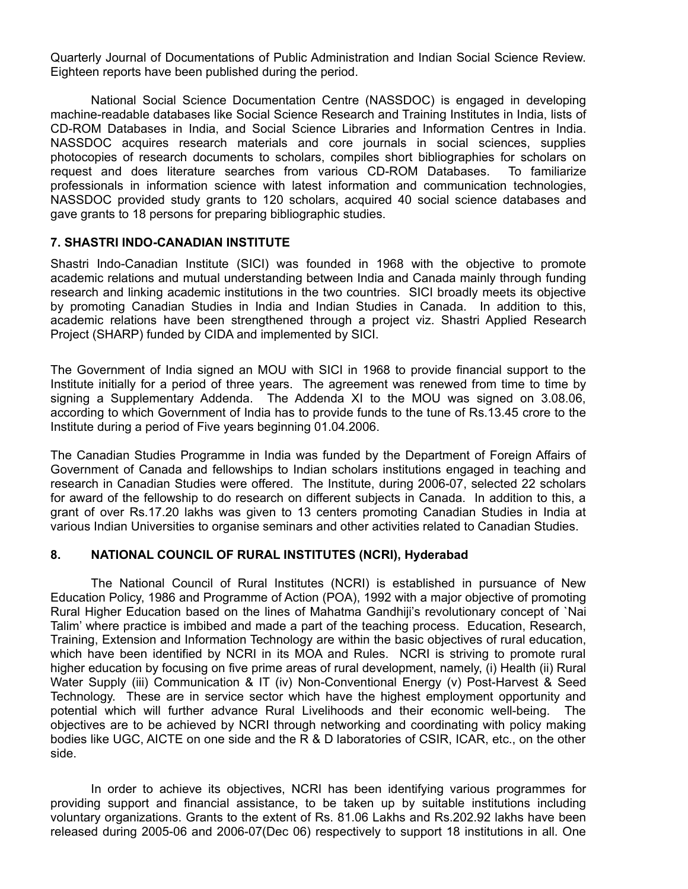Quarterly Journal of Documentations of Public Administration and Indian Social Science Review. Eighteen reports have been published during the period.

National Social Science Documentation Centre (NASSDOC) is engaged in developing machine-readable databases like Social Science Research and Training Institutes in India, lists of CD-ROM Databases in India, and Social Science Libraries and Information Centres in India. NASSDOC acquires research materials and core journals in social sciences, supplies photocopies of research documents to scholars, compiles short bibliographies for scholars on request and does literature searches from various CD-ROM Databases. To familiarize professionals in information science with latest information and communication technologies, NASSDOC provided study grants to 120 scholars, acquired 40 social science databases and gave grants to 18 persons for preparing bibliographic studies.

### 7. SHASTRI INDO-CANADIAN INSTITUTE

Shastri Indo-Canadian Institute (SICI) was founded in 1968 with the objective to promote academic relations and mutual understanding between India and Canada mainly through funding research and linking academic institutions in the two countries. SICI broadly meets its objective by promoting Canadian Studies in India and Indian Studies in Canada. In addition to this, academic relations have been strengthened through a project viz. Shastri Applied Research Project (SHARP) funded by CIDA and implemented by SICI.

The Government of India signed an MOU with SICI in 1968 to provide financial support to the Institute initially for a period of three years. The agreement was renewed from time to time by signing a Supplementary Addenda. The Addenda XI to the MOU was signed on 3.08.06, according to which Government of India has to provide funds to the tune of Rs.13.45 crore to the Institute during a period of Five years beginning 01.04.2006.

The Canadian Studies Programme in India was funded by the Department of Foreign Affairs of Government of Canada and fellowships to Indian scholars institutions engaged in teaching and research in Canadian Studies were offered. The Institute, during 2006-07, selected 22 scholars for award of the fellowship to do research on different subjects in Canada. In addition to this, a grant of over Rs.17.20 lakhs was given to 13 centers promoting Canadian Studies in India at various Indian Universities to organise seminars and other activities related to Canadian Studies.

### 8. NATIONAL COUNCIL OF RURAL INSTITUTES (NCRI), Hyderabad

The National Council of Rural Institutes (NCRI) is established in pursuance of New Education Policy, 1986 and Programme of Action (POA), 1992 with a major objective of promoting Rural Higher Education based on the lines of Mahatma Gandhiji's revolutionary concept of `Nai Talim' where practice is imbibed and made a part of the teaching process. Education, Research, Training, Extension and Information Technology are within the basic objectives of rural education, which have been identified by NCRI in its MOA and Rules. NCRI is striving to promote rural higher education by focusing on five prime areas of rural development, namely, (i) Health (ii) Rural Water Supply (iii) Communication & IT (iv) Non-Conventional Energy (v) Post-Harvest & Seed Technology. These are in service sector which have the highest employment opportunity and potential which will further advance Rural Livelihoods and their economic well-being. The objectives are to be achieved by NCRI through networking and coordinating with policy making bodies like UGC, AICTE on one side and the R & D laboratories of CSIR, ICAR, etc., on the other side.

In order to achieve its objectives, NCRI has been identifying various programmes for providing support and financial assistance, to be taken up by suitable institutions including voluntary organizations. Grants to the extent of Rs. 81.06 Lakhs and Rs.202.92 lakhs have been released during 2005-06 and 2006-07(Dec 06) respectively to support 18 institutions in all. One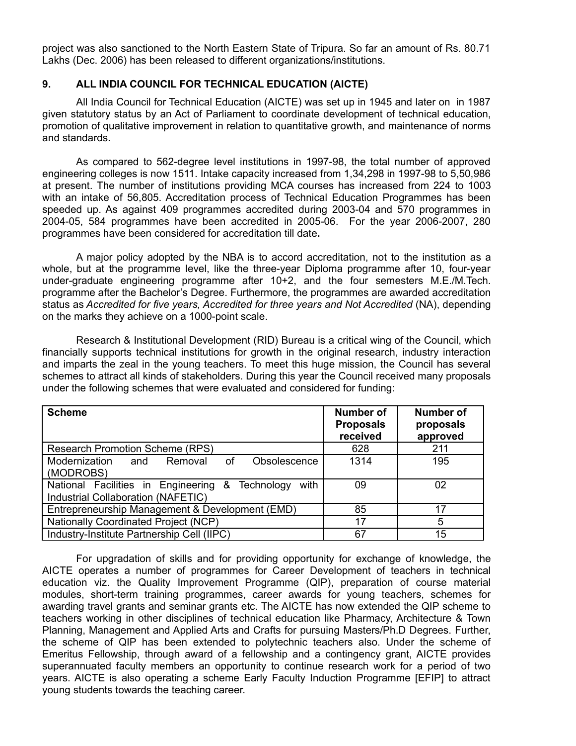project was also sanctioned to the North Eastern State of Tripura. So far an amount of Rs. 80.71 Lakhs (Dec. 2006) has been released to different organizations/institutions.

## 9. ALL INDIA COUNCIL FOR TECHNICAL EDUCATION (AICTE)

All India Council for Technical Education (AICTE) was set up in 1945 and later on in 1987 given statutory status by an Act of Parliament to coordinate development of technical education, promotion of qualitative improvement in relation to quantitative growth, and maintenance of norms and standards.

As compared to 562-degree level institutions in 1997-98, the total number of approved engineering colleges is now 1511. Intake capacity increased from 1,34,298 in 1997-98 to 5,50,986 at present. The number of institutions providing MCA courses has increased from 224 to 1003 with an intake of 56,805. Accreditation process of Technical Education Programmes has been speeded up. As against 409 programmes accredited during 2003-04 and 570 programmes in 2004-05, 584 programmes have been accredited in 2005-06. For the year 2006-2007, 280 programmes have been considered for accreditation till date**.**

A major policy adopted by the NBA is to accord accreditation, not to the institution as a whole, but at the programme level, like the three-year Diploma programme after 10, four-year under-graduate engineering programme after 10+2, and the four semesters M.E./M.Tech. programme after the Bachelor's Degree. Furthermore, the programmes are awarded accreditation status as *Accredited for five years, Accredited for three years and Not Accredited* (NA), depending on the marks they achieve on a 1000-point scale.

Research & Institutional Development (RID) Bureau is a critical wing of the Council, which financially supports technical institutions for growth in the original research, industry interaction and imparts the zeal in the young teachers. To meet this huge mission, the Council has several schemes to attract all kinds of stakeholders. During this year the Council received many proposals under the following schemes that were evaluated and considered for funding:

| **Scheme** | **Number of Proposals received** | **Number of proposals approved** |
|---|---|---|
| Research Promotion Scheme (RPS) | 628 | 211 |
| Modernization and Removal of Obsolescence (MODROBS) | 1314 | 195 |
| National Facilities in Engineering & Technology with Industrial Collaboration (NAFETIC) | 09 | 02 |
| Entrepreneurship Management & Development (EMD) | 85 | 17 |
| Nationally Coordinated Project (NCP) | 17 | 5 |
| Industry-Institute Partnership Cell (IIPC) | 67 | 15 |

For upgradation of skills and for providing opportunity for exchange of knowledge, the AICTE operates a number of programmes for Career Development of teachers in technical education viz. the Quality Improvement Programme (QIP), preparation of course material modules, short-term training programmes, career awards for young teachers, schemes for awarding travel grants and seminar grants etc. The AICTE has now extended the QIP scheme to teachers working in other disciplines of technical education like Pharmacy, Architecture & Town Planning, Management and Applied Arts and Crafts for pursuing Masters/Ph.D Degrees. Further, the scheme of QIP has been extended to polytechnic teachers also. Under the scheme of Emeritus Fellowship, through award of a fellowship and a contingency grant, AICTE provides superannuated faculty members an opportunity to continue research work for a period of two years. AICTE is also operating a scheme Early Faculty Induction Programme [EFIP] to attract young students towards the teaching career.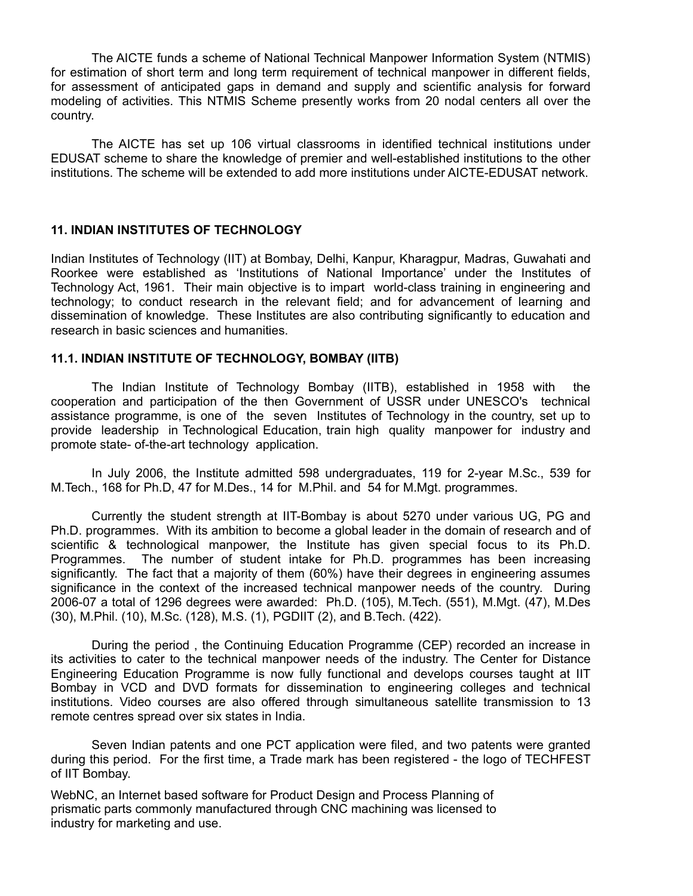The AICTE funds a scheme of National Technical Manpower Information System (NTMIS) for estimation of short term and long term requirement of technical manpower in different fields, for assessment of anticipated gaps in demand and supply and scientific analysis for forward modeling of activities. This NTMIS Scheme presently works from 20 nodal centers all over the country.

The AICTE has set up 106 virtual classrooms in identified technical institutions under EDUSAT scheme to share the knowledge of premier and well-established institutions to the other institutions. The scheme will be extended to add more institutions under AICTE-EDUSAT network.

## 11. INDIAN INSTITUTES OF TECHNOLOGY

Indian Institutes of Technology (IIT) at Bombay, Delhi, Kanpur, Kharagpur, Madras, Guwahati and Roorkee were established as 'Institutions of National Importance' under the Institutes of Technology Act, 1961. Their main objective is to impart world-class training in engineering and technology; to conduct research in the relevant field; and for advancement of learning and dissemination of knowledge. These Institutes are also contributing significantly to education and research in basic sciences and humanities.

### 11.1. INDIAN INSTITUTE OF TECHNOLOGY, BOMBAY (IITB)

The Indian Institute of Technology Bombay (IITB), established in 1958 with the cooperation and participation of the then Government of USSR under UNESCO's technical assistance programme, is one of the seven Institutes of Technology in the country, set up to provide leadership in Technological Education, train high quality manpower for industry and promote state- of-the-art technology application.

In July 2006, the Institute admitted 598 undergraduates, 119 for 2-year M.Sc., 539 for M.Tech., 168 for Ph.D, 47 for M.Des., 14 for M.Phil. and 54 for M.Mgt. programmes.

Currently the student strength at IIT-Bombay is about 5270 under various UG, PG and Ph.D. programmes. With its ambition to become a global leader in the domain of research and of scientific & technological manpower, the Institute has given special focus to its Ph.D. Programmes. The number of student intake for Ph.D. programmes has been increasing significantly. The fact that a majority of them (60%) have their degrees in engineering assumes significance in the context of the increased technical manpower needs of the country. During 2006-07 a total of 1296 degrees were awarded: Ph.D. (105), M.Tech. (551), M.Mgt. (47), M.Des (30), M.Phil. (10), M.Sc. (128), M.S. (1), PGDIIT (2), and B.Tech. (422).

During the period , the Continuing Education Programme (CEP) recorded an increase in its activities to cater to the technical manpower needs of the industry. The Center for Distance Engineering Education Programme is now fully functional and develops courses taught at IIT Bombay in VCD and DVD formats for dissemination to engineering colleges and technical institutions. Video courses are also offered through simultaneous satellite transmission to 13 remote centres spread over six states in India.

Seven Indian patents and one PCT application were filed, and two patents were granted during this period. For the first time, a Trade mark has been registered - the logo of TECHFEST of IIT Bombay.

WebNC, an Internet based software for Product Design and Process Planning of prismatic parts commonly manufactured through CNC machining was licensed to industry for marketing and use.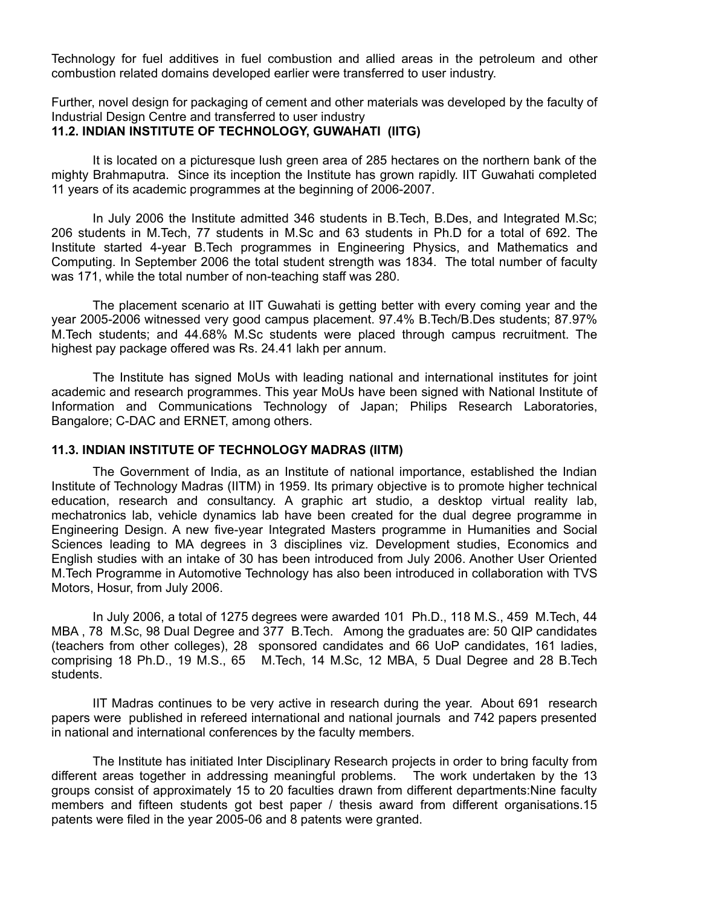Technology for fuel additives in fuel combustion and allied areas in the petroleum and other combustion related domains developed earlier were transferred to user industry.

Further, novel design for packaging of cement and other materials was developed by the faculty of Industrial Design Centre and transferred to user industry

### 11.2. INDIAN INSTITUTE OF TECHNOLOGY, GUWAHATI (IITG)

It is located on a picturesque lush green area of 285 hectares on the northern bank of the mighty Brahmaputra. Since its inception the Institute has grown rapidly. IIT Guwahati completed 11 years of its academic programmes at the beginning of 2006-2007.

In July 2006 the Institute admitted 346 students in B.Tech, B.Des, and Integrated M.Sc; 206 students in M.Tech, 77 students in M.Sc and 63 students in Ph.D for a total of 692. The Institute started 4-year B.Tech programmes in Engineering Physics, and Mathematics and Computing. In September 2006 the total student strength was 1834. The total number of faculty was 171, while the total number of non-teaching staff was 280.

The placement scenario at IIT Guwahati is getting better with every coming year and the year 2005-2006 witnessed very good campus placement. 97.4% B.Tech/B.Des students; 87.97% M.Tech students; and 44.68% M.Sc students were placed through campus recruitment. The highest pay package offered was Rs. 24.41 lakh per annum.

The Institute has signed MoUs with leading national and international institutes for joint academic and research programmes. This year MoUs have been signed with National Institute of Information and Communications Technology of Japan; Philips Research Laboratories, Bangalore; C-DAC and ERNET, among others.

### 11.3. INDIAN INSTITUTE OF TECHNOLOGY MADRAS (IITM)

The Government of India, as an Institute of national importance, established the Indian Institute of Technology Madras (IITM) in 1959. Its primary objective is to promote higher technical education, research and consultancy. A graphic art studio, a desktop virtual reality lab, mechatronics lab, vehicle dynamics lab have been created for the dual degree programme in Engineering Design. A new five-year Integrated Masters programme in Humanities and Social Sciences leading to MA degrees in 3 disciplines viz. Development studies, Economics and English studies with an intake of 30 has been introduced from July 2006. Another User Oriented M.Tech Programme in Automotive Technology has also been introduced in collaboration with TVS Motors, Hosur, from July 2006.

In July 2006, a total of 1275 degrees were awarded 101 Ph.D., 118 M.S., 459 M.Tech, 44 MBA , 78 M.Sc, 98 Dual Degree and 377 B.Tech. Among the graduates are: 50 QIP candidates (teachers from other colleges), 28 sponsored candidates and 66 UoP candidates, 161 ladies, comprising 18 Ph.D., 19 M.S., 65 M.Tech, 14 M.Sc, 12 MBA, 5 Dual Degree and 28 B.Tech students.

IIT Madras continues to be very active in research during the year. About 691 research papers were published in refereed international and national journals and 742 papers presented in national and international conferences by the faculty members.

The Institute has initiated Inter Disciplinary Research projects in order to bring faculty from different areas together in addressing meaningful problems. The work undertaken by the 13 groups consist of approximately 15 to 20 faculties drawn from different departments:Nine faculty members and fifteen students got best paper / thesis award from different organisations.15 patents were filed in the year 2005-06 and 8 patents were granted.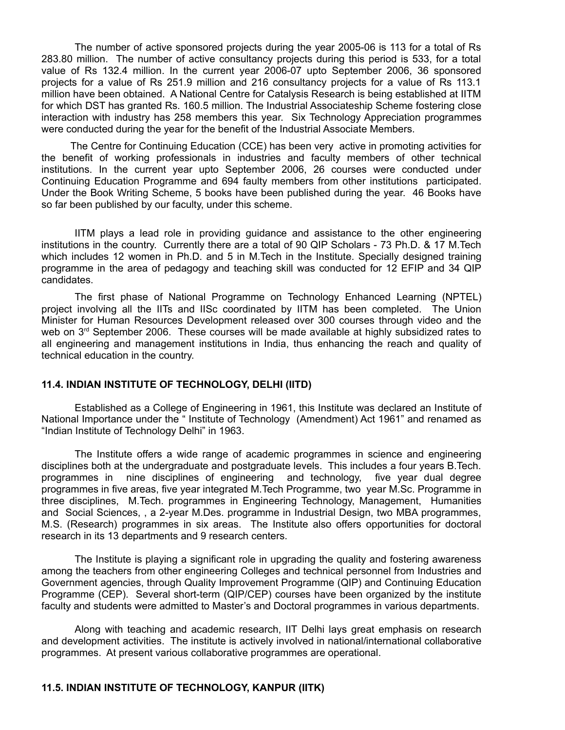The number of active sponsored projects during the year 2005-06 is 113 for a total of Rs 283.80 million. The number of active consultancy projects during this period is 533, for a total value of Rs 132.4 million. In the current year 2006-07 upto September 2006, 36 sponsored projects for a value of Rs 251.9 million and 216 consultancy projects for a value of Rs 113.1 million have been obtained. A National Centre for Catalysis Research is being established at IITM for which DST has granted Rs. 160.5 million. The Industrial Associateship Scheme fostering close interaction with industry has 258 members this year. Six Technology Appreciation programmes were conducted during the year for the benefit of the Industrial Associate Members.

The Centre for Continuing Education (CCE) has been very active in promoting activities for the benefit of working professionals in industries and faculty members of other technical institutions. In the current year upto September 2006, 26 courses were conducted under Continuing Education Programme and 694 faulty members from other institutions participated. Under the Book Writing Scheme, 5 books have been published during the year. 46 Books have so far been published by our faculty, under this scheme.

IITM plays a lead role in providing guidance and assistance to the other engineering institutions in the country. Currently there are a total of 90 QIP Scholars - 73 Ph.D. & 17 M.Tech which includes 12 women in Ph.D. and 5 in M.Tech in the Institute. Specially designed training programme in the area of pedagogy and teaching skill was conducted for 12 EFIP and 34 QIP candidates.

The first phase of National Programme on Technology Enhanced Learning (NPTEL) project involving all the IITs and IISc coordinated by IITM has been completed. The Union Minister for Human Resources Development released over 300 courses through video and the web on 3rd September 2006. These courses will be made available at highly subsidized rates to all engineering and management institutions in India, thus enhancing the reach and quality of technical education in the country.

### 11.4. INDIAN INSTITUTE OF TECHNOLOGY, DELHI (IITD)

Established as a College of Engineering in 1961, this Institute was declared an Institute of National Importance under the " Institute of Technology (Amendment) Act 1961" and renamed as "Indian Institute of Technology Delhi" in 1963.

The Institute offers a wide range of academic programmes in science and engineering disciplines both at the undergraduate and postgraduate levels. This includes a four years B.Tech. programmes in nine disciplines of engineering and technology, five year dual degree programmes in five areas, five year integrated M.Tech Programme, two year M.Sc. Programme in three disciplines, M.Tech. programmes in Engineering Technology, Management, Humanities and Social Sciences, , a 2-year M.Des. programme in Industrial Design, two MBA programmes, M.S. (Research) programmes in six areas. The Institute also offers opportunities for doctoral research in its 13 departments and 9 research centers.

The Institute is playing a significant role in upgrading the quality and fostering awareness among the teachers from other engineering Colleges and technical personnel from Industries and Government agencies, through Quality Improvement Programme (QIP) and Continuing Education Programme (CEP). Several short-term (QIP/CEP) courses have been organized by the institute faculty and students were admitted to Master's and Doctoral programmes in various departments.

Along with teaching and academic research, IIT Delhi lays great emphasis on research and development activities. The institute is actively involved in national/international collaborative programmes. At present various collaborative programmes are operational.

### 11.5. INDIAN INSTITUTE OF TECHNOLOGY, KANPUR (IITK)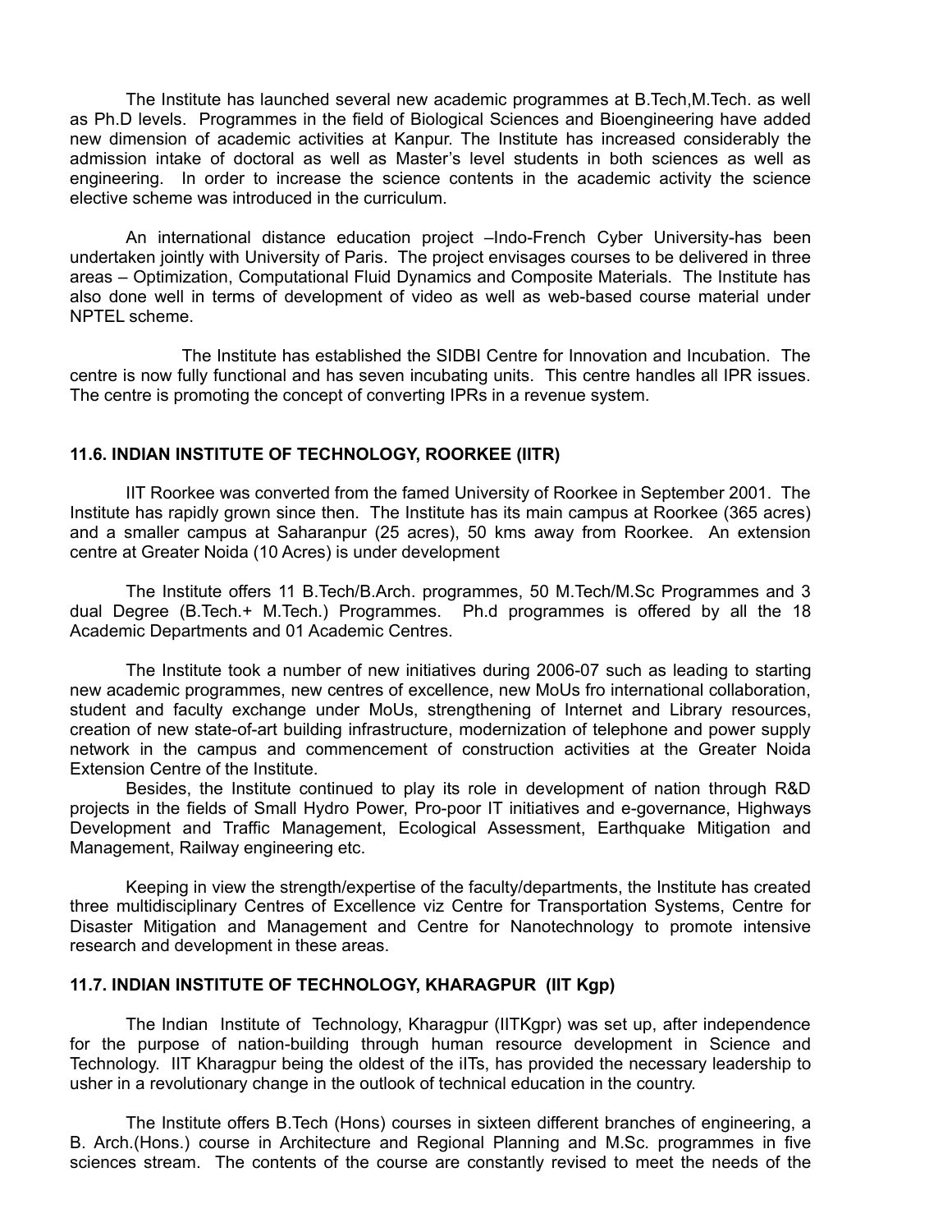The Institute has launched several new academic programmes at B.Tech,M.Tech. as well as Ph.D levels. Programmes in the field of Biological Sciences and Bioengineering have added new dimension of academic activities at Kanpur. The Institute has increased considerably the admission intake of doctoral as well as Master's level students in both sciences as well as engineering. In order to increase the science contents in the academic activity the science elective scheme was introduced in the curriculum.

An international distance education project –Indo-French Cyber University-has been undertaken jointly with University of Paris. The project envisages courses to be delivered in three areas – Optimization, Computational Fluid Dynamics and Composite Materials. The Institute has also done well in terms of development of video as well as web-based course material under NPTEL scheme.

The Institute has established the SIDBI Centre for Innovation and Incubation. The centre is now fully functional and has seven incubating units. This centre handles all IPR issues. The centre is promoting the concept of converting IPRs in a revenue system.

### 11.6. INDIAN INSTITUTE OF TECHNOLOGY, ROORKEE (IITR)

IIT Roorkee was converted from the famed University of Roorkee in September 2001. The Institute has rapidly grown since then. The Institute has its main campus at Roorkee (365 acres) and a smaller campus at Saharanpur (25 acres), 50 kms away from Roorkee. An extension centre at Greater Noida (10 Acres) is under development

The Institute offers 11 B.Tech/B.Arch. programmes, 50 M.Tech/M.Sc Programmes and 3 dual Degree (B.Tech.+ M.Tech.) Programmes. Ph.d programmes is offered by all the 18 Academic Departments and 01 Academic Centres.

The Institute took a number of new initiatives during 2006-07 such as leading to starting new academic programmes, new centres of excellence, new MoUs fro international collaboration, student and faculty exchange under MoUs, strengthening of Internet and Library resources, creation of new state-of-art building infrastructure, modernization of telephone and power supply network in the campus and commencement of construction activities at the Greater Noida Extension Centre of the Institute.

Besides, the Institute continued to play its role in development of nation through R&D projects in the fields of Small Hydro Power, Pro-poor IT initiatives and e-governance, Highways Development and Traffic Management, Ecological Assessment, Earthquake Mitigation and Management, Railway engineering etc.

Keeping in view the strength/expertise of the faculty/departments, the Institute has created three multidisciplinary Centres of Excellence viz Centre for Transportation Systems, Centre for Disaster Mitigation and Management and Centre for Nanotechnology to promote intensive research and development in these areas.

### 11.7. INDIAN INSTITUTE OF TECHNOLOGY, KHARAGPUR (IIT Kgp)

The Indian Institute of Technology, Kharagpur (IITKgpr) was set up, after independence for the purpose of nation-building through human resource development in Science and Technology. IIT Kharagpur being the oldest of the iITs, has provided the necessary leadership to usher in a revolutionary change in the outlook of technical education in the country.

The Institute offers B.Tech (Hons) courses in sixteen different branches of engineering, a B. Arch.(Hons.) course in Architecture and Regional Planning and M.Sc. programmes in five sciences stream. The contents of the course are constantly revised to meet the needs of the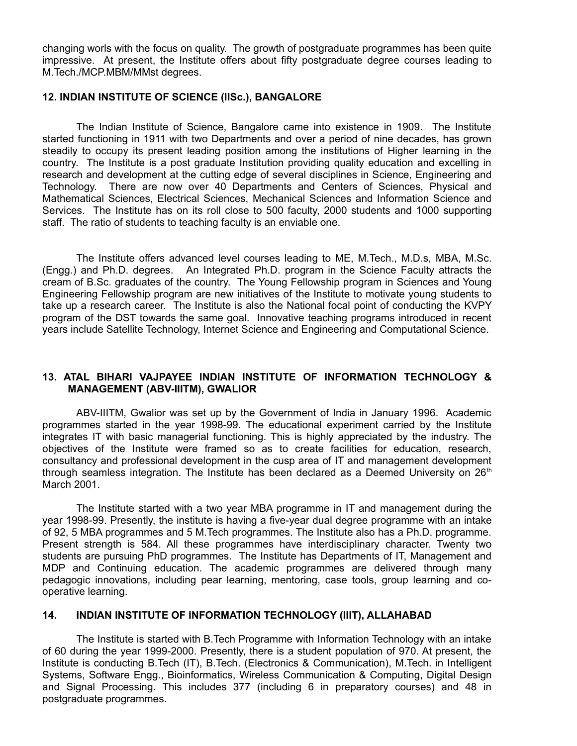changing worls with the focus on quality. The growth of postgraduate programmes has been quite impressive. At present, the Institute offers about fifty postgraduate degree courses leading to M.Tech./MCP.MBM/MMst degrees.

**12. INDIAN INSTITUTE OF SCIENCE (IISc.), BANGALORE**

The Indian Institute of Science, Bangalore came into existence in 1909. The Institute started functioning in 1911 with two Departments and over a period of nine decades, has grown steadily to occupy its present leading position among the institutions of Higher learning in the country. The Institute is a post graduate Institution providing quality education and excelling in research and development at the cutting edge of several disciplines in Science, Engineering and Technology. There are now over 40 Departments and Centers of Sciences, Physical and Mathematical Sciences, Electrical Sciences, Mechanical Sciences and Information Science and Services. The Institute has on its roll close to 500 faculty, 2000 students and 1000 supporting staff. The ratio of students to teaching faculty is an enviable one.

The Institute offers advanced level courses leading to ME, M.Tech., M.D.s, MBA, M.Sc. (Engg.) and Ph.D. degrees. An Integrated Ph.D. program in the Science Faculty attracts the cream of B.Sc. graduates of the country. The Young Fellowship program in Sciences and Young Engineering Fellowship program are new initiatives of the Institute to motivate young students to take up a research career. The Institute is also the National focal point of conducting the KVPY program of the DST towards the same goal. Innovative teaching programs introduced in recent years include Satellite Technology, Internet Science and Engineering and Computational Science.

**13. ATAL BIHARI VAJPAYEE INDIAN INSTITUTE OF INFORMATION TECHNOLOGY & MANAGEMENT (ABV-IIITM), GWALIOR**

ABV-IIITM, Gwalior was set up by the Government of India in January 1996. Academic programmes started in the year 1998-99. The educational experiment carried by the Institute integrates IT with basic managerial functioning. This is highly appreciated by the industry. The objectives of the Institute were framed so as to create facilities for education, research, consultancy and professional development in the cusp area of IT and management development through seamless integration. The Institute has been declared as a Deemed University on 26th March 2001.

The Institute started with a two year MBA programme in IT and management during the year 1998-99. Presently, the institute is having a five-year dual degree programme with an intake of 92, 5 MBA programmes and 5 M.Tech programmes. The Institute also has a Ph.D. programme. Present strength is 584. All these programmes have interdisciplinary character. Twenty two students are pursuing PhD programmes. The Institute has Departments of IT, Management and MDP and Continuing education. The academic programmes are delivered through many pedagogic innovations, including pear learning, mentoring, case tools, group learning and co-operative learning.

**14. INDIAN INSTITUTE OF INFORMATION TECHNOLOGY (IIIT), ALLAHABAD**

The Institute is started with B.Tech Programme with Information Technology with an intake of 60 during the year 1999-2000. Presently, there is a student population of 970. At present, the Institute is conducting B.Tech (IT), B.Tech. (Electronics & Communication), M.Tech. in Intelligent Systems, Software Engg., Bioinformatics, Wireless Communication & Computing, Digital Design and Signal Processing. This includes 377 (including 6 in preparatory courses) and 48 in postgraduate programmes.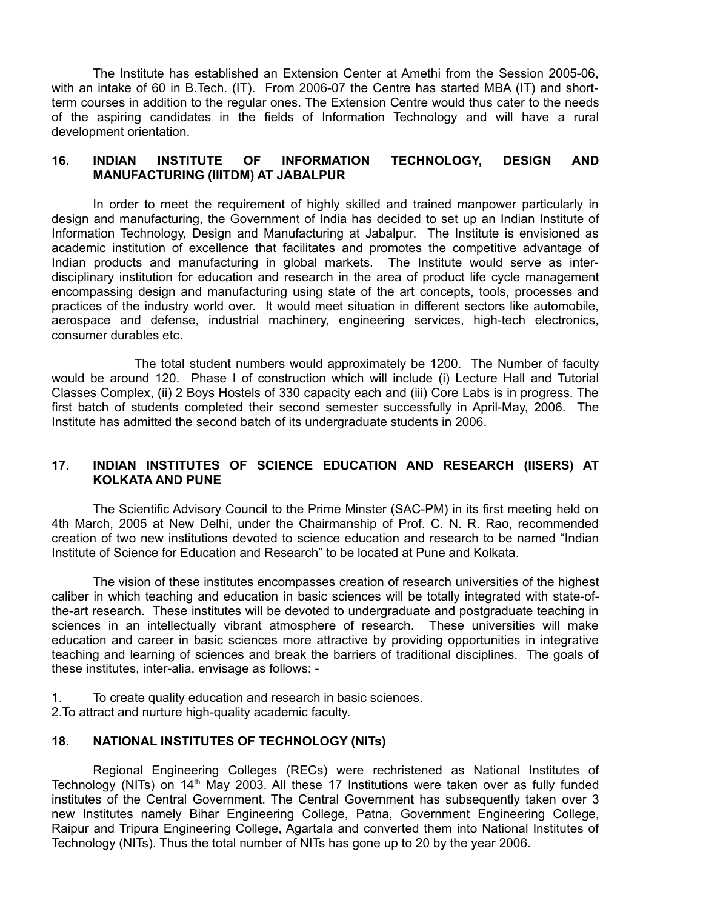The Institute has established an Extension Center at Amethi from the Session 2005-06, with an intake of 60 in B.Tech. (IT). From 2006-07 the Centre has started MBA (IT) and short-term courses in addition to the regular ones. The Extension Centre would thus cater to the needs of the aspiring candidates in the fields of Information Technology and will have a rural development orientation.

### 16. INDIAN INSTITUTE OF INFORMATION TECHNOLOGY, DESIGN AND MANUFACTURING (IIITDM) AT JABALPUR

In order to meet the requirement of highly skilled and trained manpower particularly in design and manufacturing, the Government of India has decided to set up an Indian Institute of Information Technology, Design and Manufacturing at Jabalpur. The Institute is envisioned as academic institution of excellence that facilitates and promotes the competitive advantage of Indian products and manufacturing in global markets. The Institute would serve as inter-disciplinary institution for education and research in the area of product life cycle management encompassing design and manufacturing using state of the art concepts, tools, processes and practices of the industry world over. It would meet situation in different sectors like automobile, aerospace and defense, industrial machinery, engineering services, high-tech electronics, consumer durables etc.

The total student numbers would approximately be 1200. The Number of faculty would be around 120. Phase I of construction which will include (i) Lecture Hall and Tutorial Classes Complex, (ii) 2 Boys Hostels of 330 capacity each and (iii) Core Labs is in progress. The first batch of students completed their second semester successfully in April-May, 2006. The Institute has admitted the second batch of its undergraduate students in 2006.

### 17. INDIAN INSTITUTES OF SCIENCE EDUCATION AND RESEARCH (IISERS) AT KOLKATA AND PUNE

The Scientific Advisory Council to the Prime Minster (SAC-PM) in its first meeting held on 4th March, 2005 at New Delhi, under the Chairmanship of Prof. C. N. R. Rao, recommended creation of two new institutions devoted to science education and research to be named "Indian Institute of Science for Education and Research" to be located at Pune and Kolkata.

The vision of these institutes encompasses creation of research universities of the highest caliber in which teaching and education in basic sciences will be totally integrated with state-of-the-art research. These institutes will be devoted to undergraduate and postgraduate teaching in sciences in an intellectually vibrant atmosphere of research. These universities will make education and career in basic sciences more attractive by providing opportunities in integrative teaching and learning of sciences and break the barriers of traditional disciplines. The goals of these institutes, inter-alia, envisage as follows: -

1. To create quality education and research in basic sciences.
2. To attract and nurture high-quality academic faculty.

### 18. NATIONAL INSTITUTES OF TECHNOLOGY (NITs)

Regional Engineering Colleges (RECs) were rechristened as National Institutes of Technology (NITs) on 14th May 2003. All these 17 Institutions were taken over as fully funded institutes of the Central Government. The Central Government has subsequently taken over 3 new Institutes namely Bihar Engineering College, Patna, Government Engineering College, Raipur and Tripura Engineering College, Agartala and converted them into National Institutes of Technology (NITs). Thus the total number of NITs has gone up to 20 by the year 2006.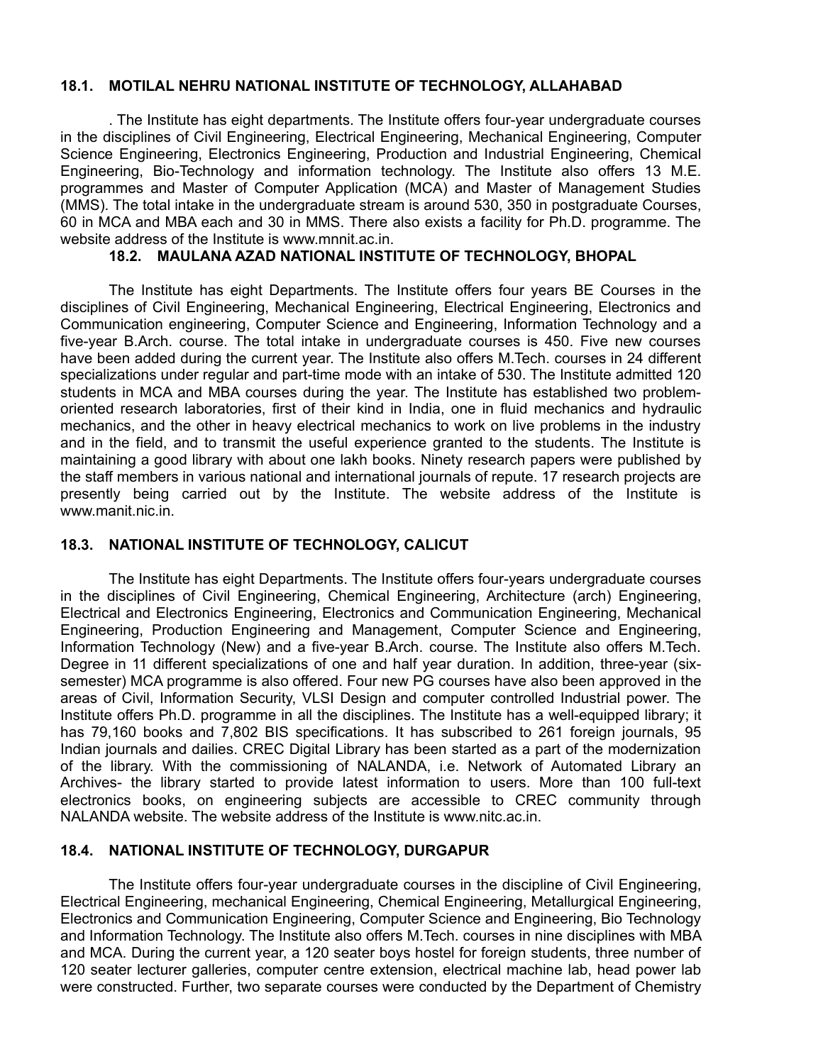### 18.1. MOTILAL NEHRU NATIONAL INSTITUTE OF TECHNOLOGY, ALLAHABAD

. The Institute has eight departments. The Institute offers four-year undergraduate courses in the disciplines of Civil Engineering, Electrical Engineering, Mechanical Engineering, Computer Science Engineering, Electronics Engineering, Production and Industrial Engineering, Chemical Engineering, Bio-Technology and information technology. The Institute also offers 13 M.E. programmes and Master of Computer Application (MCA) and Master of Management Studies (MMS). The total intake in the undergraduate stream is around 530, 350 in postgraduate Courses, 60 in MCA and MBA each and 30 in MMS. There also exists a facility for Ph.D. programme. The website address of the Institute is www.mnnit.ac.in.

### 18.2. MAULANA AZAD NATIONAL INSTITUTE OF TECHNOLOGY, BHOPAL

The Institute has eight Departments. The Institute offers four years BE Courses in the disciplines of Civil Engineering, Mechanical Engineering, Electrical Engineering, Electronics and Communication engineering, Computer Science and Engineering, Information Technology and a five-year B.Arch. course. The total intake in undergraduate courses is 450. Five new courses have been added during the current year. The Institute also offers M.Tech. courses in 24 different specializations under regular and part-time mode with an intake of 530. The Institute admitted 120 students in MCA and MBA courses during the year. The Institute has established two problem-oriented research laboratories, first of their kind in India, one in fluid mechanics and hydraulic mechanics, and the other in heavy electrical mechanics to work on live problems in the industry and in the field, and to transmit the useful experience granted to the students. The Institute is maintaining a good library with about one lakh books. Ninety research papers were published by the staff members in various national and international journals of repute. 17 research projects are presently being carried out by the Institute. The website address of the Institute is www.manit.nic.in.

### 18.3. NATIONAL INSTITUTE OF TECHNOLOGY, CALICUT

The Institute has eight Departments. The Institute offers four-years undergraduate courses in the disciplines of Civil Engineering, Chemical Engineering, Architecture (arch) Engineering, Electrical and Electronics Engineering, Electronics and Communication Engineering, Mechanical Engineering, Production Engineering and Management, Computer Science and Engineering, Information Technology (New) and a five-year B.Arch. course. The Institute also offers M.Tech. Degree in 11 different specializations of one and half year duration. In addition, three-year (six-semester) MCA programme is also offered. Four new PG courses have also been approved in the areas of Civil, Information Security, VLSI Design and computer controlled Industrial power. The Institute offers Ph.D. programme in all the disciplines. The Institute has a well-equipped library; it has 79,160 books and 7,802 BIS specifications. It has subscribed to 261 foreign journals, 95 Indian journals and dailies. CREC Digital Library has been started as a part of the modernization of the library. With the commissioning of NALANDA, i.e. Network of Automated Library an Archives- the library started to provide latest information to users. More than 100 full-text electronics books, on engineering subjects are accessible to CREC community through NALANDA website. The website address of the Institute is www.nitc.ac.in.

### 18.4. NATIONAL INSTITUTE OF TECHNOLOGY, DURGAPUR

The Institute offers four-year undergraduate courses in the discipline of Civil Engineering, Electrical Engineering, mechanical Engineering, Chemical Engineering, Metallurgical Engineering, Electronics and Communication Engineering, Computer Science and Engineering, Bio Technology and Information Technology. The Institute also offers M.Tech. courses in nine disciplines with MBA and MCA. During the current year, a 120 seater boys hostel for foreign students, three number of 120 seater lecturer galleries, computer centre extension, electrical machine lab, head power lab were constructed. Further, two separate courses were conducted by the Department of Chemistry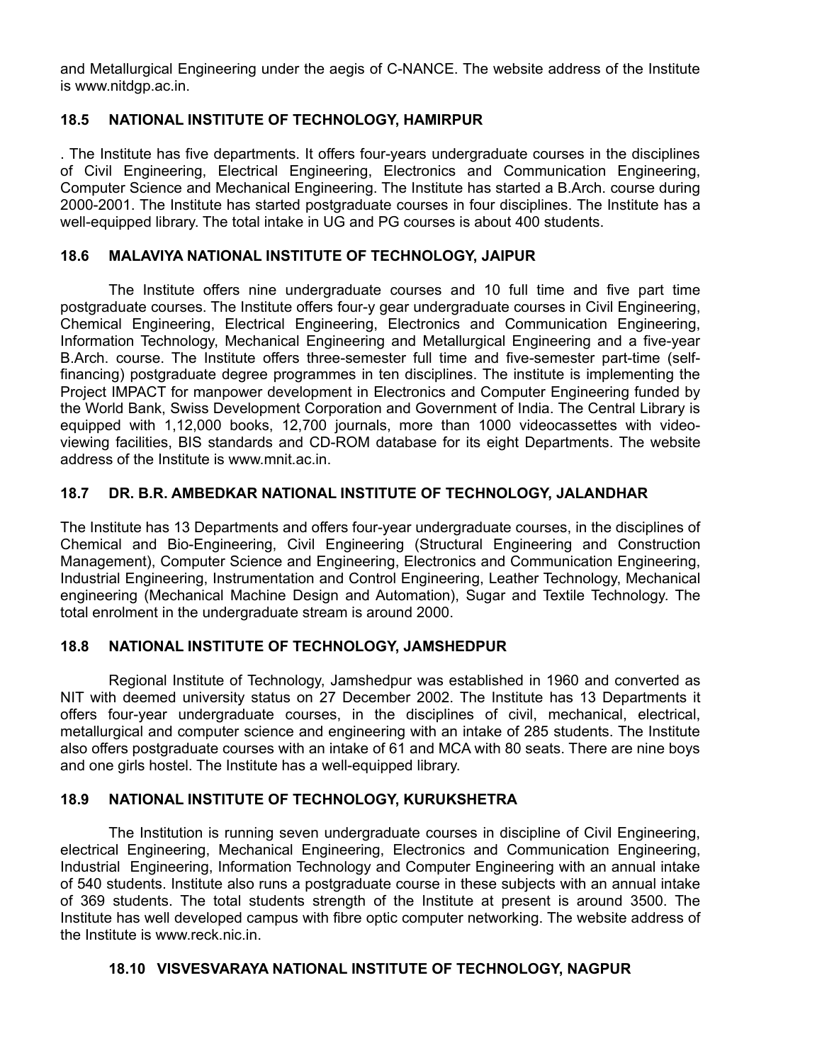and Metallurgical Engineering under the aegis of C-NANCE. The website address of the Institute is www.nitdgp.ac.in.

### 18.5 NATIONAL INSTITUTE OF TECHNOLOGY, HAMIRPUR

. The Institute has five departments. It offers four-years undergraduate courses in the disciplines of Civil Engineering, Electrical Engineering, Electronics and Communication Engineering, Computer Science and Mechanical Engineering. The Institute has started a B.Arch. course during 2000-2001. The Institute has started postgraduate courses in four disciplines. The Institute has a well-equipped library. The total intake in UG and PG courses is about 400 students.

### 18.6 MALAVIYA NATIONAL INSTITUTE OF TECHNOLOGY, JAIPUR

The Institute offers nine undergraduate courses and 10 full time and five part time postgraduate courses. The Institute offers four-y gear undergraduate courses in Civil Engineering, Chemical Engineering, Electrical Engineering, Electronics and Communication Engineering, Information Technology, Mechanical Engineering and Metallurgical Engineering and a five-year B.Arch. course. The Institute offers three-semester full time and five-semester part-time (self-financing) postgraduate degree programmes in ten disciplines. The institute is implementing the Project IMPACT for manpower development in Electronics and Computer Engineering funded by the World Bank, Swiss Development Corporation and Government of India. The Central Library is equipped with 1,12,000 books, 12,700 journals, more than 1000 videocassettes with video-viewing facilities, BIS standards and CD-ROM database for its eight Departments. The website address of the Institute is www.mnit.ac.in.

### 18.7 DR. B.R. AMBEDKAR NATIONAL INSTITUTE OF TECHNOLOGY, JALANDHAR

The Institute has 13 Departments and offers four-year undergraduate courses, in the disciplines of Chemical and Bio-Engineering, Civil Engineering (Structural Engineering and Construction Management), Computer Science and Engineering, Electronics and Communication Engineering, Industrial Engineering, Instrumentation and Control Engineering, Leather Technology, Mechanical engineering (Mechanical Machine Design and Automation), Sugar and Textile Technology. The total enrolment in the undergraduate stream is around 2000.

### 18.8 NATIONAL INSTITUTE OF TECHNOLOGY, JAMSHEDPUR

Regional Institute of Technology, Jamshedpur was established in 1960 and converted as NIT with deemed university status on 27 December 2002. The Institute has 13 Departments it offers four-year undergraduate courses, in the disciplines of civil, mechanical, electrical, metallurgical and computer science and engineering with an intake of 285 students. The Institute also offers postgraduate courses with an intake of 61 and MCA with 80 seats. There are nine boys and one girls hostel. The Institute has a well-equipped library.

### 18.9 NATIONAL INSTITUTE OF TECHNOLOGY, KURUKSHETRA

The Institution is running seven undergraduate courses in discipline of Civil Engineering, electrical Engineering, Mechanical Engineering, Electronics and Communication Engineering, Industrial Engineering, Information Technology and Computer Engineering with an annual intake of 540 students. Institute also runs a postgraduate course in these subjects with an annual intake of 369 students. The total students strength of the Institute at present is around 3500. The Institute has well developed campus with fibre optic computer networking. The website address of the Institute is www.reck.nic.in.

### 18.10 VISVESVARAYA NATIONAL INSTITUTE OF TECHNOLOGY, NAGPUR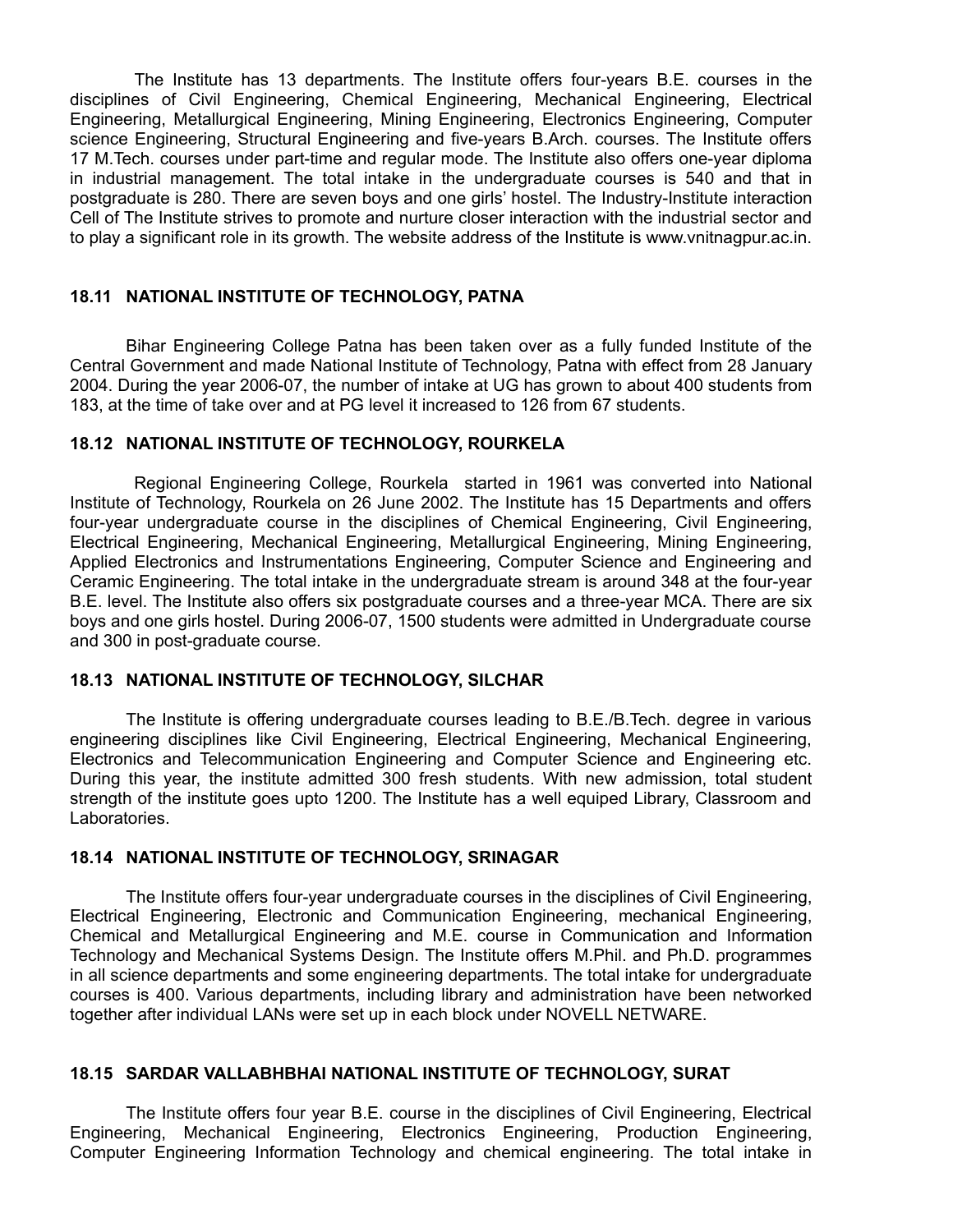The Institute has 13 departments. The Institute offers four-years B.E. courses in the disciplines of Civil Engineering, Chemical Engineering, Mechanical Engineering, Electrical Engineering, Metallurgical Engineering, Mining Engineering, Electronics Engineering, Computer science Engineering, Structural Engineering and five-years B.Arch. courses. The Institute offers 17 M.Tech. courses under part-time and regular mode. The Institute also offers one-year diploma in industrial management. The total intake in the undergraduate courses is 540 and that in postgraduate is 280. There are seven boys and one girls' hostel. The Industry-Institute interaction Cell of The Institute strives to promote and nurture closer interaction with the industrial sector and to play a significant role in its growth. The website address of the Institute is www.vnitnagpur.ac.in.

### 18.11 NATIONAL INSTITUTE OF TECHNOLOGY, PATNA

Bihar Engineering College Patna has been taken over as a fully funded Institute of the Central Government and made National Institute of Technology, Patna with effect from 28 January 2004. During the year 2006-07, the number of intake at UG has grown to about 400 students from 183, at the time of take over and at PG level it increased to 126 from 67 students.

### 18.12 NATIONAL INSTITUTE OF TECHNOLOGY, ROURKELA

Regional Engineering College, Rourkela started in 1961 was converted into National Institute of Technology, Rourkela on 26 June 2002. The Institute has 15 Departments and offers four-year undergraduate course in the disciplines of Chemical Engineering, Civil Engineering, Electrical Engineering, Mechanical Engineering, Metallurgical Engineering, Mining Engineering, Applied Electronics and Instrumentations Engineering, Computer Science and Engineering and Ceramic Engineering. The total intake in the undergraduate stream is around 348 at the four-year B.E. level. The Institute also offers six postgraduate courses and a three-year MCA. There are six boys and one girls hostel. During 2006-07, 1500 students were admitted in Undergraduate course and 300 in post-graduate course.

### 18.13 NATIONAL INSTITUTE OF TECHNOLOGY, SILCHAR

The Institute is offering undergraduate courses leading to B.E./B.Tech. degree in various engineering disciplines like Civil Engineering, Electrical Engineering, Mechanical Engineering, Electronics and Telecommunication Engineering and Computer Science and Engineering etc. During this year, the institute admitted 300 fresh students. With new admission, total student strength of the institute goes upto 1200. The Institute has a well equiped Library, Classroom and Laboratories.

### 18.14 NATIONAL INSTITUTE OF TECHNOLOGY, SRINAGAR

The Institute offers four-year undergraduate courses in the disciplines of Civil Engineering, Electrical Engineering, Electronic and Communication Engineering, mechanical Engineering, Chemical and Metallurgical Engineering and M.E. course in Communication and Information Technology and Mechanical Systems Design. The Institute offers M.Phil. and Ph.D. programmes in all science departments and some engineering departments. The total intake for undergraduate courses is 400. Various departments, including library and administration have been networked together after individual LANs were set up in each block under NOVELL NETWARE.

### 18.15 SARDAR VALLABHBHAI NATIONAL INSTITUTE OF TECHNOLOGY, SURAT

The Institute offers four year B.E. course in the disciplines of Civil Engineering, Electrical Engineering, Mechanical Engineering, Electronics Engineering, Production Engineering, Computer Engineering Information Technology and chemical engineering. The total intake in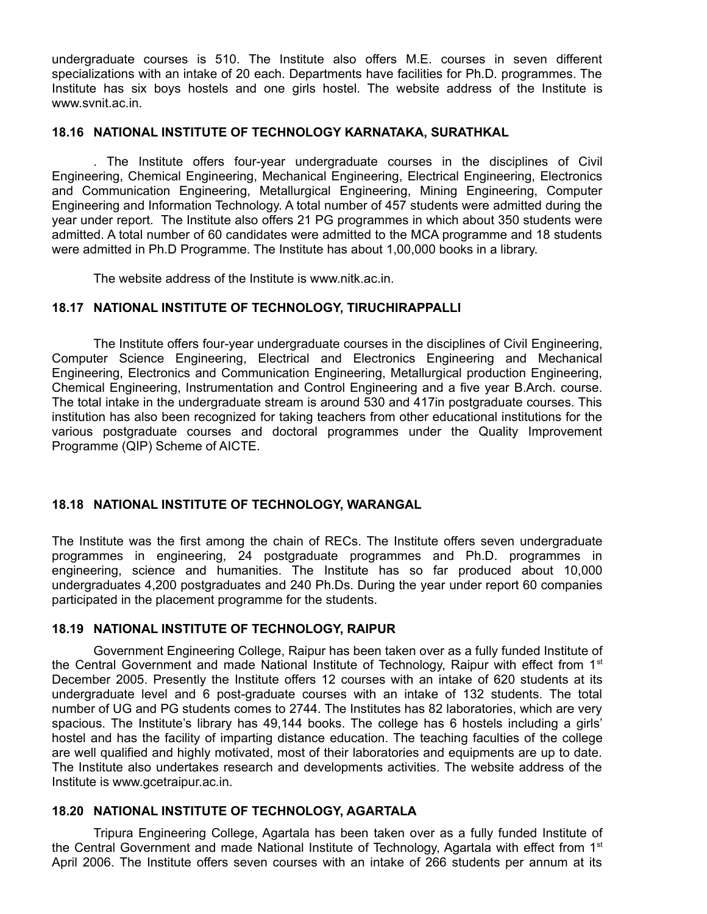undergraduate courses is 510. The Institute also offers M.E. courses in seven different specializations with an intake of 20 each. Departments have facilities for Ph.D. programmes. The Institute has six boys hostels and one girls hostel. The website address of the Institute is www.svnit.ac.in.

### 18.16 NATIONAL INSTITUTE OF TECHNOLOGY KARNATAKA, SURATHKAL

. The Institute offers four-year undergraduate courses in the disciplines of Civil Engineering, Chemical Engineering, Mechanical Engineering, Electrical Engineering, Electronics and Communication Engineering, Metallurgical Engineering, Mining Engineering, Computer Engineering and Information Technology. A total number of 457 students were admitted during the year under report. The Institute also offers 21 PG programmes in which about 350 students were admitted. A total number of 60 candidates were admitted to the MCA programme and 18 students were admitted in Ph.D Programme. The Institute has about 1,00,000 books in a library.

The website address of the Institute is www.nitk.ac.in.

### 18.17 NATIONAL INSTITUTE OF TECHNOLOGY, TIRUCHIRAPPALLI

The Institute offers four-year undergraduate courses in the disciplines of Civil Engineering, Computer Science Engineering, Electrical and Electronics Engineering and Mechanical Engineering, Electronics and Communication Engineering, Metallurgical production Engineering, Chemical Engineering, Instrumentation and Control Engineering and a five year B.Arch. course. The total intake in the undergraduate stream is around 530 and 417in postgraduate courses. This institution has also been recognized for taking teachers from other educational institutions for the various postgraduate courses and doctoral programmes under the Quality Improvement Programme (QIP) Scheme of AICTE.

### 18.18 NATIONAL INSTITUTE OF TECHNOLOGY, WARANGAL

The Institute was the first among the chain of RECs. The Institute offers seven undergraduate programmes in engineering, 24 postgraduate programmes and Ph.D. programmes in engineering, science and humanities. The Institute has so far produced about 10,000 undergraduates 4,200 postgraduates and 240 Ph.Ds. During the year under report 60 companies participated in the placement programme for the students.

### 18.19 NATIONAL INSTITUTE OF TECHNOLOGY, RAIPUR

Government Engineering College, Raipur has been taken over as a fully funded Institute of the Central Government and made National Institute of Technology, Raipur with effect from 1st December 2005. Presently the Institute offers 12 courses with an intake of 620 students at its undergraduate level and 6 post-graduate courses with an intake of 132 students. The total number of UG and PG students comes to 2744. The Institutes has 82 laboratories, which are very spacious. The Institute's library has 49,144 books. The college has 6 hostels including a girls' hostel and has the facility of imparting distance education. The teaching faculties of the college are well qualified and highly motivated, most of their laboratories and equipments are up to date. The Institute also undertakes research and developments activities. The website address of the Institute is www.gcetraipur.ac.in.

### 18.20 NATIONAL INSTITUTE OF TECHNOLOGY, AGARTALA

Tripura Engineering College, Agartala has been taken over as a fully funded Institute of the Central Government and made National Institute of Technology, Agartala with effect from 1st April 2006. The Institute offers seven courses with an intake of 266 students per annum at its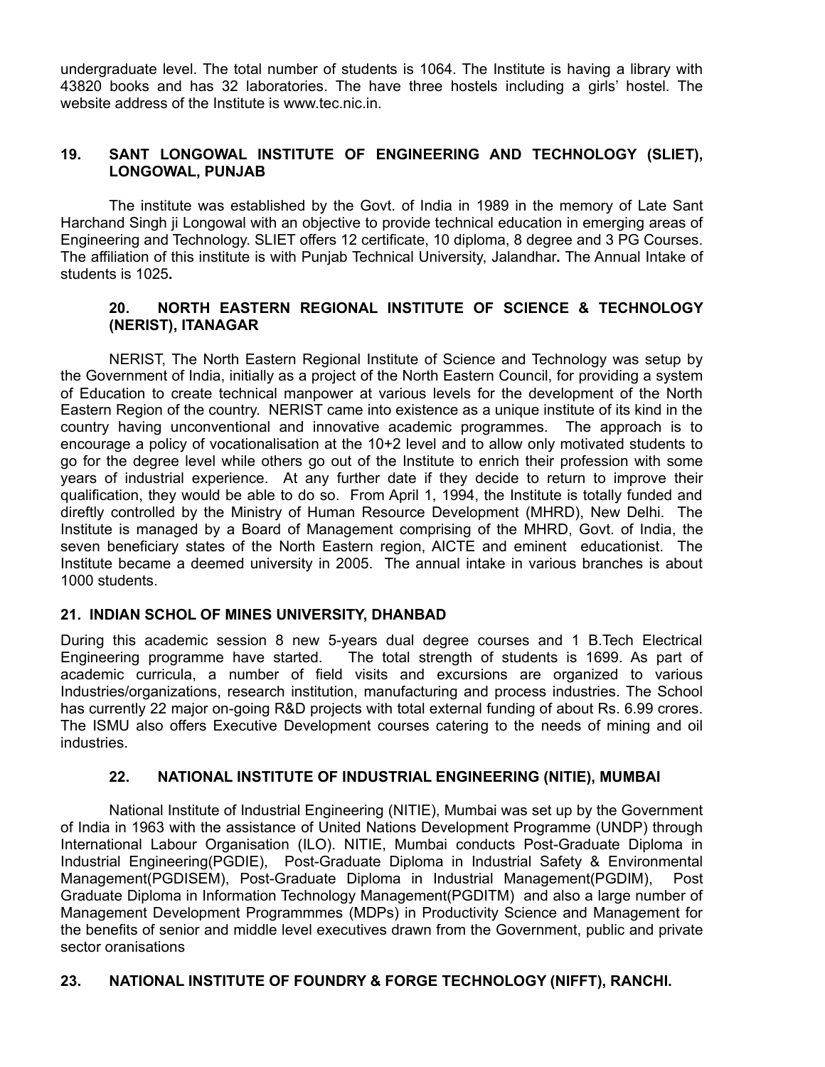undergraduate level. The total number of students is 1064. The Institute is having a library with 43820 books and has 32 laboratories. The have three hostels including a girls' hostel. The website address of the Institute is www.tec.nic.in.

### 19. SANT LONGOWAL INSTITUTE OF ENGINEERING AND TECHNOLOGY (SLIET), LONGOWAL, PUNJAB

The institute was established by the Govt. of India in 1989 in the memory of Late Sant Harchand Singh ji Longowal with an objective to provide technical education in emerging areas of Engineering and Technology. SLIET offers 12 certificate, 10 diploma, 8 degree and 3 PG Courses. The affiliation of this institute is with Punjab Technical University, Jalandhar**.** The Annual Intake of students is 1025**.**

### 20. NORTH EASTERN REGIONAL INSTITUTE OF SCIENCE & TECHNOLOGY (NERIST), ITANAGAR

NERIST, The North Eastern Regional Institute of Science and Technology was setup by the Government of India, initially as a project of the North Eastern Council, for providing a system of Education to create technical manpower at various levels for the development of the North Eastern Region of the country. NERIST came into existence as a unique institute of its kind in the country having unconventional and innovative academic programmes. The approach is to encourage a policy of vocationalisation at the 10+2 level and to allow only motivated students to go for the degree level while others go out of the Institute to enrich their profession with some years of industrial experience. At any further date if they decide to return to improve their qualification, they would be able to do so. From April 1, 1994, the Institute is totally funded and direftly controlled by the Ministry of Human Resource Development (MHRD), New Delhi. The Institute is managed by a Board of Management comprising of the MHRD, Govt. of India, the seven beneficiary states of the North Eastern region, AICTE and eminent educationist. The Institute became a deemed university in 2005. The annual intake in various branches is about 1000 students.

### 21. INDIAN SCHOL OF MINES UNIVERSITY, DHANBAD

During this academic session 8 new 5-years dual degree courses and 1 B.Tech Electrical Engineering programme have started. The total strength of students is 1699. As part of academic curricula, a number of field visits and excursions are organized to various Industries/organizations, research institution, manufacturing and process industries. The School has currently 22 major on-going R&D projects with total external funding of about Rs. 6.99 crores. The ISMU also offers Executive Development courses catering to the needs of mining and oil industries.

### 22. NATIONAL INSTITUTE OF INDUSTRIAL ENGINEERING (NITIE), MUMBAI

National Institute of Industrial Engineering (NITIE), Mumbai was set up by the Government of India in 1963 with the assistance of United Nations Development Programme (UNDP) through International Labour Organisation (ILO). NITIE, Mumbai conducts Post-Graduate Diploma in Industrial Engineering(PGDIE), Post-Graduate Diploma in Industrial Safety & Environmental Management(PGDISEM), Post-Graduate Diploma in Industrial Management(PGDIM), Post Graduate Diploma in Information Technology Management(PGDITM) and also a large number of Management Development Programmmes (MDPs) in Productivity Science and Management for the benefits of senior and middle level executives drawn from the Government, public and private sector oranisations

### 23. NATIONAL INSTITUTE OF FOUNDRY & FORGE TECHNOLOGY (NIFFT), RANCHI.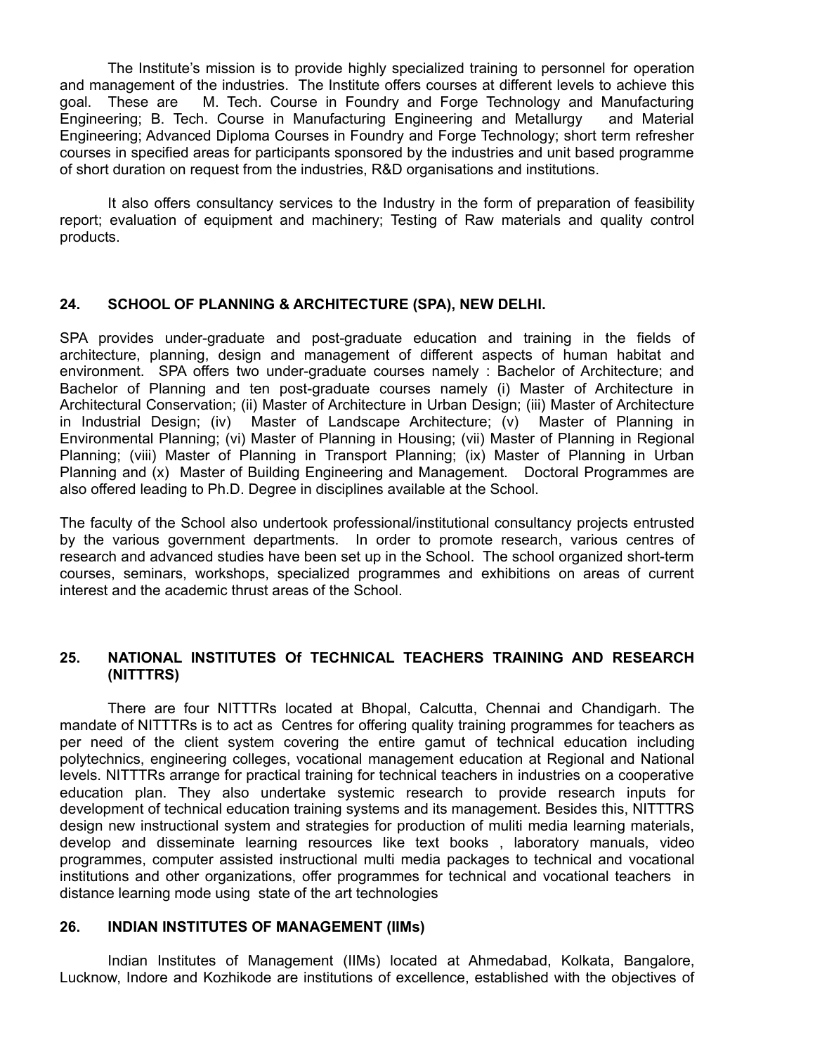The Institute's mission is to provide highly specialized training to personnel for operation and management of the industries. The Institute offers courses at different levels to achieve this goal. These are M. Tech. Course in Foundry and Forge Technology and Manufacturing Engineering; B. Tech. Course in Manufacturing Engineering and Metallurgy and Material Engineering; Advanced Diploma Courses in Foundry and Forge Technology; short term refresher courses in specified areas for participants sponsored by the industries and unit based programme of short duration on request from the industries, R&D organisations and institutions.

It also offers consultancy services to the Industry in the form of preparation of feasibility report; evaluation of equipment and machinery; Testing of Raw materials and quality control products.

## 24. SCHOOL OF PLANNING & ARCHITECTURE (SPA), NEW DELHI.

SPA provides under-graduate and post-graduate education and training in the fields of architecture, planning, design and management of different aspects of human habitat and environment. SPA offers two under-graduate courses namely : Bachelor of Architecture; and Bachelor of Planning and ten post-graduate courses namely (i) Master of Architecture in Architectural Conservation; (ii) Master of Architecture in Urban Design; (iii) Master of Architecture in Industrial Design; (iv) Master of Landscape Architecture; (v) Master of Planning in Environmental Planning; (vi) Master of Planning in Housing; (vii) Master of Planning in Regional Planning; (viii) Master of Planning in Transport Planning; (ix) Master of Planning in Urban Planning and (x) Master of Building Engineering and Management. Doctoral Programmes are also offered leading to Ph.D. Degree in disciplines available at the School.

The faculty of the School also undertook professional/institutional consultancy projects entrusted by the various government departments. In order to promote research, various centres of research and advanced studies have been set up in the School. The school organized short-term courses, seminars, workshops, specialized programmes and exhibitions on areas of current interest and the academic thrust areas of the School.

## 25. NATIONAL INSTITUTES Of TECHNICAL TEACHERS TRAINING AND RESEARCH (NITTTRS)

There are four NITTTRs located at Bhopal, Calcutta, Chennai and Chandigarh. The mandate of NITTTRs is to act as Centres for offering quality training programmes for teachers as per need of the client system covering the entire gamut of technical education including polytechnics, engineering colleges, vocational management education at Regional and National levels. NITTTRs arrange for practical training for technical teachers in industries on a cooperative education plan. They also undertake systemic research to provide research inputs for development of technical education training systems and its management. Besides this, NITTTRS design new instructional system and strategies for production of muliti media learning materials, develop and disseminate learning resources like text books , laboratory manuals, video programmes, computer assisted instructional multi media packages to technical and vocational institutions and other organizations, offer programmes for technical and vocational teachers in distance learning mode using state of the art technologies

## 26. INDIAN INSTITUTES OF MANAGEMENT (IIMs)

Indian Institutes of Management (IIMs) located at Ahmedabad, Kolkata, Bangalore, Lucknow, Indore and Kozhikode are institutions of excellence, established with the objectives of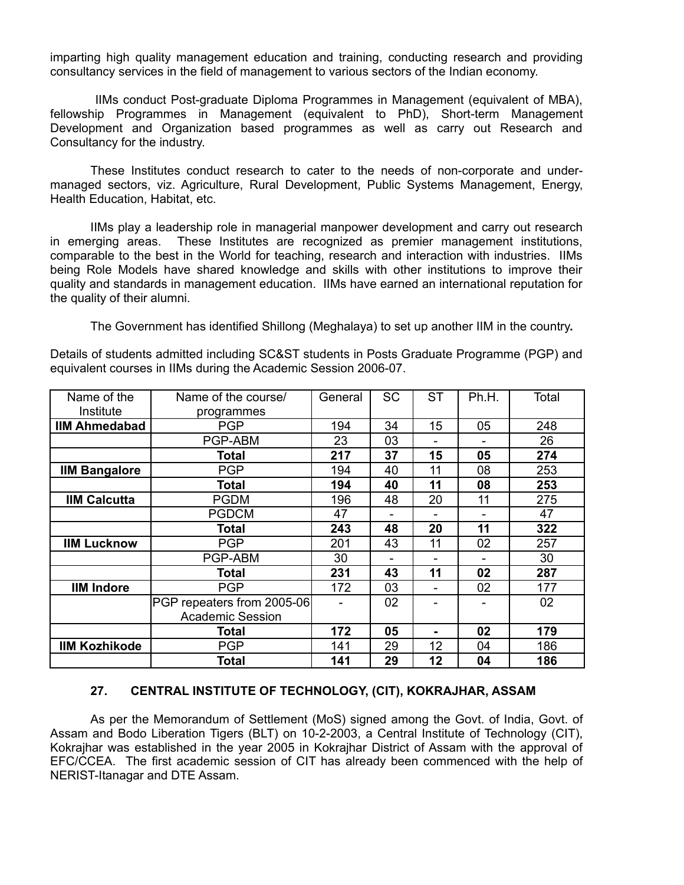imparting high quality management education and training, conducting research and providing consultancy services in the field of management to various sectors of the Indian economy.

IIMs conduct Post-graduate Diploma Programmes in Management (equivalent of MBA), fellowship Programmes in Management (equivalent to PhD), Short-term Management Development and Organization based programmes as well as carry out Research and Consultancy for the industry.

These Institutes conduct research to cater to the needs of non-corporate and under-managed sectors, viz. Agriculture, Rural Development, Public Systems Management, Energy, Health Education, Habitat, etc.

IIMs play a leadership role in managerial manpower development and carry out research in emerging areas. These Institutes are recognized as premier management institutions, comparable to the best in the World for teaching, research and interaction with industries. IIMs being Role Models have shared knowledge and skills with other institutions to improve their quality and standards in management education. IIMs have earned an international reputation for the quality of their alumni.

The Government has identified Shillong (Meghalaya) to set up another IIM in the country**.**

Details of students admitted including SC&ST students in Posts Graduate Programme (PGP) and equivalent courses in IIMs during the Academic Session 2006-07.

| Name of the Institute | Name of the course/ programmes | General | SC | ST | Ph.H. | Total |
|---|---|---|---|---|---|---|
| **IIM Ahmedabad** | PGP | 194 | 34 | 15 | 05 | 248 |
| | PGP-ABM | 23 | 03 | - | - | 26 |
| | **Total** | **217** | **37** | **15** | **05** | **274** |
| **IIM Bangalore** | PGP | 194 | 40 | 11 | 08 | 253 |
| | **Total** | **194** | **40** | **11** | **08** | **253** |
| **IIM Calcutta** | PGDM | 196 | 48 | 20 | 11 | 275 |
| | PGDCM | 47 | - | - | - | 47 |
| | **Total** | **243** | **48** | **20** | **11** | **322** |
| **IIM Lucknow** | PGP | 201 | 43 | 11 | 02 | 257 |
| | PGP-ABM | 30 | - | - | - | 30 |
| | **Total** | **231** | **43** | **11** | **02** | **287** |
| **IIM Indore** | PGP | 172 | 03 | - | 02 | 177 |
| | PGP repeaters from 2005-06 Academic Session | - | 02 | - | - | 02 |
| | **Total** | **172** | **05** | **-** | **02** | **179** |
| **IIM Kozhikode** | PGP | 141 | 29 | 12 | 04 | 186 |
| | **Total** | **141** | **29** | **12** | **04** | **186** |

### 27. CENTRAL INSTITUTE OF TECHNOLOGY, (CIT), KOKRAJHAR, ASSAM

As per the Memorandum of Settlement (MoS) signed among the Govt. of India, Govt. of Assam and Bodo Liberation Tigers (BLT) on 10-2-2003, a Central Institute of Technology (CIT), Kokrajhar was established in the year 2005 in Kokrajhar District of Assam with the approval of EFC/CCEA. The first academic session of CIT has already been commenced with the help of NERIST-Itanagar and DTE Assam.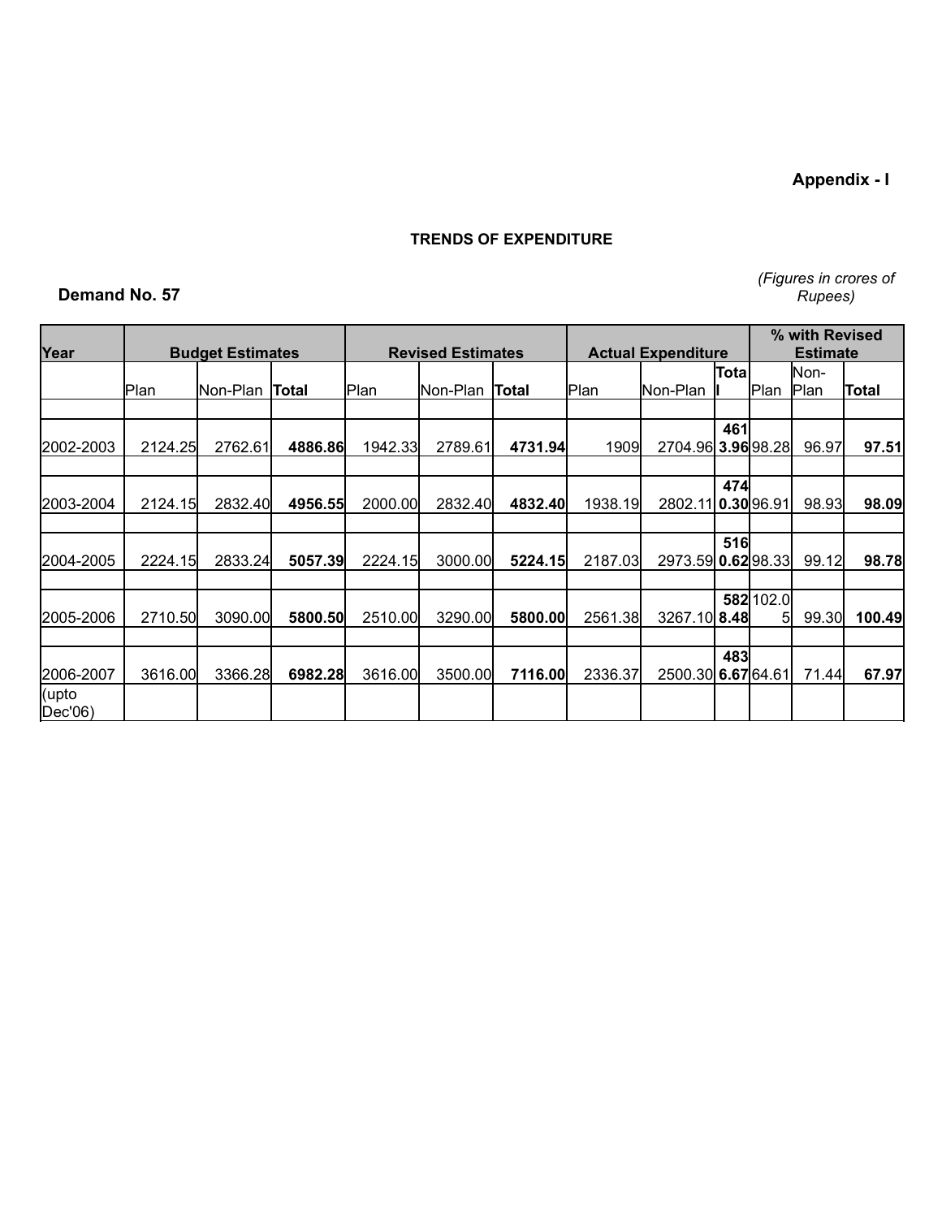**Appendix - I**

**TRENDS OF EXPENDITURE**

**Demand No. 57**

*(Figures in crores of Rupees)*

| Year | Budget Estimates | | | Revised Estimates | | | Actual Expenditure | | | % with Revised Estimate | | |
|---|---|---|---|---|---|---|---|---|---|---|---|---|
| | Plan | Non-Plan | **Total** | Plan | Non-Plan | **Total** | Plan | Non-Plan | **Total** | Plan | Non-Plan | **Total** |
| 2002-2003 | 2124.25 | 2762.61 | **4886.86** | 1942.33 | 2789.61 | **4731.94** | 1909 | 2704.96 | **4613.96** | 98.28 | 96.97 | **97.51** |
| 2003-2004 | 2124.15 | 2832.40 | **4956.55** | 2000.00 | 2832.40 | **4832.40** | 1938.19 | 2802.11 | **4740.30** | 96.91 | 98.93 | **98.09** |
| 2004-2005 | 2224.15 | 2833.24 | **5057.39** | 2224.15 | 3000.00 | **5224.15** | 2187.03 | 2973.59 | **5160.62** | 98.33 | 99.12 | **98.78** |
| 2005-2006 | 2710.50 | 3090.00 | **5800.50** | 2510.00 | 3290.00 | **5800.00** | 2561.38 | 3267.10 | **5828.48** | 102.05 | 99.30 | **100.49** |
| 2006-2007 (upto Dec'06) | 3616.00 | 3366.28 | **6982.28** | 3616.00 | 3500.00 | **7116.00** | 2336.37 | 2500.30 | **4836.67** | 64.61 | 71.44 | **67.97** |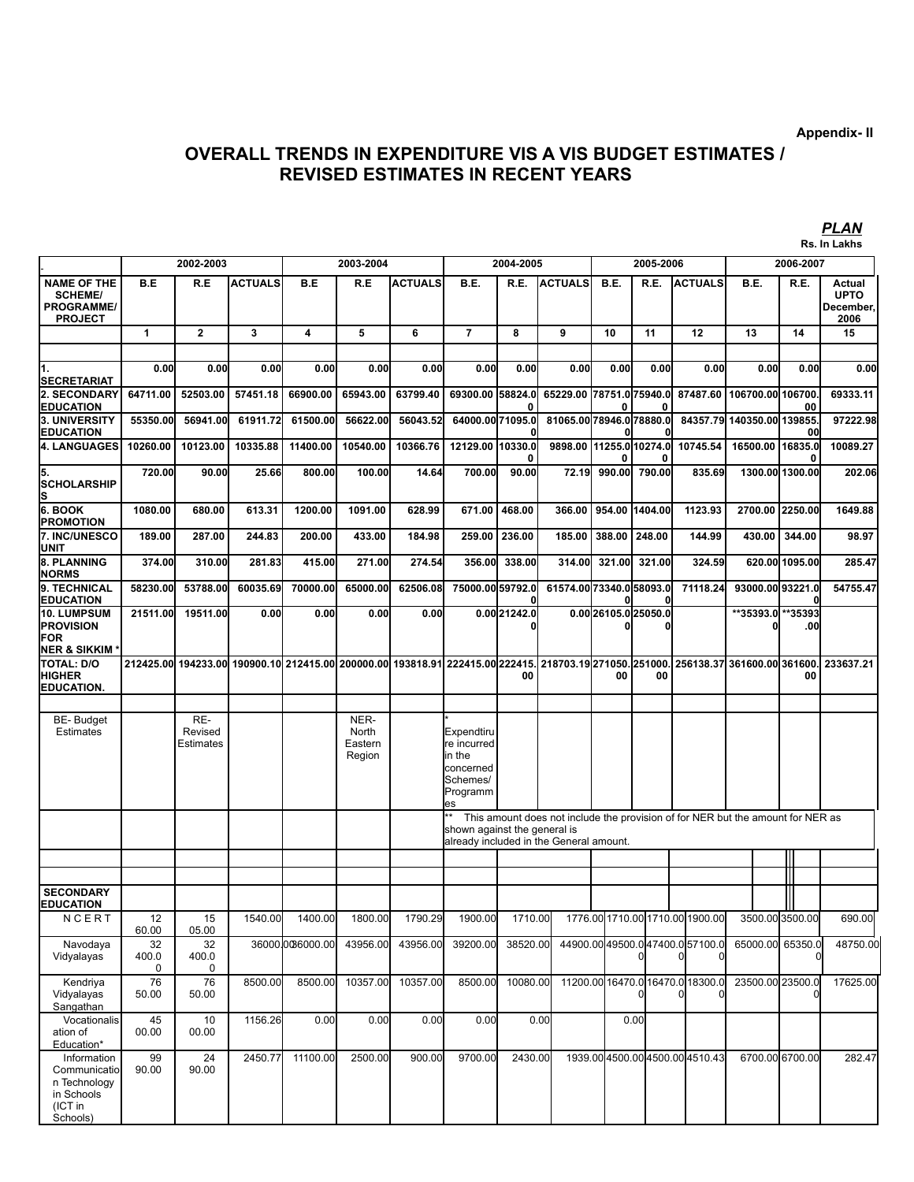**Appendix- II**

# OVERALL TRENDS IN EXPENDITURE VIS A VIS BUDGET ESTIMATES / REVISED ESTIMATES IN RECENT YEARS

***PLAN***

**Rs. In Lakhs**

| | 2002-2003 | | | 2003-2004 | | | 2004-2005 | | | 2005-2006 | | | 2006-2007 | | |
|---|---|---|---|---|---|---|---|---|---|---|---|---|---|---|---|
| **NAME OF THE SCHEME/ PROGRAMME/ PROJECT** | **B.E** | **R.E** | **ACTUALS** | **B.E** | **R.E** | **ACTUALS** | **B.E.** | **R.E.** | **ACTUALS** | **B.E.** | **R.E.** | **ACTUALS** | **B.E.** | **R.E.** | **Actual UPTO December, 2006** |
| | **1** | **2** | **3** | **4** | **5** | **6** | **7** | **8** | **9** | **10** | **11** | **12** | **13** | **14** | **15** |
| **1. SECRETARIAT** | 0.00 | 0.00 | 0.00 | 0.00 | 0.00 | 0.00 | 0.00 | 0.00 | 0.00 | 0.00 | 0.00 | 0.00 | 0.00 | 0.00 | 0.00 |
| **2. SECONDARY EDUCATION** | 64711.00 | 52503.00 | 57451.18 | 66900.00 | 65943.00 | 63799.40 | 69300.00 | 58824.00 | 65229.00 | 78751.00 | 75940.00 | 87487.60 | 106700.00 | 106700.00 | 69333.11 |
| **3. UNIVERSITY EDUCATION** | 55350.00 | 56941.00 | 61911.72 | 61500.00 | 56622.00 | 56043.52 | 64000.00 | 71095.00 | 81065.00 | 78946.00 | 78880.00 | 84357.79 | 140350.00 | 139855.00 | 97222.98 |
| **4. LANGUAGES** | 10260.00 | 10123.00 | 10335.88 | 11400.00 | 10540.00 | 10366.76 | 12129.00 | 10330.00 | 9898.00 | 11255.00 | 10274.00 | 10745.54 | 16500.00 | 16835.00 | 10089.27 |
| **5. SCHOLARSHIPS** | 720.00 | 90.00 | 25.66 | 800.00 | 100.00 | 14.64 | 700.00 | 90.00 | 72.19 | 990.00 | 790.00 | 835.69 | 1300.00 | 1300.00 | 202.06 |
| **6. BOOK PROMOTION** | 1080.00 | 680.00 | 613.31 | 1200.00 | 1091.00 | 628.99 | 671.00 | 468.00 | 366.00 | 954.00 | 1404.00 | 1123.93 | 2700.00 | 2250.00 | 1649.88 |
| **7. INC/UNESCO UNIT** | 189.00 | 287.00 | 244.83 | 200.00 | 433.00 | 184.98 | 259.00 | 236.00 | 185.00 | 388.00 | 248.00 | 144.99 | 430.00 | 344.00 | 98.97 |
| **8. PLANNING NORMS** | 374.00 | 310.00 | 281.83 | 415.00 | 271.00 | 274.54 | 356.00 | 338.00 | 314.00 | 321.00 | 321.00 | 324.59 | 620.00 | 1095.00 | 285.47 |
| **9. TECHNICAL EDUCATION** | 58230.00 | 53788.00 | 60035.69 | 70000.00 | 65000.00 | 62506.08 | 75000.00 | 59792.00 | 61574.00 | 73340.00 | 58093.00 | 71118.24 | 93000.00 | 93221.00 | 54755.47 |
| **10. LUMPSUM PROVISION FOR NER & SIKKIM *** | 21511.00 | 19511.00 | 0.00 | 0.00 | 0.00 | 0.00 | 0.00 | 21242.00 | 0.00 | 26105.00 | 25050.00 | | **35393.00 | **35393.00 | |
| **TOTAL: D/O HIGHER EDUCATION.** | 212425.00 | 194233.00 | 190900.10 | 212415.00 | 200000.00 | 193818.91 | 222415.00 | 222415.00 | 218703.19 | 271050.00 | 251000.00 | 256138.37 | 361600.00 | 361600.00 | 233637.21 |
| BE- Budget Estimates | | RE- Revised Estimates | | | NER- North Eastern Region | | * Expendtirure incurred in the concerned Schemes/ Programmes | | | | | | | | |
| | | | | | | | ** This amount does not include the provision of for NER but the amount for NER as shown against the general is already included in the General amount. | | | | | | | | |
| **SECONDARY EDUCATION** | | | | | | | | | | | | | | | |
| NCERT | 1260.00 | 1505.00 | 1540.00 | 1400.00 | 1800.00 | 1790.29 | 1900.00 | 1710.00 | 1776.00 | 1710.00 | 1710.00 | 1900.00 | 3500.00 | 3500.00 | 690.00 |
| Navodaya Vidyalayas | 32400.00 | 32400.00 | 36000.00 | 36000.00 | 43956.00 | 43956.00 | 39200.00 | 38520.00 | 44900.00 | 49500.00 | 47400.00 | 57100.00 | 65000.00 | 65350.00 | 48750.00 |
| Kendriya Vidyalayas Sangathan | 7650.00 | 7650.00 | 8500.00 | 8500.00 | 10357.00 | 10357.00 | 8500.00 | 10080.00 | 11200.00 | 16470.00 | 16470.00 | 18300.00 | 23500.00 | 23500.00 | 17625.00 |
| Vocationalisation of Education* | 4500.00 | 1000.00 | 1156.26 | 0.00 | 0.00 | 0.00 | 0.00 | 0.00 | | 0.00 | | | | | |
| Information Communication Technology in Schools (ICT in Schools) | 9990.00 | 2490.00 | 2450.77 | 11100.00 | 2500.00 | 900.00 | 9700.00 | 2430.00 | 1939.00 | 4500.00 | 4500.00 | 4510.43 | 6700.00 | 6700.00 | 282.47 |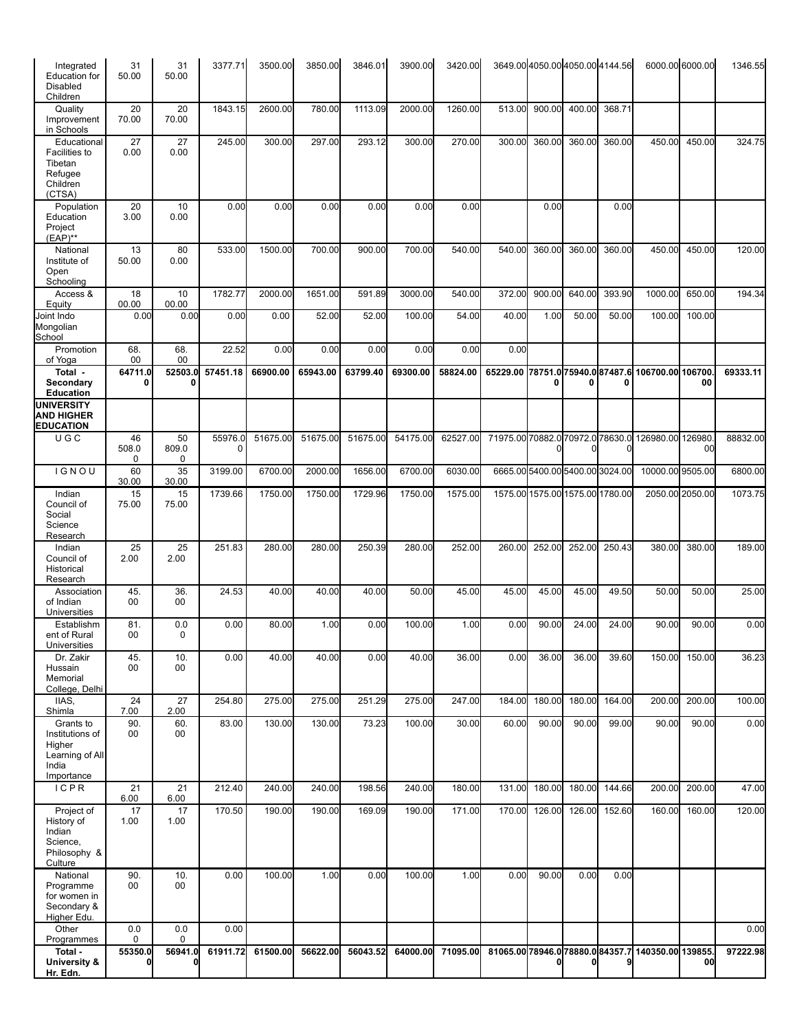| Integrated Education for Disabled Children | 3150.00 | 3150.00 | 3377.71 | 3500.00 | 3850.00 | 3846.01 | 3900.00 | 3420.00 | 3649.00 | 4050.00 | 4050.00 | 4144.56 | 6000.00 | 6000.00 | 1346.55 |
|---|---|---|---|---|---|---|---|---|---|---|---|---|---|---|---|
| Quality Improvement in Schools | 2070.00 | 2070.00 | 1843.15 | 2600.00 | 780.00 | 1113.09 | 2000.00 | 1260.00 | 513.00 | 900.00 | 400.00 | 368.71 | | | |
| Educational Facilities to Tibetan Refugee Children (CTSA) | 270.00 | 270.00 | 245.00 | 300.00 | 297.00 | 293.12 | 300.00 | 270.00 | 300.00 | 360.00 | 360.00 | 360.00 | 450.00 | 450.00 | 324.75 |
| Population Education Project (EAP)** | 203.00 | 100.00 | 0.00 | 0.00 | 0.00 | 0.00 | 0.00 | 0.00 | | 0.00 | | 0.00 | | | |
| National Institute of Open Schooling | 1350.00 | 800.00 | 533.00 | 1500.00 | 700.00 | 900.00 | 700.00 | 540.00 | 540.00 | 360.00 | 360.00 | 360.00 | 450.00 | 450.00 | 120.00 |
| Access & Equity | 1800.00 | 1000.00 | 1782.77 | 2000.00 | 1651.00 | 591.89 | 3000.00 | 540.00 | 372.00 | 900.00 | 640.00 | 393.90 | 1000.00 | 650.00 | 194.34 |
| Joint Indo Mongolian School | 0.00 | 0.00 | 0.00 | 0.00 | 52.00 | 52.00 | 100.00 | 54.00 | 40.00 | 1.00 | 50.00 | 50.00 | 100.00 | 100.00 | |
| Promotion of Yoga | 68.00 | 68.00 | 22.52 | 0.00 | 0.00 | 0.00 | 0.00 | 0.00 | 0.00 | | | | | | |
| **Total - Secondary Education** | **64711.00** | **52503.00** | **57451.18** | **66900.00** | **65943.00** | **63799.40** | **69300.00** | **58824.00** | **65229.00** | **78751.00** | **75940.00** | **87487.60** | **106700.00** | **106700.00** | **69333.11** |
| **UNIVERSITY AND HIGHER EDUCATION** | | | | | | | | | | | | | | | |
| U G C | 46508.00 | 50809.00 | 55976.00 | 51675.00 | 51675.00 | 51675.00 | 54175.00 | 62527.00 | 71975.00 | 70882.00 | 70972.00 | 78630.00 | 126980.00 | 126980.00 | 88832.00 |
| I G N O U | 6030.00 | 3530.00 | 3199.00 | 6700.00 | 2000.00 | 1656.00 | 6700.00 | 6030.00 | 6665.00 | 5400.00 | 5400.00 | 3024.00 | 10000.00 | 9505.00 | 6800.00 |
| Indian Council of Social Science Research | 1575.00 | 1575.00 | 1739.66 | 1750.00 | 1750.00 | 1729.96 | 1750.00 | 1575.00 | 1575.00 | 1575.00 | 1575.00 | 1780.00 | 2050.00 | 2050.00 | 1073.75 |
| Indian Council of Historical Research | 252.00 | 252.00 | 251.83 | 280.00 | 280.00 | 250.39 | 280.00 | 252.00 | 260.00 | 252.00 | 252.00 | 250.43 | 380.00 | 380.00 | 189.00 |
| Association of Indian Universities | 45.00 | 36.00 | 24.53 | 40.00 | 40.00 | 40.00 | 50.00 | 45.00 | 45.00 | 45.00 | 45.00 | 49.50 | 50.00 | 50.00 | 25.00 |
| Establishment of Rural Universities | 81.00 | 0.00 | 0.00 | 80.00 | 1.00 | 0.00 | 100.00 | 1.00 | 0.00 | 90.00 | 24.00 | 24.00 | 90.00 | 90.00 | 0.00 |
| Dr. Zakir Hussain Memorial College, Delhi | 45.00 | 10.00 | 0.00 | 40.00 | 40.00 | 0.00 | 40.00 | 36.00 | 0.00 | 36.00 | 36.00 | 39.60 | 150.00 | 150.00 | 36.23 |
| IIAS, Shimla | 247.00 | 272.00 | 254.80 | 275.00 | 275.00 | 251.29 | 275.00 | 247.00 | 184.00 | 180.00 | 180.00 | 164.00 | 200.00 | 200.00 | 100.00 |
| Grants to Institutions of Higher Learning of All India Importance | 90.00 | 60.00 | 83.00 | 130.00 | 130.00 | 73.23 | 100.00 | 30.00 | 60.00 | 90.00 | 90.00 | 99.00 | 90.00 | 90.00 | 0.00 |
| I C P R | 216.00 | 216.00 | 212.40 | 240.00 | 240.00 | 198.56 | 240.00 | 180.00 | 131.00 | 180.00 | 180.00 | 144.66 | 200.00 | 200.00 | 47.00 |
| Project of History of Indian Science, Philosophy & Culture | 171.00 | 171.00 | 170.50 | 190.00 | 190.00 | 169.09 | 190.00 | 171.00 | 170.00 | 126.00 | 126.00 | 152.60 | 160.00 | 160.00 | 120.00 |
| National Programme for women in Secondary & Higher Edu. | 90.00 | 10.00 | 0.00 | 100.00 | 1.00 | 0.00 | 100.00 | 1.00 | 0.00 | 90.00 | 0.00 | 0.00 | | | |
| Other Programmes | 0.00 | 0.00 | 0.00 | | | | | | | | | | | | 0.00 |
| **Total - University & Hr. Edn.** | **55350.00** | **56941.00** | **61911.72** | **61500.00** | **56622.00** | **56043.52** | **64000.00** | **71095.00** | **81065.00** | **78946.00** | **78880.00** | **84357.79** | **140350.00** | **139855.00** | **97222.98** |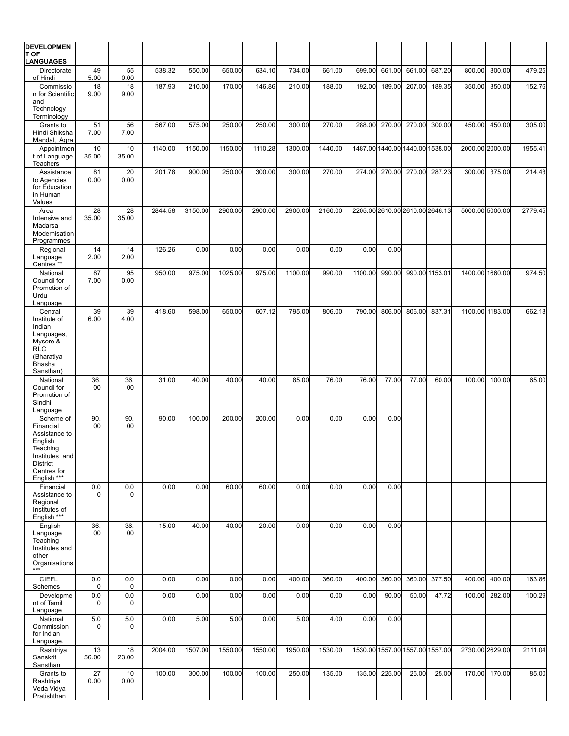| DEVELOPMENT OF LANGUAGES | | | | | | | | | | | | | | | |
|---|---|---|---|---|---|---|---|---|---|---|---|---|---|---|---|
| Directorate of Hindi | 495.00 | 550.00 | 538.32 | 550.00 | 650.00 | 634.10 | 734.00 | 661.00 | 699.00 | 661.00 | 661.00 | 687.20 | 800.00 | 800.00 | 479.25 |
| Commission for Scientific and Technology Terminology | 189.00 | 189.00 | 187.93 | 210.00 | 170.00 | 146.86 | 210.00 | 188.00 | 192.00 | 189.00 | 207.00 | 189.35 | 350.00 | 350.00 | 152.76 |
| Grants to Hindi Shiksha Mandal, Agra | 517.00 | 567.00 | 567.00 | 575.00 | 250.00 | 250.00 | 300.00 | 270.00 | 288.00 | 270.00 | 270.00 | 300.00 | 450.00 | 450.00 | 305.00 |
| Appointment of Language Teachers | 1035.00 | 1035.00 | 1140.00 | 1150.00 | 1150.00 | 1110.28 | 1300.00 | 1440.00 | 1487.00 | 1440.00 | 1440.00 | 1538.00 | 2000.00 | 2000.00 | 1955.41 |
| Assistance to Agencies for Education in Human Values | 810.00 | 200.00 | 201.78 | 900.00 | 250.00 | 300.00 | 300.00 | 270.00 | 274.00 | 270.00 | 270.00 | 287.23 | 300.00 | 375.00 | 214.43 |
| Area Intensive and Madarsa Modernisation Programmes | 2835.00 | 2835.00 | 2844.58 | 3150.00 | 2900.00 | 2900.00 | 2900.00 | 2160.00 | 2205.00 | 2610.00 | 2610.00 | 2646.13 | 5000.00 | 5000.00 | 2779.45 |
| Regional Language Centres ** | 142.00 | 142.00 | 126.26 | 0.00 | 0.00 | 0.00 | 0.00 | 0.00 | 0.00 | 0.00 | | | | | |
| National Council for Promotion of Urdu Language | 877.00 | 950.00 | 950.00 | 975.00 | 1025.00 | 975.00 | 1100.00 | 990.00 | 1100.00 | 990.00 | 990.00 | 1153.01 | 1400.00 | 1660.00 | 974.50 |
| Central Institute of Indian Languages, Mysore & RLC (Bharatiya Bhasha Sansthan) | 396.00 | 394.00 | 418.60 | 598.00 | 650.00 | 607.12 | 795.00 | 806.00 | 790.00 | 806.00 | 806.00 | 837.31 | 1100.00 | 1183.00 | 662.18 |
| National Council for Promotion of Sindhi Language | 36.00 | 36.00 | 31.00 | 40.00 | 40.00 | 40.00 | 85.00 | 76.00 | 76.00 | 77.00 | 77.00 | 60.00 | 100.00 | 100.00 | 65.00 |
| Scheme of Financial Assistance to English Teaching Institutes and District Centres for English *** | 90.00 | 90.00 | 90.00 | 100.00 | 200.00 | 200.00 | 0.00 | 0.00 | 0.00 | 0.00 | | | | | |
| Financial Assistance to Regional Institutes of English *** | 0.00 | 0.00 | 0.00 | 0.00 | 60.00 | 60.00 | 0.00 | 0.00 | 0.00 | 0.00 | | | | | |
| English Language Teaching Institutes and other Organisations *** | 36.00 | 36.00 | 15.00 | 40.00 | 40.00 | 20.00 | 0.00 | 0.00 | 0.00 | 0.00 | | | | | |
| CIEFL Schemes | 0.00 | 0.00 | 0.00 | 0.00 | 0.00 | 0.00 | 400.00 | 360.00 | 400.00 | 360.00 | 360.00 | 377.50 | 400.00 | 400.00 | 163.86 |
| Development of Tamil Language | 0.00 | 0.00 | 0.00 | 0.00 | 0.00 | 0.00 | 0.00 | 0.00 | 0.00 | 90.00 | 50.00 | 47.72 | 100.00 | 282.00 | 100.29 |
| National Commission for Indian Language. | 5.00 | 5.00 | 0.00 | 5.00 | 5.00 | 0.00 | 5.00 | 4.00 | 0.00 | 0.00 | | | | | |
| Rashtriya Sanskrit Sansthan | 1356.00 | 1823.00 | 2004.00 | 1507.00 | 1550.00 | 1550.00 | 1950.00 | 1530.00 | 1530.00 | 1557.00 | 1557.00 | 1557.00 | 2730.00 | 2629.00 | 2111.04 |
| Grants to Rashtriya Veda Vidya Pratishthan | 270.00 | 100.00 | 100.00 | 300.00 | 100.00 | 100.00 | 250.00 | 135.00 | 135.00 | 225.00 | 25.00 | 25.00 | 170.00 | 170.00 | 85.00 |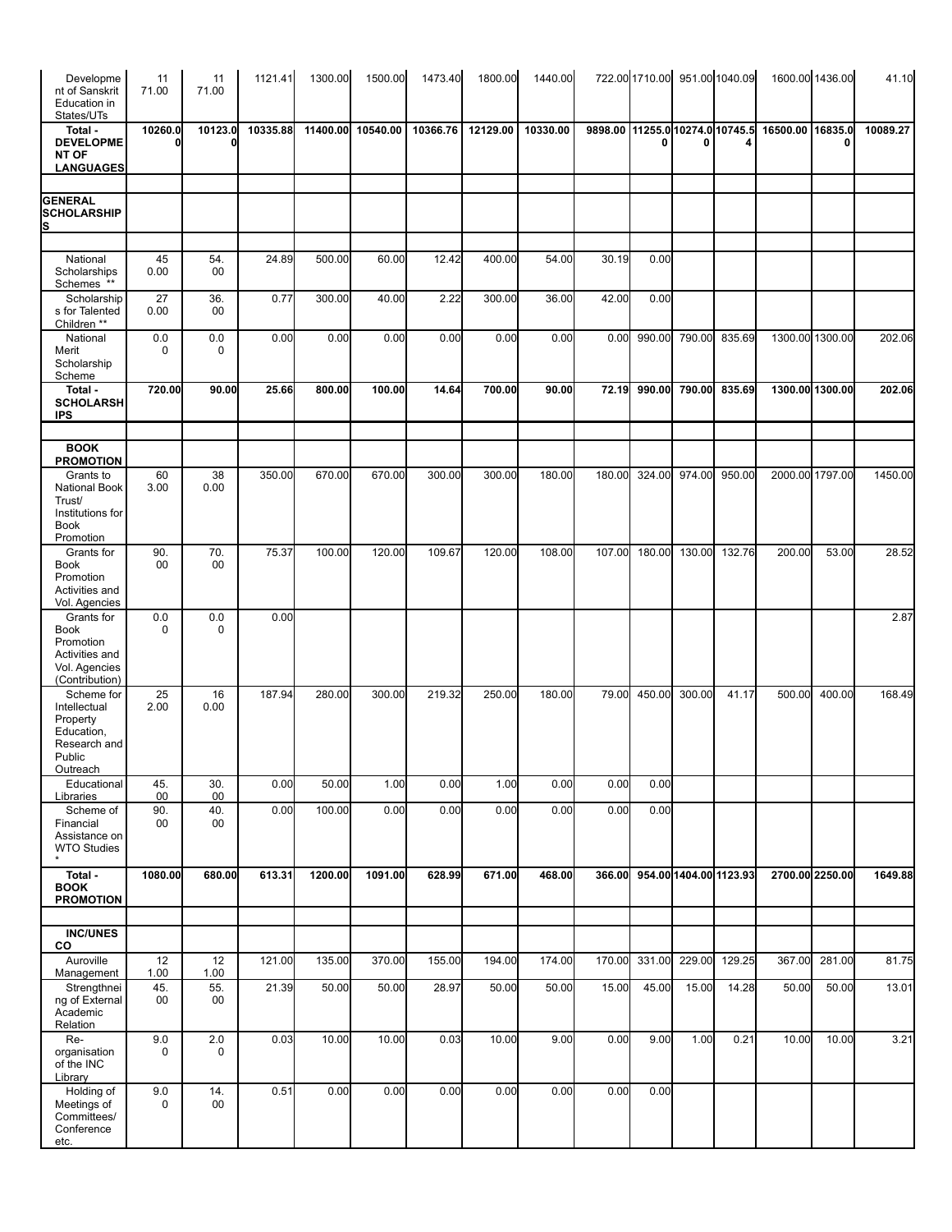| | | | | | | | | | | | | | | | |
|---|---|---|---|---|---|---|---|---|---|---|---|---|---|---|---|
| Development of Sanskrit Education in States/UTs | 1171.00 | 1171.00 | 1121.41 | 1300.00 | 1500.00 | 1473.40 | 1800.00 | 1440.00 | 722.00 | 1710.00 | 951.00 | 1040.09 | 1600.00 | 1436.00 | 41.10 |
| **Total - DEVELOPMENT OF LANGUAGES** | **10260.00** | **10123.00** | **10335.88** | **11400.00** | **10540.00** | **10366.76** | **12129.00** | **10330.00** | **9898.00** | **11255.00** | **10274.00** | **10745.54** | **16500.00** | **16835.00** | **10089.27** |
| | | | | | | | | | | | | | | | |
| **GENERAL SCHOLARSHIPS** | | | | | | | | | | | | | | | |
| | | | | | | | | | | | | | | | |
| National Scholarships Schemes ** | 450.00 | 54.00 | 24.89 | 500.00 | 60.00 | 12.42 | 400.00 | 54.00 | 30.19 | 0.00 | | | | | |
| Scholarships for Talented Children ** | 270.00 | 36.00 | 0.77 | 300.00 | 40.00 | 2.22 | 300.00 | 36.00 | 42.00 | 0.00 | | | | | |
| National Merit Scholarship Scheme | 0.00 | 0.00 | 0.00 | 0.00 | 0.00 | 0.00 | 0.00 | 0.00 | 0.00 | 990.00 | 790.00 | 835.69 | 1300.00 | 1300.00 | 202.06 |
| **Total - SCHOLARSHIPS** | **720.00** | **90.00** | **25.66** | **800.00** | **100.00** | **14.64** | **700.00** | **90.00** | **72.19** | **990.00** | **790.00** | **835.69** | **1300.00** | **1300.00** | **202.06** |
| | | | | | | | | | | | | | | | |
| **BOOK PROMOTION** | | | | | | | | | | | | | | | |
| Grants to National Book Trust/ Institutions for Book Promotion | 603.00 | 380.00 | 350.00 | 670.00 | 670.00 | 300.00 | 300.00 | 180.00 | 180.00 | 324.00 | 974.00 | 950.00 | 2000.00 | 1797.00 | 1450.00 |
| Grants for Book Promotion Activities and Vol. Agencies | 90.00 | 70.00 | 75.37 | 100.00 | 120.00 | 109.67 | 120.00 | 108.00 | 107.00 | 180.00 | 130.00 | 132.76 | 200.00 | 53.00 | 28.52 |
| Grants for Book Promotion Activities and Vol. Agencies (Contribution) | 0.00 | 0.00 | 0.00 | | | | | | | | | | | | 2.87 |
| Scheme for Intellectual Property Education, Research and Public Outreach | 252.00 | 160.00 | 187.94 | 280.00 | 300.00 | 219.32 | 250.00 | 180.00 | 79.00 | 450.00 | 300.00 | 41.17 | 500.00 | 400.00 | 168.49 |
| Educational Libraries | 45.00 | 30.00 | 0.00 | 50.00 | 1.00 | 0.00 | 1.00 | 0.00 | 0.00 | 0.00 | | | | | |
| Scheme of Financial Assistance on WTO Studies * | 90.00 | 40.00 | 0.00 | 100.00 | 0.00 | 0.00 | 0.00 | 0.00 | 0.00 | 0.00 | | | | | |
| **Total - BOOK PROMOTION** | **1080.00** | **680.00** | **613.31** | **1200.00** | **1091.00** | **628.99** | **671.00** | **468.00** | **366.00** | **954.00** | **1404.00** | **1123.93** | **2700.00** | **2250.00** | **1649.88** |
| | | | | | | | | | | | | | | | |
| **INC/UNESCO** | | | | | | | | | | | | | | | |
| Auroville Management | 121.00 | 121.00 | 121.00 | 135.00 | 370.00 | 155.00 | 194.00 | 174.00 | 170.00 | 331.00 | 229.00 | 129.25 | 367.00 | 281.00 | 81.75 |
| Strengthening of External Academic Relation | 45.00 | 55.00 | 21.39 | 50.00 | 50.00 | 28.97 | 50.00 | 50.00 | 15.00 | 45.00 | 15.00 | 14.28 | 50.00 | 50.00 | 13.01 |
| Re-organisation of the INC Library | 9.00 | 2.00 | 0.03 | 10.00 | 10.00 | 0.03 | 10.00 | 9.00 | 0.00 | 9.00 | 1.00 | 0.21 | 10.00 | 10.00 | 3.21 |
| Holding of Meetings of Committees/ Conference etc. | 9.00 | 14.00 | 0.51 | 0.00 | 0.00 | 0.00 | 0.00 | 0.00 | 0.00 | 0.00 | | | | | |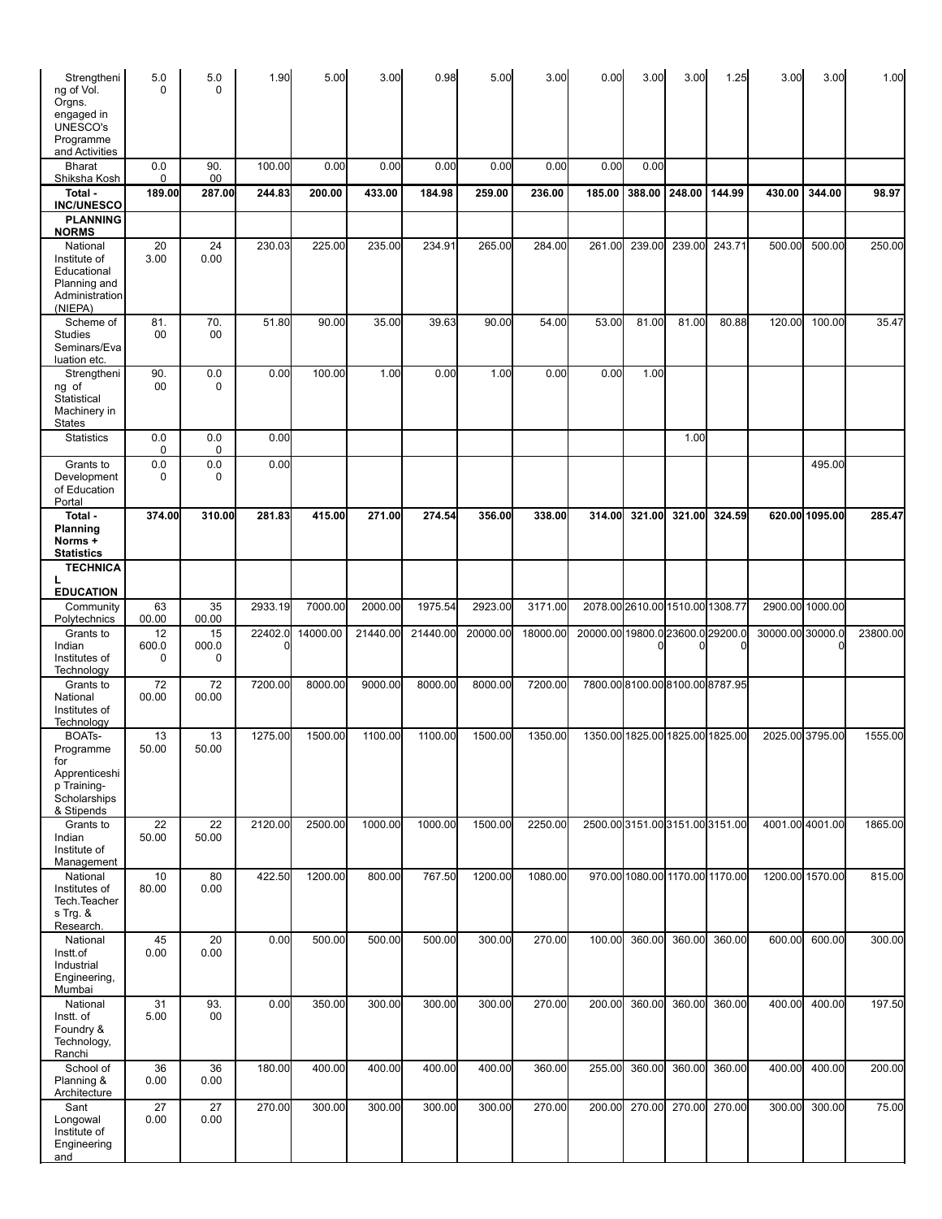| Strengthening of Vol. Orgns. engaged in UNESCO's Programme and Activities | 5.00 | 5.00 | 1.90 | 5.00 | 3.00 | 0.98 | 5.00 | 3.00 | 0.00 | 3.00 | 3.00 | 1.25 | 3.00 | 3.00 | 1.00 |
|---|---|---|---|---|---|---|---|---|---|---|---|---|---|---|---|
| Bharat Shiksha Kosh | 0.00 | 90.00 | 100.00 | 0.00 | 0.00 | 0.00 | 0.00 | 0.00 | 0.00 | 0.00 | | | | | |
| **Total - INC/UNESCO** | **189.00** | **287.00** | **244.83** | **200.00** | **433.00** | **184.98** | **259.00** | **236.00** | **185.00** | **388.00** | **248.00** | **144.99** | **430.00** | **344.00** | **98.97** |
| **PLANNING NORMS** | | | | | | | | | | | | | | | |
| National Institute of Educational Planning and Administration (NIEPA) | 203.00 | 240.00 | 230.03 | 225.00 | 235.00 | 234.91 | 265.00 | 284.00 | 261.00 | 239.00 | 239.00 | 243.71 | 500.00 | 500.00 | 250.00 |
| Scheme of Studies Seminars/Evaluation etc. | 81.00 | 70.00 | 51.80 | 90.00 | 35.00 | 39.63 | 90.00 | 54.00 | 53.00 | 81.00 | 81.00 | 80.88 | 120.00 | 100.00 | 35.47 |
| Strengthening of Statistical Machinery in States | 90.00 | 0.00 | 0.00 | 100.00 | 1.00 | 0.00 | 1.00 | 0.00 | 0.00 | 1.00 | | | | | |
| Statistics | 0.00 | 0.00 | 0.00 | | | | | | | | 1.00 | | | | |
| Grants to Development of Education Portal | 0.00 | 0.00 | 0.00 | | | | | | | | | | | 495.00 | |
| **Total - Planning Norms + Statistics** | **374.00** | **310.00** | **281.83** | **415.00** | **271.00** | **274.54** | **356.00** | **338.00** | **314.00** | **321.00** | **321.00** | **324.59** | **620.00** | **1095.00** | **285.47** |
| **TECHNICAL EDUCATION** | | | | | | | | | | | | | | | |
| Community Polytechnics | 6300.00 | 3500.00 | 2933.19 | 7000.00 | 2000.00 | 1975.54 | 2923.00 | 3171.00 | 2078.00 | 2610.00 | 1510.00 | 1308.77 | 2900.00 | 1000.00 | |
| Grants to Indian Institutes of Technology | 12600.00 | 15000.00 | 22402.00 | 14000.00 | 21440.00 | 21440.00 | 20000.00 | 18000.00 | 20000.00 | 19800.00 | 23600.00 | 29200.00 | 30000.00 | 30000.00 | 23800.00 |
| Grants to National Institutes of Technology | 7200.00 | 7200.00 | 7200.00 | 8000.00 | 9000.00 | 8000.00 | 8000.00 | 7200.00 | 7800.00 | 8100.00 | 8100.00 | 8787.95 | | | |
| BOATs-Programme for Apprenticeship Training-Scholarships & Stipends | 1350.00 | 1350.00 | 1275.00 | 1500.00 | 1100.00 | 1100.00 | 1500.00 | 1350.00 | 1350.00 | 1825.00 | 1825.00 | 1825.00 | 2025.00 | 3795.00 | 1555.00 |
| Grants to Indian Institute of Management | 2250.00 | 2250.00 | 2120.00 | 2500.00 | 1000.00 | 1000.00 | 1500.00 | 2250.00 | 2500.00 | 3151.00 | 3151.00 | 3151.00 | 4001.00 | 4001.00 | 1865.00 |
| National Institutes of Tech.Teachers Trg. & Research. | 1080.00 | 800.00 | 422.50 | 1200.00 | 800.00 | 767.50 | 1200.00 | 1080.00 | 970.00 | 1080.00 | 1170.00 | 1170.00 | 1200.00 | 1570.00 | 815.00 |
| National Instt.of Industrial Engineering, Mumbai | 450.00 | 200.00 | 0.00 | 500.00 | 500.00 | 500.00 | 300.00 | 270.00 | 100.00 | 360.00 | 360.00 | 360.00 | 600.00 | 600.00 | 300.00 |
| National Instt. of Foundry & Technology, Ranchi | 315.00 | 93.00 | 0.00 | 350.00 | 300.00 | 300.00 | 300.00 | 270.00 | 200.00 | 360.00 | 360.00 | 360.00 | 400.00 | 400.00 | 197.50 |
| School of Planning & Architecture | 360.00 | 360.00 | 180.00 | 400.00 | 400.00 | 400.00 | 400.00 | 360.00 | 255.00 | 360.00 | 360.00 | 360.00 | 400.00 | 400.00 | 200.00 |
| Sant Longowal Institute of Engineering and | 270.00 | 270.00 | 270.00 | 300.00 | 300.00 | 300.00 | 300.00 | 270.00 | 200.00 | 270.00 | 270.00 | 270.00 | 300.00 | 300.00 | 75.00 |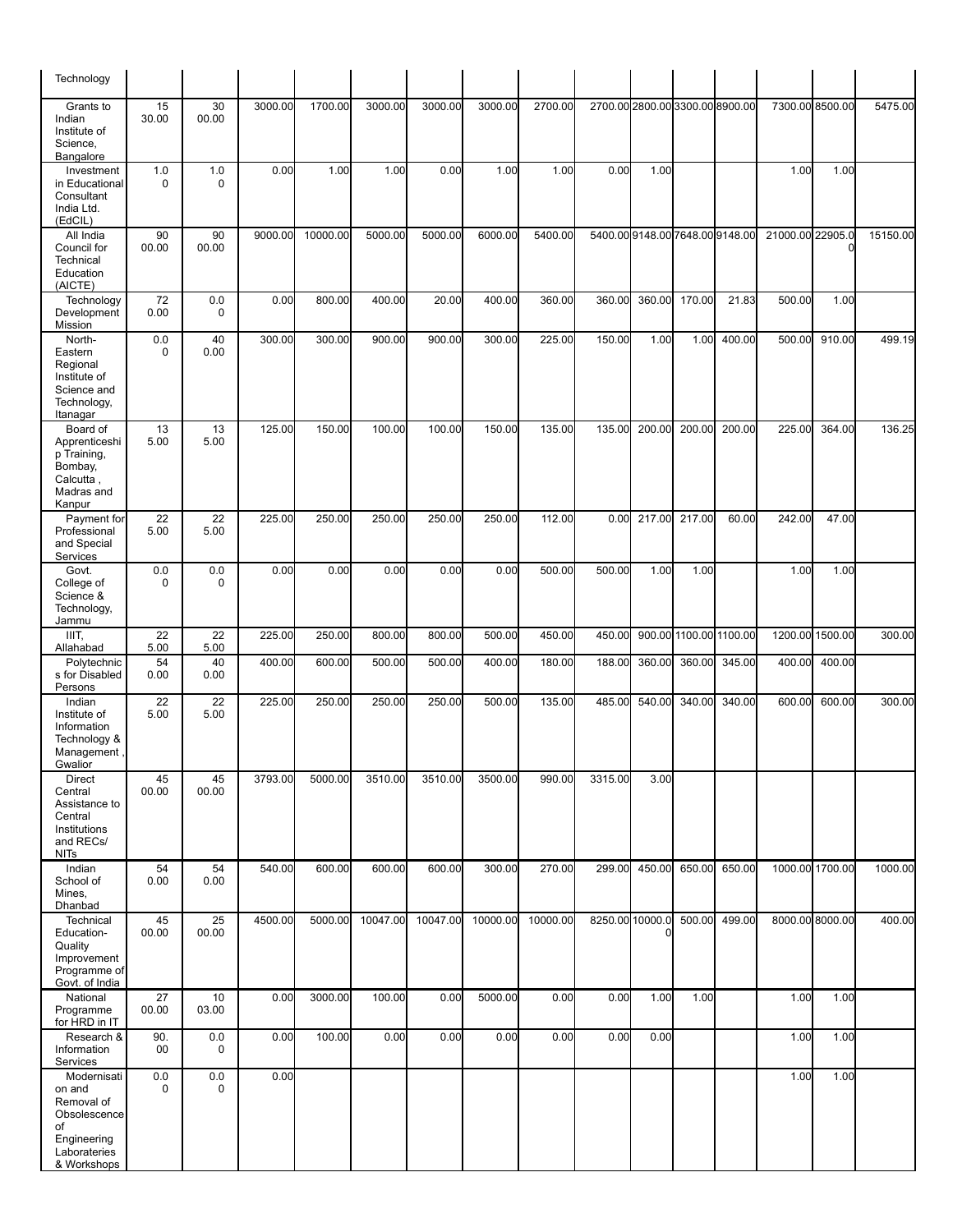| | | | | | | | | | | | | | | | |
|---|---|---|---|---|---|---|---|---|---|---|---|---|---|---|---|
| Technology | | | | | | | | | | | | | | | |
| Grants to Indian Institute of Science, Bangalore | 1530.00 | 3000.00 | 3000.00 | 1700.00 | 3000.00 | 3000.00 | 3000.00 | 2700.00 | 2700.00 | 2800.00 | 3300.00 | 8900.00 | 7300.00 | 8500.00 | 5475.00 |
| Investment in Educational Consultant India Ltd. (EdCIL) | 1.00 | 1.00 | 0.00 | 1.00 | 1.00 | 0.00 | 1.00 | 1.00 | 0.00 | 1.00 | | | 1.00 | 1.00 | |
| All India Council for Technical Education (AICTE) | 9000.00 | 9000.00 | 9000.00 | 10000.00 | 5000.00 | 5000.00 | 6000.00 | 5400.00 | 5400.00 | 9148.00 | 7648.00 | 9148.00 | 21000.00 | 22905.00 | 15150.00 |
| Technology Development Mission | 720.00 | 0.00 | 0.00 | 800.00 | 400.00 | 20.00 | 400.00 | 360.00 | 360.00 | 360.00 | 170.00 | 21.83 | 500.00 | 1.00 | |
| North-Eastern Regional Institute of Science and Technology, Itanagar | 0.00 | 400.00 | 300.00 | 300.00 | 900.00 | 900.00 | 300.00 | 225.00 | 150.00 | 1.00 | 1.00 | 400.00 | 500.00 | 910.00 | 499.19 |
| Board of Apprenticeship Training, Bombay, Calcutta , Madras and Kanpur | 135.00 | 135.00 | 125.00 | 150.00 | 100.00 | 100.00 | 150.00 | 135.00 | 135.00 | 200.00 | 200.00 | 200.00 | 225.00 | 364.00 | 136.25 |
| Payment for Professional and Special Services | 225.00 | 225.00 | 225.00 | 250.00 | 250.00 | 250.00 | 250.00 | 112.00 | 0.00 | 217.00 | 217.00 | 60.00 | 242.00 | 47.00 | |
| Govt. College of Science & Technology, Jammu | 0.00 | 0.00 | 0.00 | 0.00 | 0.00 | 0.00 | 0.00 | 500.00 | 500.00 | 1.00 | 1.00 | | 1.00 | 1.00 | |
| IIIT, Allahabad | 225.00 | 225.00 | 225.00 | 250.00 | 800.00 | 800.00 | 500.00 | 450.00 | 450.00 | 900.00 | 1100.00 | 1100.00 | 1200.00 | 1500.00 | 300.00 |
| Polytechnics for Disabled Persons | 540.00 | 400.00 | 400.00 | 600.00 | 500.00 | 500.00 | 400.00 | 180.00 | 188.00 | 360.00 | 360.00 | 345.00 | 400.00 | 400.00 | |
| Indian Institute of Information Technology & Management , Gwalior | 225.00 | 225.00 | 225.00 | 250.00 | 250.00 | 250.00 | 500.00 | 135.00 | 485.00 | 540.00 | 340.00 | 340.00 | 600.00 | 600.00 | 300.00 |
| Direct Central Assistance to Central Institutions and RECs/ NITs | 4500.00 | 4500.00 | 3793.00 | 5000.00 | 3510.00 | 3510.00 | 3500.00 | 990.00 | 3315.00 | 3.00 | | | | | |
| Indian School of Mines, Dhanbad | 540.00 | 540.00 | 540.00 | 600.00 | 600.00 | 600.00 | 300.00 | 270.00 | 299.00 | 450.00 | 650.00 | 650.00 | 1000.00 | 1700.00 | 1000.00 |
| Technical Education-Quality Improvement Programme of Govt. of India | 4500.00 | 2500.00 | 4500.00 | 5000.00 | 10047.00 | 10047.00 | 10000.00 | 10000.00 | 8250.00 | 10000.00 | 500.00 | 499.00 | 8000.00 | 8000.00 | 400.00 |
| National Programme for HRD in IT | 2700.00 | 1003.00 | 0.00 | 3000.00 | 100.00 | 0.00 | 5000.00 | 0.00 | 0.00 | 1.00 | 1.00 | | 1.00 | 1.00 | |
| Research & Information Services | 90.00 | 0.00 | 0.00 | 100.00 | 0.00 | 0.00 | 0.00 | 0.00 | 0.00 | 0.00 | | | 1.00 | 1.00 | |
| Modernisation and Removal of Obsolescence of Engineering Laborateries & Workshops | 0.00 | 0.00 | 0.00 | | | | | | | | | | 1.00 | 1.00 | |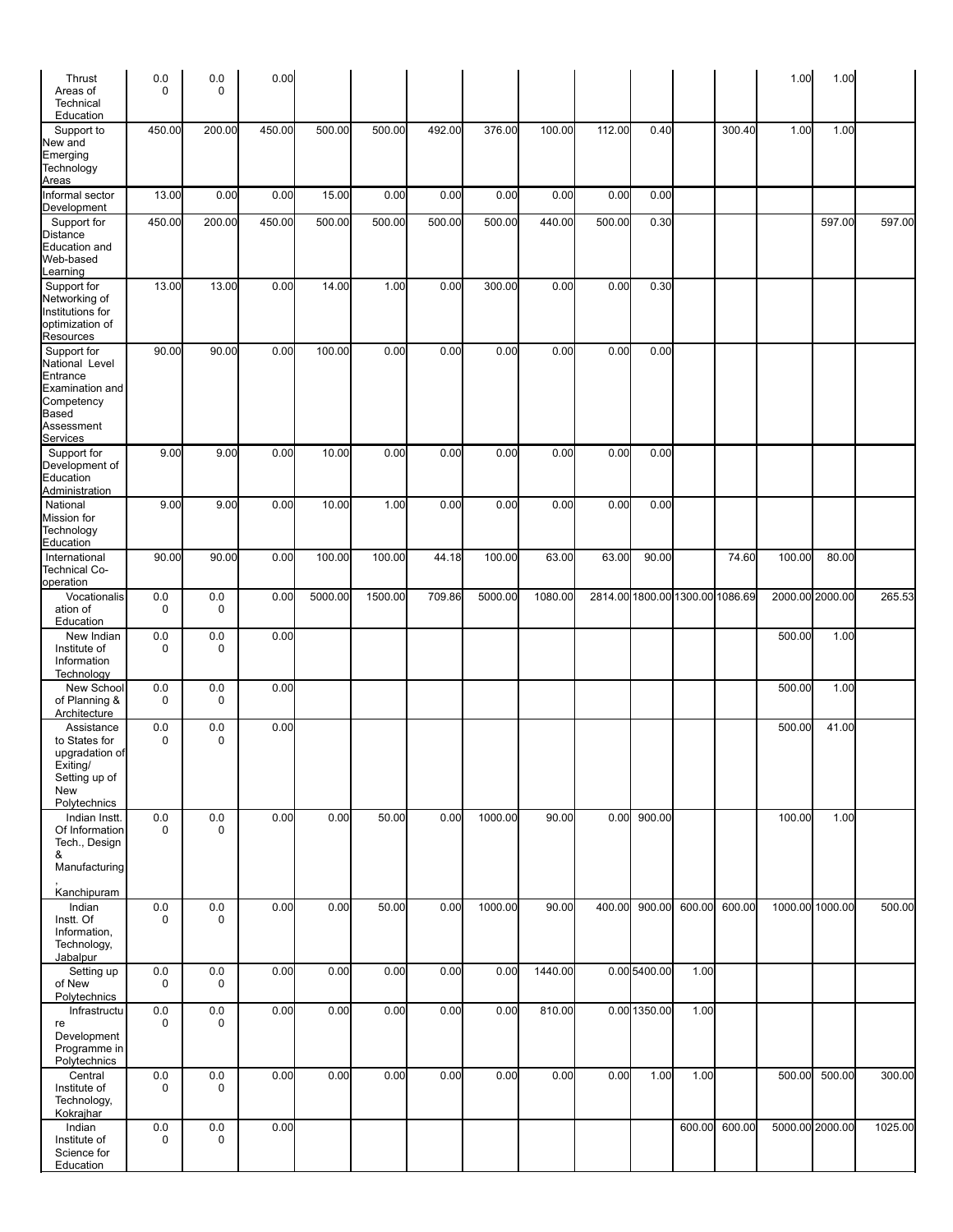| | | | | | | | | | | | | | | | |
|---|---|---|---|---|---|---|---|---|---|---|---|---|---|---|---|
| Thrust Areas of Technical Education | 0.00 | 0.00 | 0.00 | | | | | | | | | | 1.00 | 1.00 | |
| Support to New and Emerging Technology Areas | 450.00 | 200.00 | 450.00 | 500.00 | 500.00 | 492.00 | 376.00 | 100.00 | 112.00 | 0.40 | | 300.40 | 1.00 | 1.00 | |
| Informal sector Development | 13.00 | 0.00 | 0.00 | 15.00 | 0.00 | 0.00 | 0.00 | 0.00 | 0.00 | 0.00 | | | | | |
| Support for Distance Education and Web-based Learning | 450.00 | 200.00 | 450.00 | 500.00 | 500.00 | 500.00 | 500.00 | 440.00 | 500.00 | 0.30 | | | | 597.00 | 597.00 |
| Support for Networking of Institutions for optimization of Resources | 13.00 | 13.00 | 0.00 | 14.00 | 1.00 | 0.00 | 300.00 | 0.00 | 0.00 | 0.30 | | | | | |
| Support for National Level Entrance Examination and Competency Based Assessment Services | 90.00 | 90.00 | 0.00 | 100.00 | 0.00 | 0.00 | 0.00 | 0.00 | 0.00 | 0.00 | | | | | |
| Support for Development of Education Administration | 9.00 | 9.00 | 0.00 | 10.00 | 0.00 | 0.00 | 0.00 | 0.00 | 0.00 | 0.00 | | | | | |
| National Mission for Technology Education | 9.00 | 9.00 | 0.00 | 10.00 | 1.00 | 0.00 | 0.00 | 0.00 | 0.00 | 0.00 | | | | | |
| International Technical Co-operation | 90.00 | 90.00 | 0.00 | 100.00 | 100.00 | 44.18 | 100.00 | 63.00 | 63.00 | 90.00 | | 74.60 | 100.00 | 80.00 | |
| Vocationalisation of Education | 0.00 | 0.00 | 0.00 | 5000.00 | 1500.00 | 709.86 | 5000.00 | 1080.00 | 2814.00 | 1800.00 | 1300.00 | 1086.69 | 2000.00 | 2000.00 | 265.53 |
| New Indian Institute of Information Technology | 0.00 | 0.00 | 0.00 | | | | | | | | | | 500.00 | 1.00 | |
| New School of Planning & Architecture | 0.00 | 0.00 | 0.00 | | | | | | | | | | 500.00 | 1.00 | |
| Assistance to States for upgradation of Exiting/ Setting up of New Polytechnics | 0.00 | 0.00 | 0.00 | | | | | | | | | | 500.00 | 41.00 | |
| Indian Instt. Of Information Tech., Design & Manufacturing, Kanchipuram | 0.00 | 0.00 | 0.00 | 0.00 | 50.00 | 0.00 | 1000.00 | 90.00 | 0.00 | 900.00 | | | 100.00 | 1.00 | |
| Indian Instt. Of Information, Technology, Jabalpur | 0.00 | 0.00 | 0.00 | 0.00 | 50.00 | 0.00 | 1000.00 | 90.00 | 400.00 | 900.00 | 600.00 | 600.00 | 1000.00 | 1000.00 | 500.00 |
| Setting up of New Polytechnics | 0.00 | 0.00 | 0.00 | 0.00 | 0.00 | 0.00 | 0.00 | 1440.00 | 0.00 | 5400.00 | 1.00 | | | | |
| Infrastructure Development Programme in Polytechnics | 0.00 | 0.00 | 0.00 | 0.00 | 0.00 | 0.00 | 0.00 | 810.00 | 0.00 | 1350.00 | 1.00 | | | | |
| Central Institute of Technology, Kokrajhar | 0.00 | 0.00 | 0.00 | 0.00 | 0.00 | 0.00 | 0.00 | 0.00 | 0.00 | 1.00 | 1.00 | | 500.00 | 500.00 | 300.00 |
| Indian Institute of Science for Education | 0.00 | 0.00 | 0.00 | | | | | | | | 600.00 | 600.00 | 5000.00 | 2000.00 | 1025.00 |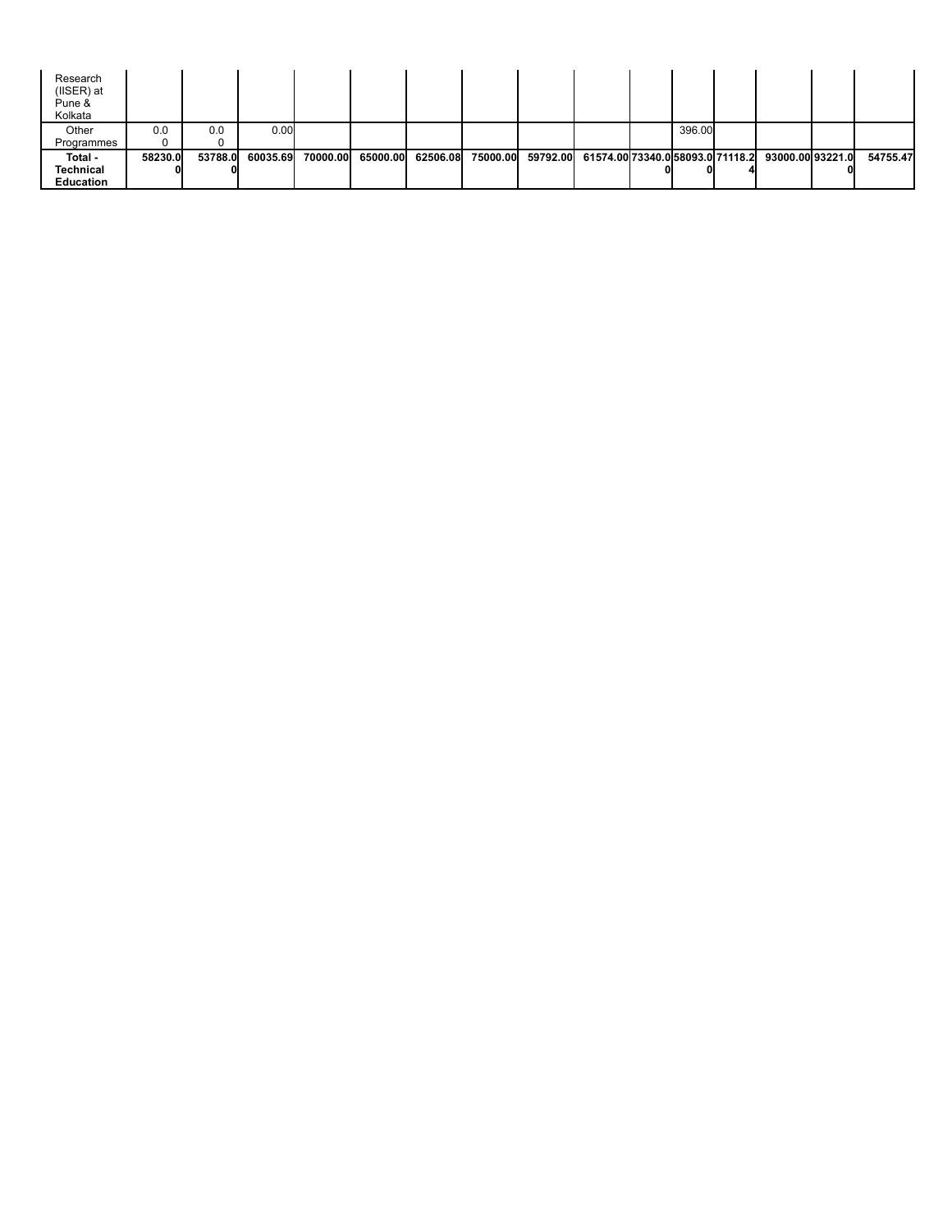| | | | | | | | | | | | | | | | |
|---|---|---|---|---|---|---|---|---|---|---|---|---|---|---|---|
| Research (IISER) at Pune & Kolkata | | | | | | | | | | | | | | | |
| Other Programmes | 0.00 | 0.00 | 0.00 | | | | | | | | 396.00 | | | | |
| **Total - Technical Education** | **58230.00** | **53788.00** | **60035.69** | **70000.00** | **65000.00** | **62506.08** | **75000.00** | **59792.00** | **61574.00** | **73340.00** | **58093.00** | **71118.24** | **93000.00** | **93221.00** | **54755.47** |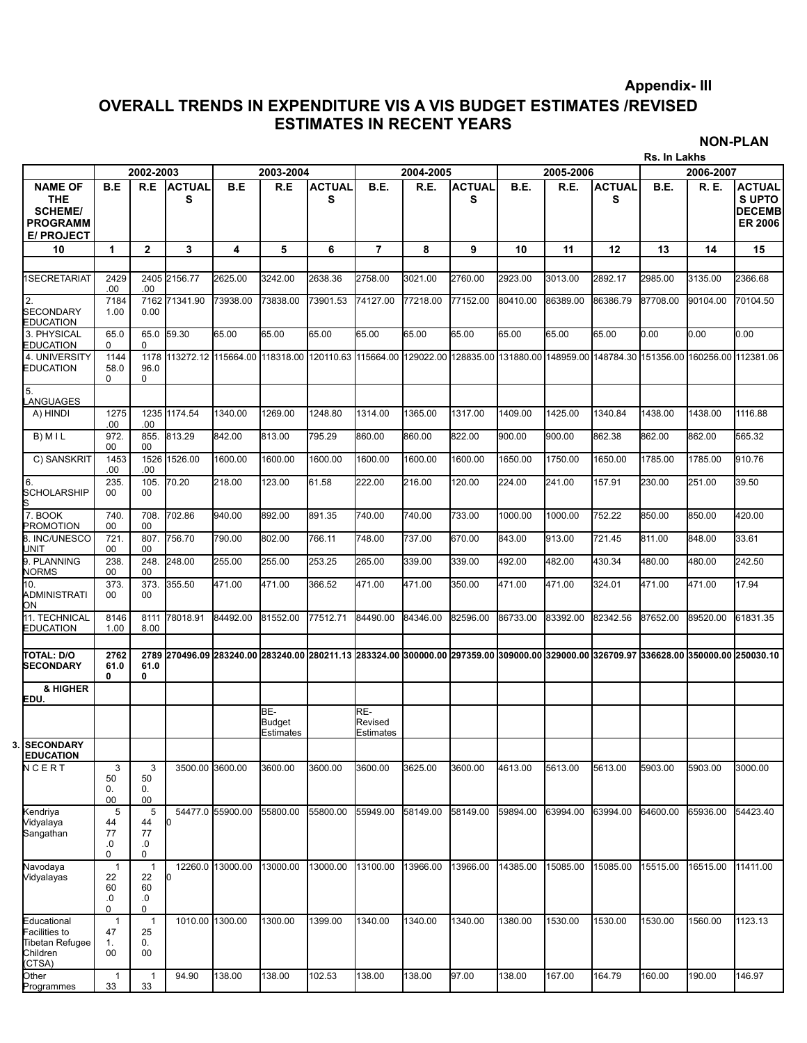**Appendix- III**

## OVERALL TRENDS IN EXPENDITURE VIS A VIS BUDGET ESTIMATES /REVISED ESTIMATES IN RECENT YEARS

**NON-PLAN**

Rs. In Lakhs

| | 2002-2003 | | | 2003-2004 | | | 2004-2005 | | | 2005-2006 | | | 2006-2007 | | |
|---|---|---|---|---|---|---|---|---|---|---|---|---|---|---|---|
| **NAME OF THE SCHEME/ PROGRAMME/ PROJECT** | **B.E** | **R.E** | **ACTUALS** | **B.E** | **R.E** | **ACTUALS** | **B.E.** | **R.E.** | **ACTUALS** | **B.E.** | **R.E.** | **ACTUALS** | **B.E.** | **R. E.** | **ACTUALS UPTO DECEMBER 2006** |
| **10** | **1** | **2** | **3** | **4** | **5** | **6** | **7** | **8** | **9** | **10** | **11** | **12** | **13** | **14** | **15** |
| 1SECRETARIAT | 2429.00 | 2405.00 | 2156.77 | 2625.00 | 3242.00 | 2638.36 | 2758.00 | 3021.00 | 2760.00 | 2923.00 | 3013.00 | 2892.17 | 2985.00 | 3135.00 | 2366.68 |
| 2. SECONDARY EDUCATION | 71841.00 | 71620.00 | 71341.90 | 73938.00 | 73838.00 | 73901.53 | 74127.00 | 77218.00 | 77152.00 | 80410.00 | 86389.00 | 86386.79 | 87708.00 | 90104.00 | 70104.50 |
| 3. PHYSICAL EDUCATION | 65.00 | 65.00 | 59.30 | 65.00 | 65.00 | 65.00 | 65.00 | 65.00 | 65.00 | 65.00 | 65.00 | 65.00 | 0.00 | 0.00 | 0.00 |
| 4. UNIVERSITY EDUCATION | 114458.00 | 117896.00 | 113272.12 | 115664.00 | 118318.00 | 120110.63 | 115664.00 | 129022.00 | 128835.00 | 131880.00 | 148959.00 | 148784.30 | 151356.00 | 160256.00 | 112381.06 |
| 5. LANGUAGES | | | | | | | | | | | | | | | |
| A) HINDI | 1275.00 | 1235.00 | 1174.54 | 1340.00 | 1269.00 | 1248.80 | 1314.00 | 1365.00 | 1317.00 | 1409.00 | 1425.00 | 1340.84 | 1438.00 | 1438.00 | 1116.88 |
| B) M I L | 972.00 | 855.00 | 813.29 | 842.00 | 813.00 | 795.29 | 860.00 | 860.00 | 822.00 | 900.00 | 900.00 | 862.38 | 862.00 | 862.00 | 565.32 |
| C) SANSKRIT | 1453.00 | 1526.00 | 1526.00 | 1600.00 | 1600.00 | 1600.00 | 1600.00 | 1600.00 | 1600.00 | 1650.00 | 1750.00 | 1650.00 | 1785.00 | 1785.00 | 910.76 |
| 6. SCHOLARSHIPS | 235.00 | 105.00 | 70.20 | 218.00 | 123.00 | 61.58 | 222.00 | 216.00 | 120.00 | 224.00 | 241.00 | 157.91 | 230.00 | 251.00 | 39.50 |
| 7. BOOK PROMOTION | 740.00 | 708.00 | 702.86 | 940.00 | 892.00 | 891.35 | 740.00 | 740.00 | 733.00 | 1000.00 | 1000.00 | 752.22 | 850.00 | 850.00 | 420.00 |
| 8. INC/UNESCO UNIT | 721.00 | 807.00 | 756.70 | 790.00 | 802.00 | 766.11 | 748.00 | 737.00 | 670.00 | 843.00 | 913.00 | 721.45 | 811.00 | 848.00 | 33.61 |
| 9. PLANNING NORMS | 238.00 | 248.00 | 248.00 | 255.00 | 255.00 | 253.25 | 265.00 | 339.00 | 339.00 | 492.00 | 482.00 | 430.34 | 480.00 | 480.00 | 242.50 |
| 10. ADMINISTRATION | 373.00 | 373.00 | 355.50 | 471.00 | 471.00 | 366.52 | 471.00 | 471.00 | 350.00 | 471.00 | 471.00 | 324.01 | 471.00 | 471.00 | 17.94 |
| 11. TECHNICAL EDUCATION | 81461.00 | 81118.00 | 78018.91 | 84492.00 | 81552.00 | 77512.71 | 84490.00 | 84346.00 | 82596.00 | 86733.00 | 83392.00 | 82342.56 | 87652.00 | 89520.00 | 61831.35 |
| | | | | | | | | | | | | | | | |
| **TOTAL: D/O SECONDARY & HIGHER EDU.** | **276261.00** | **278961.00** | **270496.09** | **283240.00** | **283240.00** | **280211.13** | **283324.00** | **300000.00** | **297359.00** | **309000.00** | **329000.00** | **326709.97** | **336628.00** | **350000.00** | **250030.10** |
| | | | | | BE- Budget Estimates | | RE- Revised Estimates | | | | | | | | |
| **3. SECONDARY EDUCATION** | | | | | | | | | | | | | | | |
| N C E R T | 3500.00 | 3500.00 | 3500.00 | 3600.00 | 3600.00 | 3600.00 | 3600.00 | 3625.00 | 3600.00 | 4613.00 | 5613.00 | 5613.00 | 5903.00 | 5903.00 | 3000.00 |
| Kendriya Vidyalaya Sangathan | 54477.00 | 54477.00 | 54477.00 | 55900.00 | 55800.00 | 55800.00 | 55949.00 | 58149.00 | 58149.00 | 59894.00 | 63994.00 | 63994.00 | 64600.00 | 65936.00 | 54423.40 |
| Navodaya Vidyalayas | 12260.00 | 12260.00 | 12260.00 | 13000.00 | 13000.00 | 13000.00 | 13100.00 | 13966.00 | 13966.00 | 14385.00 | 15085.00 | 15085.00 | 15515.00 | 16515.00 | 11411.00 |
| Educational Facilities to Tibetan Refugee Children (CTSA) | 1471.00 | 1250.00 | 1010.00 | 1300.00 | 1300.00 | 1399.00 | 1340.00 | 1340.00 | 1340.00 | 1380.00 | 1530.00 | 1530.00 | 1530.00 | 1560.00 | 1123.13 |
| Other Programmes | 133 | 133 | 94.90 | 138.00 | 138.00 | 102.53 | 138.00 | 138.00 | 97.00 | 138.00 | 167.00 | 164.79 | 160.00 | 190.00 | 146.97 |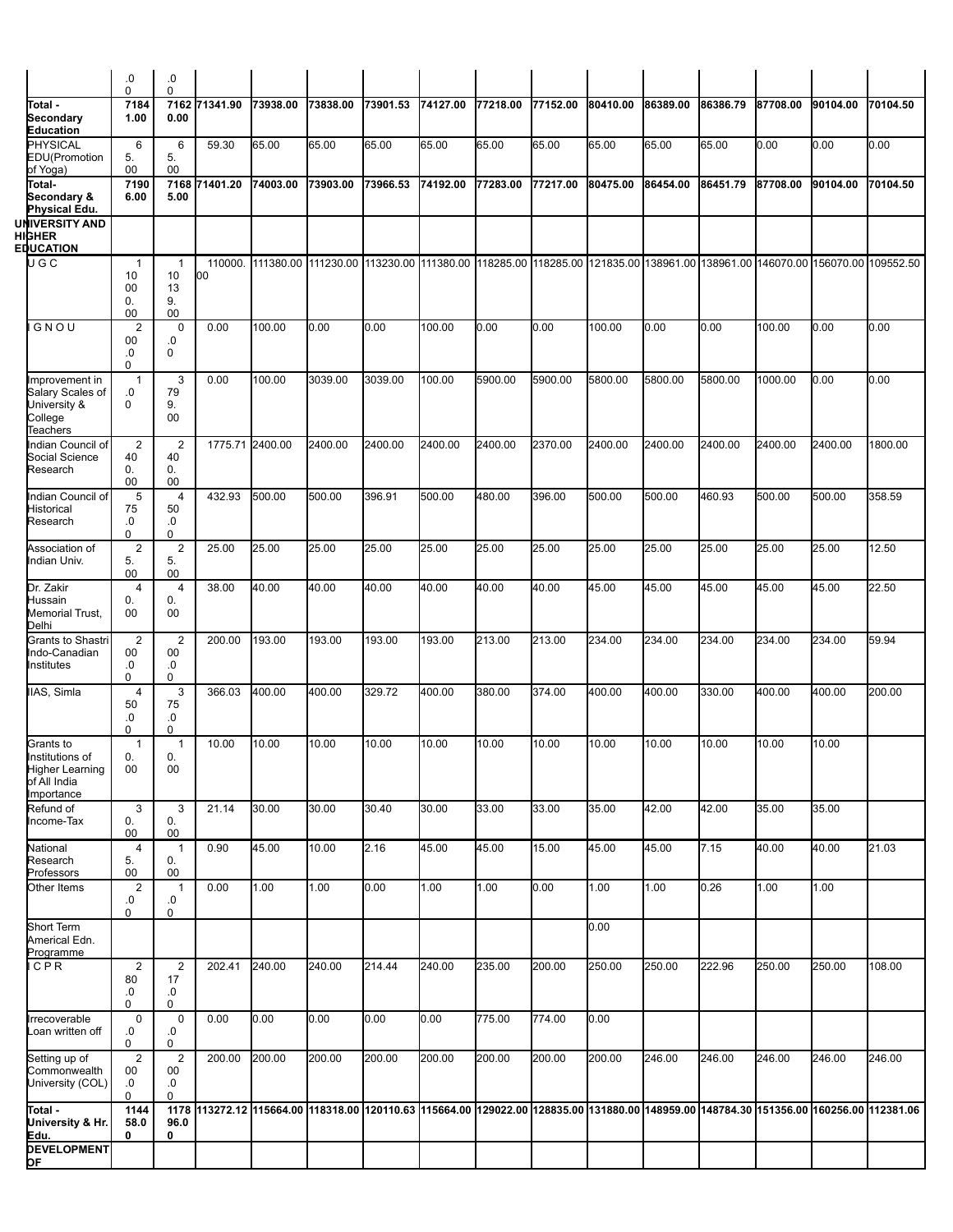| | .0 0 | .0 0 | | | | | | | | | | | | | |
|---|---|---|---|---|---|---|---|---|---|---|---|---|---|---|---|
| **Total - Secondary Education** | **71841.00** | **71620.00** | **71341.90** | **73938.00** | **73838.00** | **73901.53** | **74127.00** | **77218.00** | **77152.00** | **80410.00** | **86389.00** | **86386.79** | **87708.00** | **90104.00** | **70104.50** |
| PHYSICAL EDU(Promotion of Yoga) | 65.00 | 65.00 | 59.30 | 65.00 | 65.00 | 65.00 | 65.00 | 65.00 | 65.00 | 65.00 | 65.00 | 65.00 | 0.00 | 0.00 | 0.00 |
| **Total-Secondary & Physical Edu.** | **71906.00** | **71685.00** | **71401.20** | **74003.00** | **73903.00** | **73966.53** | **74192.00** | **77283.00** | **77217.00** | **80475.00** | **86454.00** | **86451.79** | **87708.00** | **90104.00** | **70104.50** |
| **UNIVERSITY AND HIGHER EDUCATION** | | | | | | | | | | | | | | | |
| U G C | 110000.00 | 110139.00 | 110000.00 | 111380.00 | 111230.00 | 113230.00 | 111380.00 | 118285.00 | 118285.00 | 121835.00 | 138961.00 | 138961.00 | 146070.00 | 156070.00 | 109552.50 |
| I G N O U | 200.00 | 0.00 | 0.00 | 100.00 | 0.00 | 0.00 | 100.00 | 0.00 | 0.00 | 100.00 | 0.00 | 0.00 | 100.00 | 0.00 | 0.00 |
| Improvement in Salary Scales of University & College Teachers | 1.00 | 3799.00 | 0.00 | 100.00 | 3039.00 | 3039.00 | 100.00 | 5900.00 | 5900.00 | 5800.00 | 5800.00 | 5800.00 | 1000.00 | 0.00 | 0.00 |
| Indian Council of Social Science Research | 240.00 | 240.00 | 1775.71 | 2400.00 | 2400.00 | 2400.00 | 2400.00 | 2400.00 | 2370.00 | 2400.00 | 2400.00 | 2400.00 | 2400.00 | 2400.00 | 1800.00 |
| Indian Council of Historical Research | 575.00 | 450.00 | 432.93 | 500.00 | 500.00 | 396.91 | 500.00 | 480.00 | 396.00 | 500.00 | 500.00 | 460.93 | 500.00 | 500.00 | 358.59 |
| Association of Indian Univ. | 25.00 | 25.00 | 25.00 | 25.00 | 25.00 | 25.00 | 25.00 | 25.00 | 25.00 | 25.00 | 25.00 | 25.00 | 25.00 | 25.00 | 12.50 |
| Dr. Zakir Hussain Memorial Trust, Delhi | 40.00 | 40.00 | 38.00 | 40.00 | 40.00 | 40.00 | 40.00 | 40.00 | 40.00 | 45.00 | 45.00 | 45.00 | 45.00 | 45.00 | 22.50 |
| Grants to Shastri Indo-Canadian Institutes | 200.00 | 200.00 | 200.00 | 193.00 | 193.00 | 193.00 | 193.00 | 213.00 | 213.00 | 234.00 | 234.00 | 234.00 | 234.00 | 234.00 | 59.94 |
| IIAS, Simla | 450.00 | 375.00 | 366.03 | 400.00 | 400.00 | 329.72 | 400.00 | 380.00 | 374.00 | 400.00 | 400.00 | 330.00 | 400.00 | 400.00 | 200.00 |
| Grants to Institutions of Higher Learning of All India Importance | 10.00 | 10.00 | 10.00 | 10.00 | 10.00 | 10.00 | 10.00 | 10.00 | 10.00 | 10.00 | 10.00 | 10.00 | 10.00 | 10.00 | |
| Refund of Income-Tax | 30.00 | 30.00 | 21.14 | 30.00 | 30.00 | 30.40 | 30.00 | 33.00 | 33.00 | 35.00 | 42.00 | 42.00 | 35.00 | 35.00 | |
| National Research Professors | 45.00 | 10.00 | 0.90 | 45.00 | 10.00 | 2.16 | 45.00 | 45.00 | 15.00 | 45.00 | 45.00 | 7.15 | 40.00 | 40.00 | 21.03 |
| Other Items | 2.00 | 1.00 | 0.00 | 1.00 | 1.00 | 0.00 | 1.00 | 1.00 | 0.00 | 1.00 | 1.00 | 0.26 | 1.00 | 1.00 | |
| Short Term Americal Edn. Programme | | | | | | | | | | 0.00 | | | | | |
| I C P R | 280.00 | 217.00 | 202.41 | 240.00 | 240.00 | 214.44 | 240.00 | 235.00 | 200.00 | 250.00 | 250.00 | 222.96 | 250.00 | 250.00 | 108.00 |
| Irrecoverable Loan written off | 0.00 | 0.00 | 0.00 | 0.00 | 0.00 | 0.00 | 0.00 | 775.00 | 774.00 | 0.00 | | | | | |
| Setting up of Commonwealth University (COL) | 200.00 | 200.00 | 200.00 | 200.00 | 200.00 | 200.00 | 200.00 | 200.00 | 200.00 | 200.00 | 246.00 | 246.00 | 246.00 | 246.00 | 246.00 |
| **Total - University & Hr. Edu.** | **114458.00** | **117896.00** | **113272.12** | **115664.00** | **118318.00** | **120110.63** | **115664.00** | **129022.00** | **128835.00** | **131880.00** | **148959.00** | **148784.30** | **151356.00** | **160256.00** | **112381.06** |
| **DEVELOPMENT OF** | | | | | | | | | | | | | | | |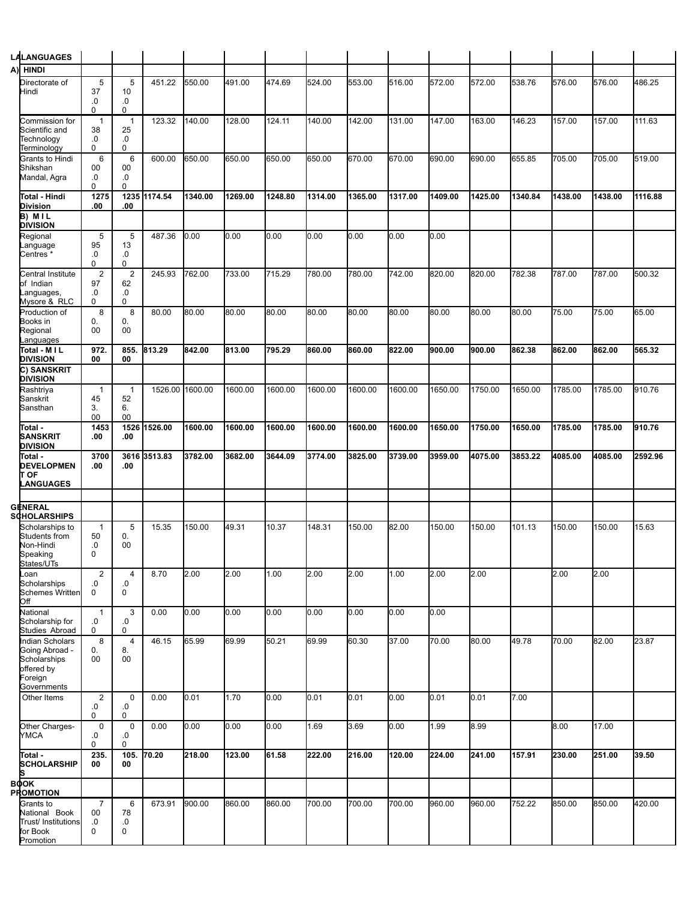| | | | | | | | | | | | | | | | |
|---|---|---|---|---|---|---|---|---|---|---|---|---|---|---|---|
| **L.** | **LANGUAGES** | | | | | | | | | | | | | | |
| **A)** | **HINDI** | | | | | | | | | | | | | | |
| | Directorate of Hindi | 537.00 | 510.00 | 451.22 | 550.00 | 491.00 | 474.69 | 524.00 | 553.00 | 516.00 | 572.00 | 572.00 | 538.76 | 576.00 | 576.00 | 486.25 |
| | Commission for Scientific and Technology Terminology | 138.00 | 125.00 | 123.32 | 140.00 | 128.00 | 124.11 | 140.00 | 142.00 | 131.00 | 147.00 | 163.00 | 146.23 | 157.00 | 157.00 | 111.63 |
| | Grants to Hindi Shikshan Mandal, Agra | 600.00 | 600.00 | 600.00 | 650.00 | 650.00 | 650.00 | 650.00 | 670.00 | 670.00 | 690.00 | 690.00 | 655.85 | 705.00 | 705.00 | 519.00 |
| | **Total - Hindi Division** | **1275.00** | **1235.00** | **1174.54** | **1340.00** | **1269.00** | **1248.80** | **1314.00** | **1365.00** | **1317.00** | **1409.00** | **1425.00** | **1340.84** | **1438.00** | **1438.00** | **1116.88** |
| | **B) M I L DIVISION** | | | | | | | | | | | | | | | |
| | Regional Language Centres * | 595.00 | 513.00 | 487.36 | 0.00 | 0.00 | 0.00 | 0.00 | 0.00 | 0.00 | 0.00 | | | | | |
| | Central Institute of Indian Languages, Mysore & RLC | 297.00 | 262.00 | 245.93 | 762.00 | 733.00 | 715.29 | 780.00 | 780.00 | 742.00 | 820.00 | 820.00 | 782.38 | 787.00 | 787.00 | 500.32 |
| | Production of Books in Regional Languages | 80.00 | 80.00 | 80.00 | 80.00 | 80.00 | 80.00 | 80.00 | 80.00 | 80.00 | 80.00 | 80.00 | 80.00 | 75.00 | 75.00 | 65.00 |
| | **Total - M I L DIVISION** | **972.00** | **855.00** | **813.29** | **842.00** | **813.00** | **795.29** | **860.00** | **860.00** | **822.00** | **900.00** | **900.00** | **862.38** | **862.00** | **862.00** | **565.32** |
| | **C) SANSKRIT DIVISION** | | | | | | | | | | | | | | | |
| | Rashtriya Sanskrit Sansthan | 1453.00 | 1526.00 | 1526.00 | 1600.00 | 1600.00 | 1600.00 | 1600.00 | 1600.00 | 1600.00 | 1650.00 | 1750.00 | 1650.00 | 1785.00 | 1785.00 | 910.76 |
| | **Total - SANSKRIT DIVISION** | **1453.00** | **1526.00** | **1526.00** | **1600.00** | **1600.00** | **1600.00** | **1600.00** | **1600.00** | **1600.00** | **1650.00** | **1750.00** | **1650.00** | **1785.00** | **1785.00** | **910.76** |
| | **Total - DEVELOPMENT OF LANGUAGES** | **3700.00** | **3616.00** | **3513.83** | **3782.00** | **3682.00** | **3644.09** | **3774.00** | **3825.00** | **3739.00** | **3959.00** | **4075.00** | **3853.22** | **4085.00** | **4085.00** | **2592.96** |
| | | | | | | | | | | | | | | | | |
| **G.** | **GENERAL SCHOLARSHIPS** | | | | | | | | | | | | | | |
| | Scholarships to Students from Non-Hindi Speaking States/UTs | 150.00 | 50.00 | 15.35 | 150.00 | 49.31 | 10.37 | 148.31 | 150.00 | 82.00 | 150.00 | 150.00 | 101.13 | 150.00 | 150.00 | 15.63 |
| | Loan Scholarships Schemes Written Off | 2.00 | 4.00 | 8.70 | 2.00 | 2.00 | 1.00 | 2.00 | 2.00 | 1.00 | 2.00 | 2.00 | | 2.00 | 2.00 | |
| | National Scholarship for Studies Abroad | 1.00 | 3.00 | 0.00 | 0.00 | 0.00 | 0.00 | 0.00 | 0.00 | 0.00 | 0.00 | | | | | |
| | Indian Scholars Going Abroad - Scholarships offered by Foreign Governments | 80.00 | 48.00 | 46.15 | 65.99 | 69.99 | 50.21 | 69.99 | 60.30 | 37.00 | 70.00 | 80.00 | 49.78 | 70.00 | 82.00 | 23.87 |
| | Other Items | 2.00 | 0.00 | 0.00 | 0.01 | 1.70 | 0.00 | 0.01 | 0.01 | 0.00 | 0.01 | 0.01 | 7.00 | | | |
| | Other Charges-YMCA | 0.00 | 0.00 | 0.00 | 0.00 | 0.00 | 0.00 | 1.69 | 3.69 | 0.00 | 1.99 | 8.99 | | 8.00 | 17.00 | |
| | **Total - SCHOLARSHIPS** | **235.00** | **105.00** | **70.20** | **218.00** | **123.00** | **61.58** | **222.00** | **216.00** | **120.00** | **224.00** | **241.00** | **157.91** | **230.00** | **251.00** | **39.50** |
| **B.** | **BOOK PROMOTION** | | | | | | | | | | | | | | |
| | Grants to National Book Trust/ Institutions for Book Promotion | 700.00 | 678.00 | 673.91 | 900.00 | 860.00 | 860.00 | 700.00 | 700.00 | 700.00 | 960.00 | 960.00 | 752.22 | 850.00 | 850.00 | 420.00 |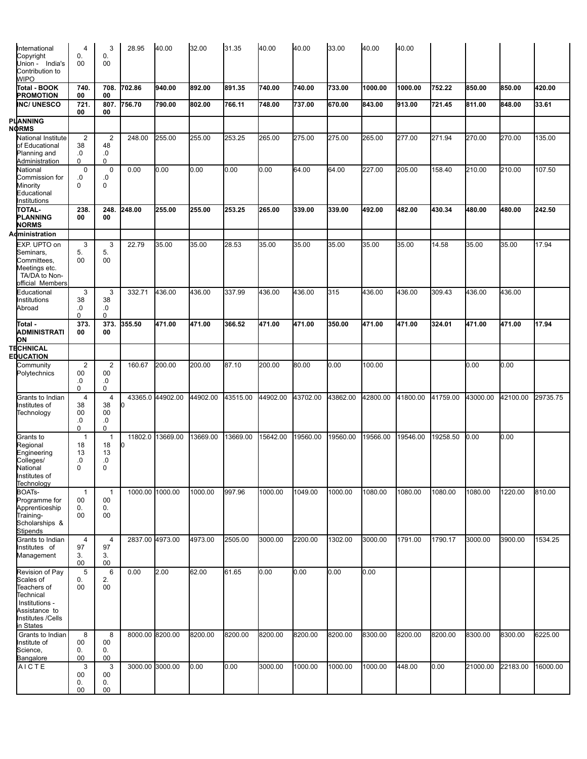| | | | | | | | | | | | | | | | |
|---|---|---|---|---|---|---|---|---|---|---|---|---|---|---|---|
| International Copyright Union - India's Contribution to WIPO | 40.00 | 30.00 | 28.95 | 40.00 | 32.00 | 31.35 | 40.00 | 40.00 | 33.00 | 40.00 | 40.00 | | | | |
| **Total - BOOK PROMOTION** | **740.00** | **708.00** | **702.86** | **940.00** | **892.00** | **891.35** | **740.00** | **740.00** | **733.00** | **1000.00** | **1000.00** | **752.22** | **850.00** | **850.00** | **420.00** |
| **INC/ UNESCO** | **721.00** | **807.00** | **756.70** | **790.00** | **802.00** | **766.11** | **748.00** | **737.00** | **670.00** | **843.00** | **913.00** | **721.45** | **811.00** | **848.00** | **33.61** |
| **PLANNING NORMS** | | | | | | | | | | | | | | | |
| National Institute of Educational Planning and Administration | 238.00 | 248.00 | 248.00 | 255.00 | 255.00 | 253.25 | 265.00 | 275.00 | 275.00 | 265.00 | 277.00 | 271.94 | 270.00 | 270.00 | 135.00 |
| National Commission for Minority Educational Institutions | 0.00 | 0.00 | 0.00 | 0.00 | 0.00 | 0.00 | 0.00 | 64.00 | 64.00 | 227.00 | 205.00 | 158.40 | 210.00 | 210.00 | 107.50 |
| **TOTAL-PLANNING NORMS** | **238.00** | **248.00** | **248.00** | **255.00** | **255.00** | **253.25** | **265.00** | **339.00** | **339.00** | **492.00** | **482.00** | **430.34** | **480.00** | **480.00** | **242.50** |
| **Administration** | | | | | | | | | | | | | | | |
| EXP. UPTO on Seminars, Committees, Meetings etc. TA/DA to Non-official Members | 35.00 | 35.00 | 22.79 | 35.00 | 35.00 | 28.53 | 35.00 | 35.00 | 35.00 | 35.00 | 35.00 | 14.58 | 35.00 | 35.00 | 17.94 |
| Educational Institutions Abroad | 338.00 | 338.00 | 332.71 | 436.00 | 436.00 | 337.99 | 436.00 | 436.00 | 315 | 436.00 | 436.00 | 309.43 | 436.00 | 436.00 | |
| **Total - ADMINISTRATION** | **373.00** | **373.00** | **355.50** | **471.00** | **471.00** | **366.52** | **471.00** | **471.00** | **350.00** | **471.00** | **471.00** | **324.01** | **471.00** | **471.00** | **17.94** |
| **TECHNICAL EDUCATION** | | | | | | | | | | | | | | | |
| Community Polytechnics | 200.00 | 200.00 | 160.67 | 200.00 | 200.00 | 87.10 | 200.00 | 80.00 | 0.00 | 100.00 | | | 0.00 | 0.00 | |
| Grants to Indian Institutes of Technology | 43800.00 | 43800.00 | 43365.00 | 44902.00 | 44902.00 | 43515.00 | 44902.00 | 43702.00 | 43862.00 | 42800.00 | 41800.00 | 41759.00 | 43000.00 | 42100.00 | 29735.75 |
| Grants to Regional Engineering Colleges/ National Institutes of Technology | 11813.00 | 11813.00 | 11802.00 | 13669.00 | 13669.00 | 13669.00 | 15642.00 | 19560.00 | 19560.00 | 19566.00 | 19546.00 | 19258.50 | 0.00 | 0.00 | |
| BOATs-Programme for Apprenticeship Training-Scholarships & Stipends | 1000.00 | 1000.00 | 1000.00 | 1000.00 | 1000.00 | 997.96 | 1000.00 | 1049.00 | 1000.00 | 1080.00 | 1080.00 | 1080.00 | 1080.00 | 1220.00 | 810.00 |
| Grants to Indian Institutes of Management | 4973.00 | 4973.00 | 2837.00 | 4973.00 | 4973.00 | 2505.00 | 3000.00 | 2200.00 | 1302.00 | 3000.00 | 1791.00 | 1790.17 | 3000.00 | 3900.00 | 1534.25 |
| Revision of Pay Scales of Teachers of Technical Institutions - Assistance to Institutes /Cells in States | 50.00 | 62.00 | 0.00 | 2.00 | 62.00 | 61.65 | 0.00 | 0.00 | 0.00 | 0.00 | | | | | |
| Grants to Indian Institute of Science, Bangalore | 8000.00 | 8000.00 | 8000.00 | 8200.00 | 8200.00 | 8200.00 | 8200.00 | 8200.00 | 8200.00 | 8300.00 | 8200.00 | 8200.00 | 8300.00 | 8300.00 | 6225.00 |
| A I C T E | 3000.00 | 3000.00 | 3000.00 | 3000.00 | 0.00 | 0.00 | 3000.00 | 1000.00 | 1000.00 | 1000.00 | 448.00 | 0.00 | 21000.00 | 22183.00 | 16000.00 |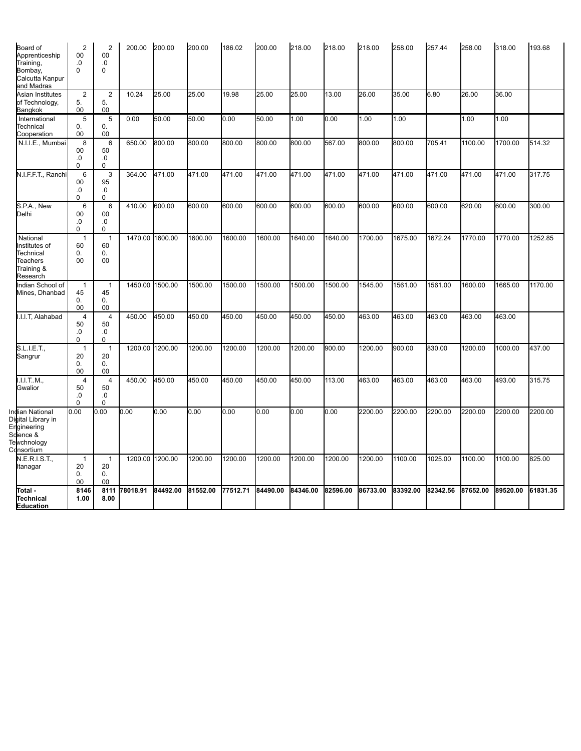| | | | | | | | | | | | | | | | |
|---|---|---|---|---|---|---|---|---|---|---|---|---|---|---|---|
| Board of Apprenticeship Training, Bombay, Calcutta Kanpur and Madras | 200.00 | 200.00 | 200.00 | 200.00 | 200.00 | 186.02 | 200.00 | 218.00 | 218.00 | 218.00 | 258.00 | 257.44 | 258.00 | 318.00 | 193.68 |
| Asian Institutes of Technology, Bangkok | 25.00 | 25.00 | 10.24 | 25.00 | 25.00 | 19.98 | 25.00 | 25.00 | 13.00 | 26.00 | 35.00 | 6.80 | 26.00 | 36.00 | |
| International Technical Cooperation | 50.00 | 50.00 | 0.00 | 50.00 | 50.00 | 0.00 | 50.00 | 1.00 | 0.00 | 1.00 | 1.00 | | 1.00 | 1.00 | |
| N.I.I.E., Mumbai | 800.00 | 650.00 | 650.00 | 800.00 | 800.00 | 800.00 | 800.00 | 800.00 | 567.00 | 800.00 | 800.00 | 705.41 | 1100.00 | 1700.00 | 514.32 |
| N.I.F.F.T., Ranchi | 600.00 | 395.00 | 364.00 | 471.00 | 471.00 | 471.00 | 471.00 | 471.00 | 471.00 | 471.00 | 471.00 | 471.00 | 471.00 | 471.00 | 317.75 |
| S.P.A., New Delhi | 600.00 | 600.00 | 410.00 | 600.00 | 600.00 | 600.00 | 600.00 | 600.00 | 600.00 | 600.00 | 600.00 | 600.00 | 620.00 | 600.00 | 300.00 |
| National Institutes of Technical Teachers Training & Research | 1600.00 | 1600.00 | 1470.00 | 1600.00 | 1600.00 | 1600.00 | 1600.00 | 1640.00 | 1640.00 | 1700.00 | 1675.00 | 1672.24 | 1770.00 | 1770.00 | 1252.85 |
| Indian School of Mines, Dhanbad | 1450.00 | 1450.00 | 1450.00 | 1500.00 | 1500.00 | 1500.00 | 1500.00 | 1500.00 | 1500.00 | 1545.00 | 1561.00 | 1561.00 | 1600.00 | 1665.00 | 1170.00 |
| I.I.I.T, Alahabad | 450.00 | 450.00 | 450.00 | 450.00 | 450.00 | 450.00 | 450.00 | 450.00 | 450.00 | 463.00 | 463.00 | 463.00 | 463.00 | 463.00 | |
| S.L.I.E.T., Sangrur | 1200.00 | 1200.00 | 1200.00 | 1200.00 | 1200.00 | 1200.00 | 1200.00 | 1200.00 | 900.00 | 1200.00 | 900.00 | 830.00 | 1200.00 | 1000.00 | 437.00 |
| I.I.I.T..M., Gwalior | 450.00 | 450.00 | 450.00 | 450.00 | 450.00 | 450.00 | 450.00 | 450.00 | 113.00 | 463.00 | 463.00 | 463.00 | 463.00 | 493.00 | 315.75 |
| Indian National Digital Library in Engineering Science & Tewchnology Consortium | 0.00 | 0.00 | 0.00 | 0.00 | 0.00 | 0.00 | 0.00 | 0.00 | 0.00 | 2200.00 | 2200.00 | 2200.00 | 2200.00 | 2200.00 | 2200.00 |
| N.E.R.I.S.T., Itanagar | 1200.00 | 1200.00 | 1200.00 | 1200.00 | 1200.00 | 1200.00 | 1200.00 | 1200.00 | 1200.00 | 1200.00 | 1100.00 | 1025.00 | 1100.00 | 1100.00 | 825.00 |
| **Total - Technical Education** | **81461.00** | **81118.00** | **78018.91** | **84492.00** | **81552.00** | **77512.71** | **84490.00** | **84346.00** | **82596.00** | **86733.00** | **83392.00** | **82342.56** | **87652.00** | **89520.00** | **61831.35** |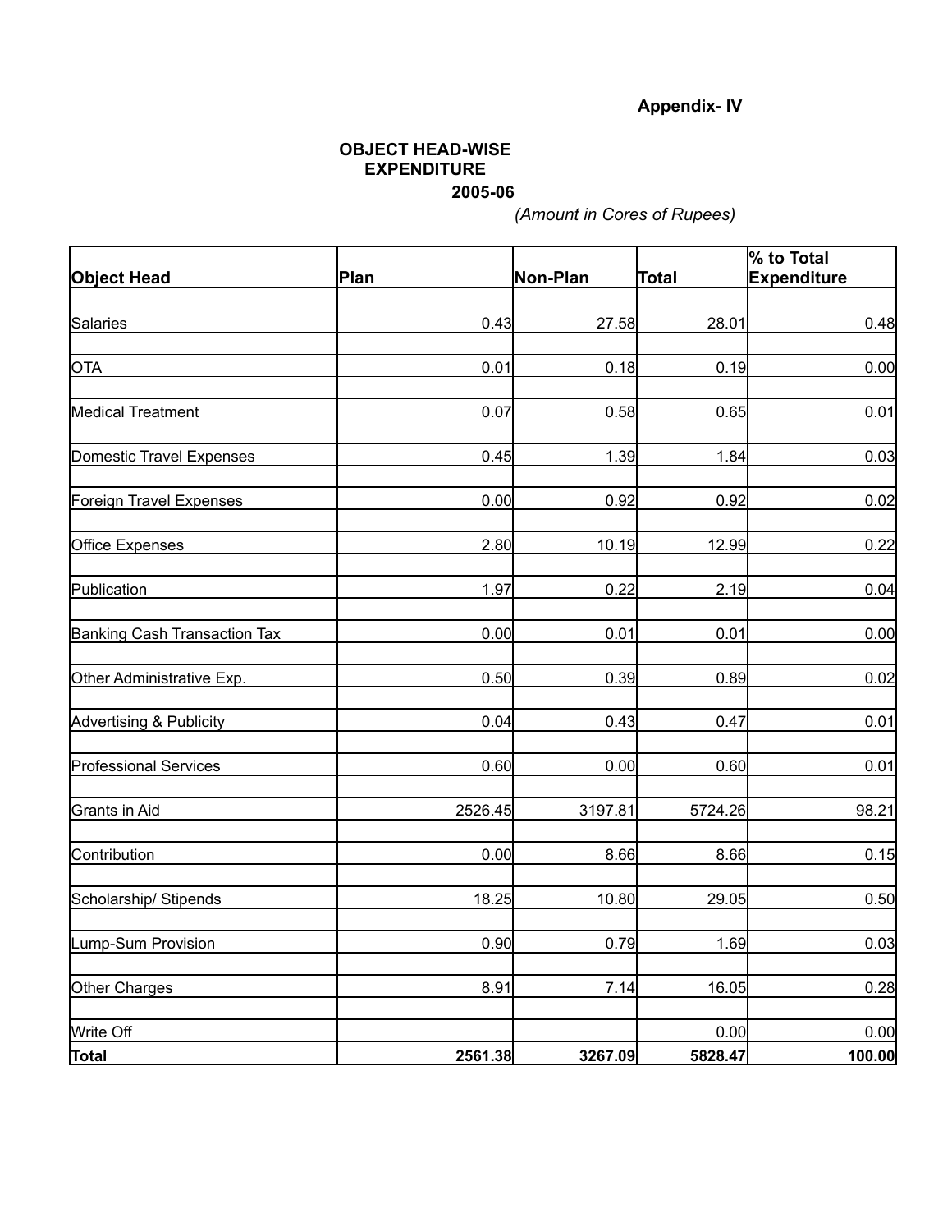**Appendix- IV**

**OBJECT HEAD-WISE EXPENDITURE**
**2005-06**

*(Amount in Cores of Rupees)*

| Object Head | Plan | Non-Plan | Total | % to Total Expenditure |
|---|---|---|---|---|
| Salaries | 0.43 | 27.58 | 28.01 | 0.48 |
| OTA | 0.01 | 0.18 | 0.19 | 0.00 |
| Medical Treatment | 0.07 | 0.58 | 0.65 | 0.01 |
| Domestic Travel Expenses | 0.45 | 1.39 | 1.84 | 0.03 |
| Foreign Travel Expenses | 0.00 | 0.92 | 0.92 | 0.02 |
| Office Expenses | 2.80 | 10.19 | 12.99 | 0.22 |
| Publication | 1.97 | 0.22 | 2.19 | 0.04 |
| Banking Cash Transaction Tax | 0.00 | 0.01 | 0.01 | 0.00 |
| Other Administrative Exp. | 0.50 | 0.39 | 0.89 | 0.02 |
| Advertising & Publicity | 0.04 | 0.43 | 0.47 | 0.01 |
| Professional Services | 0.60 | 0.00 | 0.60 | 0.01 |
| Grants in Aid | 2526.45 | 3197.81 | 5724.26 | 98.21 |
| Contribution | 0.00 | 8.66 | 8.66 | 0.15 |
| Scholarship/ Stipends | 18.25 | 10.80 | 29.05 | 0.50 |
| Lump-Sum Provision | 0.90 | 0.79 | 1.69 | 0.03 |
| Other Charges | 8.91 | 7.14 | 16.05 | 0.28 |
| Write Off | | | 0.00 | 0.00 |
| **Total** | **2561.38** | **3267.09** | **5828.47** | **100.00** |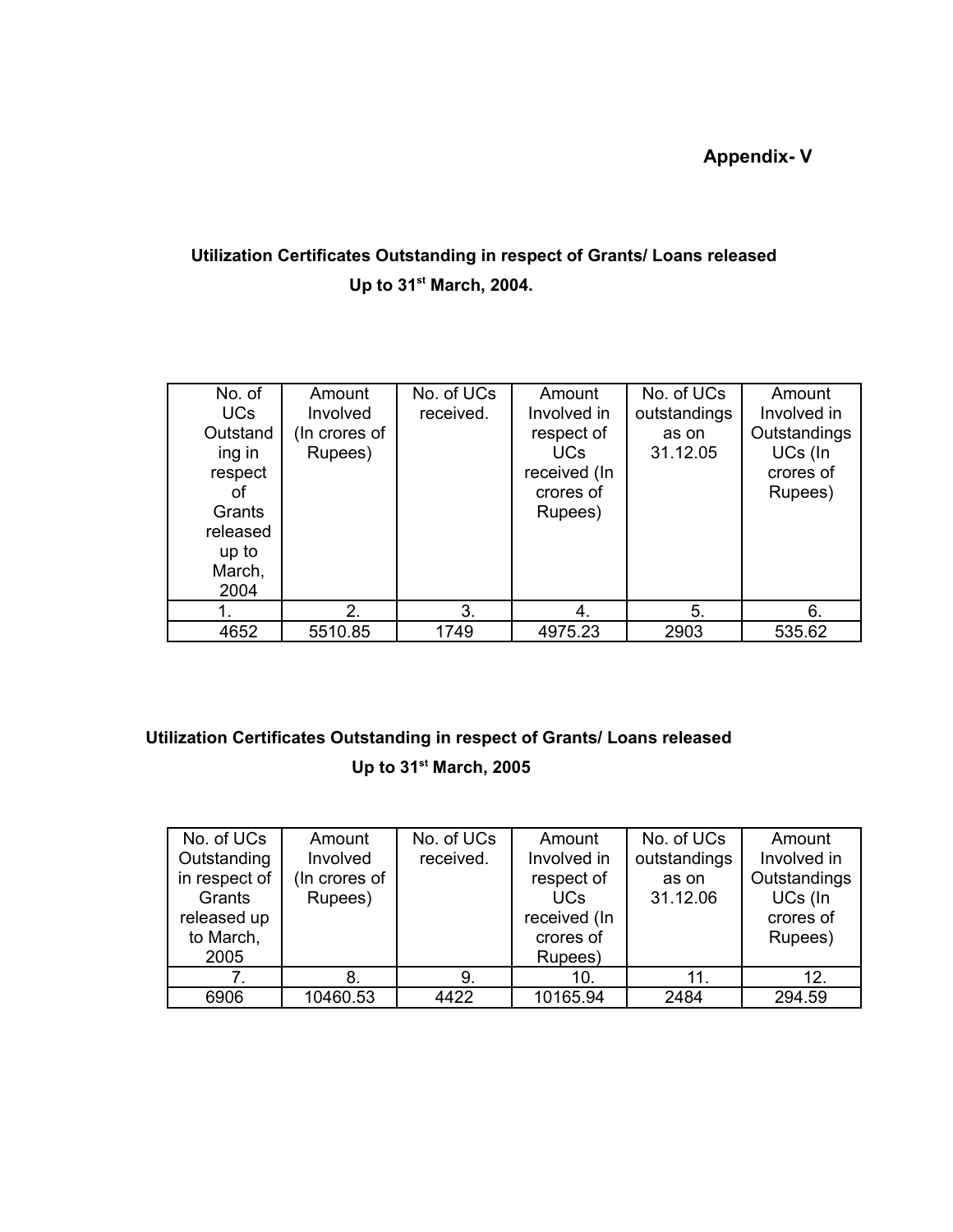**Appendix- V**

**Utilization Certificates Outstanding in respect of Grants/ Loans released Up to 31st March, 2004.**

| No. of UCs Outstanding in respect of Grants released up to March, 2004 | Amount Involved (In crores of Rupees) | No. of UCs received. | Amount Involved in respect of UCs received (In crores of Rupees) | No. of UCs outstandings as on 31.12.05 | Amount Involved in Outstandings UCs (In crores of Rupees) |
|---|---|---|---|---|---|
| 1. | 2. | 3. | 4. | 5. | 6. |
| 4652 | 5510.85 | 1749 | 4975.23 | 2903 | 535.62 |

**Utilization Certificates Outstanding in respect of Grants/ Loans released Up to 31st March, 2005**

| No. of UCs Outstanding in respect of Grants released up to March, 2005 | Amount Involved (In crores of Rupees) | No. of UCs received. | Amount Involved in respect of UCs received (In crores of Rupees) | No. of UCs outstandings as on 31.12.06 | Amount Involved in Outstandings UCs (In crores of Rupees) |
|---|---|---|---|---|---|
| 7. | 8. | 9. | 10. | 11. | 12. |
| 6906 | 10460.53 | 4422 | 10165.94 | 2484 | 294.59 |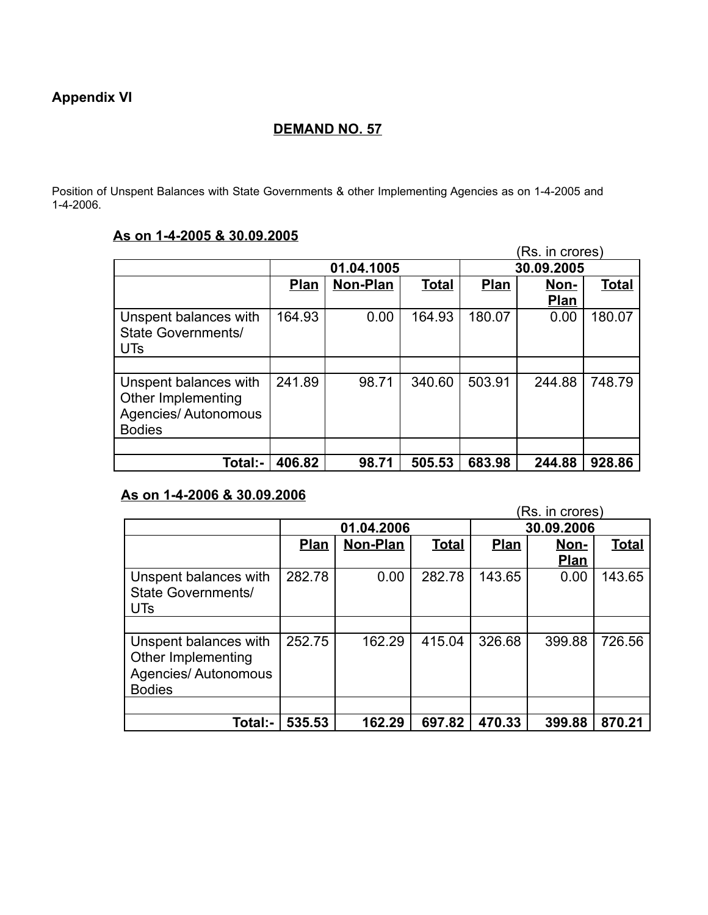**Appendix VI**

**DEMAND NO. 57**

Position of Unspent Balances with State Governments & other Implementing Agencies as on 1-4-2005 and 1-4-2006.

**As on 1-4-2005 & 30.09.2005**

(Rs. in crores)

| | 01.04.1005 | | | 30.09.2005 | | |
|---|---|---|---|---|---|---|
| | **Plan** | **Non-Plan** | **Total** | **Plan** | **Non-Plan** | **Total** |
| Unspent balances with State Governments/ UTs | 164.93 | 0.00 | 164.93 | 180.07 | 0.00 | 180.07 |
| | | | | | | |
| Unspent balances with Other Implementing Agencies/ Autonomous Bodies | 241.89 | 98.71 | 340.60 | 503.91 | 244.88 | 748.79 |
| | | | | | | |
| **Total:-** | **406.82** | **98.71** | **505.53** | **683.98** | **244.88** | **928.86** |

**As on 1-4-2006 & 30.09.2006**

(Rs. in crores)

| | 01.04.2006 | | | 30.09.2006 | | |
|---|---|---|---|---|---|---|
| | **Plan** | **Non-Plan** | **Total** | **Plan** | **Non-Plan** | **Total** |
| Unspent balances with State Governments/ UTs | 282.78 | 0.00 | 282.78 | 143.65 | 0.00 | 143.65 |
| | | | | | | |
| Unspent balances with Other Implementing Agencies/ Autonomous Bodies | 252.75 | 162.29 | 415.04 | 326.68 | 399.88 | 726.56 |
| | | | | | | |
| **Total:-** | **535.53** | **162.29** | **697.82** | **470.33** | **399.88** | **870.21** |